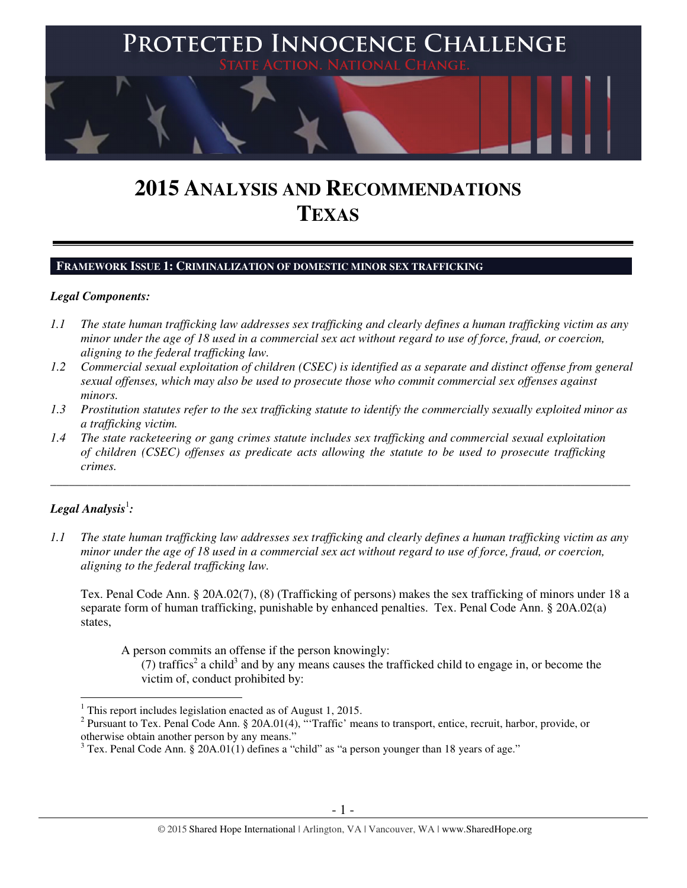# PROTECTED INNOCENCE CHALLENGE

STATE ACTION. NATIONAL CHANGE.

# 2015 ANALYSIS AND RECOMMENDATIONS TEXAS

## FRAMEWORK ISSUE 1: CRIMINALIZATION OF DOMESTIC MINOR SEX TRAFFICKING

***Legal Components:***

*1.1 The state human trafficking law addresses sex trafficking and clearly defines a human trafficking victim as any minor under the age of 18 used in a commercial sex act without regard to use of force, fraud, or coercion, aligning to the federal trafficking law.*

*1.2 Commercial sexual exploitation of children (CSEC) is identified as a separate and distinct offense from general sexual offenses, which may also be used to prosecute those who commit commercial sex offenses against minors.*

*1.3 Prostitution statutes refer to the sex trafficking statute to identify the commercially sexually exploited minor as a trafficking victim.*

*1.4 The state racketeering or gang crimes statute includes sex trafficking and commercial sexual exploitation of children (CSEC) offenses as predicate acts allowing the statute to be used to prosecute trafficking crimes.*

---

***Legal Analysis***[1]***:***

*1.1 The state human trafficking law addresses sex trafficking and clearly defines a human trafficking victim as any minor under the age of 18 used in a commercial sex act without regard to use of force, fraud, or coercion, aligning to the federal trafficking law.*

Tex. Penal Code Ann. § 20A.02(7), (8) (Trafficking of persons) makes the sex trafficking of minors under 18 a separate form of human trafficking, punishable by enhanced penalties. Tex. Penal Code Ann. § 20A.02(a) states,

> A person commits an offense if the person knowingly:
>
> (7) traffics[2] a child[3] and by any means causes the trafficked child to engage in, or become the victim of, conduct prohibited by:

---

[1] This report includes legislation enacted as of August 1, 2015.

[2] Pursuant to Tex. Penal Code Ann. § 20A.01(4), "'Traffic' means to transport, entice, recruit, harbor, provide, or otherwise obtain another person by any means."

[3] Tex. Penal Code Ann. § 20A.01(1) defines a "child" as "a person younger than 18 years of age."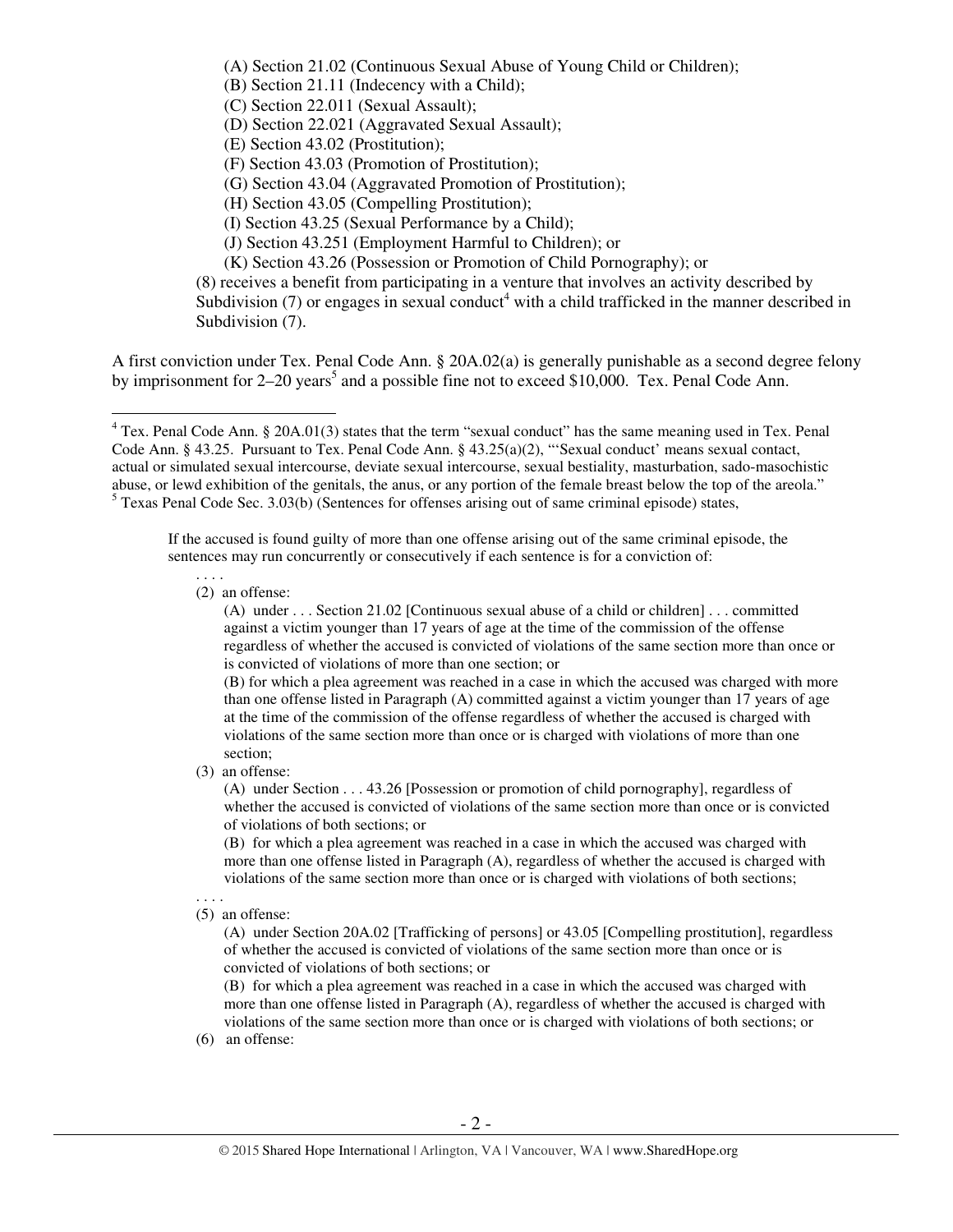(A) Section 21.02 (Continuous Sexual Abuse of Young Child or Children);
(B) Section 21.11 (Indecency with a Child);
(C) Section 22.011 (Sexual Assault);
(D) Section 22.021 (Aggravated Sexual Assault);
(E) Section 43.02 (Prostitution);
(F) Section 43.03 (Promotion of Prostitution);
(G) Section 43.04 (Aggravated Promotion of Prostitution);
(H) Section 43.05 (Compelling Prostitution);
(I) Section 43.25 (Sexual Performance by a Child);
(J) Section 43.251 (Employment Harmful to Children); or
(K) Section 43.26 (Possession or Promotion of Child Pornography); or

(8) receives a benefit from participating in a venture that involves an activity described by Subdivision (7) or engages in sexual conduct[4] with a child trafficked in the manner described in Subdivision (7).

A first conviction under Tex. Penal Code Ann. § 20A.02(a) is generally punishable as a second degree felony by imprisonment for 2–20 years[5] and a possible fine not to exceed $10,000. Tex. Penal Code Ann.

---

[4] Tex. Penal Code Ann. § 20A.01(3) states that the term "sexual conduct" has the same meaning used in Tex. Penal Code Ann. § 43.25. Pursuant to Tex. Penal Code Ann. § 43.25(a)(2), "'Sexual conduct' means sexual contact, actual or simulated sexual intercourse, deviate sexual intercourse, sexual bestiality, masturbation, sado-masochistic abuse, or lewd exhibition of the genitals, the anus, or any portion of the female breast below the top of the areola."

[5] Texas Penal Code Sec. 3.03(b) (Sentences for offenses arising out of same criminal episode) states,

> If the accused is found guilty of more than one offense arising out of the same criminal episode, the sentences may run concurrently or consecutively if each sentence is for a conviction of:
>
> . . . .
>
> (2) an offense:
>
> (A) under . . . Section 21.02 [Continuous sexual abuse of a child or children] . . . committed against a victim younger than 17 years of age at the time of the commission of the offense regardless of whether the accused is convicted of violations of the same section more than once or is convicted of violations of more than one section; or
>
> (B) for which a plea agreement was reached in a case in which the accused was charged with more than one offense listed in Paragraph (A) committed against a victim younger than 17 years of age at the time of the commission of the offense regardless of whether the accused is charged with violations of the same section more than once or is charged with violations of more than one section;
>
> (3) an offense:
>
> (A) under Section . . . 43.26 [Possession or promotion of child pornography], regardless of whether the accused is convicted of violations of the same section more than once or is convicted of violations of both sections; or
>
> (B) for which a plea agreement was reached in a case in which the accused was charged with more than one offense listed in Paragraph (A), regardless of whether the accused is charged with violations of the same section more than once or is charged with violations of both sections;
>
> . . . .
>
> (5) an offense:
>
> (A) under Section 20A.02 [Trafficking of persons] or 43.05 [Compelling prostitution], regardless of whether the accused is convicted of violations of the same section more than once or is convicted of violations of both sections; or
>
> (B) for which a plea agreement was reached in a case in which the accused was charged with more than one offense listed in Paragraph (A), regardless of whether the accused is charged with violations of the same section more than once or is charged with violations of both sections; or
>
> (6) an offense: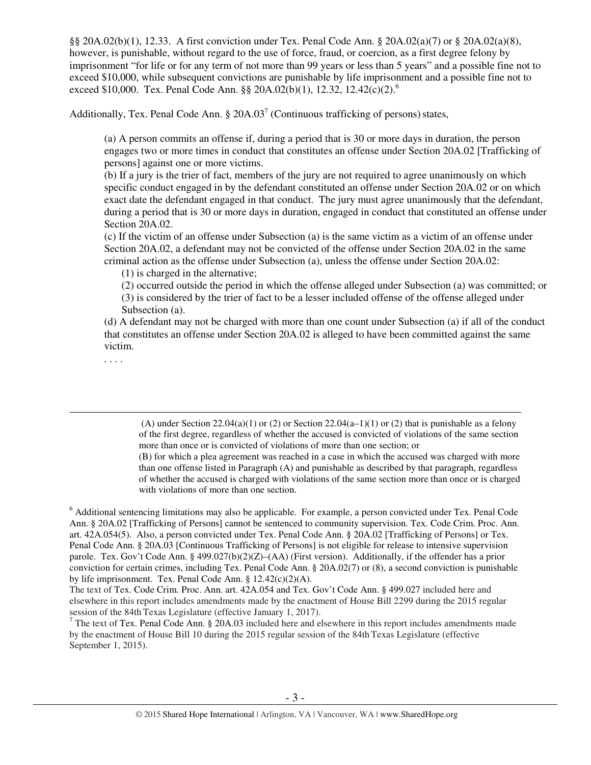§§ 20A.02(b)(1), 12.33. A first conviction under Tex. Penal Code Ann. § 20A.02(a)(7) or § 20A.02(a)(8), however, is punishable, without regard to the use of force, fraud, or coercion, as a first degree felony by imprisonment "for life or for any term of not more than 99 years or less than 5 years" and a possible fine not to exceed $10,000, while subsequent convictions are punishable by life imprisonment and a possible fine not to exceed $10,000. Tex. Penal Code Ann. §§ 20A.02(b)(1), 12.32, 12.42(c)(2).[6]

Additionally, Tex. Penal Code Ann. § 20A.03[7] (Continuous trafficking of persons) states,

> (a) A person commits an offense if, during a period that is 30 or more days in duration, the person engages two or more times in conduct that constitutes an offense under Section 20A.02 [Trafficking of persons] against one or more victims.
>
> (b) If a jury is the trier of fact, members of the jury are not required to agree unanimously on which specific conduct engaged in by the defendant constituted an offense under Section 20A.02 or on which exact date the defendant engaged in that conduct. The jury must agree unanimously that the defendant, during a period that is 30 or more days in duration, engaged in conduct that constituted an offense under Section 20A.02.
>
> (c) If the victim of an offense under Subsection (a) is the same victim as a victim of an offense under Section 20A.02, a defendant may not be convicted of the offense under Section 20A.02 in the same criminal action as the offense under Subsection (a), unless the offense under Section 20A.02:
>
> (1) is charged in the alternative;
>
> (2) occurred outside the period in which the offense alleged under Subsection (a) was committed; or
>
> (3) is considered by the trier of fact to be a lesser included offense of the offense alleged under Subsection (a).
>
> (d) A defendant may not be charged with more than one count under Subsection (a) if all of the conduct that constitutes an offense under Section 20A.02 is alleged to have been committed against the same victim.
>
> . . . .

---

> (A) under Section 22.04(a)(1) or (2) or Section 22.04(a–1)(1) or (2) that is punishable as a felony of the first degree, regardless of whether the accused is convicted of violations of the same section more than once or is convicted of violations of more than one section; or
>
> (B) for which a plea agreement was reached in a case in which the accused was charged with more than one offense listed in Paragraph (A) and punishable as described by that paragraph, regardless of whether the accused is charged with violations of the same section more than once or is charged with violations of more than one section.

[6] Additional sentencing limitations may also be applicable. For example, a person convicted under Tex. Penal Code Ann. § 20A.02 [Trafficking of Persons] cannot be sentenced to community supervision. Tex. Code Crim. Proc. Ann. art. 42A.054(5). Also, a person convicted under Tex. Penal Code Ann. § 20A.02 [Trafficking of Persons] or Tex. Penal Code Ann. § 20A.03 [Continuous Trafficking of Persons] is not eligible for release to intensive supervision parole. Tex. Gov't Code Ann. § 499.027(b)(2)(Z)–(AA) (First version). Additionally, if the offender has a prior conviction for certain crimes, including Tex. Penal Code Ann. § 20A.02(7) or (8), a second conviction is punishable by life imprisonment. Tex. Penal Code Ann. § 12.42(c)(2)(A).
The text of Tex. Code Crim. Proc. Ann. art. 42A.054 and Tex. Gov't Code Ann. § 499.027 included here and elsewhere in this report includes amendments made by the enactment of House Bill 2299 during the 2015 regular session of the 84th Texas Legislature (effective January 1, 2017).

[7] The text of Tex. Penal Code Ann. § 20A.03 included here and elsewhere in this report includes amendments made by the enactment of House Bill 10 during the 2015 regular session of the 84th Texas Legislature (effective September 1, 2015).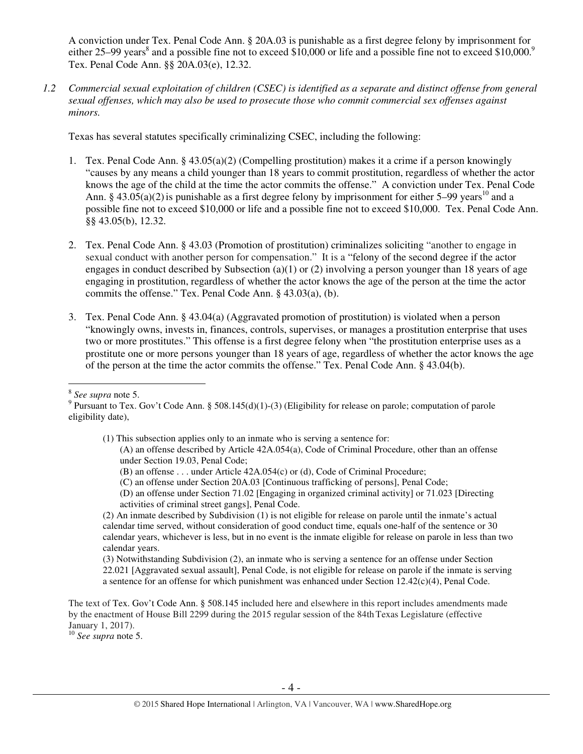A conviction under Tex. Penal Code Ann. § 20A.03 is punishable as a first degree felony by imprisonment for either 25–99 years[8] and a possible fine not to exceed $10,000 or life and a possible fine not to exceed $10,000.[9] Tex. Penal Code Ann. §§ 20A.03(e), 12.32.

*1.2 Commercial sexual exploitation of children (CSEC) is identified as a separate and distinct offense from general sexual offenses, which may also be used to prosecute those who commit commercial sex offenses against minors.*

Texas has several statutes specifically criminalizing CSEC, including the following:

1. Tex. Penal Code Ann. § 43.05(a)(2) (Compelling prostitution) makes it a crime if a person knowingly "causes by any means a child younger than 18 years to commit prostitution, regardless of whether the actor knows the age of the child at the time the actor commits the offense." A conviction under Tex. Penal Code Ann. § 43.05(a)(2) is punishable as a first degree felony by imprisonment for either 5–99 years[10] and a possible fine not to exceed $10,000 or life and a possible fine not to exceed $10,000. Tex. Penal Code Ann. §§ 43.05(b), 12.32.

2. Tex. Penal Code Ann. § 43.03 (Promotion of prostitution) criminalizes soliciting "another to engage in sexual conduct with another person for compensation." It is a "felony of the second degree if the actor engages in conduct described by Subsection (a)(1) or (2) involving a person younger than 18 years of age engaging in prostitution, regardless of whether the actor knows the age of the person at the time the actor commits the offense." Tex. Penal Code Ann. § 43.03(a), (b).

3. Tex. Penal Code Ann. § 43.04(a) (Aggravated promotion of prostitution) is violated when a person "knowingly owns, invests in, finances, controls, supervises, or manages a prostitution enterprise that uses two or more prostitutes." This offense is a first degree felony when "the prostitution enterprise uses as a prostitute one or more persons younger than 18 years of age, regardless of whether the actor knows the age of the person at the time the actor commits the offense." Tex. Penal Code Ann. § 43.04(b).

---

[8] *See supra* note 5.

[9] Pursuant to Tex. Gov't Code Ann. § 508.145(d)(1)-(3) (Eligibility for release on parole; computation of parole eligibility date),

> (1) This subsection applies only to an inmate who is serving a sentence for:
>
> (A) an offense described by Article 42A.054(a), Code of Criminal Procedure, other than an offense under Section 19.03, Penal Code;
>
> (B) an offense . . . under Article 42A.054(c) or (d), Code of Criminal Procedure;
>
> (C) an offense under Section 20A.03 [Continuous trafficking of persons], Penal Code;
>
> (D) an offense under Section 71.02 [Engaging in organized criminal activity] or 71.023 [Directing activities of criminal street gangs], Penal Code.
>
> (2) An inmate described by Subdivision (1) is not eligible for release on parole until the inmate's actual calendar time served, without consideration of good conduct time, equals one-half of the sentence or 30 calendar years, whichever is less, but in no event is the inmate eligible for release on parole in less than two calendar years.
>
> (3) Notwithstanding Subdivision (2), an inmate who is serving a sentence for an offense under Section 22.021 [Aggravated sexual assault], Penal Code, is not eligible for release on parole if the inmate is serving a sentence for an offense for which punishment was enhanced under Section 12.42(c)(4), Penal Code.

The text of Tex. Gov't Code Ann. § 508.145 included here and elsewhere in this report includes amendments made by the enactment of House Bill 2299 during the 2015 regular session of the 84th Texas Legislature (effective January 1, 2017).

[10] *See supra* note 5.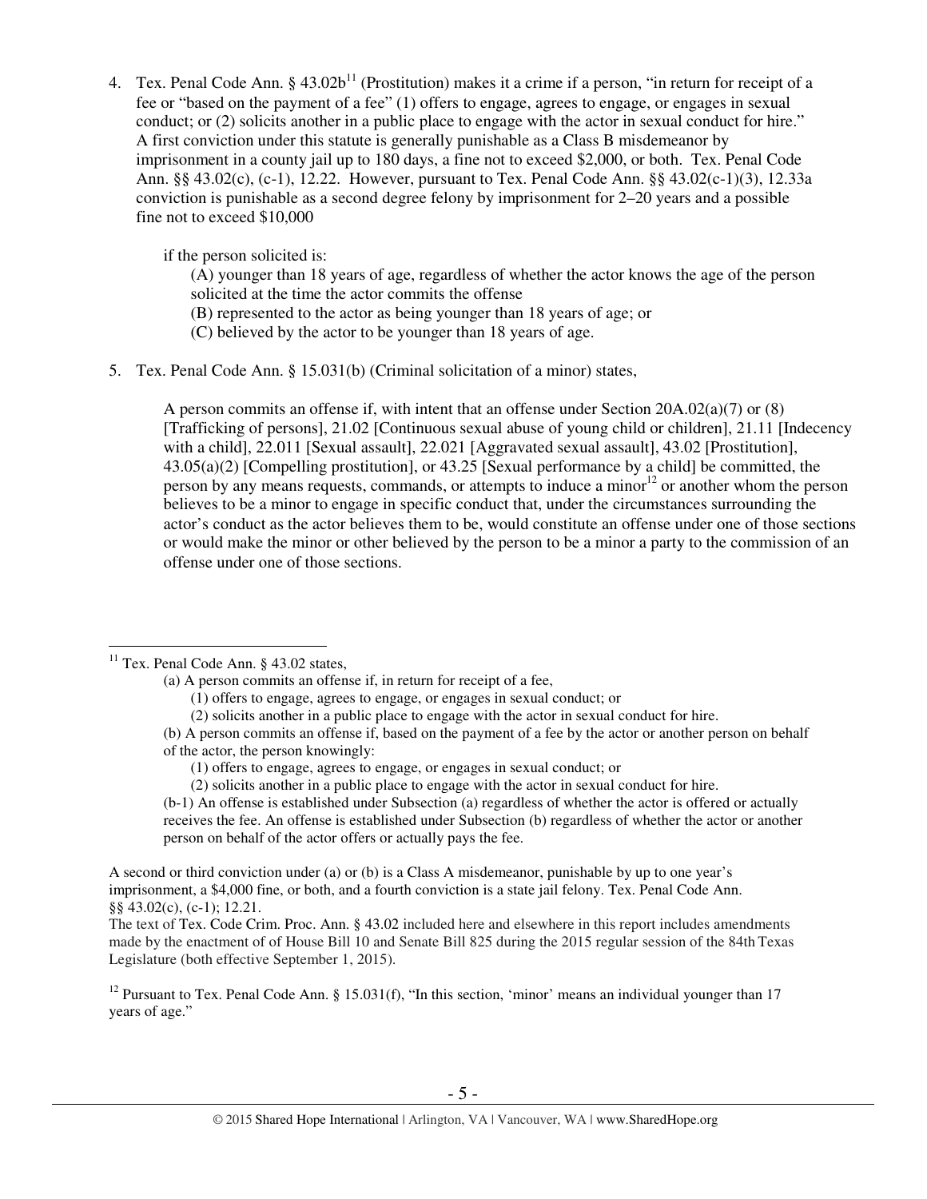4. Tex. Penal Code Ann. § 43.02b[11] (Prostitution) makes it a crime if a person, "in return for receipt of a fee or "based on the payment of a fee" (1) offers to engage, agrees to engage, or engages in sexual conduct; or (2) solicits another in a public place to engage with the actor in sexual conduct for hire." A first conviction under this statute is generally punishable as a Class B misdemeanor by imprisonment in a county jail up to 180 days, a fine not to exceed $2,000, or both. Tex. Penal Code Ann. §§ 43.02(c), (c-1), 12.22. However, pursuant to Tex. Penal Code Ann. §§ 43.02(c-1)(3), 12.33a conviction is punishable as a second degree felony by imprisonment for 2–20 years and a possible fine not to exceed $10,000

   if the person solicited is:

   (A) younger than 18 years of age, regardless of whether the actor knows the age of the person solicited at the time the actor commits the offense
   (B) represented to the actor as being younger than 18 years of age; or
   (C) believed by the actor to be younger than 18 years of age.

5. Tex. Penal Code Ann. § 15.031(b) (Criminal solicitation of a minor) states,

   A person commits an offense if, with intent that an offense under Section 20A.02(a)(7) or (8) [Trafficking of persons], 21.02 [Continuous sexual abuse of young child or children], 21.11 [Indecency with a child], 22.011 [Sexual assault], 22.021 [Aggravated sexual assault], 43.02 [Prostitution], 43.05(a)(2) [Compelling prostitution], or 43.25 [Sexual performance by a child] be committed, the person by any means requests, commands, or attempts to induce a minor[12] or another whom the person believes to be a minor to engage in specific conduct that, under the circumstances surrounding the actor's conduct as the actor believes them to be, would constitute an offense under one of those sections or would make the minor or other believed by the person to be a minor a party to the commission of an offense under one of those sections.

---

[11] Tex. Penal Code Ann. § 43.02 states,

(a) A person commits an offense if, in return for receipt of a fee,
   (1) offers to engage, agrees to engage, or engages in sexual conduct; or
   (2) solicits another in a public place to engage with the actor in sexual conduct for hire.

(b) A person commits an offense if, based on the payment of a fee by the actor or another person on behalf of the actor, the person knowingly:
   (1) offers to engage, agrees to engage, or engages in sexual conduct; or
   (2) solicits another in a public place to engage with the actor in sexual conduct for hire.

(b-1) An offense is established under Subsection (a) regardless of whether the actor is offered or actually receives the fee. An offense is established under Subsection (b) regardless of whether the actor or another person on behalf of the actor offers or actually pays the fee.

A second or third conviction under (a) or (b) is a Class A misdemeanor, punishable by up to one year's imprisonment, a $4,000 fine, or both, and a fourth conviction is a state jail felony. Tex. Penal Code Ann. §§ 43.02(c), (c-1); 12.21.

The text of Tex. Code Crim. Proc. Ann. § 43.02 included here and elsewhere in this report includes amendments made by the enactment of of House Bill 10 and Senate Bill 825 during the 2015 regular session of the 84th Texas Legislature (both effective September 1, 2015).

[12] Pursuant to Tex. Penal Code Ann. § 15.031(f), "In this section, 'minor' means an individual younger than 17 years of age."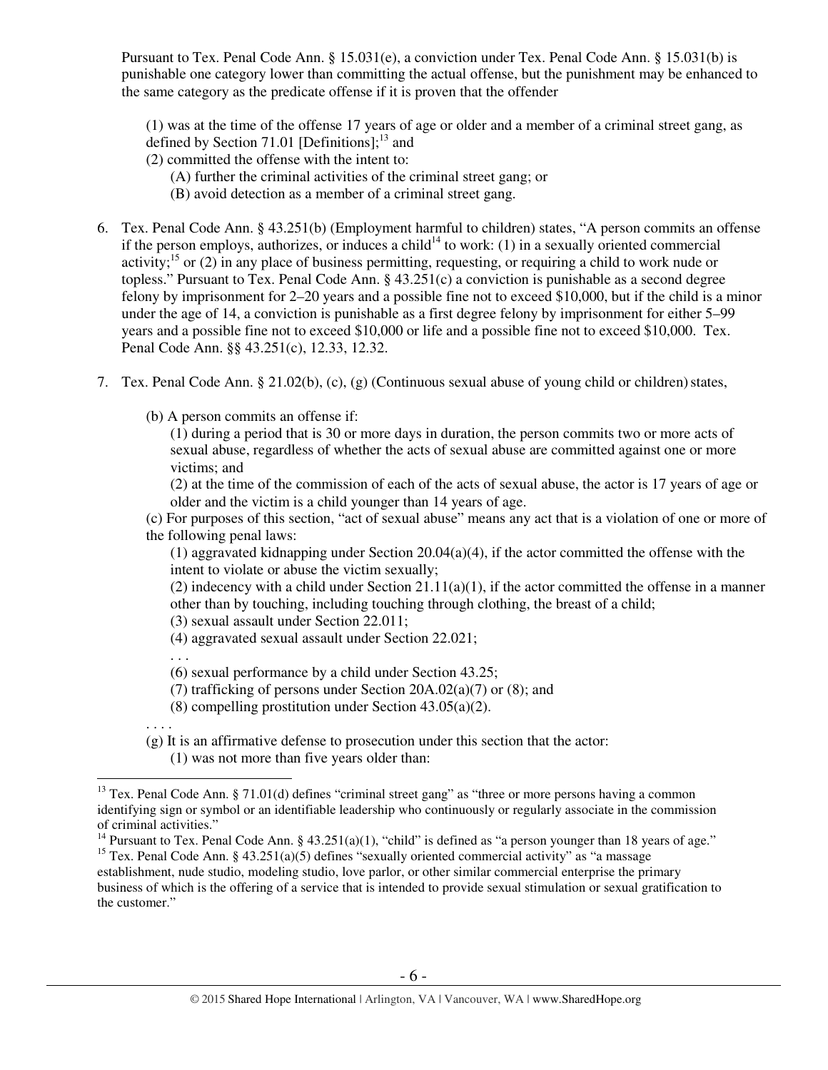Pursuant to Tex. Penal Code Ann. § 15.031(e), a conviction under Tex. Penal Code Ann. § 15.031(b) is punishable one category lower than committing the actual offense, but the punishment may be enhanced to the same category as the predicate offense if it is proven that the offender

> (1) was at the time of the offense 17 years of age or older and a member of a criminal street gang, as defined by Section 71.01 [Definitions];[13] and
> (2) committed the offense with the intent to:
> (A) further the criminal activities of the criminal street gang; or
> (B) avoid detection as a member of a criminal street gang.

6. Tex. Penal Code Ann. § 43.251(b) (Employment harmful to children) states, "A person commits an offense if the person employs, authorizes, or induces a child[14] to work: (1) in a sexually oriented commercial activity;[15] or (2) in any place of business permitting, requesting, or requiring a child to work nude or topless." Pursuant to Tex. Penal Code Ann. § 43.251(c) a conviction is punishable as a second degree felony by imprisonment for 2–20 years and a possible fine not to exceed $10,000, but if the child is a minor under the age of 14, a conviction is punishable as a first degree felony by imprisonment for either 5–99 years and a possible fine not to exceed $10,000 or life and a possible fine not to exceed $10,000. Tex. Penal Code Ann. §§ 43.251(c), 12.33, 12.32.

7. Tex. Penal Code Ann. § 21.02(b), (c), (g) (Continuous sexual abuse of young child or children) states,

> (b) A person commits an offense if:
> (1) during a period that is 30 or more days in duration, the person commits two or more acts of sexual abuse, regardless of whether the acts of sexual abuse are committed against one or more victims; and
> (2) at the time of the commission of each of the acts of sexual abuse, the actor is 17 years of age or older and the victim is a child younger than 14 years of age.
>
> (c) For purposes of this section, "act of sexual abuse" means any act that is a violation of one or more of the following penal laws:
> (1) aggravated kidnapping under Section 20.04(a)(4), if the actor committed the offense with the intent to violate or abuse the victim sexually;
> (2) indecency with a child under Section 21.11(a)(1), if the actor committed the offense in a manner other than by touching, including touching through clothing, the breast of a child;
> (3) sexual assault under Section 22.011;
> (4) aggravated sexual assault under Section 22.021;
> . . .
> (6) sexual performance by a child under Section 43.25;
> (7) trafficking of persons under Section 20A.02(a)(7) or (8); and
> (8) compelling prostitution under Section 43.05(a)(2).
>
> . . . .
>
> (g) It is an affirmative defense to prosecution under this section that the actor:
> (1) was not more than five years older than:

---

[13] Tex. Penal Code Ann. § 71.01(d) defines "criminal street gang" as "three or more persons having a common identifying sign or symbol or an identifiable leadership who continuously or regularly associate in the commission of criminal activities."

[14] Pursuant to Tex. Penal Code Ann. § 43.251(a)(1), "child" is defined as "a person younger than 18 years of age."

[15] Tex. Penal Code Ann. § 43.251(a)(5) defines "sexually oriented commercial activity" as "a massage establishment, nude studio, modeling studio, love parlor, or other similar commercial enterprise the primary business of which is the offering of a service that is intended to provide sexual stimulation or sexual gratification to the customer."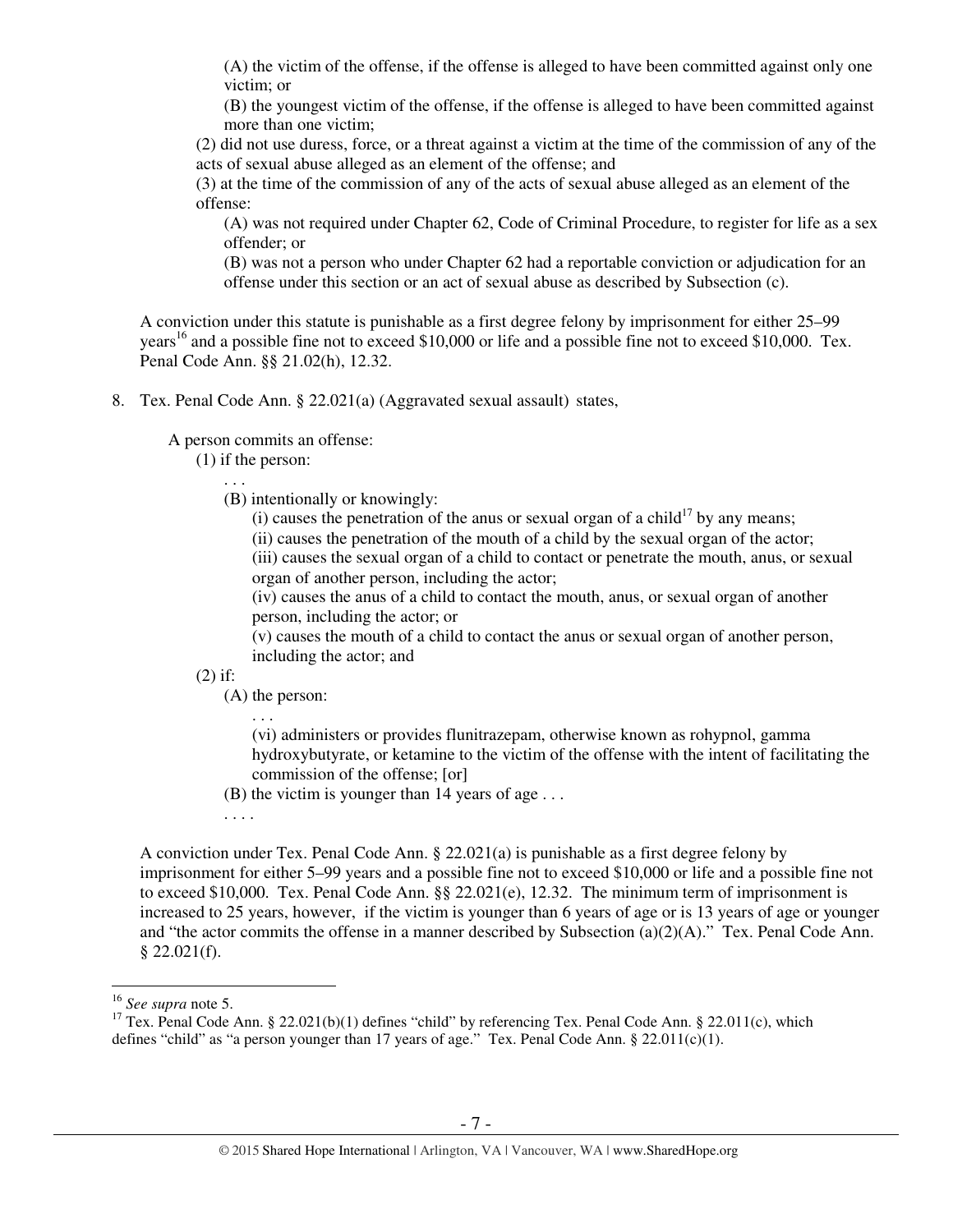(A) the victim of the offense, if the offense is alleged to have been committed against only one victim; or

(B) the youngest victim of the offense, if the offense is alleged to have been committed against more than one victim;

(2) did not use duress, force, or a threat against a victim at the time of the commission of any of the acts of sexual abuse alleged as an element of the offense; and

(3) at the time of the commission of any of the acts of sexual abuse alleged as an element of the offense:

(A) was not required under Chapter 62, Code of Criminal Procedure, to register for life as a sex offender; or

(B) was not a person who under Chapter 62 had a reportable conviction or adjudication for an offense under this section or an act of sexual abuse as described by Subsection (c).

A conviction under this statute is punishable as a first degree felony by imprisonment for either 25–99 years[16] and a possible fine not to exceed $10,000 or life and a possible fine not to exceed $10,000. Tex. Penal Code Ann. §§ 21.02(h), 12.32.

8. Tex. Penal Code Ann. § 22.021(a) (Aggravated sexual assault) states,

A person commits an offense:

(1) if the person:

. . .

(B) intentionally or knowingly:

(i) causes the penetration of the anus or sexual organ of a child[17] by any means;

(ii) causes the penetration of the mouth of a child by the sexual organ of the actor;

(iii) causes the sexual organ of a child to contact or penetrate the mouth, anus, or sexual organ of another person, including the actor;

(iv) causes the anus of a child to contact the mouth, anus, or sexual organ of another person, including the actor; or

(v) causes the mouth of a child to contact the anus or sexual organ of another person, including the actor; and

(2) if:

(A) the person:

. . .

(vi) administers or provides flunitrazepam, otherwise known as rohypnol, gamma hydroxybutyrate, or ketamine to the victim of the offense with the intent of facilitating the commission of the offense; [or]

(B) the victim is younger than 14 years of age . . .

. . . .

A conviction under Tex. Penal Code Ann. § 22.021(a) is punishable as a first degree felony by imprisonment for either 5–99 years and a possible fine not to exceed $10,000 or life and a possible fine not to exceed $10,000. Tex. Penal Code Ann. §§ 22.021(e), 12.32. The minimum term of imprisonment is increased to 25 years, however, if the victim is younger than 6 years of age or is 13 years of age or younger and "the actor commits the offense in a manner described by Subsection (a)(2)(A)." Tex. Penal Code Ann. § 22.021(f).

---

[16] *See supra* note 5.

[17] Tex. Penal Code Ann. § 22.021(b)(1) defines "child" by referencing Tex. Penal Code Ann. § 22.011(c), which defines "child" as "a person younger than 17 years of age." Tex. Penal Code Ann. § 22.011(c)(1).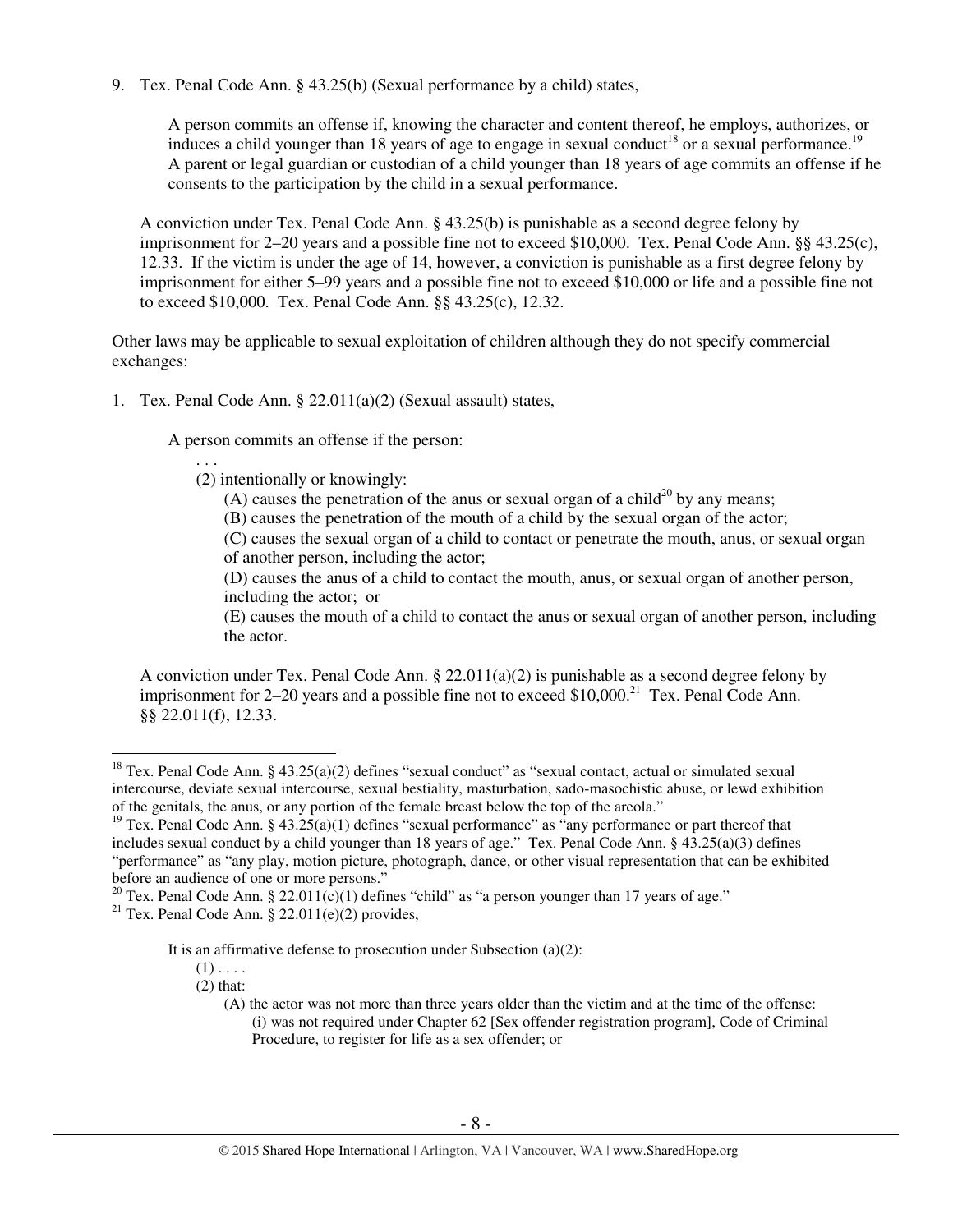9. Tex. Penal Code Ann. § 43.25(b) (Sexual performance by a child) states,

   A person commits an offense if, knowing the character and content thereof, he employs, authorizes, or induces a child younger than 18 years of age to engage in sexual conduct[18] or a sexual performance.[19] A parent or legal guardian or custodian of a child younger than 18 years of age commits an offense if he consents to the participation by the child in a sexual performance.

   A conviction under Tex. Penal Code Ann. § 43.25(b) is punishable as a second degree felony by imprisonment for 2–20 years and a possible fine not to exceed $10,000. Tex. Penal Code Ann. §§ 43.25(c), 12.33. If the victim is under the age of 14, however, a conviction is punishable as a first degree felony by imprisonment for either 5–99 years and a possible fine not to exceed $10,000 or life and a possible fine not to exceed $10,000. Tex. Penal Code Ann. §§ 43.25(c), 12.32.

Other laws may be applicable to sexual exploitation of children although they do not specify commercial exchanges:

1. Tex. Penal Code Ann. § 22.011(a)(2) (Sexual assault) states,

   A person commits an offense if the person:

   . . .
   (2) intentionally or knowingly:
   (A) causes the penetration of the anus or sexual organ of a child[20] by any means;
   (B) causes the penetration of the mouth of a child by the sexual organ of the actor;
   (C) causes the sexual organ of a child to contact or penetrate the mouth, anus, or sexual organ of another person, including the actor;
   (D) causes the anus of a child to contact the mouth, anus, or sexual organ of another person, including the actor; or
   (E) causes the mouth of a child to contact the anus or sexual organ of another person, including the actor.

   A conviction under Tex. Penal Code Ann. § 22.011(a)(2) is punishable as a second degree felony by imprisonment for 2–20 years and a possible fine not to exceed $10,000.[21] Tex. Penal Code Ann. §§ 22.011(f), 12.33.

---

[18] Tex. Penal Code Ann. § 43.25(a)(2) defines "sexual conduct" as "sexual contact, actual or simulated sexual intercourse, deviate sexual intercourse, sexual bestiality, masturbation, sado-masochistic abuse, or lewd exhibition of the genitals, the anus, or any portion of the female breast below the top of the areola."

[19] Tex. Penal Code Ann. § 43.25(a)(1) defines "sexual performance" as "any performance or part thereof that includes sexual conduct by a child younger than 18 years of age." Tex. Penal Code Ann. § 43.25(a)(3) defines "performance" as "any play, motion picture, photograph, dance, or other visual representation that can be exhibited before an audience of one or more persons."

[20] Tex. Penal Code Ann. § 22.011(c)(1) defines "child" as "a person younger than 17 years of age."

[21] Tex. Penal Code Ann. § 22.011(e)(2) provides,

It is an affirmative defense to prosecution under Subsection (a)(2):
(1) . . . .
(2) that:
(A) the actor was not more than three years older than the victim and at the time of the offense:
(i) was not required under Chapter 62 [Sex offender registration program], Code of Criminal Procedure, to register for life as a sex offender; or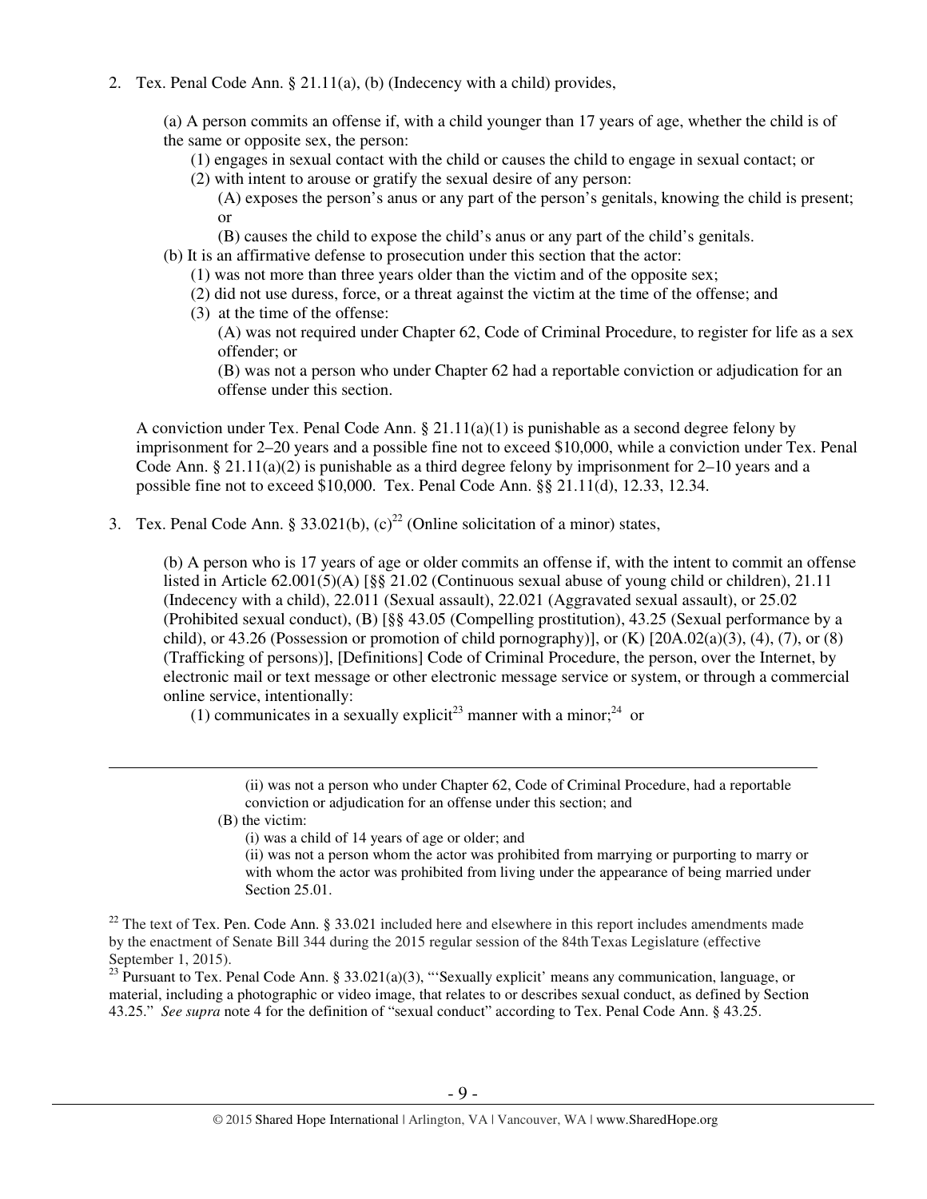2. Tex. Penal Code Ann. § 21.11(a), (b) (Indecency with a child) provides,

   (a) A person commits an offense if, with a child younger than 17 years of age, whether the child is of the same or opposite sex, the person:
      (1) engages in sexual contact with the child or causes the child to engage in sexual contact; or
      (2) with intent to arouse or gratify the sexual desire of any person:
         (A) exposes the person's anus or any part of the person's genitals, knowing the child is present; or
         (B) causes the child to expose the child's anus or any part of the child's genitals.
   (b) It is an affirmative defense to prosecution under this section that the actor:
      (1) was not more than three years older than the victim and of the opposite sex;
      (2) did not use duress, force, or a threat against the victim at the time of the offense; and
      (3) at the time of the offense:
         (A) was not required under Chapter 62, Code of Criminal Procedure, to register for life as a sex offender; or
         (B) was not a person who under Chapter 62 had a reportable conviction or adjudication for an offense under this section.

   A conviction under Tex. Penal Code Ann. § 21.11(a)(1) is punishable as a second degree felony by imprisonment for 2–20 years and a possible fine not to exceed $10,000, while a conviction under Tex. Penal Code Ann. § 21.11(a)(2) is punishable as a third degree felony by imprisonment for 2–10 years and a possible fine not to exceed $10,000. Tex. Penal Code Ann. §§ 21.11(d), 12.33, 12.34.

3. Tex. Penal Code Ann. § 33.021(b), (c)[22] (Online solicitation of a minor) states,

   (b) A person who is 17 years of age or older commits an offense if, with the intent to commit an offense listed in Article 62.001(5)(A) [§§ 21.02 (Continuous sexual abuse of young child or children), 21.11 (Indecency with a child), 22.011 (Sexual assault), 22.021 (Aggravated sexual assault), or 25.02 (Prohibited sexual conduct), (B) [§§ 43.05 (Compelling prostitution), 43.25 (Sexual performance by a child), or 43.26 (Possession or promotion of child pornography)], or (K) [20A.02(a)(3), (4), (7), or (8) (Trafficking of persons)], [Definitions] Code of Criminal Procedure, the person, over the Internet, by electronic mail or text message or other electronic message service or system, or through a commercial online service, intentionally:
      (1) communicates in a sexually explicit[23] manner with a minor;[24] or

---

(ii) was not a person who under Chapter 62, Code of Criminal Procedure, had a reportable conviction or adjudication for an offense under this section; and
(B) the victim:
(i) was a child of 14 years of age or older; and
(ii) was not a person whom the actor was prohibited from marrying or purporting to marry or with whom the actor was prohibited from living under the appearance of being married under Section 25.01.

[22] The text of Tex. Pen. Code Ann. § 33.021 included here and elsewhere in this report includes amendments made by the enactment of Senate Bill 344 during the 2015 regular session of the 84th Texas Legislature (effective September 1, 2015).

[23] Pursuant to Tex. Penal Code Ann. § 33.021(a)(3), "'Sexually explicit' means any communication, language, or material, including a photographic or video image, that relates to or describes sexual conduct, as defined by Section 43.25." *See supra* note 4 for the definition of "sexual conduct" according to Tex. Penal Code Ann. § 43.25.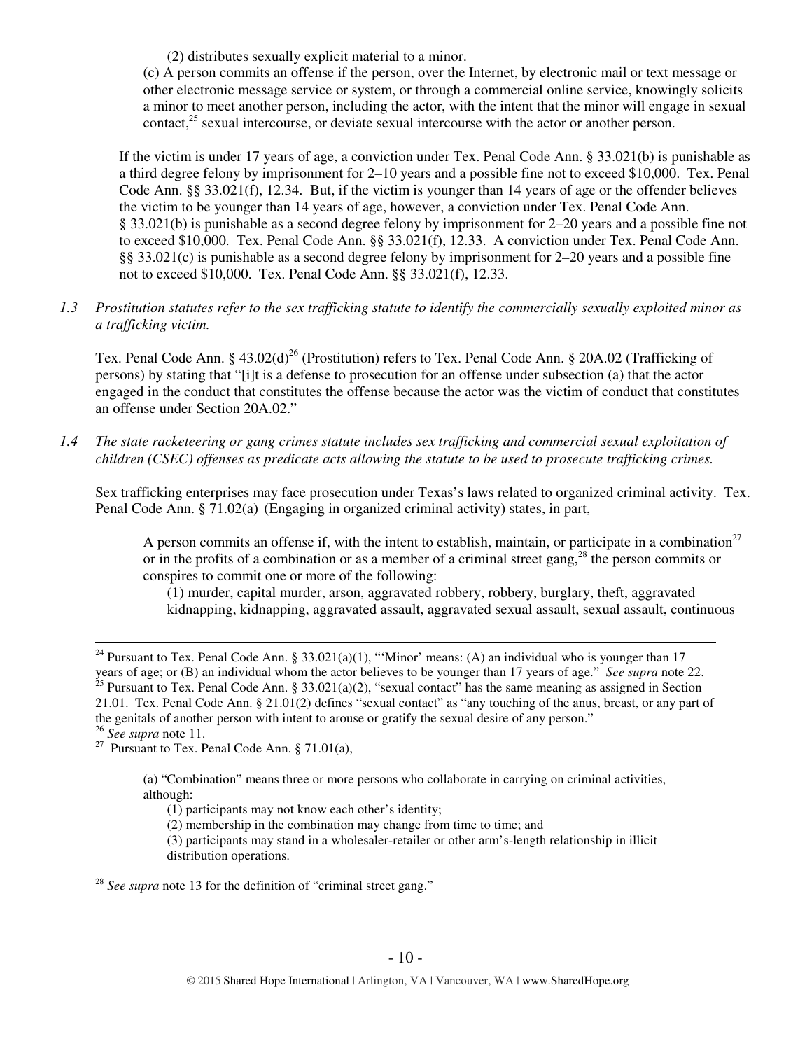(2) distributes sexually explicit material to a minor.

(c) A person commits an offense if the person, over the Internet, by electronic mail or text message or other electronic message service or system, or through a commercial online service, knowingly solicits a minor to meet another person, including the actor, with the intent that the minor will engage in sexual contact,[25] sexual intercourse, or deviate sexual intercourse with the actor or another person.

If the victim is under 17 years of age, a conviction under Tex. Penal Code Ann. § 33.021(b) is punishable as a third degree felony by imprisonment for 2–10 years and a possible fine not to exceed $10,000. Tex. Penal Code Ann. §§ 33.021(f), 12.34. But, if the victim is younger than 14 years of age or the offender believes the victim to be younger than 14 years of age, however, a conviction under Tex. Penal Code Ann. § 33.021(b) is punishable as a second degree felony by imprisonment for 2–20 years and a possible fine not to exceed $10,000. Tex. Penal Code Ann. §§ 33.021(f), 12.33. A conviction under Tex. Penal Code Ann. §§ 33.021(c) is punishable as a second degree felony by imprisonment for 2–20 years and a possible fine not to exceed $10,000. Tex. Penal Code Ann. §§ 33.021(f), 12.33.

*1.3 Prostitution statutes refer to the sex trafficking statute to identify the commercially sexually exploited minor as a trafficking victim.*

Tex. Penal Code Ann. § 43.02(d)[26] (Prostitution) refers to Tex. Penal Code Ann. § 20A.02 (Trafficking of persons) by stating that "[i]t is a defense to prosecution for an offense under subsection (a) that the actor engaged in the conduct that constitutes the offense because the actor was the victim of conduct that constitutes an offense under Section 20A.02."

*1.4 The state racketeering or gang crimes statute includes sex trafficking and commercial sexual exploitation of children (CSEC) offenses as predicate acts allowing the statute to be used to prosecute trafficking crimes.*

Sex trafficking enterprises may face prosecution under Texas's laws related to organized criminal activity. Tex. Penal Code Ann. § 71.02(a) (Engaging in organized criminal activity) states, in part,

> A person commits an offense if, with the intent to establish, maintain, or participate in a combination[27] or in the profits of a combination or as a member of a criminal street gang,[28] the person commits or conspires to commit one or more of the following:
>
> (1) murder, capital murder, arson, aggravated robbery, robbery, burglary, theft, aggravated kidnapping, kidnapping, aggravated assault, aggravated sexual assault, sexual assault, continuous

---

[24] Pursuant to Tex. Penal Code Ann. § 33.021(a)(1), "'Minor' means: (A) an individual who is younger than 17 years of age; or (B) an individual whom the actor believes to be younger than 17 years of age." *See supra* note 22.

[25] Pursuant to Tex. Penal Code Ann. § 33.021(a)(2), "sexual contact" has the same meaning as assigned in Section 21.01. Tex. Penal Code Ann. § 21.01(2) defines "sexual contact" as "any touching of the anus, breast, or any part of the genitals of another person with intent to arouse or gratify the sexual desire of any person."

[26] *See supra* note 11.

[27] Pursuant to Tex. Penal Code Ann. § 71.01(a),

> (a) "Combination" means three or more persons who collaborate in carrying on criminal activities, although:
>
> (1) participants may not know each other's identity;
>
> (2) membership in the combination may change from time to time; and
>
> (3) participants may stand in a wholesaler-retailer or other arm's-length relationship in illicit distribution operations.

[28] *See supra* note 13 for the definition of "criminal street gang."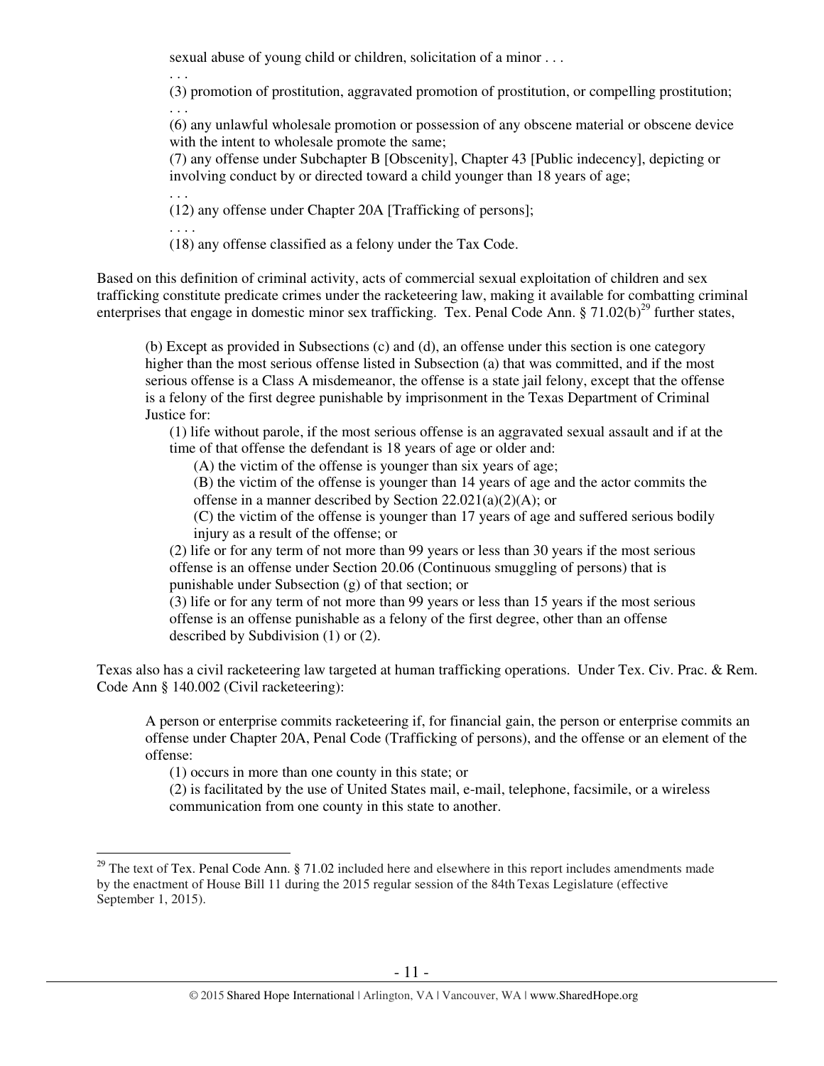> sexual abuse of young child or children, solicitation of a minor . . .
>
> . . .
>
> (3) promotion of prostitution, aggravated promotion of prostitution, or compelling prostitution;
>
> . . .
>
> (6) any unlawful wholesale promotion or possession of any obscene material or obscene device with the intent to wholesale promote the same;
>
> (7) any offense under Subchapter B [Obscenity], Chapter 43 [Public indecency], depicting or involving conduct by or directed toward a child younger than 18 years of age;
>
> . . .
>
> (12) any offense under Chapter 20A [Trafficking of persons];
>
> . . . .
>
> (18) any offense classified as a felony under the Tax Code.

Based on this definition of criminal activity, acts of commercial sexual exploitation of children and sex trafficking constitute predicate crimes under the racketeering law, making it available for combatting criminal enterprises that engage in domestic minor sex trafficking. Tex. Penal Code Ann. § 71.02(b)[29] further states,

> (b) Except as provided in Subsections (c) and (d), an offense under this section is one category higher than the most serious offense listed in Subsection (a) that was committed, and if the most serious offense is a Class A misdemeanor, the offense is a state jail felony, except that the offense is a felony of the first degree punishable by imprisonment in the Texas Department of Criminal Justice for:
>
> (1) life without parole, if the most serious offense is an aggravated sexual assault and if at the time of that offense the defendant is 18 years of age or older and:
>
> (A) the victim of the offense is younger than six years of age;
>
> (B) the victim of the offense is younger than 14 years of age and the actor commits the offense in a manner described by Section 22.021(a)(2)(A); or
>
> (C) the victim of the offense is younger than 17 years of age and suffered serious bodily injury as a result of the offense; or
>
> (2) life or for any term of not more than 99 years or less than 30 years if the most serious offense is an offense under Section 20.06 (Continuous smuggling of persons) that is punishable under Subsection (g) of that section; or
>
> (3) life or for any term of not more than 99 years or less than 15 years if the most serious offense is an offense punishable as a felony of the first degree, other than an offense described by Subdivision (1) or (2).

Texas also has a civil racketeering law targeted at human trafficking operations. Under Tex. Civ. Prac. & Rem. Code Ann § 140.002 (Civil racketeering):

> A person or enterprise commits racketeering if, for financial gain, the person or enterprise commits an offense under Chapter 20A, Penal Code (Trafficking of persons), and the offense or an element of the offense:
>
> (1) occurs in more than one county in this state; or
>
> (2) is facilitated by the use of United States mail, e-mail, telephone, facsimile, or a wireless communication from one county in this state to another.

---

[29] The text of Tex. Penal Code Ann. § 71.02 included here and elsewhere in this report includes amendments made by the enactment of House Bill 11 during the 2015 regular session of the 84th Texas Legislature (effective September 1, 2015).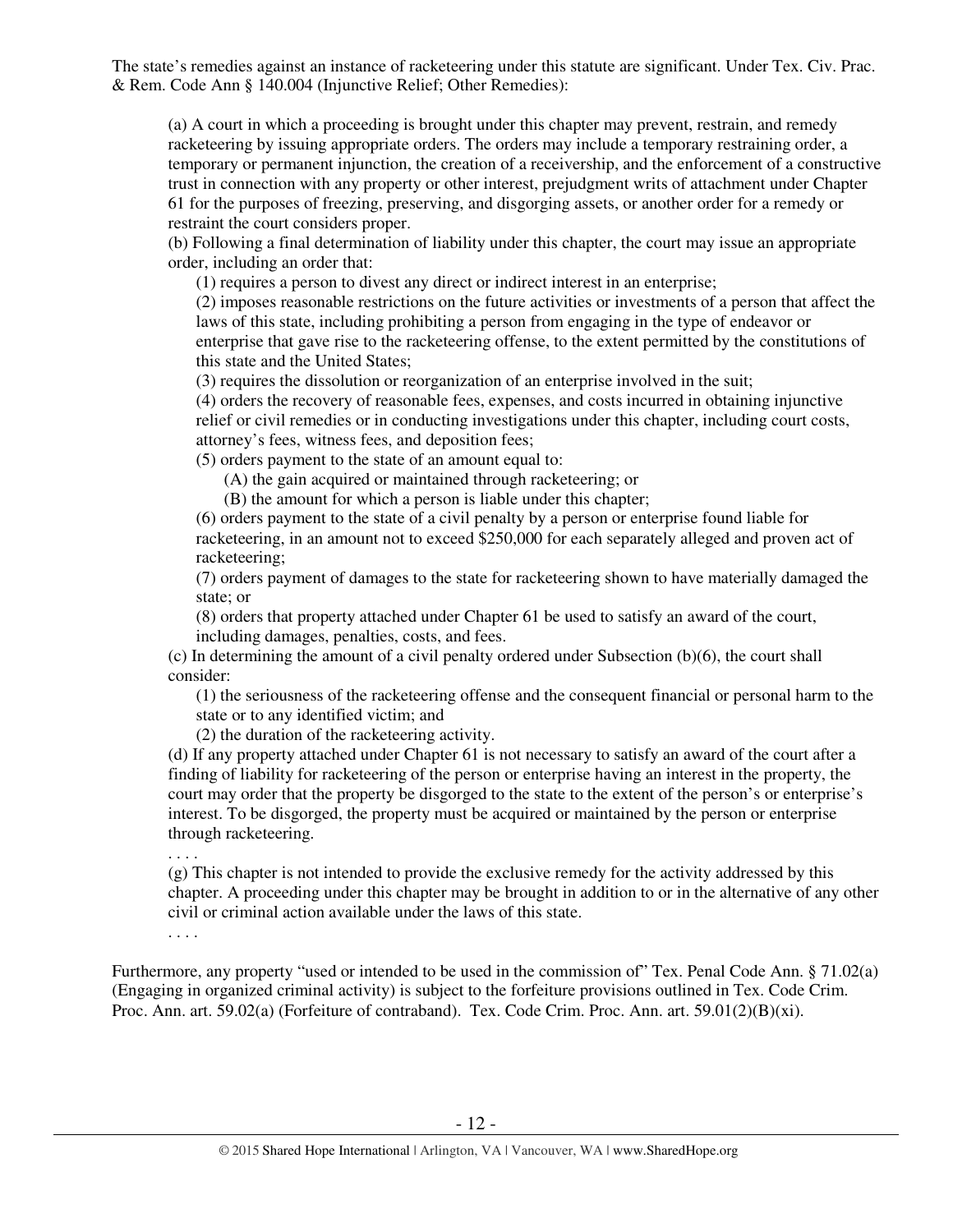The state's remedies against an instance of racketeering under this statute are significant. Under Tex. Civ. Prac. & Rem. Code Ann § 140.004 (Injunctive Relief; Other Remedies):

> (a) A court in which a proceeding is brought under this chapter may prevent, restrain, and remedy racketeering by issuing appropriate orders. The orders may include a temporary restraining order, a temporary or permanent injunction, the creation of a receivership, and the enforcement of a constructive trust in connection with any property or other interest, prejudgment writs of attachment under Chapter 61 for the purposes of freezing, preserving, and disgorging assets, or another order for a remedy or restraint the court considers proper.
>
> (b) Following a final determination of liability under this chapter, the court may issue an appropriate order, including an order that:
>
> (1) requires a person to divest any direct or indirect interest in an enterprise;
>
> (2) imposes reasonable restrictions on the future activities or investments of a person that affect the laws of this state, including prohibiting a person from engaging in the type of endeavor or enterprise that gave rise to the racketeering offense, to the extent permitted by the constitutions of this state and the United States;
>
> (3) requires the dissolution or reorganization of an enterprise involved in the suit;
>
> (4) orders the recovery of reasonable fees, expenses, and costs incurred in obtaining injunctive relief or civil remedies or in conducting investigations under this chapter, including court costs, attorney's fees, witness fees, and deposition fees;
>
> (5) orders payment to the state of an amount equal to:
>
> (A) the gain acquired or maintained through racketeering; or
>
> (B) the amount for which a person is liable under this chapter;
>
> (6) orders payment to the state of a civil penalty by a person or enterprise found liable for racketeering, in an amount not to exceed $250,000 for each separately alleged and proven act of racketeering;
>
> (7) orders payment of damages to the state for racketeering shown to have materially damaged the state; or
>
> (8) orders that property attached under Chapter 61 be used to satisfy an award of the court, including damages, penalties, costs, and fees.
>
> (c) In determining the amount of a civil penalty ordered under Subsection (b)(6), the court shall consider:
>
> (1) the seriousness of the racketeering offense and the consequent financial or personal harm to the state or to any identified victim; and
>
> (2) the duration of the racketeering activity.
>
> (d) If any property attached under Chapter 61 is not necessary to satisfy an award of the court after a finding of liability for racketeering of the person or enterprise having an interest in the property, the court may order that the property be disgorged to the state to the extent of the person's or enterprise's interest. To be disgorged, the property must be acquired or maintained by the person or enterprise through racketeering.
>
> . . . .
>
> (g) This chapter is not intended to provide the exclusive remedy for the activity addressed by this chapter. A proceeding under this chapter may be brought in addition to or in the alternative of any other civil or criminal action available under the laws of this state.
>
> . . . .

Furthermore, any property "used or intended to be used in the commission of" Tex. Penal Code Ann. § 71.02(a) (Engaging in organized criminal activity) is subject to the forfeiture provisions outlined in Tex. Code Crim. Proc. Ann. art. 59.02(a) (Forfeiture of contraband). Tex. Code Crim. Proc. Ann. art. 59.01(2)(B)(xi).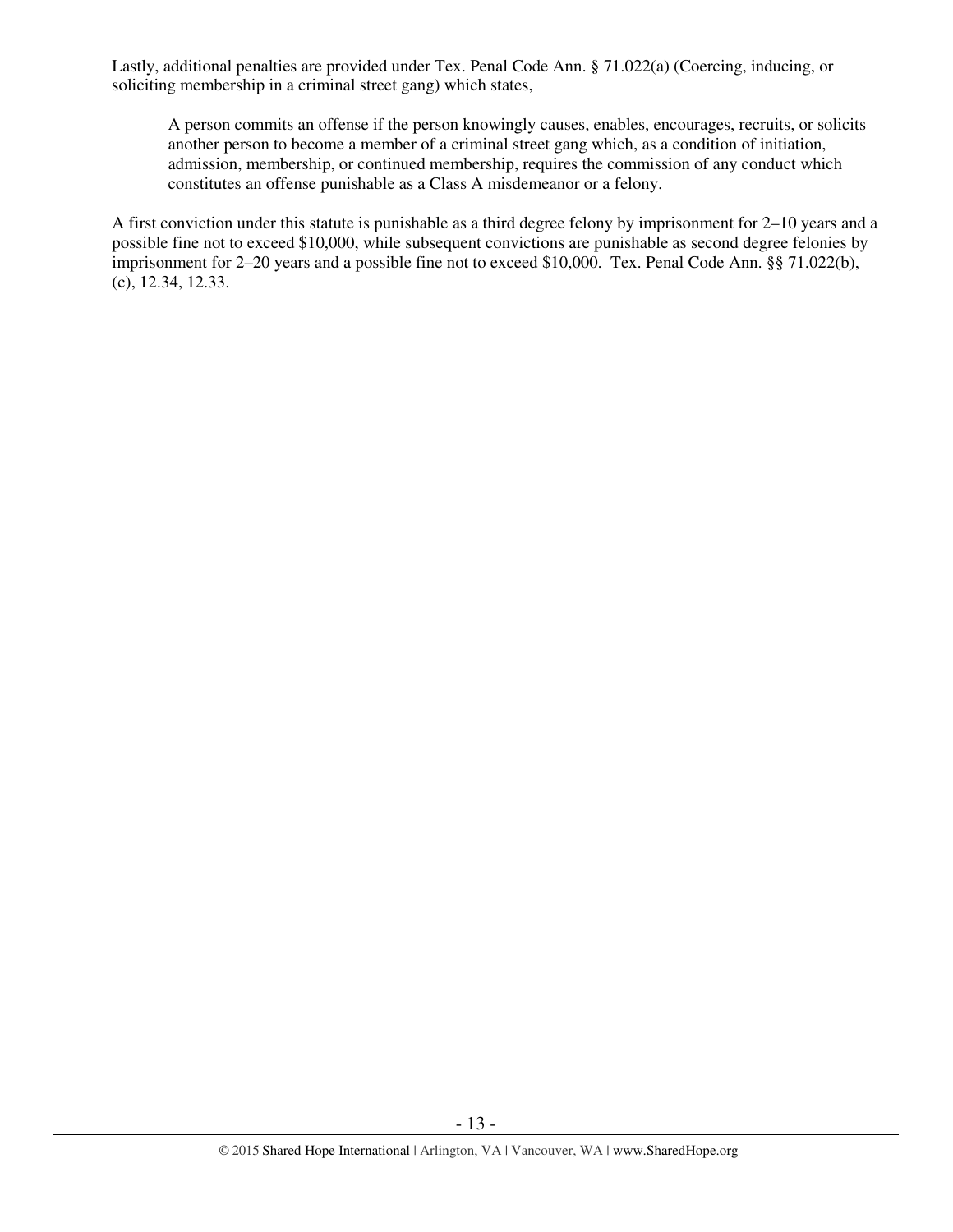Lastly, additional penalties are provided under Tex. Penal Code Ann. § 71.022(a) (Coercing, inducing, or soliciting membership in a criminal street gang) which states,

> A person commits an offense if the person knowingly causes, enables, encourages, recruits, or solicits another person to become a member of a criminal street gang which, as a condition of initiation, admission, membership, or continued membership, requires the commission of any conduct which constitutes an offense punishable as a Class A misdemeanor or a felony.

A first conviction under this statute is punishable as a third degree felony by imprisonment for 2–10 years and a possible fine not to exceed $10,000, while subsequent convictions are punishable as second degree felonies by imprisonment for 2–20 years and a possible fine not to exceed $10,000. Tex. Penal Code Ann. §§ 71.022(b), (c), 12.34, 12.33.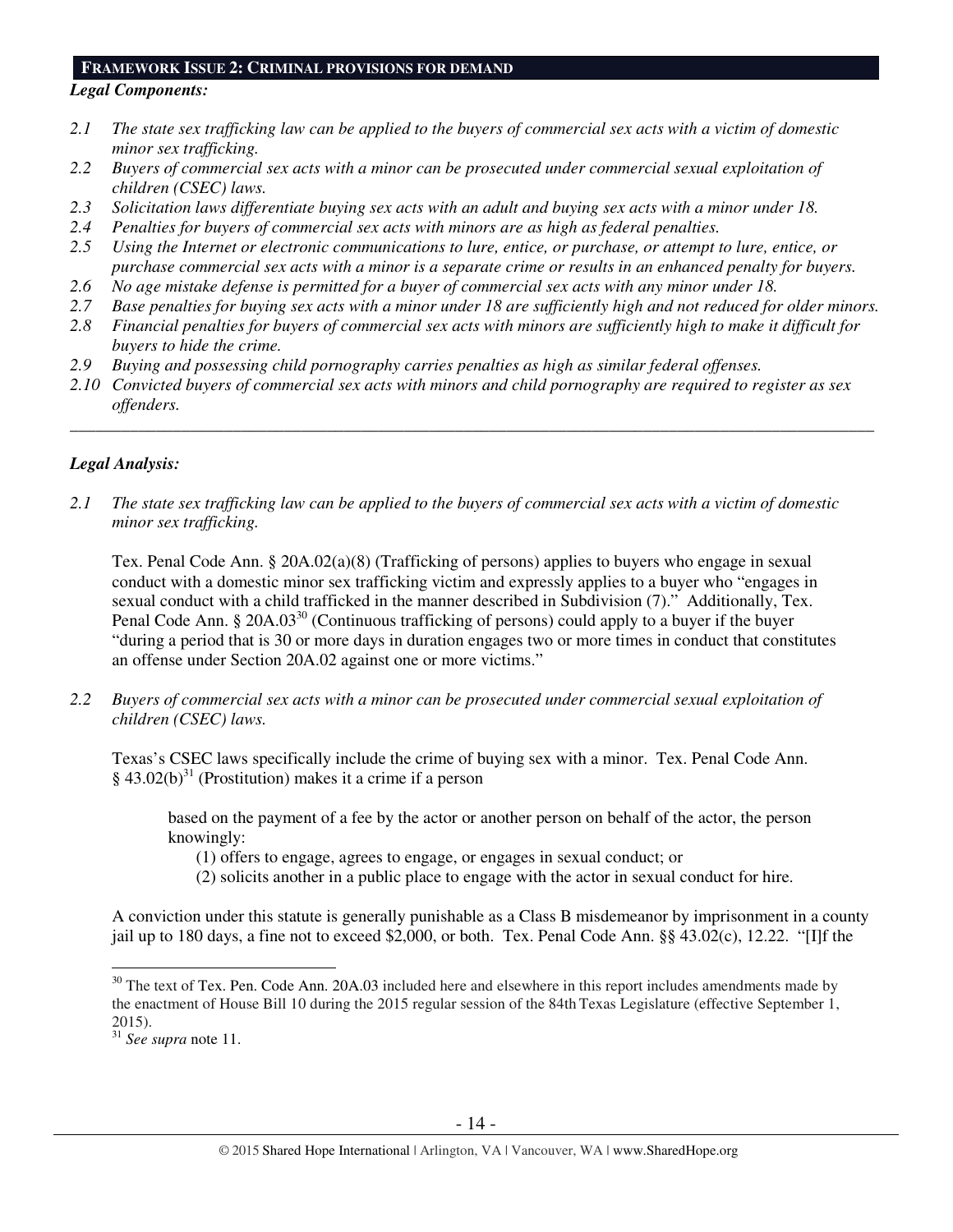## FRAMEWORK ISSUE 2: CRIMINAL PROVISIONS FOR DEMAND

***Legal Components:***

*2.1 The state sex trafficking law can be applied to the buyers of commercial sex acts with a victim of domestic minor sex trafficking.*

*2.2 Buyers of commercial sex acts with a minor can be prosecuted under commercial sexual exploitation of children (CSEC) laws.*

*2.3 Solicitation laws differentiate buying sex acts with an adult and buying sex acts with a minor under 18.*

*2.4 Penalties for buyers of commercial sex acts with minors are as high as federal penalties.*

*2.5 Using the Internet or electronic communications to lure, entice, or purchase, or attempt to lure, entice, or purchase commercial sex acts with a minor is a separate crime or results in an enhanced penalty for buyers.*

*2.6 No age mistake defense is permitted for a buyer of commercial sex acts with any minor under 18.*

*2.7 Base penalties for buying sex acts with a minor under 18 are sufficiently high and not reduced for older minors.*

*2.8 Financial penalties for buyers of commercial sex acts with minors are sufficiently high to make it difficult for buyers to hide the crime.*

*2.9 Buying and possessing child pornography carries penalties as high as similar federal offenses.*

*2.10 Convicted buyers of commercial sex acts with minors and child pornography are required to register as sex offenders.*

---

***Legal Analysis:***

*2.1 The state sex trafficking law can be applied to the buyers of commercial sex acts with a victim of domestic minor sex trafficking.*

Tex. Penal Code Ann. § 20A.02(a)(8) (Trafficking of persons) applies to buyers who engage in sexual conduct with a domestic minor sex trafficking victim and expressly applies to a buyer who "engages in sexual conduct with a child trafficked in the manner described in Subdivision (7)." Additionally, Tex. Penal Code Ann. § 20A.03[30] (Continuous trafficking of persons) could apply to a buyer if the buyer "during a period that is 30 or more days in duration engages two or more times in conduct that constitutes an offense under Section 20A.02 against one or more victims."

*2.2 Buyers of commercial sex acts with a minor can be prosecuted under commercial sexual exploitation of children (CSEC) laws.*

Texas's CSEC laws specifically include the crime of buying sex with a minor. Tex. Penal Code Ann. § 43.02(b)[31] (Prostitution) makes it a crime if a person

> based on the payment of a fee by the actor or another person on behalf of the actor, the person knowingly:
>
> (1) offers to engage, agrees to engage, or engages in sexual conduct; or
>
> (2) solicits another in a public place to engage with the actor in sexual conduct for hire.

A conviction under this statute is generally punishable as a Class B misdemeanor by imprisonment in a county jail up to 180 days, a fine not to exceed $2,000, or both. Tex. Penal Code Ann. §§ 43.02(c), 12.22. "[I]f the

---

[30] The text of Tex. Pen. Code Ann. 20A.03 included here and elsewhere in this report includes amendments made by the enactment of House Bill 10 during the 2015 regular session of the 84th Texas Legislature (effective September 1, 2015).

[31] *See supra* note 11.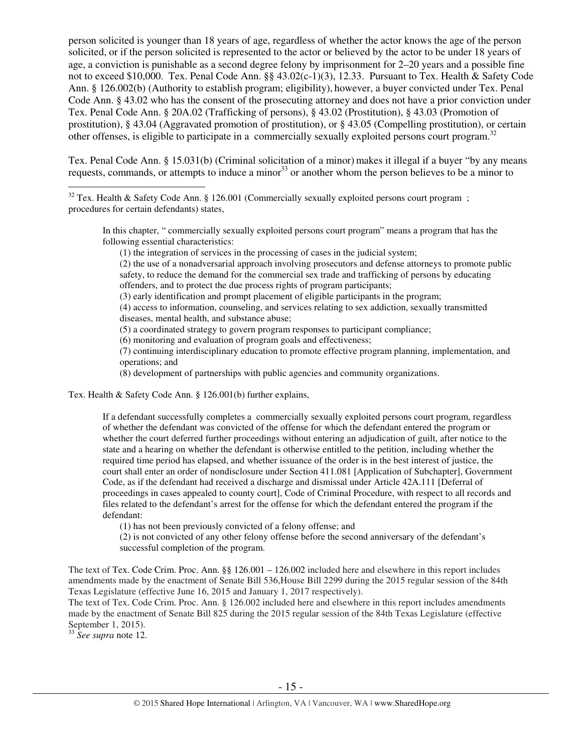person solicited is younger than 18 years of age, regardless of whether the actor knows the age of the person solicited, or if the person solicited is represented to the actor or believed by the actor to be under 18 years of age, a conviction is punishable as a second degree felony by imprisonment for 2–20 years and a possible fine not to exceed $10,000. Tex. Penal Code Ann. §§ 43.02(c-1)(3), 12.33. Pursuant to Tex. Health & Safety Code Ann. § 126.002(b) (Authority to establish program; eligibility), however, a buyer convicted under Tex. Penal Code Ann. § 43.02 who has the consent of the prosecuting attorney and does not have a prior conviction under Tex. Penal Code Ann. § 20A.02 (Trafficking of persons), § 43.02 (Prostitution), § 43.03 (Promotion of prostitution), § 43.04 (Aggravated promotion of prostitution), or § 43.05 (Compelling prostitution), or certain other offenses, is eligible to participate in a commercially sexually exploited persons court program.[32]

Tex. Penal Code Ann. § 15.031(b) (Criminal solicitation of a minor) makes it illegal if a buyer "by any means requests, commands, or attempts to induce a minor[33] or another whom the person believes to be a minor to

---

[32] Tex. Health & Safety Code Ann. § 126.001 (Commercially sexually exploited persons court program ; procedures for certain defendants) states,

> In this chapter, " commercially sexually exploited persons court program" means a program that has the following essential characteristics:
>
> (1) the integration of services in the processing of cases in the judicial system;
>
> (2) the use of a nonadversarial approach involving prosecutors and defense attorneys to promote public safety, to reduce the demand for the commercial sex trade and trafficking of persons by educating offenders, and to protect the due process rights of program participants;
>
> (3) early identification and prompt placement of eligible participants in the program;
>
> (4) access to information, counseling, and services relating to sex addiction, sexually transmitted diseases, mental health, and substance abuse;
>
> (5) a coordinated strategy to govern program responses to participant compliance;
>
> (6) monitoring and evaluation of program goals and effectiveness;
>
> (7) continuing interdisciplinary education to promote effective program planning, implementation, and operations; and
>
> (8) development of partnerships with public agencies and community organizations.

Tex. Health & Safety Code Ann. § 126.001(b) further explains,

> If a defendant successfully completes a commercially sexually exploited persons court program, regardless of whether the defendant was convicted of the offense for which the defendant entered the program or whether the court deferred further proceedings without entering an adjudication of guilt, after notice to the state and a hearing on whether the defendant is otherwise entitled to the petition, including whether the required time period has elapsed, and whether issuance of the order is in the best interest of justice, the court shall enter an order of nondisclosure under Section 411.081 [Application of Subchapter], Government Code, as if the defendant had received a discharge and dismissal under Article 42A.111 [Deferral of proceedings in cases appealed to county court], Code of Criminal Procedure, with respect to all records and files related to the defendant's arrest for the offense for which the defendant entered the program if the defendant:
>
> (1) has not been previously convicted of a felony offense; and
>
> (2) is not convicted of any other felony offense before the second anniversary of the defendant's successful completion of the program.

The text of Tex. Code Crim. Proc. Ann. §§ 126.001 – 126.002 included here and elsewhere in this report includes amendments made by the enactment of Senate Bill 536,House Bill 2299 during the 2015 regular session of the 84th Texas Legislature (effective June 16, 2015 and January 1, 2017 respectively).

The text of Tex. Code Crim. Proc. Ann. § 126.002 included here and elsewhere in this report includes amendments made by the enactment of Senate Bill 825 during the 2015 regular session of the 84th Texas Legislature (effective September 1, 2015).

[33] *See supra* note 12.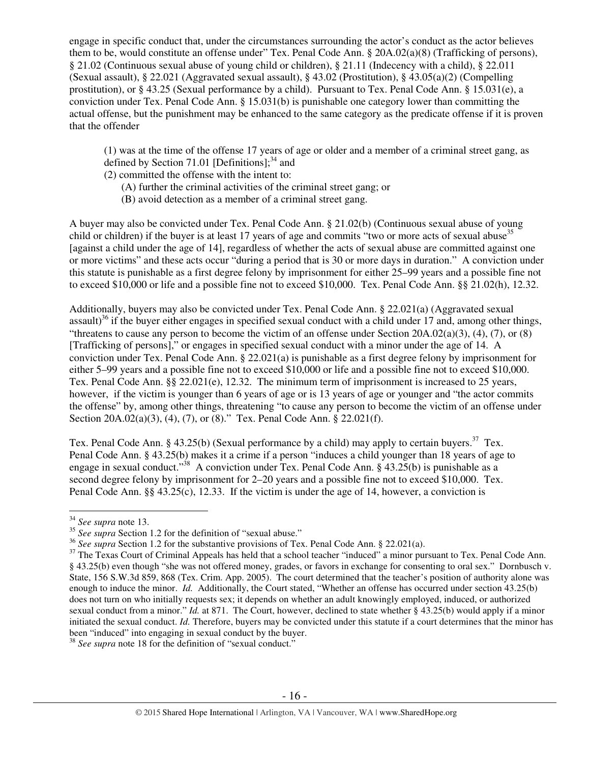engage in specific conduct that, under the circumstances surrounding the actor's conduct as the actor believes them to be, would constitute an offense under" Tex. Penal Code Ann. § 20A.02(a)(8) (Trafficking of persons), § 21.02 (Continuous sexual abuse of young child or children), § 21.11 (Indecency with a child), § 22.011 (Sexual assault), § 22.021 (Aggravated sexual assault), § 43.02 (Prostitution), § 43.05(a)(2) (Compelling prostitution), or § 43.25 (Sexual performance by a child). Pursuant to Tex. Penal Code Ann. § 15.031(e), a conviction under Tex. Penal Code Ann. § 15.031(b) is punishable one category lower than committing the actual offense, but the punishment may be enhanced to the same category as the predicate offense if it is proven that the offender

> (1) was at the time of the offense 17 years of age or older and a member of a criminal street gang, as defined by Section 71.01 [Definitions];[34] and
> (2) committed the offense with the intent to:
> (A) further the criminal activities of the criminal street gang; or
> (B) avoid detection as a member of a criminal street gang.

A buyer may also be convicted under Tex. Penal Code Ann. § 21.02(b) (Continuous sexual abuse of young child or children) if the buyer is at least 17 years of age and commits "two or more acts of sexual abuse[35] [against a child under the age of 14], regardless of whether the acts of sexual abuse are committed against one or more victims" and these acts occur "during a period that is 30 or more days in duration." A conviction under this statute is punishable as a first degree felony by imprisonment for either 25–99 years and a possible fine not to exceed $10,000 or life and a possible fine not to exceed $10,000. Tex. Penal Code Ann. §§ 21.02(h), 12.32.

Additionally, buyers may also be convicted under Tex. Penal Code Ann. § 22.021(a) (Aggravated sexual assault)[36] if the buyer either engages in specified sexual conduct with a child under 17 and, among other things, "threatens to cause any person to become the victim of an offense under Section 20A.02(a)(3), (4), (7), or (8) [Trafficking of persons]," or engages in specified sexual conduct with a minor under the age of 14. A conviction under Tex. Penal Code Ann. § 22.021(a) is punishable as a first degree felony by imprisonment for either 5–99 years and a possible fine not to exceed $10,000 or life and a possible fine not to exceed $10,000. Tex. Penal Code Ann. §§ 22.021(e), 12.32. The minimum term of imprisonment is increased to 25 years, however, if the victim is younger than 6 years of age or is 13 years of age or younger and "the actor commits the offense" by, among other things, threatening "to cause any person to become the victim of an offense under Section 20A.02(a)(3), (4), (7), or (8)." Tex. Penal Code Ann. § 22.021(f).

Tex. Penal Code Ann. § 43.25(b) (Sexual performance by a child) may apply to certain buyers.[37] Tex. Penal Code Ann. § 43.25(b) makes it a crime if a person "induces a child younger than 18 years of age to engage in sexual conduct."[38] A conviction under Tex. Penal Code Ann. § 43.25(b) is punishable as a second degree felony by imprisonment for 2–20 years and a possible fine not to exceed $10,000. Tex. Penal Code Ann. §§ 43.25(c), 12.33. If the victim is under the age of 14, however, a conviction is

---

[34] *See supra* note 13.

[35] *See supra* Section 1.2 for the definition of "sexual abuse."

[36] *See supra* Section 1.2 for the substantive provisions of Tex. Penal Code Ann. § 22.021(a).

[37] The Texas Court of Criminal Appeals has held that a school teacher "induced" a minor pursuant to Tex. Penal Code Ann. § 43.25(b) even though "she was not offered money, grades, or favors in exchange for consenting to oral sex." Dornbusch v. State, 156 S.W.3d 859, 868 (Tex. Crim. App. 2005). The court determined that the teacher's position of authority alone was enough to induce the minor. *Id.* Additionally, the Court stated, "Whether an offense has occurred under section 43.25(b) does not turn on who initially requests sex; it depends on whether an adult knowingly employed, induced, or authorized sexual conduct from a minor." *Id.* at 871. The Court, however, declined to state whether § 43.25(b) would apply if a minor initiated the sexual conduct. *Id.* Therefore, buyers may be convicted under this statute if a court determines that the minor has been "induced" into engaging in sexual conduct by the buyer.

[38] *See supra* note 18 for the definition of "sexual conduct."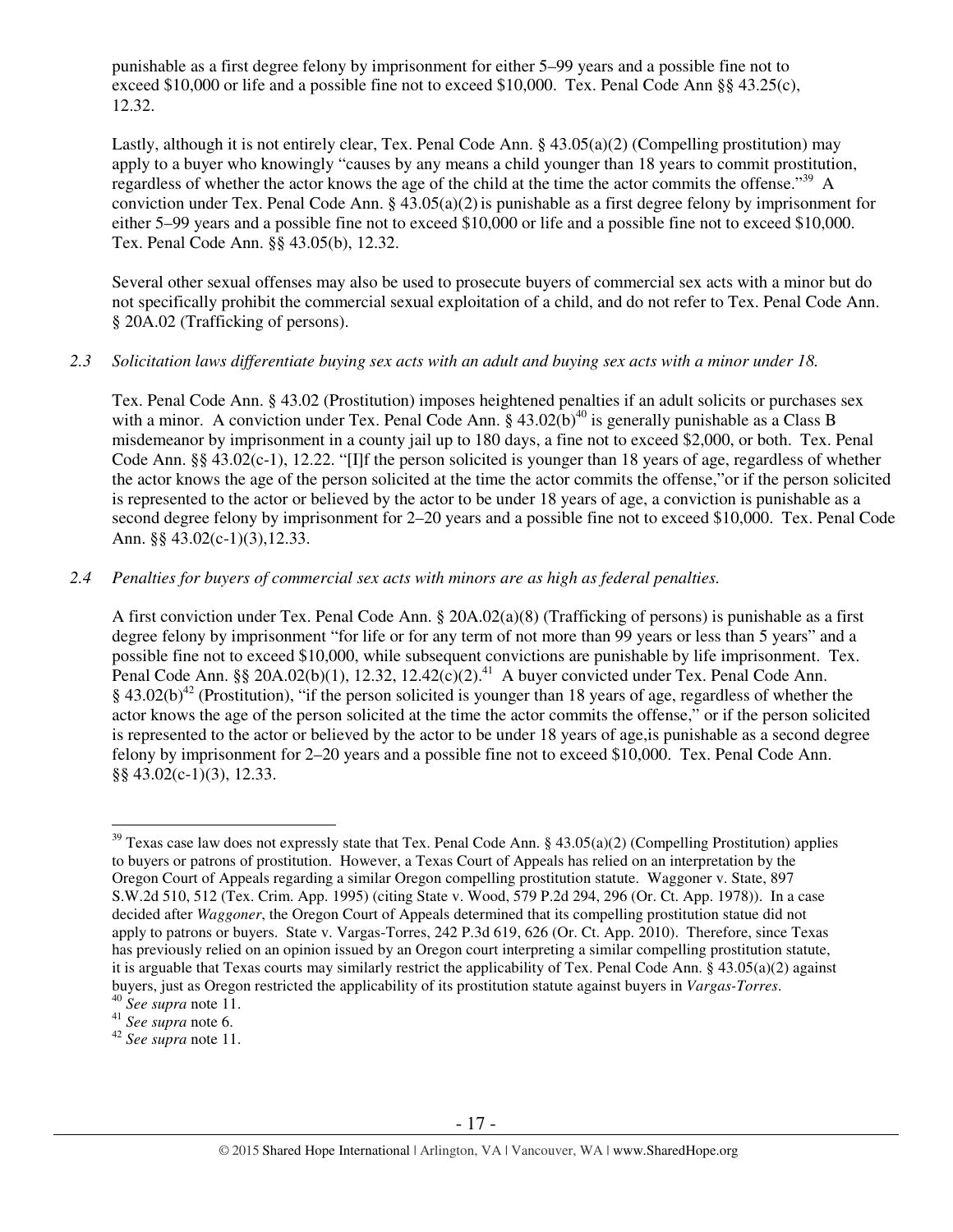punishable as a first degree felony by imprisonment for either 5–99 years and a possible fine not to exceed $10,000 or life and a possible fine not to exceed $10,000. Tex. Penal Code Ann §§ 43.25(c), 12.32.

Lastly, although it is not entirely clear, Tex. Penal Code Ann. § 43.05(a)(2) (Compelling prostitution) may apply to a buyer who knowingly "causes by any means a child younger than 18 years to commit prostitution, regardless of whether the actor knows the age of the child at the time the actor commits the offense."[39] A conviction under Tex. Penal Code Ann. § 43.05(a)(2) is punishable as a first degree felony by imprisonment for either 5–99 years and a possible fine not to exceed $10,000 or life and a possible fine not to exceed $10,000. Tex. Penal Code Ann. §§ 43.05(b), 12.32.

Several other sexual offenses may also be used to prosecute buyers of commercial sex acts with a minor but do not specifically prohibit the commercial sexual exploitation of a child, and do not refer to Tex. Penal Code Ann. § 20A.02 (Trafficking of persons).

*2.3 Solicitation laws differentiate buying sex acts with an adult and buying sex acts with a minor under 18.*

Tex. Penal Code Ann. § 43.02 (Prostitution) imposes heightened penalties if an adult solicits or purchases sex with a minor. A conviction under Tex. Penal Code Ann. § 43.02(b)[40] is generally punishable as a Class B misdemeanor by imprisonment in a county jail up to 180 days, a fine not to exceed $2,000, or both. Tex. Penal Code Ann. §§ 43.02(c-1), 12.22. "[I]f the person solicited is younger than 18 years of age, regardless of whether the actor knows the age of the person solicited at the time the actor commits the offense,"or if the person solicited is represented to the actor or believed by the actor to be under 18 years of age, a conviction is punishable as a second degree felony by imprisonment for 2–20 years and a possible fine not to exceed $10,000. Tex. Penal Code Ann. §§ 43.02(c-1)(3),12.33.

*2.4 Penalties for buyers of commercial sex acts with minors are as high as federal penalties.*

A first conviction under Tex. Penal Code Ann. § 20A.02(a)(8) (Trafficking of persons) is punishable as a first degree felony by imprisonment "for life or for any term of not more than 99 years or less than 5 years" and a possible fine not to exceed $10,000, while subsequent convictions are punishable by life imprisonment. Tex. Penal Code Ann. §§ 20A.02(b)(1), 12.32, 12.42(c)(2).[41] A buyer convicted under Tex. Penal Code Ann. § 43.02(b)[42] (Prostitution), "if the person solicited is younger than 18 years of age, regardless of whether the actor knows the age of the person solicited at the time the actor commits the offense," or if the person solicited is represented to the actor or believed by the actor to be under 18 years of age,is punishable as a second degree felony by imprisonment for 2–20 years and a possible fine not to exceed $10,000. Tex. Penal Code Ann. §§ 43.02(c-1)(3), 12.33.

---

[39] Texas case law does not expressly state that Tex. Penal Code Ann. § 43.05(a)(2) (Compelling Prostitution) applies to buyers or patrons of prostitution. However, a Texas Court of Appeals has relied on an interpretation by the Oregon Court of Appeals regarding a similar Oregon compelling prostitution statute. Waggoner v. State, 897 S.W.2d 510, 512 (Tex. Crim. App. 1995) (citing State v. Wood, 579 P.2d 294, 296 (Or. Ct. App. 1978)). In a case decided after *Waggoner*, the Oregon Court of Appeals determined that its compelling prostitution statue did not apply to patrons or buyers. State v. Vargas-Torres, 242 P.3d 619, 626 (Or. Ct. App. 2010). Therefore, since Texas has previously relied on an opinion issued by an Oregon court interpreting a similar compelling prostitution statute, it is arguable that Texas courts may similarly restrict the applicability of Tex. Penal Code Ann. § 43.05(a)(2) against buyers, just as Oregon restricted the applicability of its prostitution statute against buyers in *Vargas-Torres*.

[40] *See supra* note 11.

[41] *See supra* note 6.

[42] *See supra* note 11.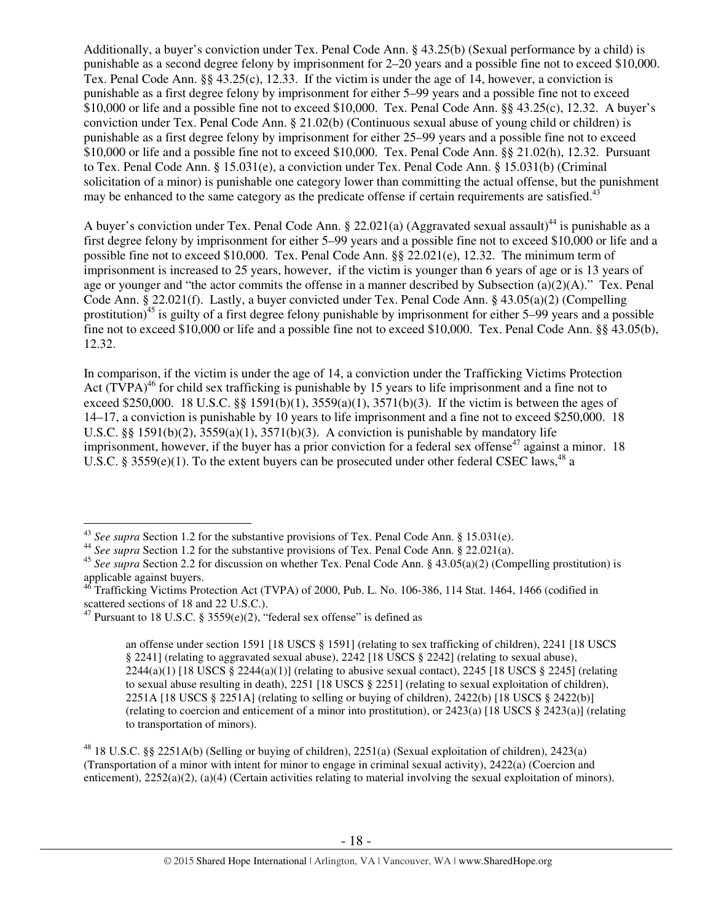Additionally, a buyer's conviction under Tex. Penal Code Ann. § 43.25(b) (Sexual performance by a child) is punishable as a second degree felony by imprisonment for 2–20 years and a possible fine not to exceed $10,000. Tex. Penal Code Ann. §§ 43.25(c), 12.33. If the victim is under the age of 14, however, a conviction is punishable as a first degree felony by imprisonment for either 5–99 years and a possible fine not to exceed $10,000 or life and a possible fine not to exceed $10,000. Tex. Penal Code Ann. §§ 43.25(c), 12.32. A buyer's conviction under Tex. Penal Code Ann. § 21.02(b) (Continuous sexual abuse of young child or children) is punishable as a first degree felony by imprisonment for either 25–99 years and a possible fine not to exceed $10,000 or life and a possible fine not to exceed $10,000. Tex. Penal Code Ann. §§ 21.02(h), 12.32. Pursuant to Tex. Penal Code Ann. § 15.031(e), a conviction under Tex. Penal Code Ann. § 15.031(b) (Criminal solicitation of a minor) is punishable one category lower than committing the actual offense, but the punishment may be enhanced to the same category as the predicate offense if certain requirements are satisfied.[43]

A buyer's conviction under Tex. Penal Code Ann. § 22.021(a) (Aggravated sexual assault)[44] is punishable as a first degree felony by imprisonment for either 5–99 years and a possible fine not to exceed $10,000 or life and a possible fine not to exceed $10,000. Tex. Penal Code Ann. §§ 22.021(e), 12.32. The minimum term of imprisonment is increased to 25 years, however, if the victim is younger than 6 years of age or is 13 years of age or younger and "the actor commits the offense in a manner described by Subsection (a)(2)(A)." Tex. Penal Code Ann. § 22.021(f). Lastly, a buyer convicted under Tex. Penal Code Ann. § 43.05(a)(2) (Compelling prostitution)[45] is guilty of a first degree felony punishable by imprisonment for either 5–99 years and a possible fine not to exceed $10,000 or life and a possible fine not to exceed $10,000. Tex. Penal Code Ann. §§ 43.05(b), 12.32.

In comparison, if the victim is under the age of 14, a conviction under the Trafficking Victims Protection Act (TVPA)[46] for child sex trafficking is punishable by 15 years to life imprisonment and a fine not to exceed $250,000. 18 U.S.C. §§ 1591(b)(1), 3559(a)(1), 3571(b)(3). If the victim is between the ages of 14–17, a conviction is punishable by 10 years to life imprisonment and a fine not to exceed $250,000. 18 U.S.C. §§ 1591(b)(2), 3559(a)(1), 3571(b)(3). A conviction is punishable by mandatory life imprisonment, however, if the buyer has a prior conviction for a federal sex offense[47] against a minor. 18 U.S.C. § 3559(e)(1). To the extent buyers can be prosecuted under other federal CSEC laws,[48] a

---

[43] *See supra* Section 1.2 for the substantive provisions of Tex. Penal Code Ann. § 15.031(e).

[44] *See supra* Section 1.2 for the substantive provisions of Tex. Penal Code Ann. § 22.021(a).

[45] *See supra* Section 2.2 for discussion on whether Tex. Penal Code Ann. § 43.05(a)(2) (Compelling prostitution) is applicable against buyers.

[46] Trafficking Victims Protection Act (TVPA) of 2000, Pub. L. No. 106-386, 114 Stat. 1464, 1466 (codified in scattered sections of 18 and 22 U.S.C.).

[47] Pursuant to 18 U.S.C. § 3559(e)(2), "federal sex offense" is defined as

> an offense under section 1591 [18 USCS § 1591] (relating to sex trafficking of children), 2241 [18 USCS § 2241] (relating to aggravated sexual abuse), 2242 [18 USCS § 2242] (relating to sexual abuse), 2244(a)(1) [18 USCS § 2244(a)(1)] (relating to abusive sexual contact), 2245 [18 USCS § 2245] (relating to sexual abuse resulting in death), 2251 [18 USCS § 2251] (relating to sexual exploitation of children), 2251A [18 USCS § 2251A] (relating to selling or buying of children), 2422(b) [18 USCS § 2422(b)] (relating to coercion and enticement of a minor into prostitution), or 2423(a) [18 USCS § 2423(a)] (relating to transportation of minors).

[48] 18 U.S.C. §§ 2251A(b) (Selling or buying of children), 2251(a) (Sexual exploitation of children), 2423(a) (Transportation of a minor with intent for minor to engage in criminal sexual activity), 2422(a) (Coercion and enticement), 2252(a)(2), (a)(4) (Certain activities relating to material involving the sexual exploitation of minors).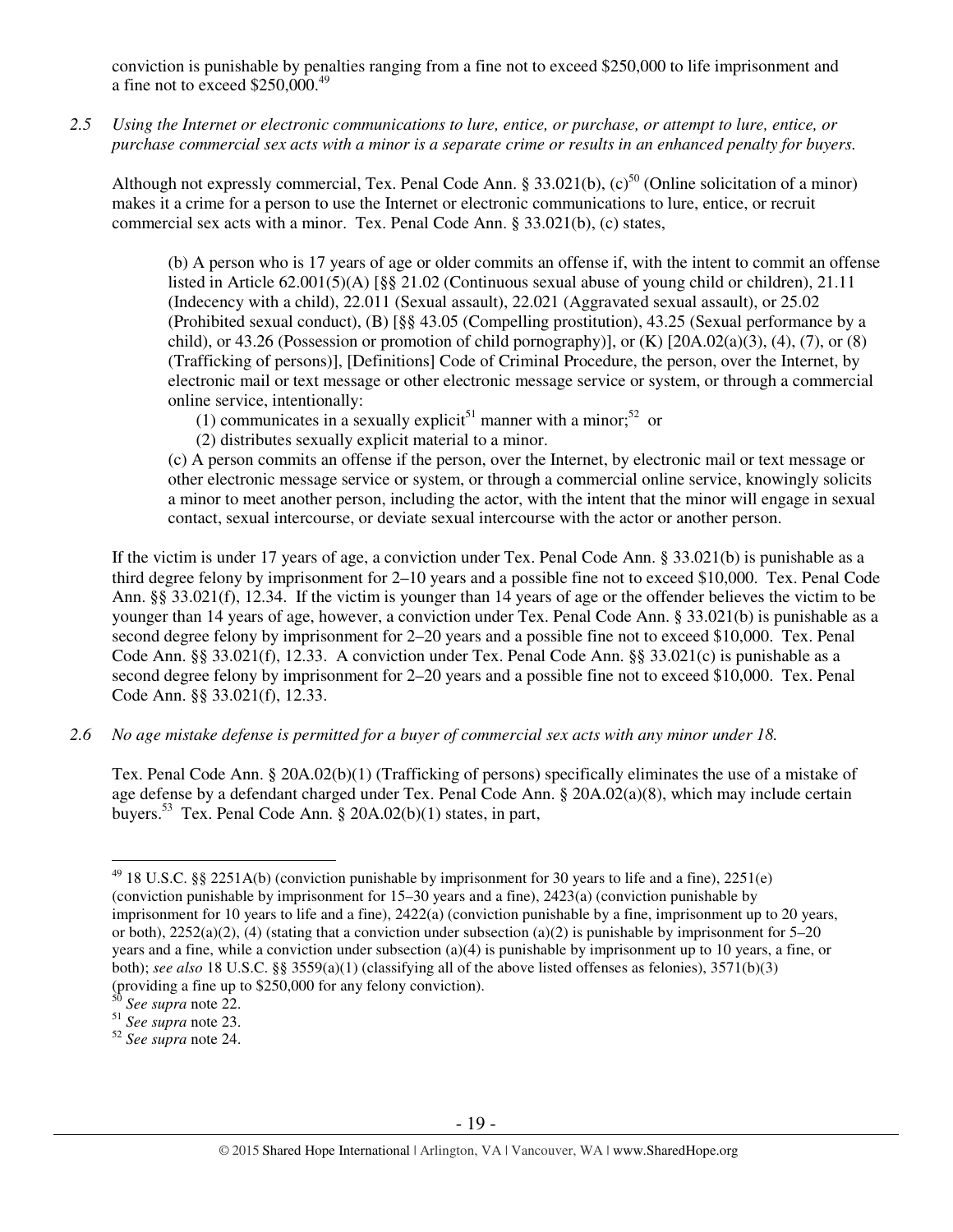conviction is punishable by penalties ranging from a fine not to exceed $250,000 to life imprisonment and a fine not to exceed $250,000.[49]

*2.5 Using the Internet or electronic communications to lure, entice, or purchase, or attempt to lure, entice, or purchase commercial sex acts with a minor is a separate crime or results in an enhanced penalty for buyers.*

Although not expressly commercial, Tex. Penal Code Ann. § 33.021(b), (c)[50] (Online solicitation of a minor) makes it a crime for a person to use the Internet or electronic communications to lure, entice, or recruit commercial sex acts with a minor. Tex. Penal Code Ann. § 33.021(b), (c) states,

> (b) A person who is 17 years of age or older commits an offense if, with the intent to commit an offense listed in Article 62.001(5)(A) [§§ 21.02 (Continuous sexual abuse of young child or children), 21.11 (Indecency with a child), 22.011 (Sexual assault), 22.021 (Aggravated sexual assault), or 25.02 (Prohibited sexual conduct), (B) [§§ 43.05 (Compelling prostitution), 43.25 (Sexual performance by a child), or 43.26 (Possession or promotion of child pornography)], or (K) [20A.02(a)(3), (4), (7), or (8) (Trafficking of persons)], [Definitions] Code of Criminal Procedure, the person, over the Internet, by electronic mail or text message or other electronic message service or system, or through a commercial online service, intentionally:
>
> (1) communicates in a sexually explicit[51] manner with a minor;[52] or
>
> (2) distributes sexually explicit material to a minor.
>
> (c) A person commits an offense if the person, over the Internet, by electronic mail or text message or other electronic message service or system, or through a commercial online service, knowingly solicits a minor to meet another person, including the actor, with the intent that the minor will engage in sexual contact, sexual intercourse, or deviate sexual intercourse with the actor or another person.

If the victim is under 17 years of age, a conviction under Tex. Penal Code Ann. § 33.021(b) is punishable as a third degree felony by imprisonment for 2–10 years and a possible fine not to exceed $10,000. Tex. Penal Code Ann. §§ 33.021(f), 12.34. If the victim is younger than 14 years of age or the offender believes the victim to be younger than 14 years of age, however, a conviction under Tex. Penal Code Ann. § 33.021(b) is punishable as a second degree felony by imprisonment for 2–20 years and a possible fine not to exceed $10,000. Tex. Penal Code Ann. §§ 33.021(f), 12.33. A conviction under Tex. Penal Code Ann. §§ 33.021(c) is punishable as a second degree felony by imprisonment for 2–20 years and a possible fine not to exceed $10,000. Tex. Penal Code Ann. §§ 33.021(f), 12.33.

*2.6 No age mistake defense is permitted for a buyer of commercial sex acts with any minor under 18.*

Tex. Penal Code Ann. § 20A.02(b)(1) (Trafficking of persons) specifically eliminates the use of a mistake of age defense by a defendant charged under Tex. Penal Code Ann. § 20A.02(a)(8), which may include certain buyers.[53] Tex. Penal Code Ann. § 20A.02(b)(1) states, in part,

---

[49] 18 U.S.C. §§ 2251A(b) (conviction punishable by imprisonment for 30 years to life and a fine), 2251(e) (conviction punishable by imprisonment for 15–30 years and a fine), 2423(a) (conviction punishable by imprisonment for 10 years to life and a fine), 2422(a) (conviction punishable by a fine, imprisonment up to 20 years, or both), 2252(a)(2), (4) (stating that a conviction under subsection (a)(2) is punishable by imprisonment for 5–20 years and a fine, while a conviction under subsection (a)(4) is punishable by imprisonment up to 10 years, a fine, or both); *see also* 18 U.S.C. §§ 3559(a)(1) (classifying all of the above listed offenses as felonies), 3571(b)(3) (providing a fine up to $250,000 for any felony conviction).

[50] *See supra* note 22.

[51] *See supra* note 23.

[52] *See supra* note 24.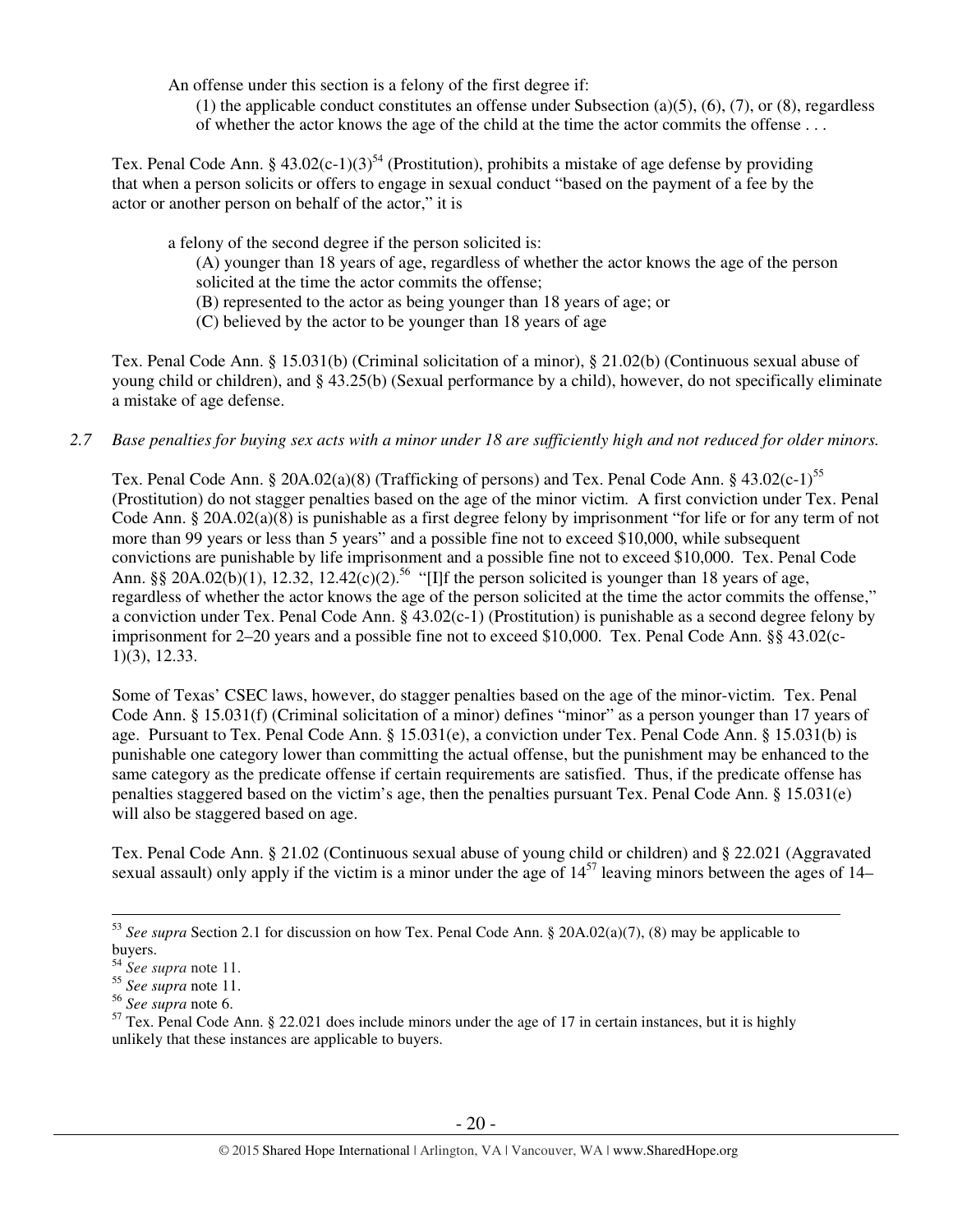An offense under this section is a felony of the first degree if:

> (1) the applicable conduct constitutes an offense under Subsection (a)(5), (6), (7), or (8), regardless of whether the actor knows the age of the child at the time the actor commits the offense . . .

Tex. Penal Code Ann. § 43.02(c-1)(3)[54] (Prostitution), prohibits a mistake of age defense by providing that when a person solicits or offers to engage in sexual conduct "based on the payment of a fee by the actor or another person on behalf of the actor," it is

> a felony of the second degree if the person solicited is:
>
> (A) younger than 18 years of age, regardless of whether the actor knows the age of the person solicited at the time the actor commits the offense;
>
> (B) represented to the actor as being younger than 18 years of age; or
>
> (C) believed by the actor to be younger than 18 years of age

Tex. Penal Code Ann. § 15.031(b) (Criminal solicitation of a minor), § 21.02(b) (Continuous sexual abuse of young child or children), and § 43.25(b) (Sexual performance by a child), however, do not specifically eliminate a mistake of age defense.

*2.7 Base penalties for buying sex acts with a minor under 18 are sufficiently high and not reduced for older minors.*

Tex. Penal Code Ann. § 20A.02(a)(8) (Trafficking of persons) and Tex. Penal Code Ann. § 43.02(c-1)[55] (Prostitution) do not stagger penalties based on the age of the minor victim. A first conviction under Tex. Penal Code Ann. § 20A.02(a)(8) is punishable as a first degree felony by imprisonment "for life or for any term of not more than 99 years or less than 5 years" and a possible fine not to exceed $10,000, while subsequent convictions are punishable by life imprisonment and a possible fine not to exceed $10,000. Tex. Penal Code Ann. §§ 20A.02(b)(1), 12.32, 12.42(c)(2).[56] "[I]f the person solicited is younger than 18 years of age, regardless of whether the actor knows the age of the person solicited at the time the actor commits the offense," a conviction under Tex. Penal Code Ann. § 43.02(c-1) (Prostitution) is punishable as a second degree felony by imprisonment for 2–20 years and a possible fine not to exceed $10,000. Tex. Penal Code Ann. §§ 43.02(c-1)(3), 12.33.

Some of Texas' CSEC laws, however, do stagger penalties based on the age of the minor-victim. Tex. Penal Code Ann. § 15.031(f) (Criminal solicitation of a minor) defines "minor" as a person younger than 17 years of age. Pursuant to Tex. Penal Code Ann. § 15.031(e), a conviction under Tex. Penal Code Ann. § 15.031(b) is punishable one category lower than committing the actual offense, but the punishment may be enhanced to the same category as the predicate offense if certain requirements are satisfied. Thus, if the predicate offense has penalties staggered based on the victim's age, then the penalties pursuant Tex. Penal Code Ann. § 15.031(e) will also be staggered based on age.

Tex. Penal Code Ann. § 21.02 (Continuous sexual abuse of young child or children) and § 22.021 (Aggravated sexual assault) only apply if the victim is a minor under the age of 14[57] leaving minors between the ages of 14–

---

[53] *See supra* Section 2.1 for discussion on how Tex. Penal Code Ann. § 20A.02(a)(7), (8) may be applicable to buyers.

[54] *See supra* note 11.

[55] *See supra* note 11.

[56] *See supra* note 6.

[57] Tex. Penal Code Ann. § 22.021 does include minors under the age of 17 in certain instances, but it is highly unlikely that these instances are applicable to buyers.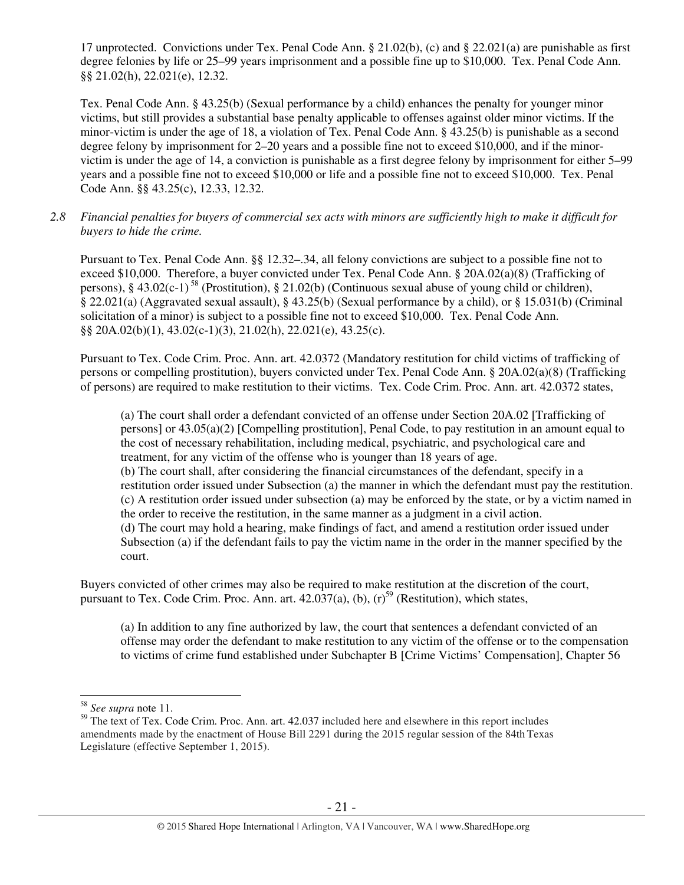17 unprotected. Convictions under Tex. Penal Code Ann. § 21.02(b), (c) and § 22.021(a) are punishable as first degree felonies by life or 25–99 years imprisonment and a possible fine up to $10,000. Tex. Penal Code Ann. §§ 21.02(h), 22.021(e), 12.32.

Tex. Penal Code Ann. § 43.25(b) (Sexual performance by a child) enhances the penalty for younger minor victims, but still provides a substantial base penalty applicable to offenses against older minor victims. If the minor-victim is under the age of 18, a violation of Tex. Penal Code Ann. § 43.25(b) is punishable as a second degree felony by imprisonment for 2–20 years and a possible fine not to exceed $10,000, and if the minor-victim is under the age of 14, a conviction is punishable as a first degree felony by imprisonment for either 5–99 years and a possible fine not to exceed $10,000 or life and a possible fine not to exceed $10,000. Tex. Penal Code Ann. §§ 43.25(c), 12.33, 12.32.

*2.8 Financial penalties for buyers of commercial sex acts with minors are sufficiently high to make it difficult for buyers to hide the crime.*

Pursuant to Tex. Penal Code Ann. §§ 12.32–.34, all felony convictions are subject to a possible fine not to exceed $10,000. Therefore, a buyer convicted under Tex. Penal Code Ann. § 20A.02(a)(8) (Trafficking of persons), § 43.02(c-1)[58] (Prostitution), § 21.02(b) (Continuous sexual abuse of young child or children), § 22.021(a) (Aggravated sexual assault), § 43.25(b) (Sexual performance by a child), or § 15.031(b) (Criminal solicitation of a minor) is subject to a possible fine not to exceed $10,000. Tex. Penal Code Ann. §§ 20A.02(b)(1), 43.02(c-1)(3), 21.02(h), 22.021(e), 43.25(c).

Pursuant to Tex. Code Crim. Proc. Ann. art. 42.0372 (Mandatory restitution for child victims of trafficking of persons or compelling prostitution), buyers convicted under Tex. Penal Code Ann. § 20A.02(a)(8) (Trafficking of persons) are required to make restitution to their victims. Tex. Code Crim. Proc. Ann. art. 42.0372 states,

> (a) The court shall order a defendant convicted of an offense under Section 20A.02 [Trafficking of persons] or 43.05(a)(2) [Compelling prostitution], Penal Code, to pay restitution in an amount equal to the cost of necessary rehabilitation, including medical, psychiatric, and psychological care and treatment, for any victim of the offense who is younger than 18 years of age.
> (b) The court shall, after considering the financial circumstances of the defendant, specify in a restitution order issued under Subsection (a) the manner in which the defendant must pay the restitution.
> (c) A restitution order issued under subsection (a) may be enforced by the state, or by a victim named in the order to receive the restitution, in the same manner as a judgment in a civil action.
> (d) The court may hold a hearing, make findings of fact, and amend a restitution order issued under Subsection (a) if the defendant fails to pay the victim name in the order in the manner specified by the court.

Buyers convicted of other crimes may also be required to make restitution at the discretion of the court, pursuant to Tex. Code Crim. Proc. Ann. art. 42.037(a), (b), (r)[59] (Restitution), which states,

> (a) In addition to any fine authorized by law, the court that sentences a defendant convicted of an offense may order the defendant to make restitution to any victim of the offense or to the compensation to victims of crime fund established under Subchapter B [Crime Victims' Compensation], Chapter 56

---

[58] *See supra* note 11.

[59] The text of Tex. Code Crim. Proc. Ann. art. 42.037 included here and elsewhere in this report includes amendments made by the enactment of House Bill 2291 during the 2015 regular session of the 84th Texas Legislature (effective September 1, 2015).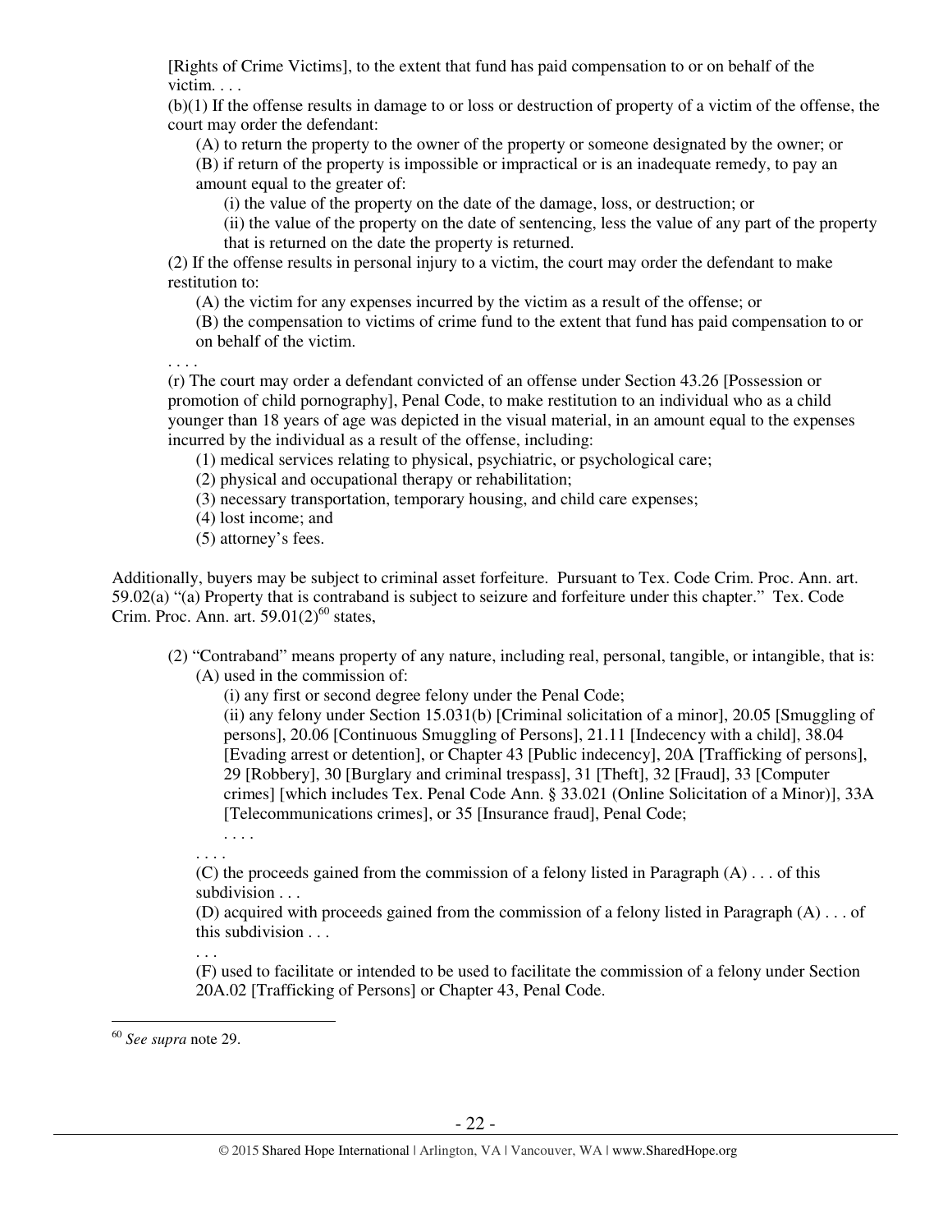[Rights of Crime Victims], to the extent that fund has paid compensation to or on behalf of the victim. . . .

(b)(1) If the offense results in damage to or loss or destruction of property of a victim of the offense, the court may order the defendant:

(A) to return the property to the owner of the property or someone designated by the owner; or

(B) if return of the property is impossible or impractical or is an inadequate remedy, to pay an amount equal to the greater of:

(i) the value of the property on the date of the damage, loss, or destruction; or

(ii) the value of the property on the date of sentencing, less the value of any part of the property that is returned on the date the property is returned.

(2) If the offense results in personal injury to a victim, the court may order the defendant to make restitution to:

(A) the victim for any expenses incurred by the victim as a result of the offense; or

(B) the compensation to victims of crime fund to the extent that fund has paid compensation to or on behalf of the victim.

. . . .

(r) The court may order a defendant convicted of an offense under Section 43.26 [Possession or promotion of child pornography], Penal Code, to make restitution to an individual who as a child younger than 18 years of age was depicted in the visual material, in an amount equal to the expenses incurred by the individual as a result of the offense, including:

(1) medical services relating to physical, psychiatric, or psychological care;

(2) physical and occupational therapy or rehabilitation;

(3) necessary transportation, temporary housing, and child care expenses;

(4) lost income; and

(5) attorney's fees.

Additionally, buyers may be subject to criminal asset forfeiture. Pursuant to Tex. Code Crim. Proc. Ann. art. 59.02(a) "(a) Property that is contraband is subject to seizure and forfeiture under this chapter." Tex. Code Crim. Proc. Ann. art. 59.01(2)[60] states,

> (2) "Contraband" means property of any nature, including real, personal, tangible, or intangible, that is:
>
> (A) used in the commission of:
>
> (i) any first or second degree felony under the Penal Code;
>
> (ii) any felony under Section 15.031(b) [Criminal solicitation of a minor], 20.05 [Smuggling of persons], 20.06 [Continuous Smuggling of Persons], 21.11 [Indecency with a child], 38.04 [Evading arrest or detention], or Chapter 43 [Public indecency], 20A [Trafficking of persons], 29 [Robbery], 30 [Burglary and criminal trespass], 31 [Theft], 32 [Fraud], 33 [Computer crimes] [which includes Tex. Penal Code Ann. § 33.021 (Online Solicitation of a Minor)], 33A [Telecommunications crimes], or 35 [Insurance fraud], Penal Code;
>
> . . . .
>
> . . . .
>
> (C) the proceeds gained from the commission of a felony listed in Paragraph (A) . . . of this subdivision . . .
>
> (D) acquired with proceeds gained from the commission of a felony listed in Paragraph (A) . . . of this subdivision . . .
>
> . . .
>
> (F) used to facilitate or intended to be used to facilitate the commission of a felony under Section 20A.02 [Trafficking of Persons] or Chapter 43, Penal Code.

---

[60] *See supra* note 29.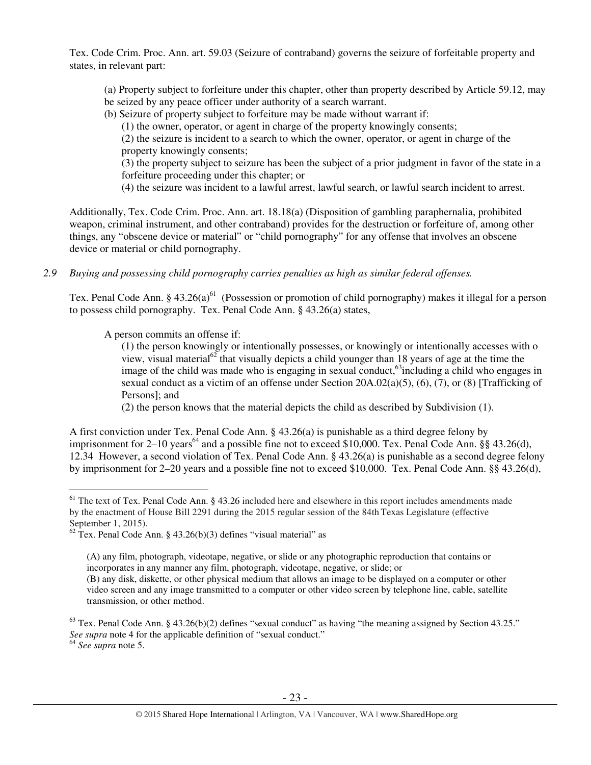Tex. Code Crim. Proc. Ann. art. 59.03 (Seizure of contraband) governs the seizure of forfeitable property and states, in relevant part:

> (a) Property subject to forfeiture under this chapter, other than property described by Article 59.12, may be seized by any peace officer under authority of a search warrant.
> (b) Seizure of property subject to forfeiture may be made without warrant if:
> > (1) the owner, operator, or agent in charge of the property knowingly consents;
> > (2) the seizure is incident to a search to which the owner, operator, or agent in charge of the property knowingly consents;
> > (3) the property subject to seizure has been the subject of a prior judgment in favor of the state in a forfeiture proceeding under this chapter; or
> > (4) the seizure was incident to a lawful arrest, lawful search, or lawful search incident to arrest.

Additionally, Tex. Code Crim. Proc. Ann. art. 18.18(a) (Disposition of gambling paraphernalia, prohibited weapon, criminal instrument, and other contraband) provides for the destruction or forfeiture of, among other things, any "obscene device or material" or "child pornography" for any offense that involves an obscene device or material or child pornography.

*2.9 Buying and possessing child pornography carries penalties as high as similar federal offenses.*

Tex. Penal Code Ann. § 43.26(a)[61] (Possession or promotion of child pornography) makes it illegal for a person to possess child pornography. Tex. Penal Code Ann. § 43.26(a) states,

> A person commits an offense if:
> > (1) the person knowingly or intentionally possesses, or knowingly or intentionally accesses with o view, visual material[62] that visually depicts a child younger than 18 years of age at the time the image of the child was made who is engaging in sexual conduct,[63]including a child who engages in sexual conduct as a victim of an offense under Section 20A.02(a)(5), (6), (7), or (8) [Trafficking of Persons]; and
> > (2) the person knows that the material depicts the child as described by Subdivision (1).

A first conviction under Tex. Penal Code Ann. § 43.26(a) is punishable as a third degree felony by imprisonment for 2–10 years[64] and a possible fine not to exceed $10,000. Tex. Penal Code Ann. §§ 43.26(d), 12.34 However, a second violation of Tex. Penal Code Ann. § 43.26(a) is punishable as a second degree felony by imprisonment for 2–20 years and a possible fine not to exceed $10,000. Tex. Penal Code Ann. §§ 43.26(d),

---

[61] The text of Tex. Penal Code Ann. § 43.26 included here and elsewhere in this report includes amendments made by the enactment of House Bill 2291 during the 2015 regular session of the 84th Texas Legislature (effective September 1, 2015).

[62] Tex. Penal Code Ann. § 43.26(b)(3) defines "visual material" as

> (A) any film, photograph, videotape, negative, or slide or any photographic reproduction that contains or incorporates in any manner any film, photograph, videotape, negative, or slide; or
> (B) any disk, diskette, or other physical medium that allows an image to be displayed on a computer or other video screen and any image transmitted to a computer or other video screen by telephone line, cable, satellite transmission, or other method.

[63] Tex. Penal Code Ann. § 43.26(b)(2) defines "sexual conduct" as having "the meaning assigned by Section 43.25." *See supra* note 4 for the applicable definition of "sexual conduct."

[64] *See supra* note 5.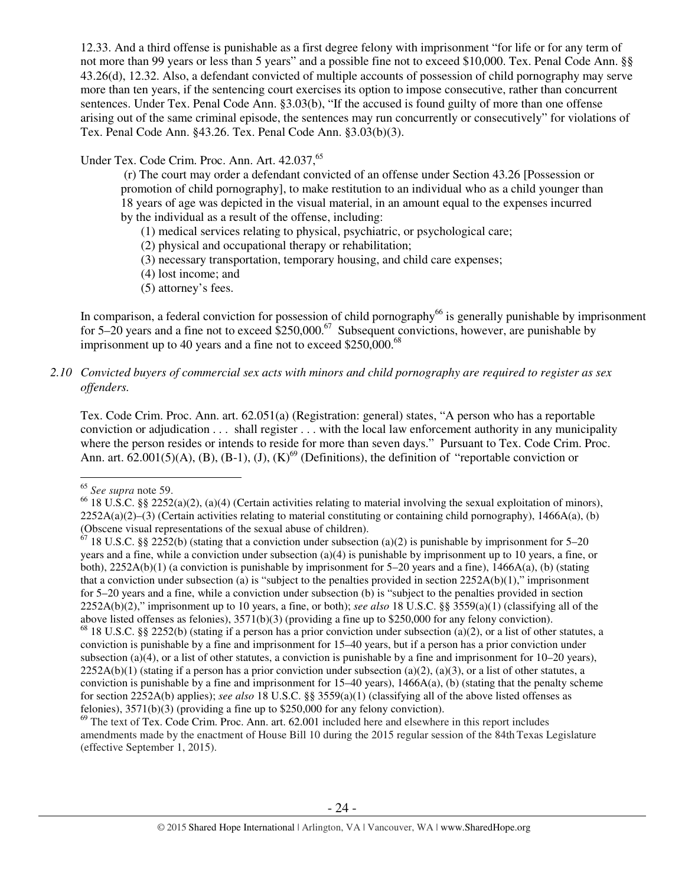12.33. And a third offense is punishable as a first degree felony with imprisonment "for life or for any term of not more than 99 years or less than 5 years" and a possible fine not to exceed $10,000. Tex. Penal Code Ann. §§ 43.26(d), 12.32. Also, a defendant convicted of multiple accounts of possession of child pornography may serve more than ten years, if the sentencing court exercises its option to impose consecutive, rather than concurrent sentences. Under Tex. Penal Code Ann. §3.03(b), "If the accused is found guilty of more than one offense arising out of the same criminal episode, the sentences may run concurrently or consecutively" for violations of Tex. Penal Code Ann. §43.26. Tex. Penal Code Ann. §3.03(b)(3).

Under Tex. Code Crim. Proc. Ann. Art. 42.037,[65]

> (r) The court may order a defendant convicted of an offense under Section 43.26 [Possession or promotion of child pornography], to make restitution to an individual who as a child younger than 18 years of age was depicted in the visual material, in an amount equal to the expenses incurred by the individual as a result of the offense, including:
>
> (1) medical services relating to physical, psychiatric, or psychological care;
>
> (2) physical and occupational therapy or rehabilitation;
>
> (3) necessary transportation, temporary housing, and child care expenses;
>
> (4) lost income; and
>
> (5) attorney's fees.

In comparison, a federal conviction for possession of child pornography[66] is generally punishable by imprisonment for 5–20 years and a fine not to exceed $250,000.[67] Subsequent convictions, however, are punishable by imprisonment up to 40 years and a fine not to exceed $250,000.[68]

*2.10 Convicted buyers of commercial sex acts with minors and child pornography are required to register as sex offenders.*

Tex. Code Crim. Proc. Ann. art. 62.051(a) (Registration: general) states, "A person who has a reportable conviction or adjudication . . . shall register . . . with the local law enforcement authority in any municipality where the person resides or intends to reside for more than seven days." Pursuant to Tex. Code Crim. Proc. Ann. art. 62.001(5)(A), (B), (B-1), (J), (K)[69] (Definitions), the definition of "reportable conviction or

---

[65] *See supra* note 59.

[66] 18 U.S.C. §§ 2252(a)(2), (a)(4) (Certain activities relating to material involving the sexual exploitation of minors), 2252A(a)(2)–(3) (Certain activities relating to material constituting or containing child pornography), 1466A(a), (b) (Obscene visual representations of the sexual abuse of children).

[67] 18 U.S.C. §§ 2252(b) (stating that a conviction under subsection (a)(2) is punishable by imprisonment for 5–20 years and a fine, while a conviction under subsection (a)(4) is punishable by imprisonment up to 10 years, a fine, or both), 2252A(b)(1) (a conviction is punishable by imprisonment for 5–20 years and a fine), 1466A(a), (b) (stating that a conviction under subsection (a) is "subject to the penalties provided in section 2252A(b)(1)," imprisonment for 5–20 years and a fine, while a conviction under subsection (b) is "subject to the penalties provided in section 2252A(b)(2)," imprisonment up to 10 years, a fine, or both); *see also* 18 U.S.C. §§ 3559(a)(1) (classifying all of the above listed offenses as felonies), 3571(b)(3) (providing a fine up to $250,000 for any felony conviction).

[68] 18 U.S.C. §§ 2252(b) (stating if a person has a prior conviction under subsection (a)(2), or a list of other statutes, a conviction is punishable by a fine and imprisonment for 15–40 years, but if a person has a prior conviction under subsection (a)(4), or a list of other statutes, a conviction is punishable by a fine and imprisonment for 10–20 years), 2252A(b)(1) (stating if a person has a prior conviction under subsection (a)(2), (a)(3), or a list of other statutes, a conviction is punishable by a fine and imprisonment for 15–40 years), 1466A(a), (b) (stating that the penalty scheme for section 2252A(b) applies); *see also* 18 U.S.C. §§ 3559(a)(1) (classifying all of the above listed offenses as felonies), 3571(b)(3) (providing a fine up to $250,000 for any felony conviction).

[69] The text of Tex. Code Crim. Proc. Ann. art. 62.001 included here and elsewhere in this report includes amendments made by the enactment of House Bill 10 during the 2015 regular session of the 84th Texas Legislature (effective September 1, 2015).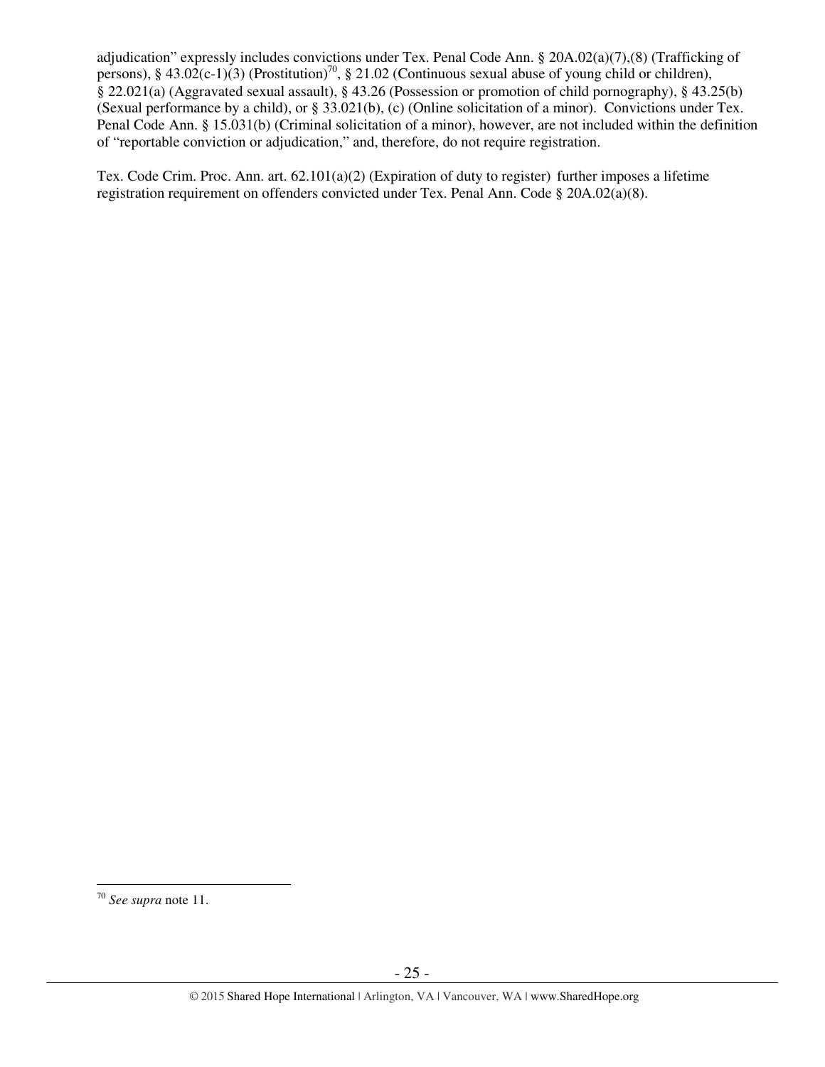adjudication" expressly includes convictions under Tex. Penal Code Ann. § 20A.02(a)(7),(8) (Trafficking of persons), § 43.02(c-1)(3) (Prostitution)[70], § 21.02 (Continuous sexual abuse of young child or children), § 22.021(a) (Aggravated sexual assault), § 43.26 (Possession or promotion of child pornography), § 43.25(b) (Sexual performance by a child), or § 33.021(b), (c) (Online solicitation of a minor). Convictions under Tex. Penal Code Ann. § 15.031(b) (Criminal solicitation of a minor), however, are not included within the definition of "reportable conviction or adjudication," and, therefore, do not require registration.

Tex. Code Crim. Proc. Ann. art. 62.101(a)(2) (Expiration of duty to register) further imposes a lifetime registration requirement on offenders convicted under Tex. Penal Ann. Code § 20A.02(a)(8).

---

[70] *See supra* note 11.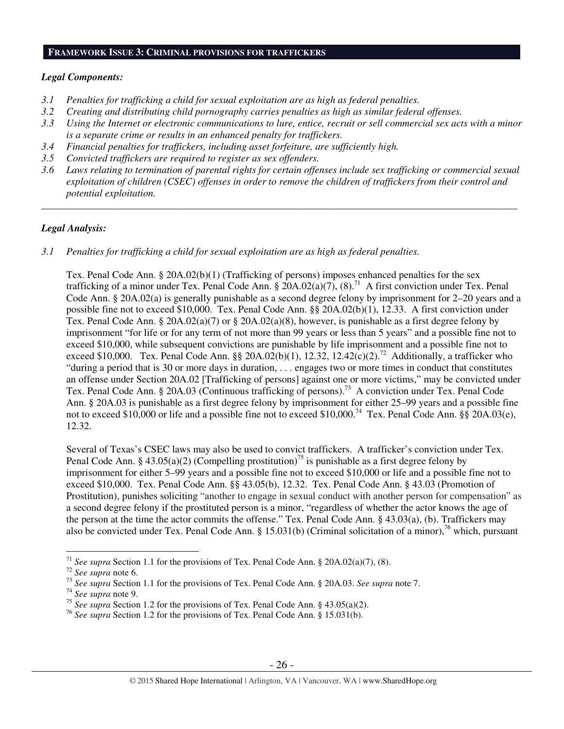## FRAMEWORK ISSUE 3: CRIMINAL PROVISIONS FOR TRAFFICKERS

***Legal Components:***

*3.1 Penalties for trafficking a child for sexual exploitation are as high as federal penalties.*
*3.2 Creating and distributing child pornography carries penalties as high as similar federal offenses.*
*3.3 Using the Internet or electronic communications to lure, entice, recruit or sell commercial sex acts with a minor is a separate crime or results in an enhanced penalty for traffickers.*
*3.4 Financial penalties for traffickers, including asset forfeiture, are sufficiently high.*
*3.5 Convicted traffickers are required to register as sex offenders.*
*3.6 Laws relating to termination of parental rights for certain offenses include sex trafficking or commercial sexual exploitation of children (CSEC) offenses in order to remove the children of traffickers from their control and potential exploitation.*

---

***Legal Analysis:***

*3.1 Penalties for trafficking a child for sexual exploitation are as high as federal penalties.*

Tex. Penal Code Ann. § 20A.02(b)(1) (Trafficking of persons) imposes enhanced penalties for the sex trafficking of a minor under Tex. Penal Code Ann. § 20A.02(a)(7), (8).[71] A first conviction under Tex. Penal Code Ann. § 20A.02(a) is generally punishable as a second degree felony by imprisonment for 2–20 years and a possible fine not to exceed $10,000. Tex. Penal Code Ann. §§ 20A.02(b)(1), 12.33. A first conviction under Tex. Penal Code Ann. § 20A.02(a)(7) or § 20A.02(a)(8), however, is punishable as a first degree felony by imprisonment "for life or for any term of not more than 99 years or less than 5 years" and a possible fine not to exceed $10,000, while subsequent convictions are punishable by life imprisonment and a possible fine not to exceed $10,000. Tex. Penal Code Ann. §§ 20A.02(b)(1), 12.32, 12.42(c)(2).[72] Additionally, a trafficker who "during a period that is 30 or more days in duration, . . . engages two or more times in conduct that constitutes an offense under Section 20A.02 [Trafficking of persons] against one or more victims," may be convicted under Tex. Penal Code Ann. § 20A.03 (Continuous trafficking of persons).[73] A conviction under Tex. Penal Code Ann. § 20A.03 is punishable as a first degree felony by imprisonment for either 25–99 years and a possible fine not to exceed $10,000 or life and a possible fine not to exceed $10,000.[74] Tex. Penal Code Ann. §§ 20A.03(e), 12.32.

Several of Texas's CSEC laws may also be used to convict traffickers. A trafficker's conviction under Tex. Penal Code Ann. § 43.05(a)(2) (Compelling prostitution)[75] is punishable as a first degree felony by imprisonment for either 5–99 years and a possible fine not to exceed $10,000 or life and a possible fine not to exceed $10,000. Tex. Penal Code Ann. §§ 43.05(b), 12.32. Tex. Penal Code Ann. § 43.03 (Promotion of Prostitution), punishes soliciting "another to engage in sexual conduct with another person for compensation" as a second degree felony if the prostituted person is a minor, "regardless of whether the actor knows the age of the person at the time the actor commits the offense." Tex. Penal Code Ann. § 43.03(a), (b). Traffickers may also be convicted under Tex. Penal Code Ann. § 15.031(b) (Criminal solicitation of a minor),[76] which, pursuant

---

[71] *See supra* Section 1.1 for the provisions of Tex. Penal Code Ann. § 20A.02(a)(7), (8).
[72] *See supra* note 6.
[73] *See supra* Section 1.1 for the provisions of Tex. Penal Code Ann. § 20A.03. *See supra* note 7.
[74] *See supra* note 9.
[75] *See supra* Section 1.2 for the provisions of Tex. Penal Code Ann. § 43.05(a)(2).
[76] *See supra* Section 1.2 for the provisions of Tex. Penal Code Ann. § 15.031(b).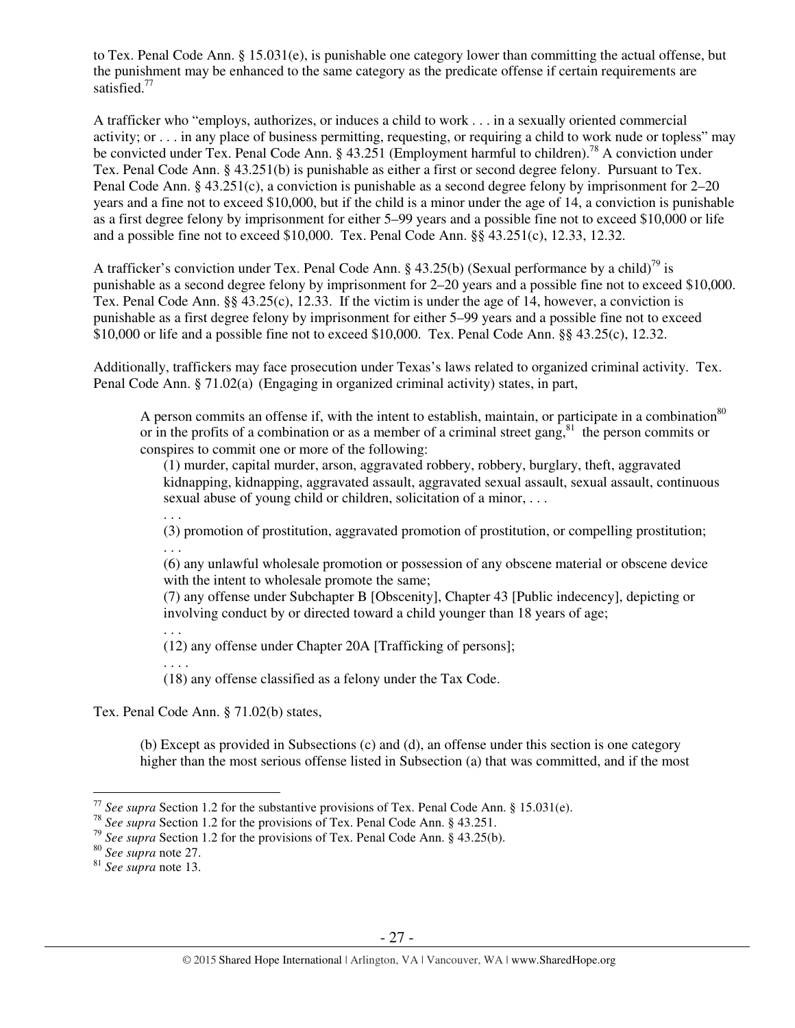to Tex. Penal Code Ann. § 15.031(e), is punishable one category lower than committing the actual offense, but the punishment may be enhanced to the same category as the predicate offense if certain requirements are satisfied.[77]

A trafficker who "employs, authorizes, or induces a child to work . . . in a sexually oriented commercial activity; or . . . in any place of business permitting, requesting, or requiring a child to work nude or topless" may be convicted under Tex. Penal Code Ann. § 43.251 (Employment harmful to children).[78] A conviction under Tex. Penal Code Ann. § 43.251(b) is punishable as either a first or second degree felony. Pursuant to Tex. Penal Code Ann. § 43.251(c), a conviction is punishable as a second degree felony by imprisonment for 2–20 years and a fine not to exceed $10,000, but if the child is a minor under the age of 14, a conviction is punishable as a first degree felony by imprisonment for either 5–99 years and a possible fine not to exceed $10,000 or life and a possible fine not to exceed $10,000. Tex. Penal Code Ann. §§ 43.251(c), 12.33, 12.32.

A trafficker's conviction under Tex. Penal Code Ann. § 43.25(b) (Sexual performance by a child)[79] is punishable as a second degree felony by imprisonment for 2–20 years and a possible fine not to exceed $10,000. Tex. Penal Code Ann. §§ 43.25(c), 12.33. If the victim is under the age of 14, however, a conviction is punishable as a first degree felony by imprisonment for either 5–99 years and a possible fine not to exceed $10,000 or life and a possible fine not to exceed $10,000. Tex. Penal Code Ann. §§ 43.25(c), 12.32.

Additionally, traffickers may face prosecution under Texas's laws related to organized criminal activity. Tex. Penal Code Ann. § 71.02(a) (Engaging in organized criminal activity) states, in part,

> A person commits an offense if, with the intent to establish, maintain, or participate in a combination[80] or in the profits of a combination or as a member of a criminal street gang,[81] the person commits or conspires to commit one or more of the following:
>
> (1) murder, capital murder, arson, aggravated robbery, robbery, burglary, theft, aggravated kidnapping, kidnapping, aggravated assault, aggravated sexual assault, sexual assault, continuous sexual abuse of young child or children, solicitation of a minor, . . .
>
> . . .
>
> (3) promotion of prostitution, aggravated promotion of prostitution, or compelling prostitution;
>
> . . .
>
> (6) any unlawful wholesale promotion or possession of any obscene material or obscene device with the intent to wholesale promote the same;
>
> (7) any offense under Subchapter B [Obscenity], Chapter 43 [Public indecency], depicting or involving conduct by or directed toward a child younger than 18 years of age;
>
> . . .
>
> (12) any offense under Chapter 20A [Trafficking of persons];
>
> . . . .
>
> (18) any offense classified as a felony under the Tax Code.

Tex. Penal Code Ann. § 71.02(b) states,

> (b) Except as provided in Subsections (c) and (d), an offense under this section is one category higher than the most serious offense listed in Subsection (a) that was committed, and if the most

---

[77] *See supra* Section 1.2 for the substantive provisions of Tex. Penal Code Ann. § 15.031(e).

[78] *See supra* Section 1.2 for the provisions of Tex. Penal Code Ann. § 43.251.

[79] *See supra* Section 1.2 for the provisions of Tex. Penal Code Ann. § 43.25(b).

[80] *See supra* note 27.

[81] *See supra* note 13.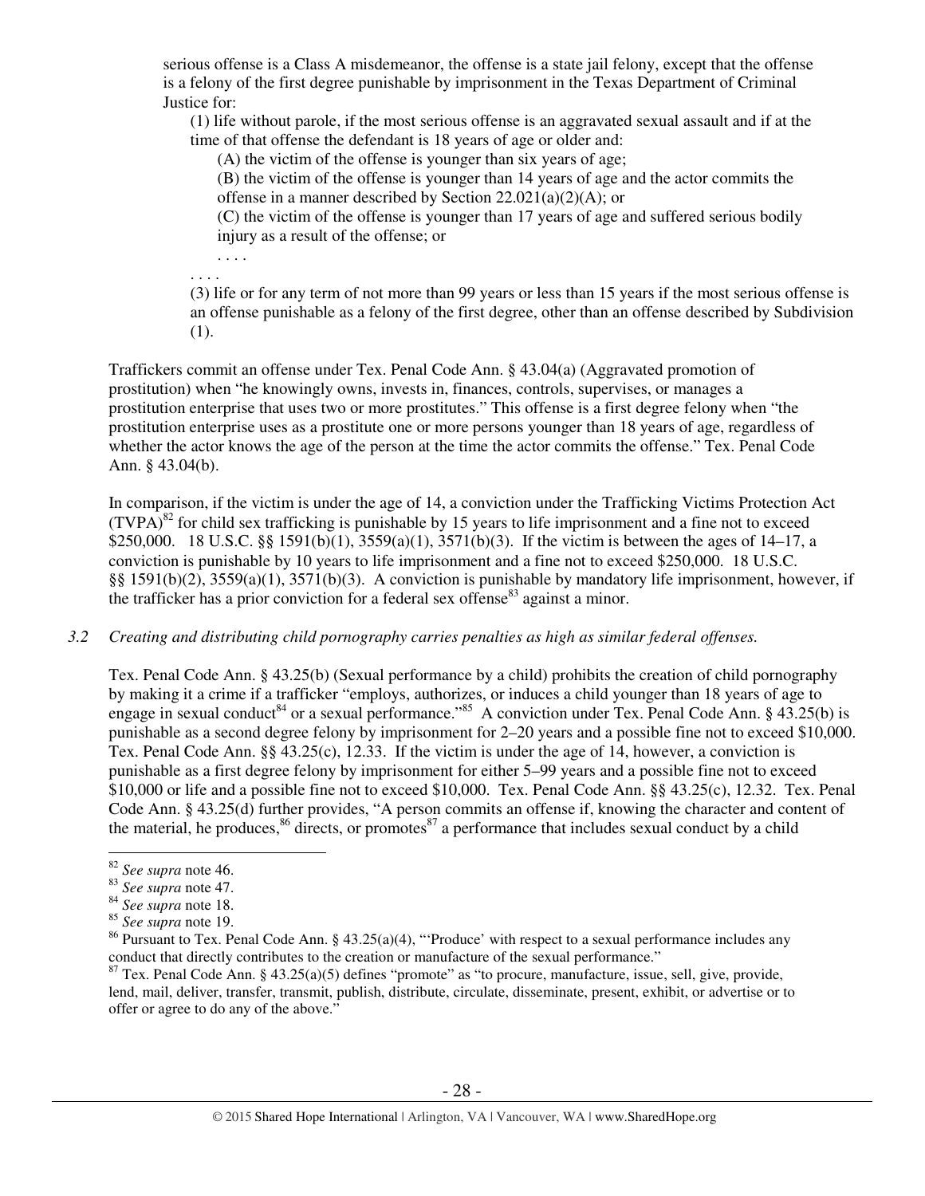serious offense is a Class A misdemeanor, the offense is a state jail felony, except that the offense is a felony of the first degree punishable by imprisonment in the Texas Department of Criminal Justice for:

> (1) life without parole, if the most serious offense is an aggravated sexual assault and if at the time of that offense the defendant is 18 years of age or older and:
>
> > (A) the victim of the offense is younger than six years of age;
> >
> > (B) the victim of the offense is younger than 14 years of age and the actor commits the offense in a manner described by Section 22.021(a)(2)(A); or
> >
> > (C) the victim of the offense is younger than 17 years of age and suffered serious bodily injury as a result of the offense; or
> >
> > . . . .
>
> . . . .
>
> (3) life or for any term of not more than 99 years or less than 15 years if the most serious offense is an offense punishable as a felony of the first degree, other than an offense described by Subdivision (1).

Traffickers commit an offense under Tex. Penal Code Ann. § 43.04(a) (Aggravated promotion of prostitution) when "he knowingly owns, invests in, finances, controls, supervises, or manages a prostitution enterprise that uses two or more prostitutes." This offense is a first degree felony when "the prostitution enterprise uses as a prostitute one or more persons younger than 18 years of age, regardless of whether the actor knows the age of the person at the time the actor commits the offense." Tex. Penal Code Ann. § 43.04(b).

In comparison, if the victim is under the age of 14, a conviction under the Trafficking Victims Protection Act (TVPA)[82] for child sex trafficking is punishable by 15 years to life imprisonment and a fine not to exceed $250,000. 18 U.S.C. §§ 1591(b)(1), 3559(a)(1), 3571(b)(3). If the victim is between the ages of 14–17, a conviction is punishable by 10 years to life imprisonment and a fine not to exceed $250,000. 18 U.S.C. §§ 1591(b)(2), 3559(a)(1), 3571(b)(3). A conviction is punishable by mandatory life imprisonment, however, if the trafficker has a prior conviction for a federal sex offense[83] against a minor.

*3.2 Creating and distributing child pornography carries penalties as high as similar federal offenses.*

Tex. Penal Code Ann. § 43.25(b) (Sexual performance by a child) prohibits the creation of child pornography by making it a crime if a trafficker "employs, authorizes, or induces a child younger than 18 years of age to engage in sexual conduct[84] or a sexual performance."[85] A conviction under Tex. Penal Code Ann. § 43.25(b) is punishable as a second degree felony by imprisonment for 2–20 years and a possible fine not to exceed $10,000. Tex. Penal Code Ann. §§ 43.25(c), 12.33. If the victim is under the age of 14, however, a conviction is punishable as a first degree felony by imprisonment for either 5–99 years and a possible fine not to exceed $10,000 or life and a possible fine not to exceed $10,000. Tex. Penal Code Ann. §§ 43.25(c), 12.32. Tex. Penal Code Ann. § 43.25(d) further provides, "A person commits an offense if, knowing the character and content of the material, he produces,[86] directs, or promotes[87] a performance that includes sexual conduct by a child

---

[82] *See supra* note 46.

[83] *See supra* note 47.

[84] *See supra* note 18.

[85] *See supra* note 19.

[86] Pursuant to Tex. Penal Code Ann. § 43.25(a)(4), "'Produce' with respect to a sexual performance includes any conduct that directly contributes to the creation or manufacture of the sexual performance."

[87] Tex. Penal Code Ann. § 43.25(a)(5) defines "promote" as "to procure, manufacture, issue, sell, give, provide, lend, mail, deliver, transfer, transmit, publish, distribute, circulate, disseminate, present, exhibit, or advertise or to offer or agree to do any of the above."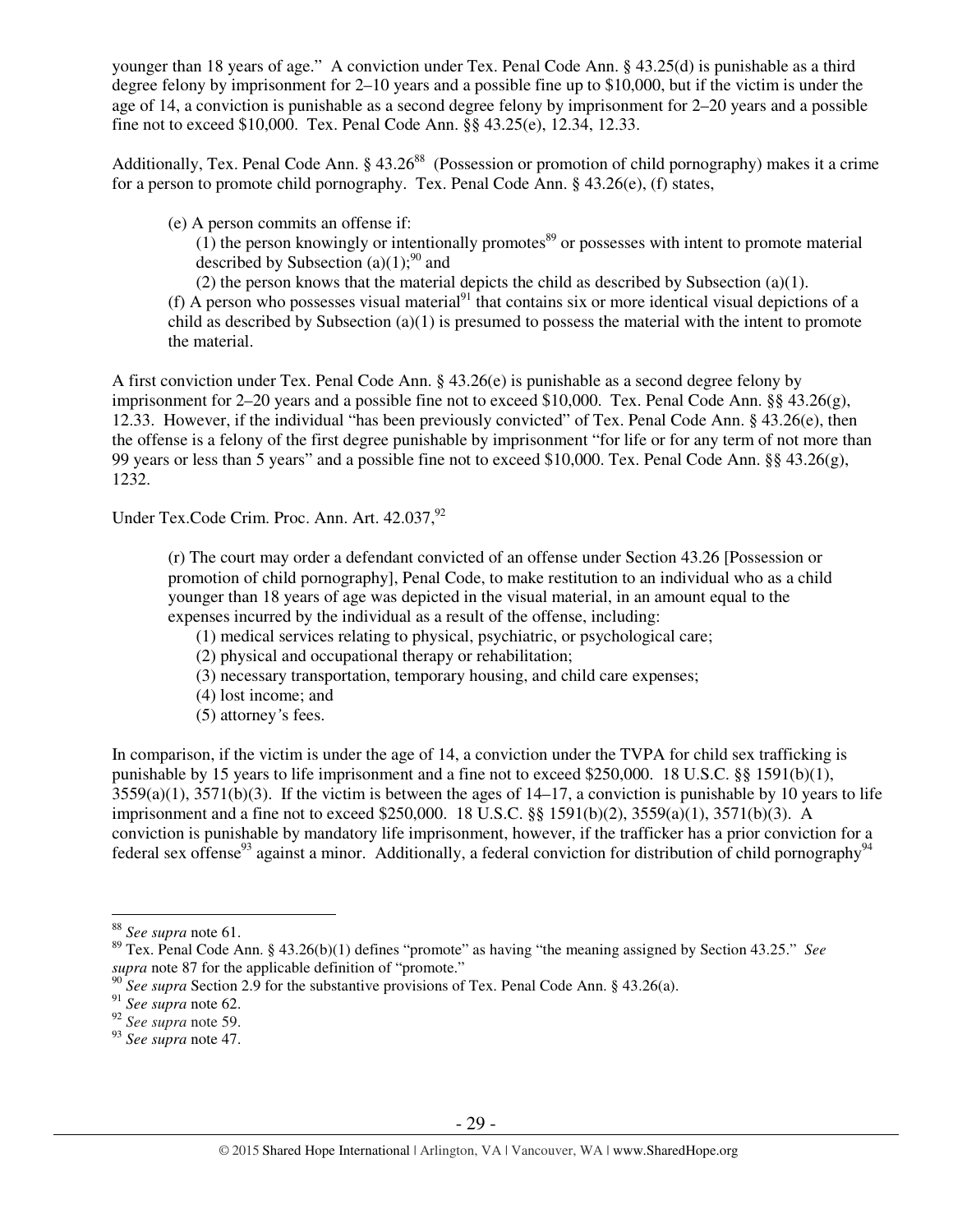younger than 18 years of age." A conviction under Tex. Penal Code Ann. § 43.25(d) is punishable as a third degree felony by imprisonment for 2–10 years and a possible fine up to $10,000, but if the victim is under the age of 14, a conviction is punishable as a second degree felony by imprisonment for 2–20 years and a possible fine not to exceed $10,000. Tex. Penal Code Ann. §§ 43.25(e), 12.34, 12.33.

Additionally, Tex. Penal Code Ann. § 43.26[88] (Possession or promotion of child pornography) makes it a crime for a person to promote child pornography. Tex. Penal Code Ann. § 43.26(e), (f) states,

> (e) A person commits an offense if:
>
> (1) the person knowingly or intentionally promotes[89] or possesses with intent to promote material described by Subsection (a)(1);[90] and
>
> (2) the person knows that the material depicts the child as described by Subsection (a)(1).
>
> (f) A person who possesses visual material[91] that contains six or more identical visual depictions of a child as described by Subsection (a)(1) is presumed to possess the material with the intent to promote the material.

A first conviction under Tex. Penal Code Ann. § 43.26(e) is punishable as a second degree felony by imprisonment for 2–20 years and a possible fine not to exceed $10,000. Tex. Penal Code Ann. §§ 43.26(g), 12.33. However, if the individual "has been previously convicted" of Tex. Penal Code Ann. § 43.26(e), then the offense is a felony of the first degree punishable by imprisonment "for life or for any term of not more than 99 years or less than 5 years" and a possible fine not to exceed $10,000. Tex. Penal Code Ann. §§ 43.26(g), 1232.

Under Tex.Code Crim. Proc. Ann. Art. 42.037,[92]

> (r) The court may order a defendant convicted of an offense under Section 43.26 [Possession or promotion of child pornography], Penal Code, to make restitution to an individual who as a child younger than 18 years of age was depicted in the visual material, in an amount equal to the expenses incurred by the individual as a result of the offense, including:
>
> (1) medical services relating to physical, psychiatric, or psychological care;
>
> (2) physical and occupational therapy or rehabilitation;
>
> (3) necessary transportation, temporary housing, and child care expenses;
>
> (4) lost income; and
>
> (5) attorney's fees.

In comparison, if the victim is under the age of 14, a conviction under the TVPA for child sex trafficking is punishable by 15 years to life imprisonment and a fine not to exceed $250,000. 18 U.S.C. §§ 1591(b)(1), 3559(a)(1), 3571(b)(3). If the victim is between the ages of 14–17, a conviction is punishable by 10 years to life imprisonment and a fine not to exceed $250,000. 18 U.S.C. §§ 1591(b)(2), 3559(a)(1), 3571(b)(3). A conviction is punishable by mandatory life imprisonment, however, if the trafficker has a prior conviction for a federal sex offense[93] against a minor. Additionally, a federal conviction for distribution of child pornography[94]

---

[88] *See supra* note 61.

[89] Tex. Penal Code Ann. § 43.26(b)(1) defines "promote" as having "the meaning assigned by Section 43.25." *See supra* note 87 for the applicable definition of "promote."

[90] *See supra* Section 2.9 for the substantive provisions of Tex. Penal Code Ann. § 43.26(a).

[91] *See supra* note 62.

[92] *See supra* note 59.

[93] *See supra* note 47.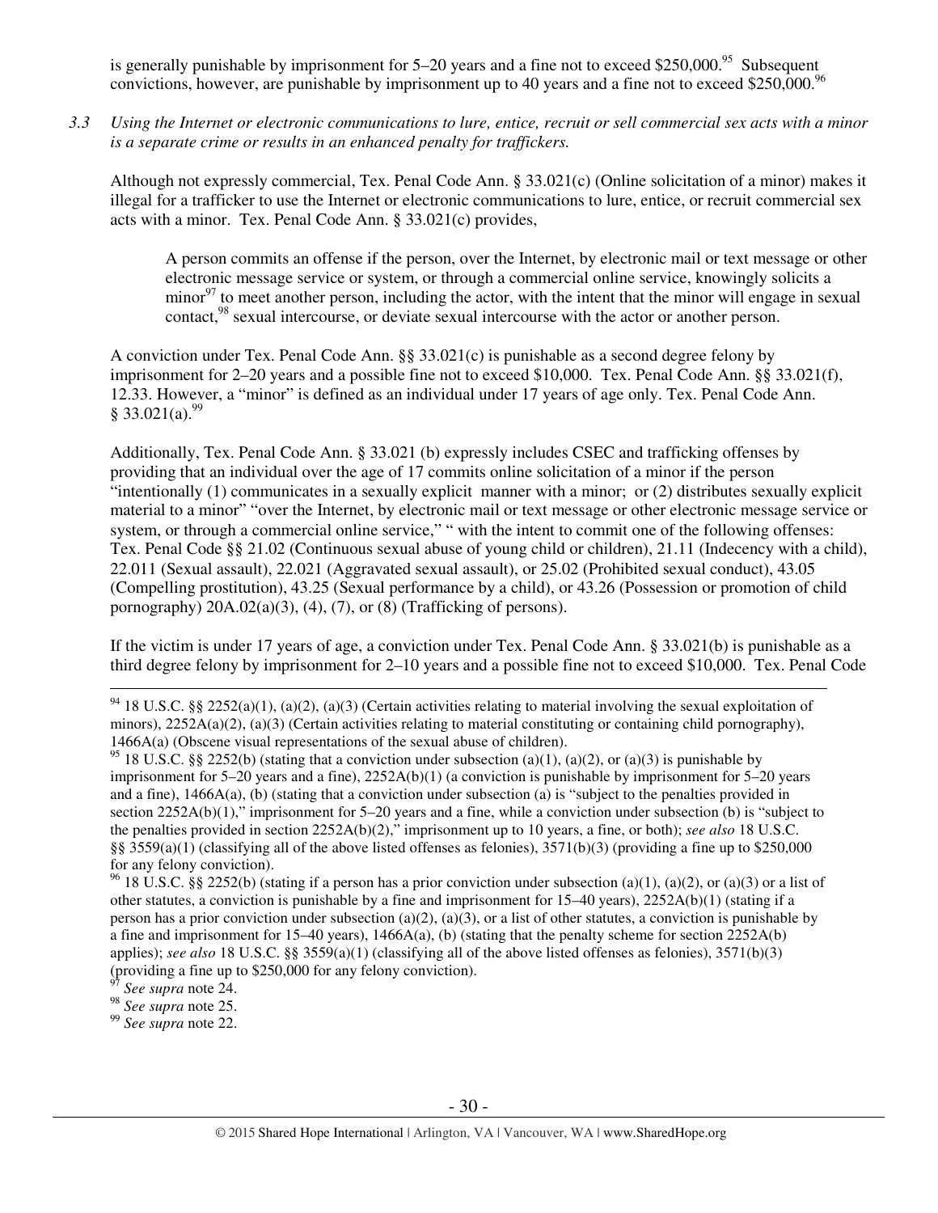is generally punishable by imprisonment for 5–20 years and a fine not to exceed $250,000.[95] Subsequent convictions, however, are punishable by imprisonment up to 40 years and a fine not to exceed $250,000.[96]

*3.3 Using the Internet or electronic communications to lure, entice, recruit or sell commercial sex acts with a minor is a separate crime or results in an enhanced penalty for traffickers.*

Although not expressly commercial, Tex. Penal Code Ann. § 33.021(c) (Online solicitation of a minor) makes it illegal for a trafficker to use the Internet or electronic communications to lure, entice, or recruit commercial sex acts with a minor. Tex. Penal Code Ann. § 33.021(c) provides,

> A person commits an offense if the person, over the Internet, by electronic mail or text message or other electronic message service or system, or through a commercial online service, knowingly solicits a minor[97] to meet another person, including the actor, with the intent that the minor will engage in sexual contact,[98] sexual intercourse, or deviate sexual intercourse with the actor or another person.

A conviction under Tex. Penal Code Ann. §§ 33.021(c) is punishable as a second degree felony by imprisonment for 2–20 years and a possible fine not to exceed $10,000. Tex. Penal Code Ann. §§ 33.021(f), 12.33. However, a "minor" is defined as an individual under 17 years of age only. Tex. Penal Code Ann. § 33.021(a).[99]

Additionally, Tex. Penal Code Ann. § 33.021 (b) expressly includes CSEC and trafficking offenses by providing that an individual over the age of 17 commits online solicitation of a minor if the person "intentionally (1) communicates in a sexually explicit manner with a minor; or (2) distributes sexually explicit material to a minor" "over the Internet, by electronic mail or text message or other electronic message service or system, or through a commercial online service," " with the intent to commit one of the following offenses: Tex. Penal Code §§ 21.02 (Continuous sexual abuse of young child or children), 21.11 (Indecency with a child), 22.011 (Sexual assault), 22.021 (Aggravated sexual assault), or 25.02 (Prohibited sexual conduct), 43.05 (Compelling prostitution), 43.25 (Sexual performance by a child), or 43.26 (Possession or promotion of child pornography) 20A.02(a)(3), (4), (7), or (8) (Trafficking of persons).

If the victim is under 17 years of age, a conviction under Tex. Penal Code Ann. § 33.021(b) is punishable as a third degree felony by imprisonment for 2–10 years and a possible fine not to exceed $10,000. Tex. Penal Code

---

[94] 18 U.S.C. §§ 2252(a)(1), (a)(2), (a)(3) (Certain activities relating to material involving the sexual exploitation of minors), 2252A(a)(2), (a)(3) (Certain activities relating to material constituting or containing child pornography), 1466A(a) (Obscene visual representations of the sexual abuse of children).

[95] 18 U.S.C. §§ 2252(b) (stating that a conviction under subsection (a)(1), (a)(2), or (a)(3) is punishable by imprisonment for 5–20 years and a fine), 2252A(b)(1) (a conviction is punishable by imprisonment for 5–20 years and a fine), 1466A(a), (b) (stating that a conviction under subsection (a) is "subject to the penalties provided in section 2252A(b)(1)," imprisonment for 5–20 years and a fine, while a conviction under subsection (b) is "subject to the penalties provided in section 2252A(b)(2)," imprisonment up to 10 years, a fine, or both); *see also* 18 U.S.C. §§ 3559(a)(1) (classifying all of the above listed offenses as felonies), 3571(b)(3) (providing a fine up to $250,000 for any felony conviction).

[96] 18 U.S.C. §§ 2252(b) (stating if a person has a prior conviction under subsection (a)(1), (a)(2), or (a)(3) or a list of other statutes, a conviction is punishable by a fine and imprisonment for 15–40 years), 2252A(b)(1) (stating if a person has a prior conviction under subsection (a)(2), (a)(3), or a list of other statutes, a conviction is punishable by a fine and imprisonment for 15–40 years), 1466A(a), (b) (stating that the penalty scheme for section 2252A(b) applies); *see also* 18 U.S.C. §§ 3559(a)(1) (classifying all of the above listed offenses as felonies), 3571(b)(3) (providing a fine up to $250,000 for any felony conviction).

[97] *See supra* note 24.

[98] *See supra* note 25.

[99] *See supra* note 22.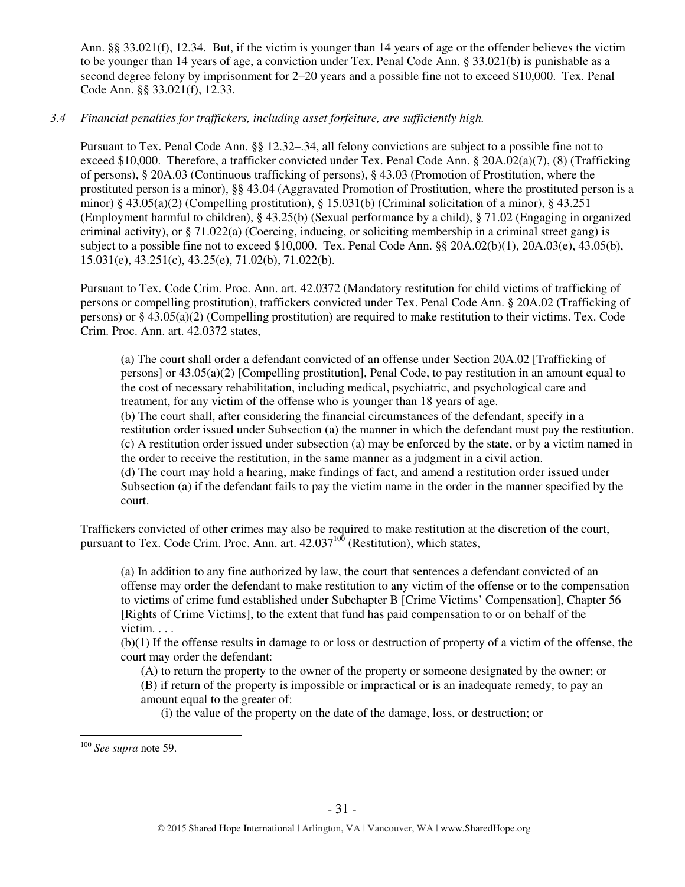Ann. §§ 33.021(f), 12.34. But, if the victim is younger than 14 years of age or the offender believes the victim to be younger than 14 years of age, a conviction under Tex. Penal Code Ann. § 33.021(b) is punishable as a second degree felony by imprisonment for 2–20 years and a possible fine not to exceed $10,000. Tex. Penal Code Ann. §§ 33.021(f), 12.33.

*3.4 Financial penalties for traffickers, including asset forfeiture, are sufficiently high.*

Pursuant to Tex. Penal Code Ann. §§ 12.32–.34, all felony convictions are subject to a possible fine not to exceed $10,000. Therefore, a trafficker convicted under Tex. Penal Code Ann. § 20A.02(a)(7), (8) (Trafficking of persons), § 20A.03 (Continuous trafficking of persons), § 43.03 (Promotion of Prostitution, where the prostituted person is a minor), §§ 43.04 (Aggravated Promotion of Prostitution, where the prostituted person is a minor) § 43.05(a)(2) (Compelling prostitution), § 15.031(b) (Criminal solicitation of a minor), § 43.251 (Employment harmful to children), § 43.25(b) (Sexual performance by a child), § 71.02 (Engaging in organized criminal activity), or § 71.022(a) (Coercing, inducing, or soliciting membership in a criminal street gang) is subject to a possible fine not to exceed $10,000. Tex. Penal Code Ann. §§ 20A.02(b)(1), 20A.03(e), 43.05(b), 15.031(e), 43.251(c), 43.25(e), 71.02(b), 71.022(b).

Pursuant to Tex. Code Crim. Proc. Ann. art. 42.0372 (Mandatory restitution for child victims of trafficking of persons or compelling prostitution), traffickers convicted under Tex. Penal Code Ann. § 20A.02 (Trafficking of persons) or § 43.05(a)(2) (Compelling prostitution) are required to make restitution to their victims. Tex. Code Crim. Proc. Ann. art. 42.0372 states,

> (a) The court shall order a defendant convicted of an offense under Section 20A.02 [Trafficking of persons] or 43.05(a)(2) [Compelling prostitution], Penal Code, to pay restitution in an amount equal to the cost of necessary rehabilitation, including medical, psychiatric, and psychological care and treatment, for any victim of the offense who is younger than 18 years of age.
> (b) The court shall, after considering the financial circumstances of the defendant, specify in a restitution order issued under Subsection (a) the manner in which the defendant must pay the restitution.
> (c) A restitution order issued under subsection (a) may be enforced by the state, or by a victim named in the order to receive the restitution, in the same manner as a judgment in a civil action.
> (d) The court may hold a hearing, make findings of fact, and amend a restitution order issued under Subsection (a) if the defendant fails to pay the victim name in the order in the manner specified by the court.

Traffickers convicted of other crimes may also be required to make restitution at the discretion of the court, pursuant to Tex. Code Crim. Proc. Ann. art. 42.037[100] (Restitution), which states,

> (a) In addition to any fine authorized by law, the court that sentences a defendant convicted of an offense may order the defendant to make restitution to any victim of the offense or to the compensation to victims of crime fund established under Subchapter B [Crime Victims' Compensation], Chapter 56 [Rights of Crime Victims], to the extent that fund has paid compensation to or on behalf of the victim. . . .
> (b)(1) If the offense results in damage to or loss or destruction of property of a victim of the offense, the court may order the defendant:
>> (A) to return the property to the owner of the property or someone designated by the owner; or
>> (B) if return of the property is impossible or impractical or is an inadequate remedy, to pay an amount equal to the greater of:
>>> (i) the value of the property on the date of the damage, loss, or destruction; or

---

[100] *See supra* note 59.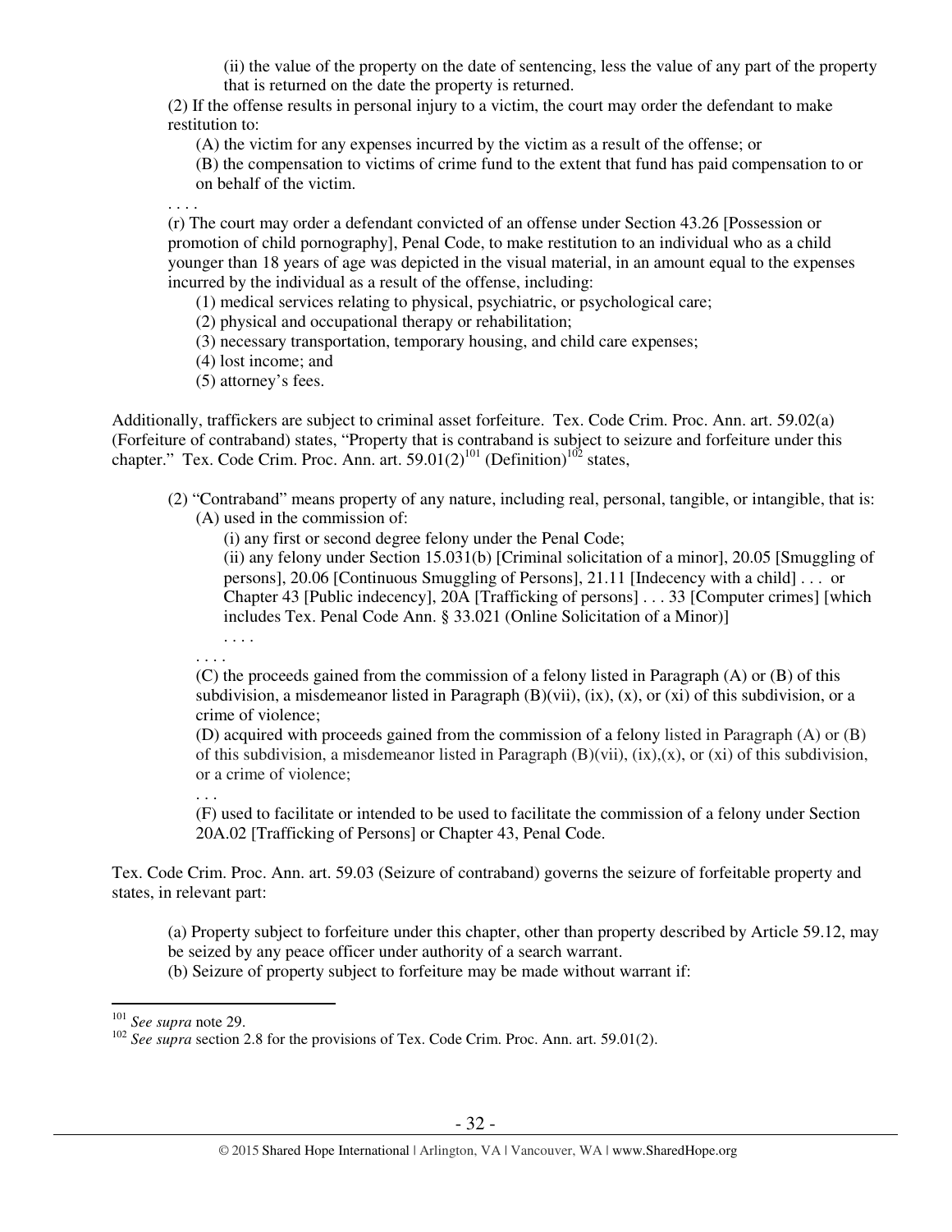(ii) the value of the property on the date of sentencing, less the value of any part of the property that is returned on the date the property is returned.

(2) If the offense results in personal injury to a victim, the court may order the defendant to make restitution to:

(A) the victim for any expenses incurred by the victim as a result of the offense; or

(B) the compensation to victims of crime fund to the extent that fund has paid compensation to or on behalf of the victim.

. . . .

(r) The court may order a defendant convicted of an offense under Section 43.26 [Possession or promotion of child pornography], Penal Code, to make restitution to an individual who as a child younger than 18 years of age was depicted in the visual material, in an amount equal to the expenses incurred by the individual as a result of the offense, including:

(1) medical services relating to physical, psychiatric, or psychological care;

(2) physical and occupational therapy or rehabilitation;

(3) necessary transportation, temporary housing, and child care expenses;

(4) lost income; and

(5) attorney's fees.

Additionally, traffickers are subject to criminal asset forfeiture. Tex. Code Crim. Proc. Ann. art. 59.02(a) (Forfeiture of contraband) states, "Property that is contraband is subject to seizure and forfeiture under this chapter." Tex. Code Crim. Proc. Ann. art. 59.01(2)[101] (Definition)[102] states,

> (2) "Contraband" means property of any nature, including real, personal, tangible, or intangible, that is:
>
> (A) used in the commission of:
>
> (i) any first or second degree felony under the Penal Code;
>
> (ii) any felony under Section 15.031(b) [Criminal solicitation of a minor], 20.05 [Smuggling of persons], 20.06 [Continuous Smuggling of Persons], 21.11 [Indecency with a child] . . . or Chapter 43 [Public indecency], 20A [Trafficking of persons] . . . 33 [Computer crimes] [which includes Tex. Penal Code Ann. § 33.021 (Online Solicitation of a Minor)]
>
> . . . .
>
> . . . .
>
> (C) the proceeds gained from the commission of a felony listed in Paragraph (A) or (B) of this subdivision, a misdemeanor listed in Paragraph (B)(vii), (ix), (x), or (xi) of this subdivision, or a crime of violence;
>
> (D) acquired with proceeds gained from the commission of a felony listed in Paragraph (A) or (B) of this subdivision, a misdemeanor listed in Paragraph (B)(vii), (ix),(x), or (xi) of this subdivision, or a crime of violence;
>
> . . .
>
> (F) used to facilitate or intended to be used to facilitate the commission of a felony under Section 20A.02 [Trafficking of Persons] or Chapter 43, Penal Code.

Tex. Code Crim. Proc. Ann. art. 59.03 (Seizure of contraband) governs the seizure of forfeitable property and states, in relevant part:

> (a) Property subject to forfeiture under this chapter, other than property described by Article 59.12, may be seized by any peace officer under authority of a search warrant.
>
> (b) Seizure of property subject to forfeiture may be made without warrant if:

---

[101] *See supra* note 29.

[102] *See supra* section 2.8 for the provisions of Tex. Code Crim. Proc. Ann. art. 59.01(2).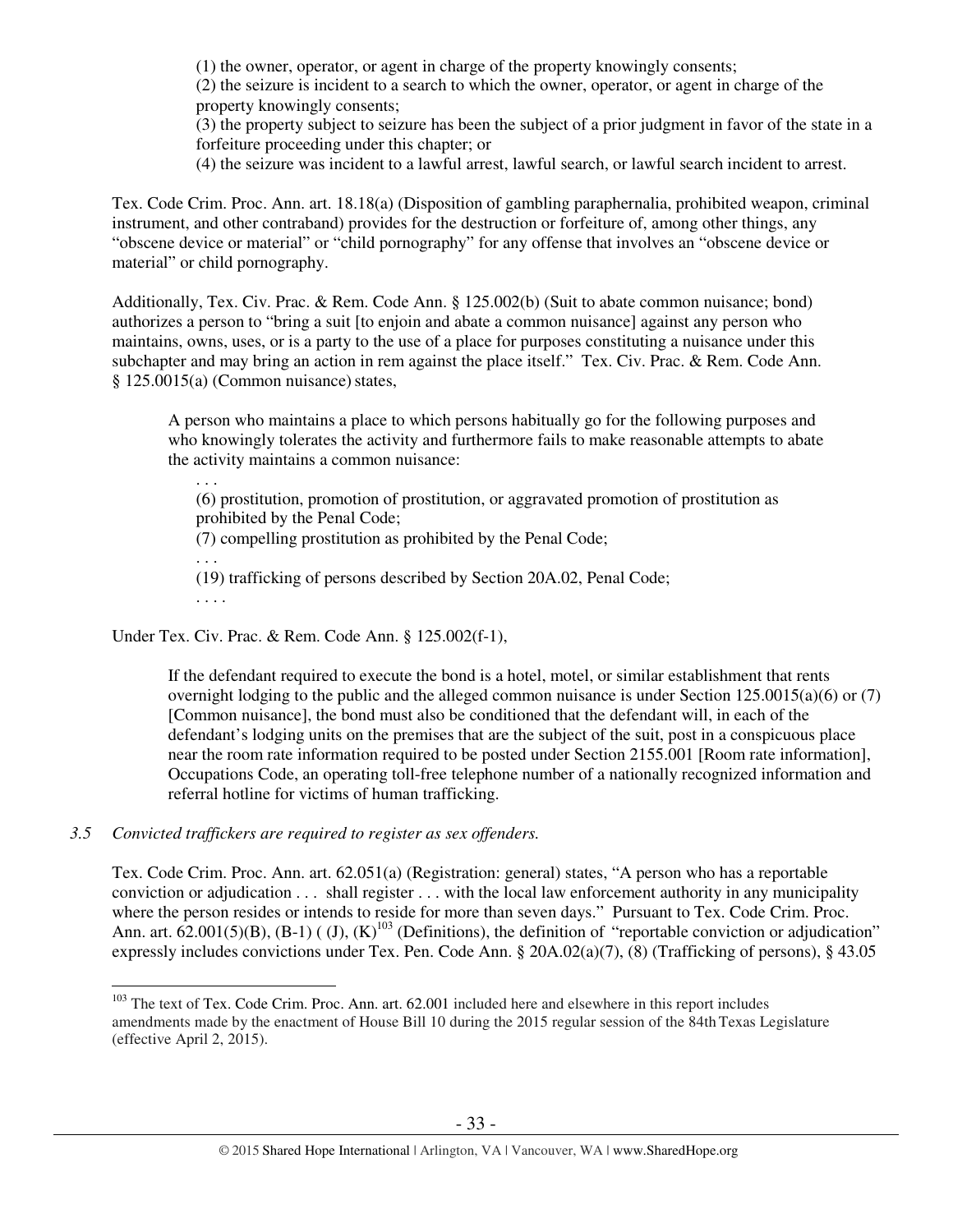(1) the owner, operator, or agent in charge of the property knowingly consents;

(2) the seizure is incident to a search to which the owner, operator, or agent in charge of the property knowingly consents;

(3) the property subject to seizure has been the subject of a prior judgment in favor of the state in a forfeiture proceeding under this chapter; or

(4) the seizure was incident to a lawful arrest, lawful search, or lawful search incident to arrest.

Tex. Code Crim. Proc. Ann. art. 18.18(a) (Disposition of gambling paraphernalia, prohibited weapon, criminal instrument, and other contraband) provides for the destruction or forfeiture of, among other things, any "obscene device or material" or "child pornography" for any offense that involves an "obscene device or material" or child pornography.

Additionally, Tex. Civ. Prac. & Rem. Code Ann. § 125.002(b) (Suit to abate common nuisance; bond) authorizes a person to "bring a suit [to enjoin and abate a common nuisance] against any person who maintains, owns, uses, or is a party to the use of a place for purposes constituting a nuisance under this subchapter and may bring an action in rem against the place itself." Tex. Civ. Prac. & Rem. Code Ann. § 125.0015(a) (Common nuisance) states,

> A person who maintains a place to which persons habitually go for the following purposes and who knowingly tolerates the activity and furthermore fails to make reasonable attempts to abate the activity maintains a common nuisance:
>
> . . .
>
> (6) prostitution, promotion of prostitution, or aggravated promotion of prostitution as prohibited by the Penal Code;
>
> (7) compelling prostitution as prohibited by the Penal Code;
>
> . . .
>
> (19) trafficking of persons described by Section 20A.02, Penal Code;
>
> . . . .

Under Tex. Civ. Prac. & Rem. Code Ann. § 125.002(f-1),

> If the defendant required to execute the bond is a hotel, motel, or similar establishment that rents overnight lodging to the public and the alleged common nuisance is under Section 125.0015(a)(6) or (7) [Common nuisance], the bond must also be conditioned that the defendant will, in each of the defendant's lodging units on the premises that are the subject of the suit, post in a conspicuous place near the room rate information required to be posted under Section 2155.001 [Room rate information], Occupations Code, an operating toll-free telephone number of a nationally recognized information and referral hotline for victims of human trafficking.

*3.5 Convicted traffickers are required to register as sex offenders.*

Tex. Code Crim. Proc. Ann. art. 62.051(a) (Registration: general) states, "A person who has a reportable conviction or adjudication . . . shall register . . . with the local law enforcement authority in any municipality where the person resides or intends to reside for more than seven days." Pursuant to Tex. Code Crim. Proc. Ann. art. 62.001(5)(B), (B-1) ( (J), (K)[103] (Definitions), the definition of "reportable conviction or adjudication" expressly includes convictions under Tex. Pen. Code Ann. § 20A.02(a)(7), (8) (Trafficking of persons), § 43.05

[103] The text of Tex. Code Crim. Proc. Ann. art. 62.001 included here and elsewhere in this report includes amendments made by the enactment of House Bill 10 during the 2015 regular session of the 84th Texas Legislature (effective April 2, 2015).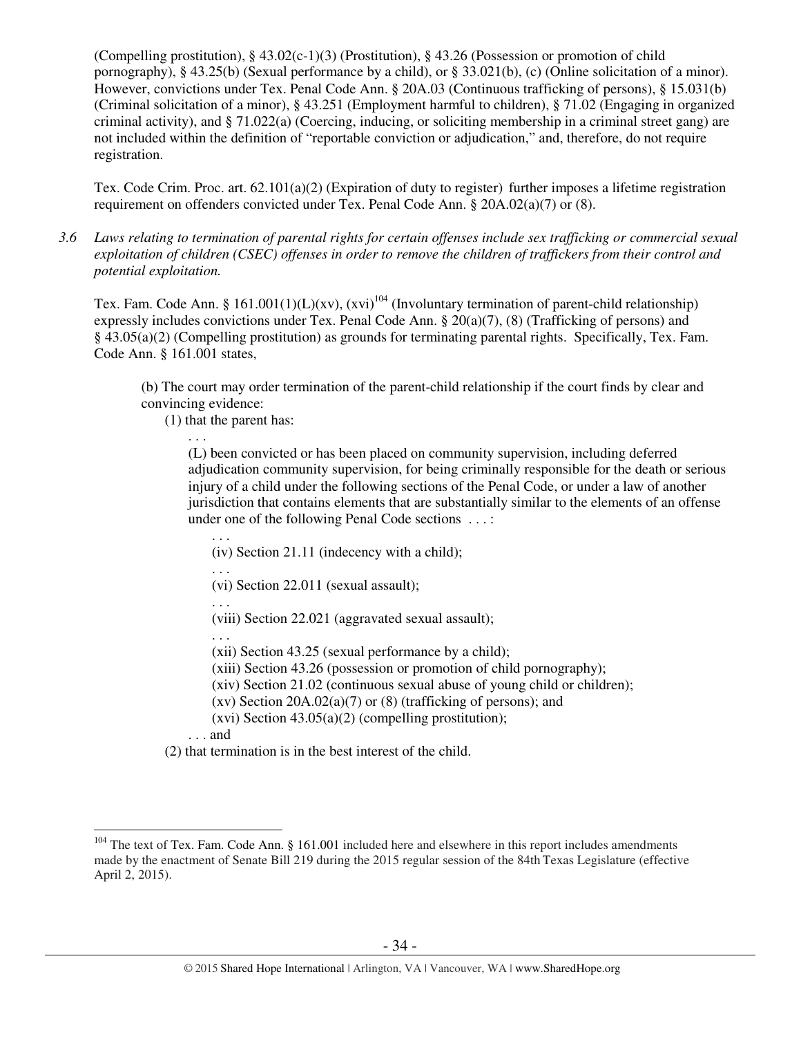(Compelling prostitution), § 43.02(c-1)(3) (Prostitution), § 43.26 (Possession or promotion of child pornography), § 43.25(b) (Sexual performance by a child), or § 33.021(b), (c) (Online solicitation of a minor). However, convictions under Tex. Penal Code Ann. § 20A.03 (Continuous trafficking of persons), § 15.031(b) (Criminal solicitation of a minor), § 43.251 (Employment harmful to children), § 71.02 (Engaging in organized criminal activity), and § 71.022(a) (Coercing, inducing, or soliciting membership in a criminal street gang) are not included within the definition of "reportable conviction or adjudication," and, therefore, do not require registration.

Tex. Code Crim. Proc. art. 62.101(a)(2) (Expiration of duty to register) further imposes a lifetime registration requirement on offenders convicted under Tex. Penal Code Ann. § 20A.02(a)(7) or (8).

*3.6 Laws relating to termination of parental rights for certain offenses include sex trafficking or commercial sexual exploitation of children (CSEC) offenses in order to remove the children of traffickers from their control and potential exploitation.*

Tex. Fam. Code Ann. § 161.001(1)(L)(xv), (xvi)[104] (Involuntary termination of parent-child relationship) expressly includes convictions under Tex. Penal Code Ann. § 20(a)(7), (8) (Trafficking of persons) and § 43.05(a)(2) (Compelling prostitution) as grounds for terminating parental rights. Specifically, Tex. Fam. Code Ann. § 161.001 states,

> (b) The court may order termination of the parent-child relationship if the court finds by clear and convincing evidence:
>
> (1) that the parent has:
>
> . . .
>
> (L) been convicted or has been placed on community supervision, including deferred adjudication community supervision, for being criminally responsible for the death or serious injury of a child under the following sections of the Penal Code, or under a law of another jurisdiction that contains elements that are substantially similar to the elements of an offense under one of the following Penal Code sections . . . :
>
> . . .
>
> (iv) Section 21.11 (indecency with a child);
>
> . . .
>
> (vi) Section 22.011 (sexual assault);
>
> . . .
>
> (viii) Section 22.021 (aggravated sexual assault);
>
> . . .
>
> (xii) Section 43.25 (sexual performance by a child);
>
> (xiii) Section 43.26 (possession or promotion of child pornography);
>
> (xiv) Section 21.02 (continuous sexual abuse of young child or children);
>
> (xv) Section 20A.02(a)(7) or (8) (trafficking of persons); and
>
> (xvi) Section 43.05(a)(2) (compelling prostitution);
>
> . . . and
>
> (2) that termination is in the best interest of the child.

---

[104] The text of Tex. Fam. Code Ann. § 161.001 included here and elsewhere in this report includes amendments made by the enactment of Senate Bill 219 during the 2015 regular session of the 84th Texas Legislature (effective April 2, 2015).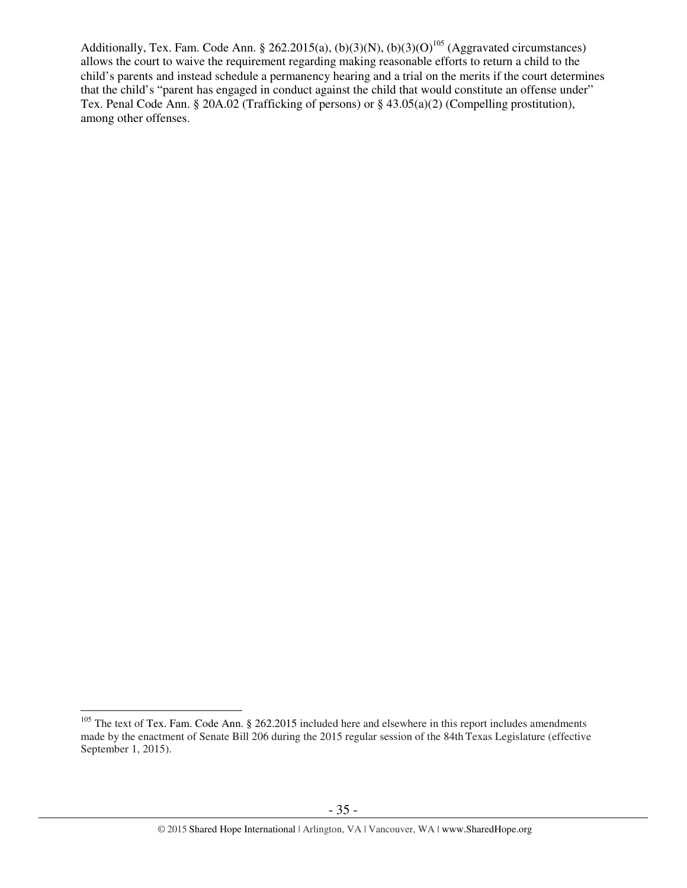Additionally, Tex. Fam. Code Ann. § 262.2015(a), (b)(3)(N), (b)(3)(O)[105] (Aggravated circumstances) allows the court to waive the requirement regarding making reasonable efforts to return a child to the child's parents and instead schedule a permanency hearing and a trial on the merits if the court determines that the child's "parent has engaged in conduct against the child that would constitute an offense under" Tex. Penal Code Ann. § 20A.02 (Trafficking of persons) or § 43.05(a)(2) (Compelling prostitution), among other offenses.

---

[105] The text of Tex. Fam. Code Ann. § 262.2015 included here and elsewhere in this report includes amendments made by the enactment of Senate Bill 206 during the 2015 regular session of the 84th Texas Legislature (effective September 1, 2015).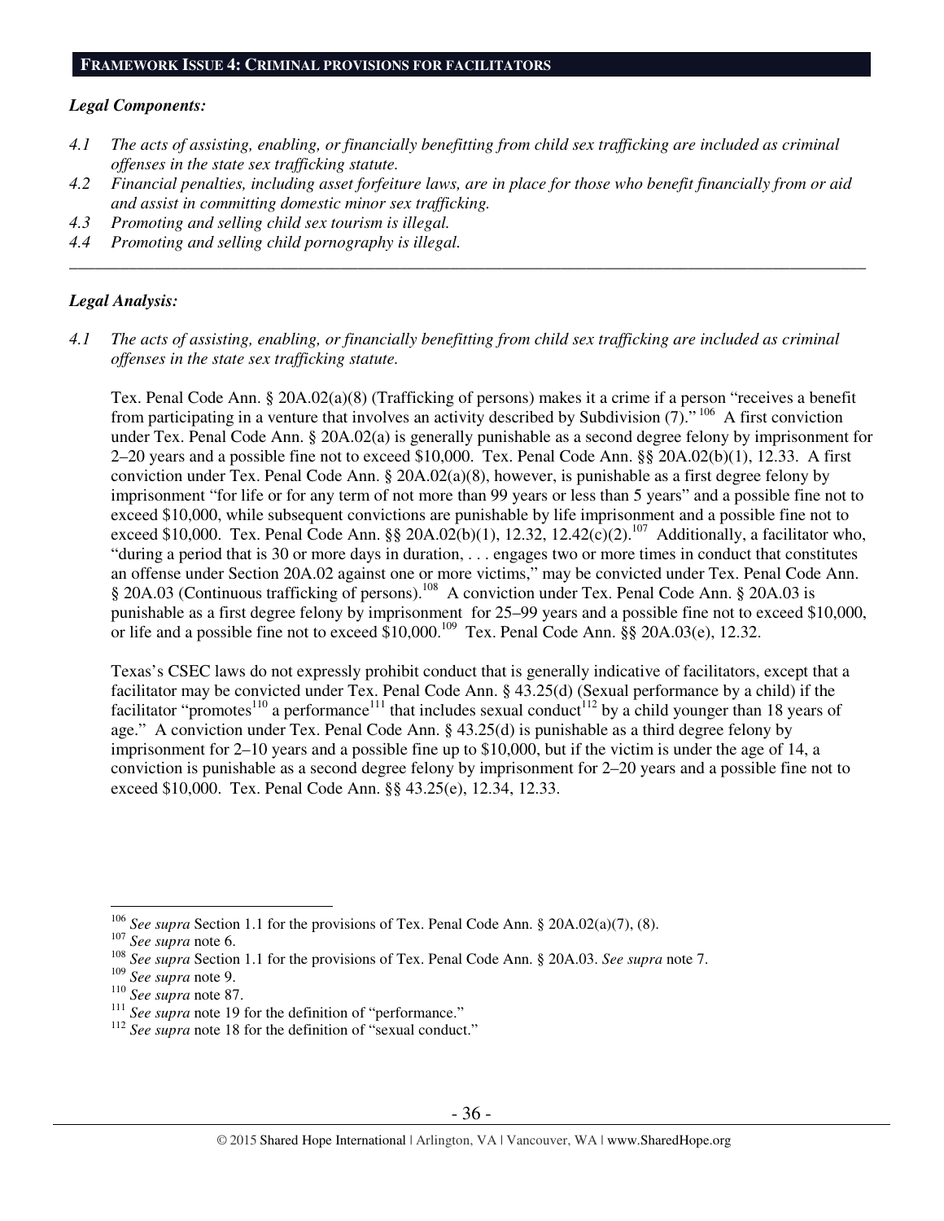## FRAMEWORK ISSUE 4: CRIMINAL PROVISIONS FOR FACILITATORS

***Legal Components:***

*4.1 The acts of assisting, enabling, or financially benefitting from child sex trafficking are included as criminal offenses in the state sex trafficking statute.*

*4.2 Financial penalties, including asset forfeiture laws, are in place for those who benefit financially from or aid and assist in committing domestic minor sex trafficking.*

*4.3 Promoting and selling child sex tourism is illegal.*

*4.4 Promoting and selling child pornography is illegal.*

---

***Legal Analysis:***

*4.1 The acts of assisting, enabling, or financially benefitting from child sex trafficking are included as criminal offenses in the state sex trafficking statute.*

Tex. Penal Code Ann. § 20A.02(a)(8) (Trafficking of persons) makes it a crime if a person "receives a benefit from participating in a venture that involves an activity described by Subdivision (7)." [106] A first conviction under Tex. Penal Code Ann. § 20A.02(a) is generally punishable as a second degree felony by imprisonment for 2–20 years and a possible fine not to exceed $10,000. Tex. Penal Code Ann. §§ 20A.02(b)(1), 12.33. A first conviction under Tex. Penal Code Ann. § 20A.02(a)(8), however, is punishable as a first degree felony by imprisonment "for life or for any term of not more than 99 years or less than 5 years" and a possible fine not to exceed $10,000, while subsequent convictions are punishable by life imprisonment and a possible fine not to exceed $10,000. Tex. Penal Code Ann. §§ 20A.02(b)(1), 12.32, 12.42(c)(2).[107] Additionally, a facilitator who, "during a period that is 30 or more days in duration, . . . engages two or more times in conduct that constitutes an offense under Section 20A.02 against one or more victims," may be convicted under Tex. Penal Code Ann. § 20A.03 (Continuous trafficking of persons).[108] A conviction under Tex. Penal Code Ann. § 20A.03 is punishable as a first degree felony by imprisonment for 25–99 years and a possible fine not to exceed $10,000, or life and a possible fine not to exceed $10,000.[109] Tex. Penal Code Ann. §§ 20A.03(e), 12.32.

Texas's CSEC laws do not expressly prohibit conduct that is generally indicative of facilitators, except that a facilitator may be convicted under Tex. Penal Code Ann. § 43.25(d) (Sexual performance by a child) if the facilitator "promotes[110] a performance[111] that includes sexual conduct[112] by a child younger than 18 years of age." A conviction under Tex. Penal Code Ann. § 43.25(d) is punishable as a third degree felony by imprisonment for 2–10 years and a possible fine up to $10,000, but if the victim is under the age of 14, a conviction is punishable as a second degree felony by imprisonment for 2–20 years and a possible fine not to exceed $10,000. Tex. Penal Code Ann. §§ 43.25(e), 12.34, 12.33.

---

[106] *See supra* Section 1.1 for the provisions of Tex. Penal Code Ann. § 20A.02(a)(7), (8).

[107] *See supra* note 6.

[108] *See supra* Section 1.1 for the provisions of Tex. Penal Code Ann. § 20A.03. *See supra* note 7.

[109] *See supra* note 9.

[110] *See supra* note 87.

[111] *See supra* note 19 for the definition of "performance."

[112] *See supra* note 18 for the definition of "sexual conduct."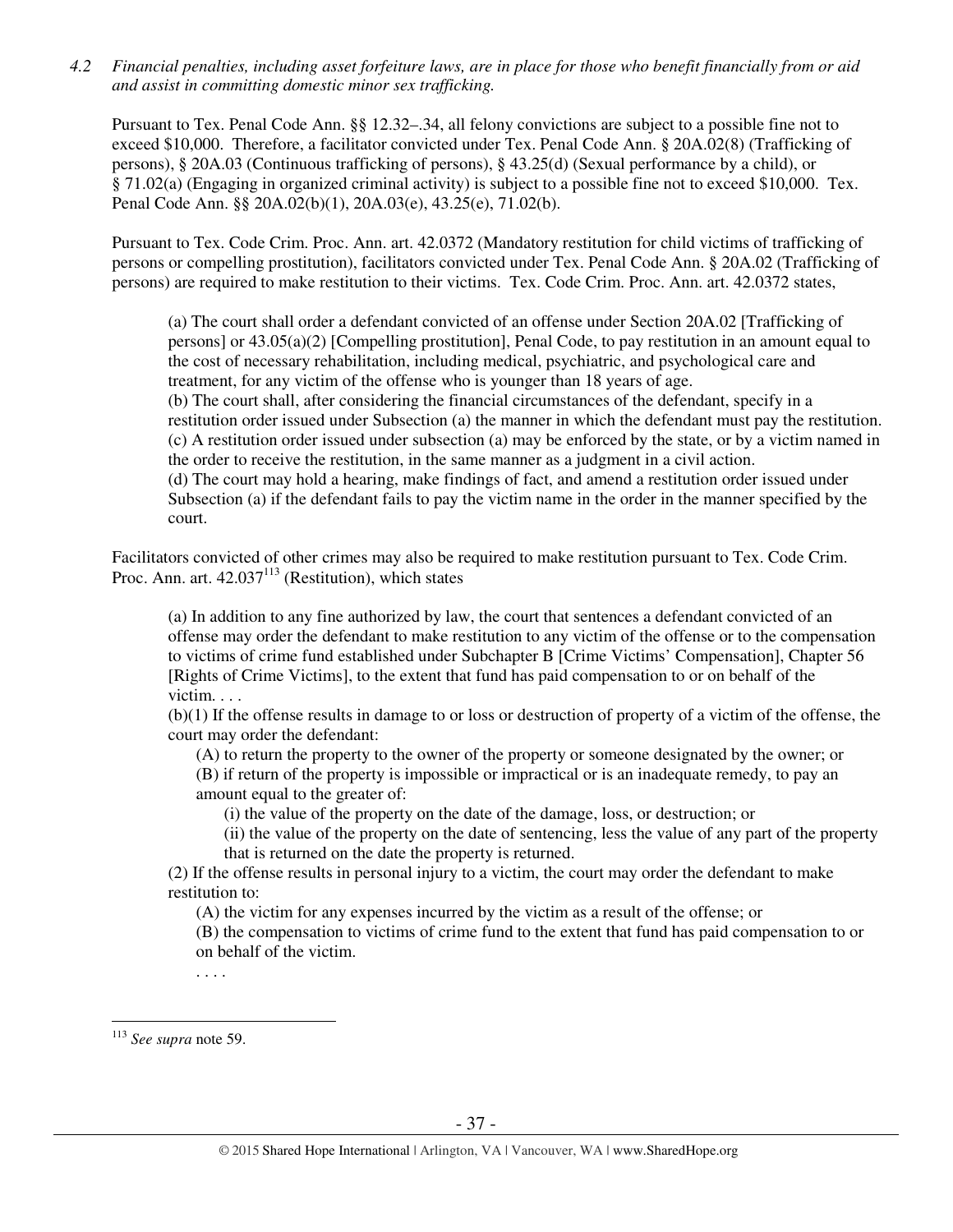*4.2 Financial penalties, including asset forfeiture laws, are in place for those who benefit financially from or aid and assist in committing domestic minor sex trafficking.*

Pursuant to Tex. Penal Code Ann. §§ 12.32–.34, all felony convictions are subject to a possible fine not to exceed $10,000. Therefore, a facilitator convicted under Tex. Penal Code Ann. § 20A.02(8) (Trafficking of persons), § 20A.03 (Continuous trafficking of persons), § 43.25(d) (Sexual performance by a child), or § 71.02(a) (Engaging in organized criminal activity) is subject to a possible fine not to exceed $10,000. Tex. Penal Code Ann. §§ 20A.02(b)(1), 20A.03(e), 43.25(e), 71.02(b).

Pursuant to Tex. Code Crim. Proc. Ann. art. 42.0372 (Mandatory restitution for child victims of trafficking of persons or compelling prostitution), facilitators convicted under Tex. Penal Code Ann. § 20A.02 (Trafficking of persons) are required to make restitution to their victims. Tex. Code Crim. Proc. Ann. art. 42.0372 states,

> (a) The court shall order a defendant convicted of an offense under Section 20A.02 [Trafficking of persons] or 43.05(a)(2) [Compelling prostitution], Penal Code, to pay restitution in an amount equal to the cost of necessary rehabilitation, including medical, psychiatric, and psychological care and treatment, for any victim of the offense who is younger than 18 years of age.
> (b) The court shall, after considering the financial circumstances of the defendant, specify in a restitution order issued under Subsection (a) the manner in which the defendant must pay the restitution.
> (c) A restitution order issued under subsection (a) may be enforced by the state, or by a victim named in the order to receive the restitution, in the same manner as a judgment in a civil action.
> (d) The court may hold a hearing, make findings of fact, and amend a restitution order issued under Subsection (a) if the defendant fails to pay the victim name in the order in the manner specified by the court.

Facilitators convicted of other crimes may also be required to make restitution pursuant to Tex. Code Crim. Proc. Ann. art. 42.037[113] (Restitution), which states

> (a) In addition to any fine authorized by law, the court that sentences a defendant convicted of an offense may order the defendant to make restitution to any victim of the offense or to the compensation to victims of crime fund established under Subchapter B [Crime Victims' Compensation], Chapter 56 [Rights of Crime Victims], to the extent that fund has paid compensation to or on behalf of the victim. . . .
> (b)(1) If the offense results in damage to or loss or destruction of property of a victim of the offense, the court may order the defendant:
> > (A) to return the property to the owner of the property or someone designated by the owner; or
> > (B) if return of the property is impossible or impractical or is an inadequate remedy, to pay an amount equal to the greater of:
> > > (i) the value of the property on the date of the damage, loss, or destruction; or
> > > (ii) the value of the property on the date of sentencing, less the value of any part of the property that is returned on the date the property is returned.
>
> (2) If the offense results in personal injury to a victim, the court may order the defendant to make restitution to:
> > (A) the victim for any expenses incurred by the victim as a result of the offense; or
> > (B) the compensation to victims of crime fund to the extent that fund has paid compensation to or on behalf of the victim.
> > . . . .

---

[113] *See supra* note 59.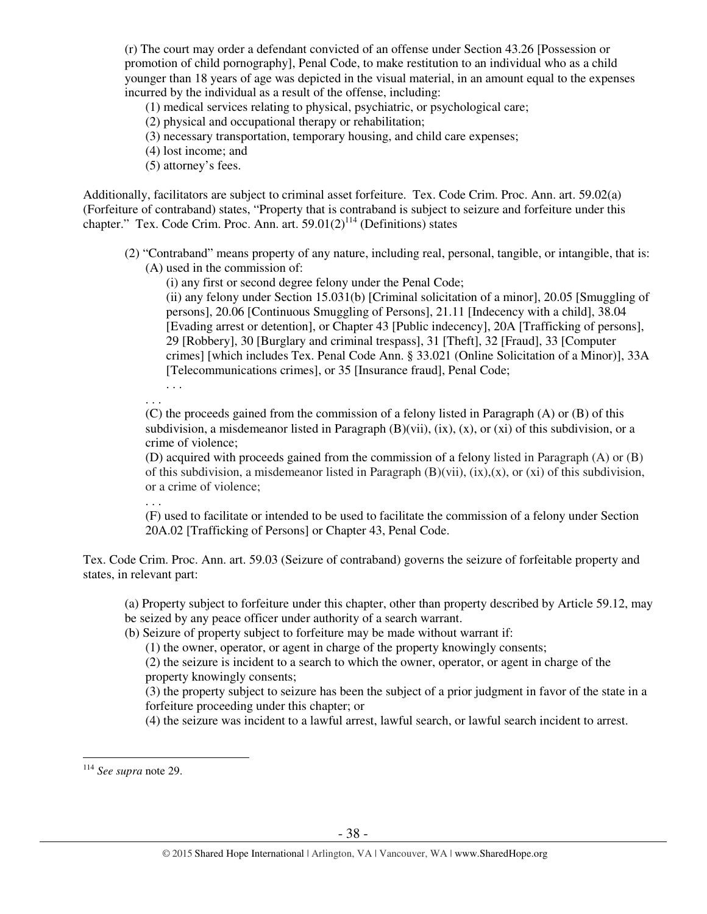(r) The court may order a defendant convicted of an offense under Section 43.26 [Possession or promotion of child pornography], Penal Code, to make restitution to an individual who as a child younger than 18 years of age was depicted in the visual material, in an amount equal to the expenses incurred by the individual as a result of the offense, including:

(1) medical services relating to physical, psychiatric, or psychological care;
(2) physical and occupational therapy or rehabilitation;
(3) necessary transportation, temporary housing, and child care expenses;
(4) lost income; and
(5) attorney's fees.

Additionally, facilitators are subject to criminal asset forfeiture. Tex. Code Crim. Proc. Ann. art. 59.02(a) (Forfeiture of contraband) states, "Property that is contraband is subject to seizure and forfeiture under this chapter." Tex. Code Crim. Proc. Ann. art. 59.01(2)[114] (Definitions) states

> (2) "Contraband" means property of any nature, including real, personal, tangible, or intangible, that is:
>
> (A) used in the commission of:
>
> (i) any first or second degree felony under the Penal Code;
>
> (ii) any felony under Section 15.031(b) [Criminal solicitation of a minor], 20.05 [Smuggling of persons], 20.06 [Continuous Smuggling of Persons], 21.11 [Indecency with a child], 38.04 [Evading arrest or detention], or Chapter 43 [Public indecency], 20A [Trafficking of persons], 29 [Robbery], 30 [Burglary and criminal trespass], 31 [Theft], 32 [Fraud], 33 [Computer crimes] [which includes Tex. Penal Code Ann. § 33.021 (Online Solicitation of a Minor)], 33A [Telecommunications crimes], or 35 [Insurance fraud], Penal Code;
>
> . . .
>
> . . .
>
> (C) the proceeds gained from the commission of a felony listed in Paragraph (A) or (B) of this subdivision, a misdemeanor listed in Paragraph (B)(vii), (ix), (x), or (xi) of this subdivision, or a crime of violence;
>
> (D) acquired with proceeds gained from the commission of a felony listed in Paragraph (A) or (B) of this subdivision, a misdemeanor listed in Paragraph (B)(vii), (ix),(x), or (xi) of this subdivision, or a crime of violence;
>
> . . .
>
> (F) used to facilitate or intended to be used to facilitate the commission of a felony under Section 20A.02 [Trafficking of Persons] or Chapter 43, Penal Code.

Tex. Code Crim. Proc. Ann. art. 59.03 (Seizure of contraband) governs the seizure of forfeitable property and states, in relevant part:

> (a) Property subject to forfeiture under this chapter, other than property described by Article 59.12, may be seized by any peace officer under authority of a search warrant.
>
> (b) Seizure of property subject to forfeiture may be made without warrant if:
>
> (1) the owner, operator, or agent in charge of the property knowingly consents;
>
> (2) the seizure is incident to a search to which the owner, operator, or agent in charge of the property knowingly consents;
>
> (3) the property subject to seizure has been the subject of a prior judgment in favor of the state in a forfeiture proceeding under this chapter; or
>
> (4) the seizure was incident to a lawful arrest, lawful search, or lawful search incident to arrest.

---

[114] *See supra* note 29.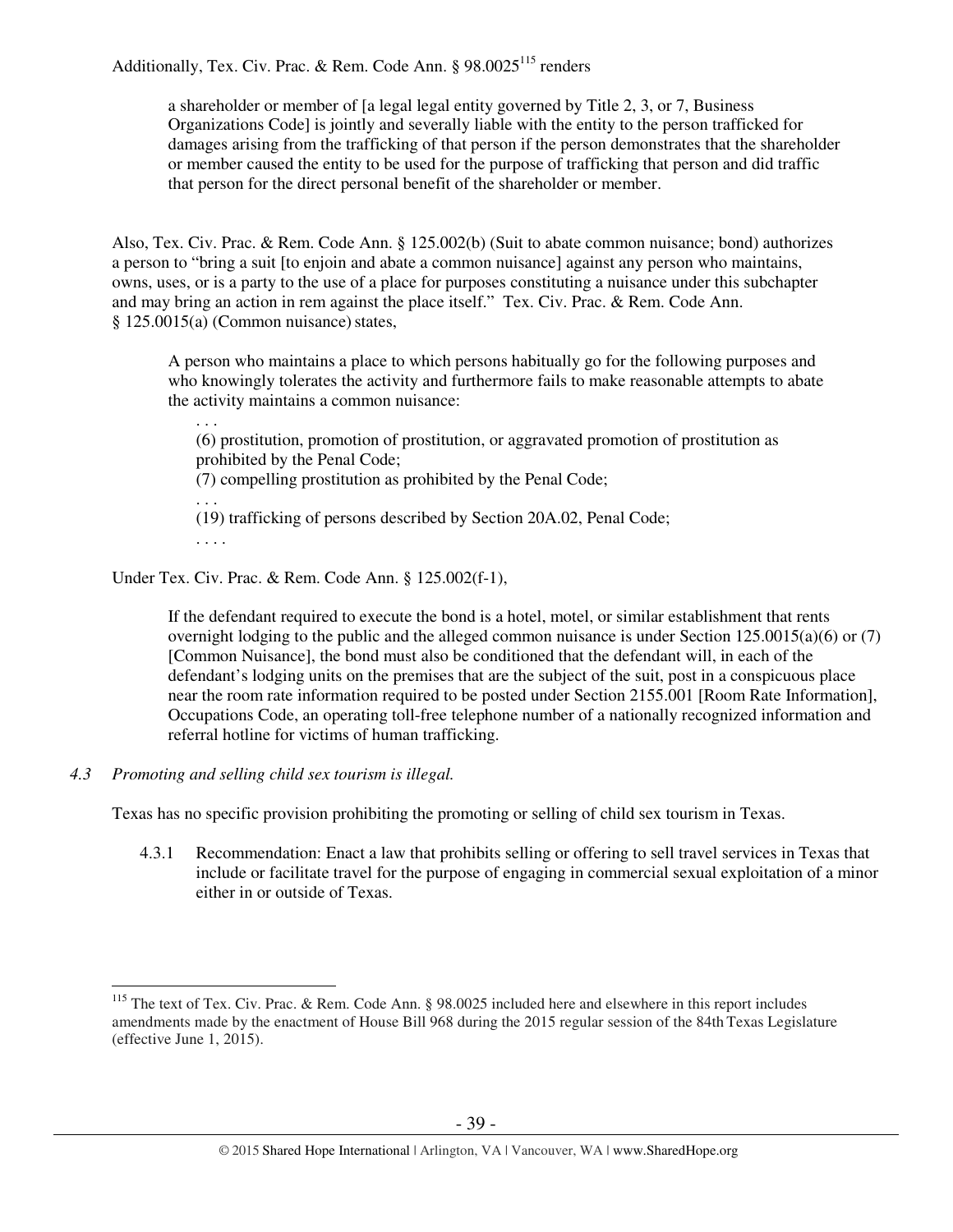Additionally, Tex. Civ. Prac. & Rem. Code Ann. § 98.0025[115] renders

> a shareholder or member of [a legal legal entity governed by Title 2, 3, or 7, Business Organizations Code] is jointly and severally liable with the entity to the person trafficked for damages arising from the trafficking of that person if the person demonstrates that the shareholder or member caused the entity to be used for the purpose of trafficking that person and did traffic that person for the direct personal benefit of the shareholder or member.

Also, Tex. Civ. Prac. & Rem. Code Ann. § 125.002(b) (Suit to abate common nuisance; bond) authorizes a person to "bring a suit [to enjoin and abate a common nuisance] against any person who maintains, owns, uses, or is a party to the use of a place for purposes constituting a nuisance under this subchapter and may bring an action in rem against the place itself." Tex. Civ. Prac. & Rem. Code Ann. § 125.0015(a) (Common nuisance) states,

> A person who maintains a place to which persons habitually go for the following purposes and who knowingly tolerates the activity and furthermore fails to make reasonable attempts to abate the activity maintains a common nuisance:
>
> . . .
>
> (6) prostitution, promotion of prostitution, or aggravated promotion of prostitution as prohibited by the Penal Code;
>
> (7) compelling prostitution as prohibited by the Penal Code;
>
> . . .
>
> (19) trafficking of persons described by Section 20A.02, Penal Code;
>
> . . . .

Under Tex. Civ. Prac. & Rem. Code Ann. § 125.002(f-1),

> If the defendant required to execute the bond is a hotel, motel, or similar establishment that rents overnight lodging to the public and the alleged common nuisance is under Section 125.0015(a)(6) or (7) [Common Nuisance], the bond must also be conditioned that the defendant will, in each of the defendant's lodging units on the premises that are the subject of the suit, post in a conspicuous place near the room rate information required to be posted under Section 2155.001 [Room Rate Information], Occupations Code, an operating toll-free telephone number of a nationally recognized information and referral hotline for victims of human trafficking.

*4.3 Promoting and selling child sex tourism is illegal.*

Texas has no specific provision prohibiting the promoting or selling of child sex tourism in Texas.

4.3.1 Recommendation: Enact a law that prohibits selling or offering to sell travel services in Texas that include or facilitate travel for the purpose of engaging in commercial sexual exploitation of a minor either in or outside of Texas.

---

[115] The text of Tex. Civ. Prac. & Rem. Code Ann. § 98.0025 included here and elsewhere in this report includes amendments made by the enactment of House Bill 968 during the 2015 regular session of the 84th Texas Legislature (effective June 1, 2015).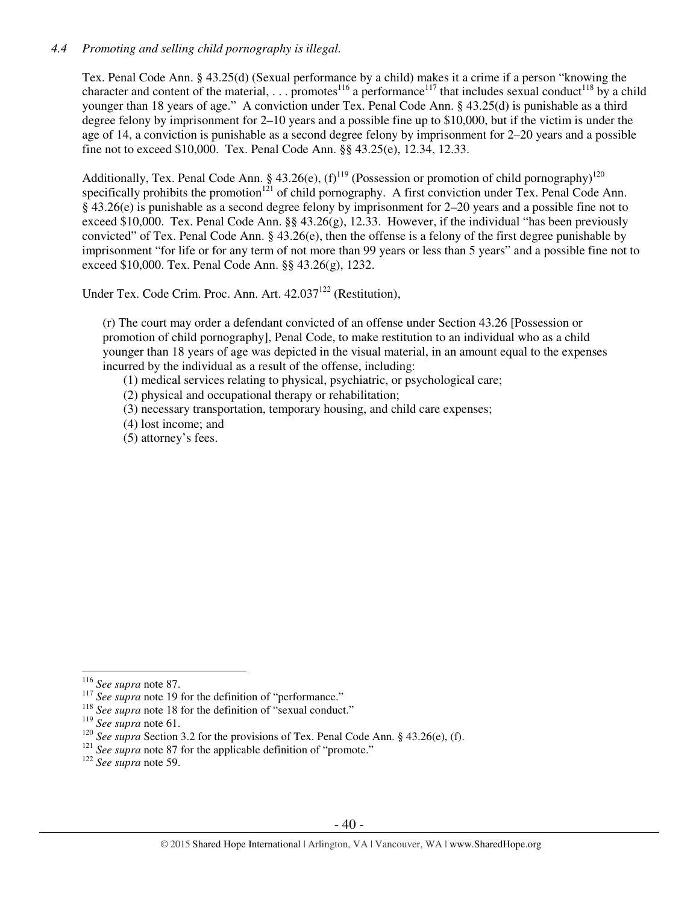*4.4 Promoting and selling child pornography is illegal.*

Tex. Penal Code Ann. § 43.25(d) (Sexual performance by a child) makes it a crime if a person "knowing the character and content of the material, . . . promotes[116] a performance[117] that includes sexual conduct[118] by a child younger than 18 years of age." A conviction under Tex. Penal Code Ann. § 43.25(d) is punishable as a third degree felony by imprisonment for 2–10 years and a possible fine up to $10,000, but if the victim is under the age of 14, a conviction is punishable as a second degree felony by imprisonment for 2–20 years and a possible fine not to exceed $10,000. Tex. Penal Code Ann. §§ 43.25(e), 12.34, 12.33.

Additionally, Tex. Penal Code Ann. § 43.26(e), (f)[119] (Possession or promotion of child pornography)[120] specifically prohibits the promotion[121] of child pornography. A first conviction under Tex. Penal Code Ann. § 43.26(e) is punishable as a second degree felony by imprisonment for 2–20 years and a possible fine not to exceed $10,000. Tex. Penal Code Ann. §§ 43.26(g), 12.33. However, if the individual "has been previously convicted" of Tex. Penal Code Ann. § 43.26(e), then the offense is a felony of the first degree punishable by imprisonment "for life or for any term of not more than 99 years or less than 5 years" and a possible fine not to exceed $10,000. Tex. Penal Code Ann. §§ 43.26(g), 1232.

Under Tex. Code Crim. Proc. Ann. Art. 42.037[122] (Restitution),

> (r) The court may order a defendant convicted of an offense under Section 43.26 [Possession or promotion of child pornography], Penal Code, to make restitution to an individual who as a child younger than 18 years of age was depicted in the visual material, in an amount equal to the expenses incurred by the individual as a result of the offense, including:
>
> (1) medical services relating to physical, psychiatric, or psychological care;
> (2) physical and occupational therapy or rehabilitation;
> (3) necessary transportation, temporary housing, and child care expenses;
> (4) lost income; and
> (5) attorney's fees.

---

[116] *See supra* note 87.
[117] *See supra* note 19 for the definition of "performance."
[118] *See supra* note 18 for the definition of "sexual conduct."
[119] *See supra* note 61.
[120] *See supra* Section 3.2 for the provisions of Tex. Penal Code Ann. § 43.26(e), (f).
[121] *See supra* note 87 for the applicable definition of "promote."
[122] *See supra* note 59.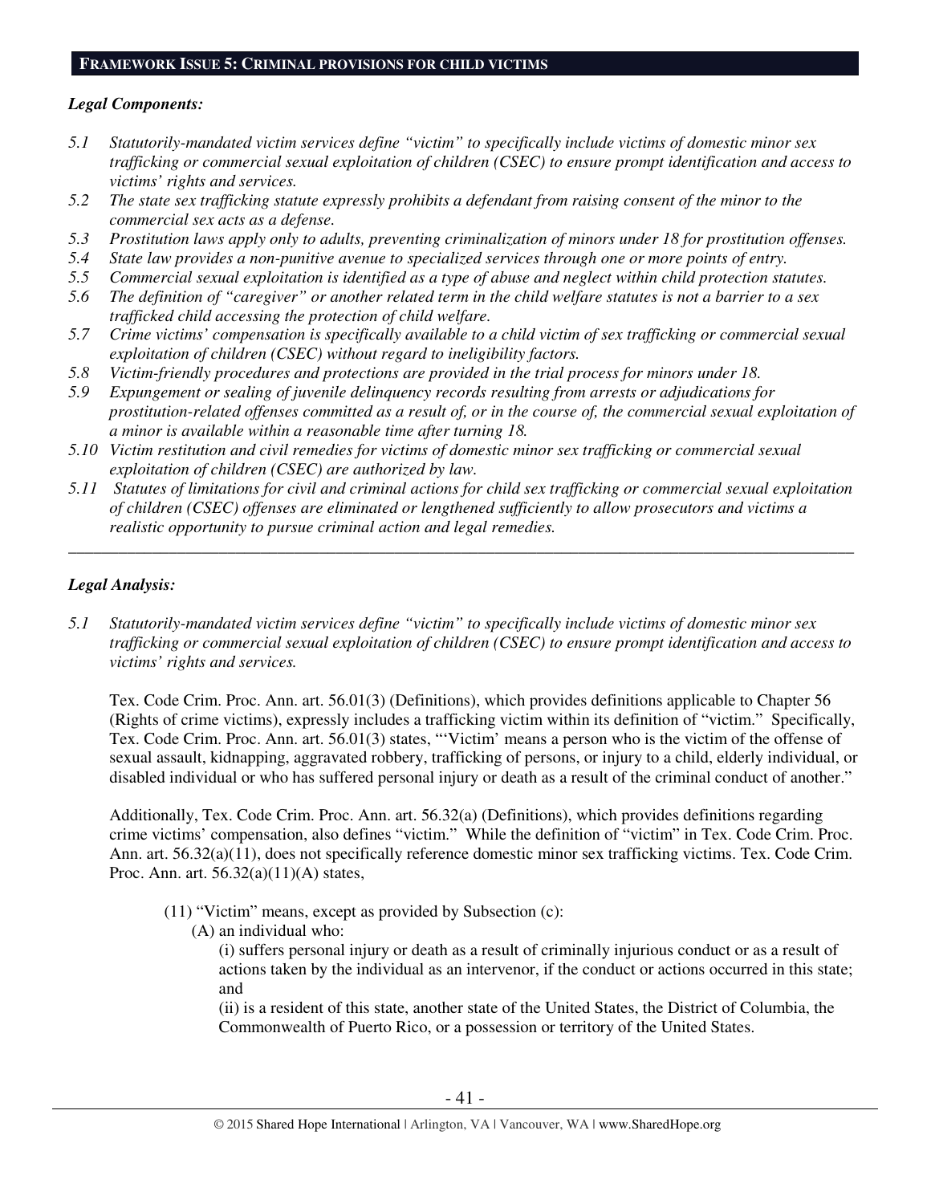## FRAMEWORK ISSUE 5: CRIMINAL PROVISIONS FOR CHILD VICTIMS

***Legal Components:***

*5.1 Statutorily-mandated victim services define "victim" to specifically include victims of domestic minor sex trafficking or commercial sexual exploitation of children (CSEC) to ensure prompt identification and access to victims' rights and services.*

*5.2 The state sex trafficking statute expressly prohibits a defendant from raising consent of the minor to the commercial sex acts as a defense.*

*5.3 Prostitution laws apply only to adults, preventing criminalization of minors under 18 for prostitution offenses.*

*5.4 State law provides a non-punitive avenue to specialized services through one or more points of entry.*

*5.5 Commercial sexual exploitation is identified as a type of abuse and neglect within child protection statutes.*

*5.6 The definition of "caregiver" or another related term in the child welfare statutes is not a barrier to a sex trafficked child accessing the protection of child welfare.*

*5.7 Crime victims' compensation is specifically available to a child victim of sex trafficking or commercial sexual exploitation of children (CSEC) without regard to ineligibility factors.*

*5.8 Victim-friendly procedures and protections are provided in the trial process for minors under 18.*

*5.9 Expungement or sealing of juvenile delinquency records resulting from arrests or adjudications for prostitution-related offenses committed as a result of, or in the course of, the commercial sexual exploitation of a minor is available within a reasonable time after turning 18.*

*5.10 Victim restitution and civil remedies for victims of domestic minor sex trafficking or commercial sexual exploitation of children (CSEC) are authorized by law.*

*5.11 Statutes of limitations for civil and criminal actions for child sex trafficking or commercial sexual exploitation of children (CSEC) offenses are eliminated or lengthened sufficiently to allow prosecutors and victims a realistic opportunity to pursue criminal action and legal remedies.*

---

***Legal Analysis:***

*5.1 Statutorily-mandated victim services define "victim" to specifically include victims of domestic minor sex trafficking or commercial sexual exploitation of children (CSEC) to ensure prompt identification and access to victims' rights and services.*

Tex. Code Crim. Proc. Ann. art. 56.01(3) (Definitions), which provides definitions applicable to Chapter 56 (Rights of crime victims), expressly includes a trafficking victim within its definition of "victim." Specifically, Tex. Code Crim. Proc. Ann. art. 56.01(3) states, "'Victim' means a person who is the victim of the offense of sexual assault, kidnapping, aggravated robbery, trafficking of persons, or injury to a child, elderly individual, or disabled individual or who has suffered personal injury or death as a result of the criminal conduct of another."

Additionally, Tex. Code Crim. Proc. Ann. art. 56.32(a) (Definitions), which provides definitions regarding crime victims' compensation, also defines "victim." While the definition of "victim" in Tex. Code Crim. Proc. Ann. art. 56.32(a)(11), does not specifically reference domestic minor sex trafficking victims. Tex. Code Crim. Proc. Ann. art. 56.32(a)(11)(A) states,

> (11) "Victim" means, except as provided by Subsection (c):
>
> (A) an individual who:
>
> (i) suffers personal injury or death as a result of criminally injurious conduct or as a result of actions taken by the individual as an intervenor, if the conduct or actions occurred in this state; and
>
> (ii) is a resident of this state, another state of the United States, the District of Columbia, the Commonwealth of Puerto Rico, or a possession or territory of the United States.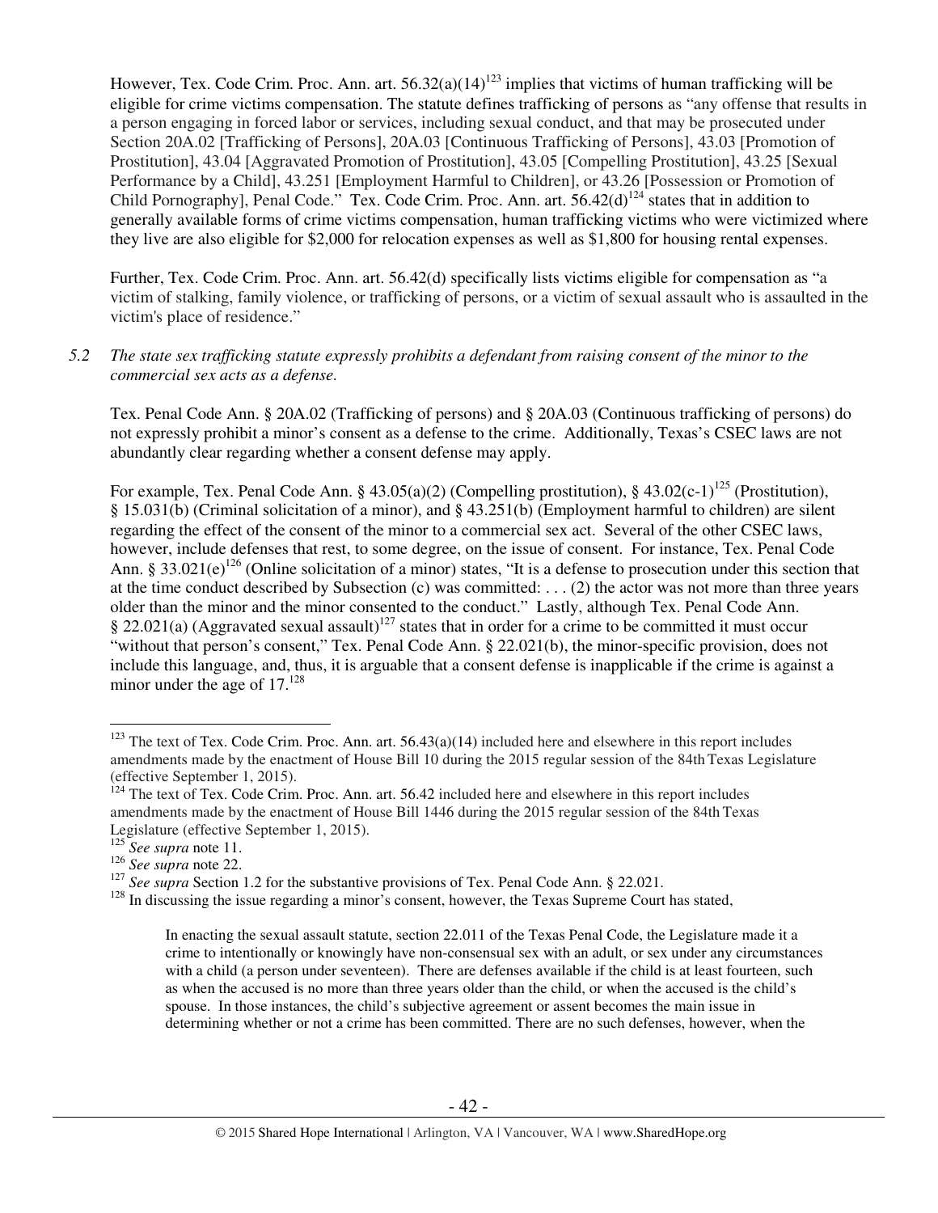However, Tex. Code Crim. Proc. Ann. art. 56.32(a)(14)[123] implies that victims of human trafficking will be eligible for crime victims compensation. The statute defines trafficking of persons as "any offense that results in a person engaging in forced labor or services, including sexual conduct, and that may be prosecuted under Section 20A.02 [Trafficking of Persons], 20A.03 [Continuous Trafficking of Persons], 43.03 [Promotion of Prostitution], 43.04 [Aggravated Promotion of Prostitution], 43.05 [Compelling Prostitution], 43.25 [Sexual Performance by a Child], 43.251 [Employment Harmful to Children], or 43.26 [Possession or Promotion of Child Pornography], Penal Code." Tex. Code Crim. Proc. Ann. art. 56.42(d)[124] states that in addition to generally available forms of crime victims compensation, human trafficking victims who were victimized where they live are also eligible for $2,000 for relocation expenses as well as $1,800 for housing rental expenses.

Further, Tex. Code Crim. Proc. Ann. art. 56.42(d) specifically lists victims eligible for compensation as "a victim of stalking, family violence, or trafficking of persons, or a victim of sexual assault who is assaulted in the victim's place of residence."

*5.2 The state sex trafficking statute expressly prohibits a defendant from raising consent of the minor to the commercial sex acts as a defense.*

Tex. Penal Code Ann. § 20A.02 (Trafficking of persons) and § 20A.03 (Continuous trafficking of persons) do not expressly prohibit a minor's consent as a defense to the crime. Additionally, Texas's CSEC laws are not abundantly clear regarding whether a consent defense may apply.

For example, Tex. Penal Code Ann. § 43.05(a)(2) (Compelling prostitution), § 43.02(c-1)[125] (Prostitution), § 15.031(b) (Criminal solicitation of a minor), and § 43.251(b) (Employment harmful to children) are silent regarding the effect of the consent of the minor to a commercial sex act. Several of the other CSEC laws, however, include defenses that rest, to some degree, on the issue of consent. For instance, Tex. Penal Code Ann. § 33.021(e)[126] (Online solicitation of a minor) states, "It is a defense to prosecution under this section that at the time conduct described by Subsection (c) was committed: . . . (2) the actor was not more than three years older than the minor and the minor consented to the conduct." Lastly, although Tex. Penal Code Ann. § 22.021(a) (Aggravated sexual assault)[127] states that in order for a crime to be committed it must occur "without that person's consent," Tex. Penal Code Ann. § 22.021(b), the minor-specific provision, does not include this language, and, thus, it is arguable that a consent defense is inapplicable if the crime is against a minor under the age of 17.[128]

---

[123] The text of Tex. Code Crim. Proc. Ann. art. 56.43(a)(14) included here and elsewhere in this report includes amendments made by the enactment of House Bill 10 during the 2015 regular session of the 84th Texas Legislature (effective September 1, 2015).

[124] The text of Tex. Code Crim. Proc. Ann. art. 56.42 included here and elsewhere in this report includes amendments made by the enactment of House Bill 1446 during the 2015 regular session of the 84th Texas Legislature (effective September 1, 2015).

[125] *See supra* note 11.

[126] *See supra* note 22.

[127] *See supra* Section 1.2 for the substantive provisions of Tex. Penal Code Ann. § 22.021.

[128] In discussing the issue regarding a minor's consent, however, the Texas Supreme Court has stated,

> In enacting the sexual assault statute, section 22.011 of the Texas Penal Code, the Legislature made it a crime to intentionally or knowingly have non-consensual sex with an adult, or sex under any circumstances with a child (a person under seventeen). There are defenses available if the child is at least fourteen, such as when the accused is no more than three years older than the child, or when the accused is the child's spouse. In those instances, the child's subjective agreement or assent becomes the main issue in determining whether or not a crime has been committed. There are no such defenses, however, when the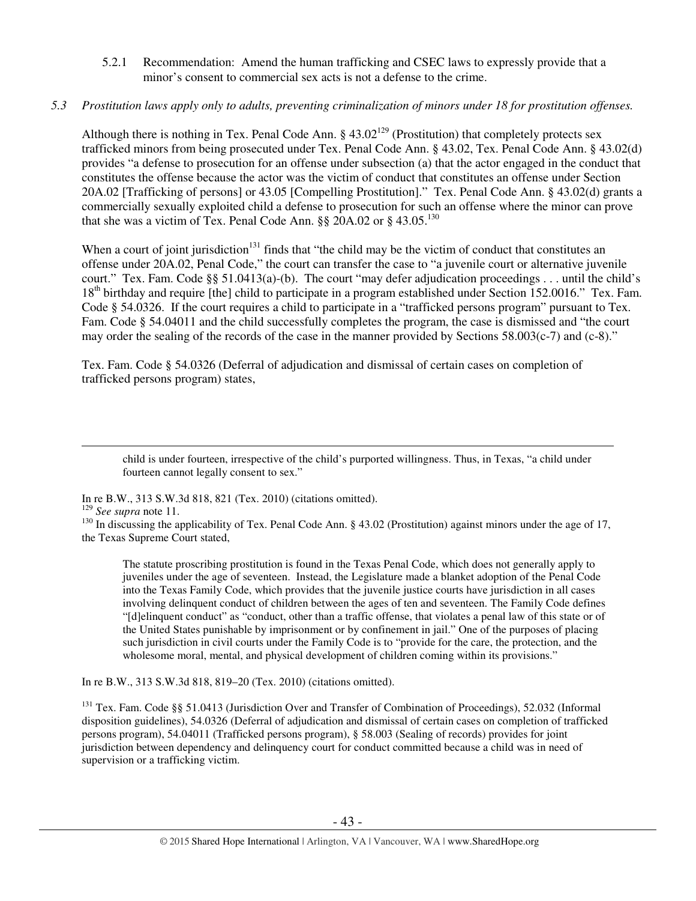5.2.1 Recommendation: Amend the human trafficking and CSEC laws to expressly provide that a minor's consent to commercial sex acts is not a defense to the crime.

*5.3 Prostitution laws apply only to adults, preventing criminalization of minors under 18 for prostitution offenses.*

Although there is nothing in Tex. Penal Code Ann. § 43.02[129] (Prostitution) that completely protects sex trafficked minors from being prosecuted under Tex. Penal Code Ann. § 43.02, Tex. Penal Code Ann. § 43.02(d) provides "a defense to prosecution for an offense under subsection (a) that the actor engaged in the conduct that constitutes the offense because the actor was the victim of conduct that constitutes an offense under Section 20A.02 [Trafficking of persons] or 43.05 [Compelling Prostitution]." Tex. Penal Code Ann. § 43.02(d) grants a commercially sexually exploited child a defense to prosecution for such an offense where the minor can prove that she was a victim of Tex. Penal Code Ann. §§ 20A.02 or § 43.05.[130]

When a court of joint jurisdiction[131] finds that "the child may be the victim of conduct that constitutes an offense under 20A.02, Penal Code," the court can transfer the case to "a juvenile court or alternative juvenile court." Tex. Fam. Code §§ 51.0413(a)-(b). The court "may defer adjudication proceedings . . . until the child's 18th birthday and require [the] child to participate in a program established under Section 152.0016." Tex. Fam. Code § 54.0326. If the court requires a child to participate in a "trafficked persons program" pursuant to Tex. Fam. Code § 54.04011 and the child successfully completes the program, the case is dismissed and "the court may order the sealing of the records of the case in the manner provided by Sections 58.003(c-7) and (c-8)."

Tex. Fam. Code § 54.0326 (Deferral of adjudication and dismissal of certain cases on completion of trafficked persons program) states,

---

> child is under fourteen, irrespective of the child's purported willingness. Thus, in Texas, "a child under fourteen cannot legally consent to sex."

In re B.W., 313 S.W.3d 818, 821 (Tex. 2010) (citations omitted).

[129] *See supra* note 11.

[130] In discussing the applicability of Tex. Penal Code Ann. § 43.02 (Prostitution) against minors under the age of 17, the Texas Supreme Court stated,

> The statute proscribing prostitution is found in the Texas Penal Code, which does not generally apply to juveniles under the age of seventeen. Instead, the Legislature made a blanket adoption of the Penal Code into the Texas Family Code, which provides that the juvenile justice courts have jurisdiction in all cases involving delinquent conduct of children between the ages of ten and seventeen. The Family Code defines "[d]elinquent conduct" as "conduct, other than a traffic offense, that violates a penal law of this state or of the United States punishable by imprisonment or by confinement in jail." One of the purposes of placing such jurisdiction in civil courts under the Family Code is to "provide for the care, the protection, and the wholesome moral, mental, and physical development of children coming within its provisions."

In re B.W., 313 S.W.3d 818, 819–20 (Tex. 2010) (citations omitted).

[131] Tex. Fam. Code §§ 51.0413 (Jurisdiction Over and Transfer of Combination of Proceedings), 52.032 (Informal disposition guidelines), 54.0326 (Deferral of adjudication and dismissal of certain cases on completion of trafficked persons program), 54.04011 (Trafficked persons program), § 58.003 (Sealing of records) provides for joint jurisdiction between dependency and delinquency court for conduct committed because a child was in need of supervision or a trafficking victim.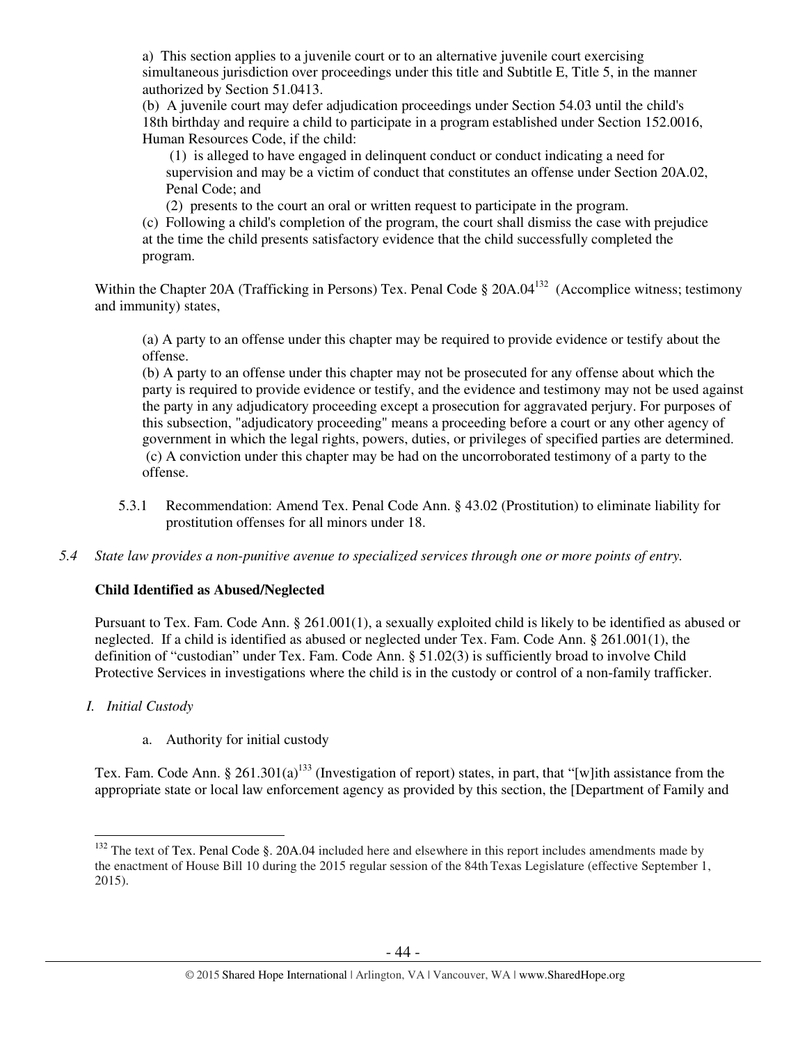a) This section applies to a juvenile court or to an alternative juvenile court exercising simultaneous jurisdiction over proceedings under this title and Subtitle E, Title 5, in the manner authorized by Section 51.0413.

(b) A juvenile court may defer adjudication proceedings under Section 54.03 until the child's 18th birthday and require a child to participate in a program established under Section 152.0016, Human Resources Code, if the child:

(1) is alleged to have engaged in delinquent conduct or conduct indicating a need for supervision and may be a victim of conduct that constitutes an offense under Section 20A.02, Penal Code; and

(2) presents to the court an oral or written request to participate in the program.

(c) Following a child's completion of the program, the court shall dismiss the case with prejudice at the time the child presents satisfactory evidence that the child successfully completed the program.

Within the Chapter 20A (Trafficking in Persons) Tex. Penal Code § 20A.04[132] (Accomplice witness; testimony and immunity) states,

> (a) A party to an offense under this chapter may be required to provide evidence or testify about the offense.
>
> (b) A party to an offense under this chapter may not be prosecuted for any offense about which the party is required to provide evidence or testify, and the evidence and testimony may not be used against the party in any adjudicatory proceeding except a prosecution for aggravated perjury. For purposes of this subsection, "adjudicatory proceeding" means a proceeding before a court or any other agency of government in which the legal rights, powers, duties, or privileges of specified parties are determined.
>
> (c) A conviction under this chapter may be had on the uncorroborated testimony of a party to the offense.

5.3.1 Recommendation: Amend Tex. Penal Code Ann. § 43.02 (Prostitution) to eliminate liability for prostitution offenses for all minors under 18.

*5.4 State law provides a non-punitive avenue to specialized services through one or more points of entry.*

**Child Identified as Abused/Neglected**

Pursuant to Tex. Fam. Code Ann. § 261.001(1), a sexually exploited child is likely to be identified as abused or neglected. If a child is identified as abused or neglected under Tex. Fam. Code Ann. § 261.001(1), the definition of "custodian" under Tex. Fam. Code Ann. § 51.02(3) is sufficiently broad to involve Child Protective Services in investigations where the child is in the custody or control of a non-family trafficker.

*I. Initial Custody*

a. Authority for initial custody

Tex. Fam. Code Ann. § 261.301(a)[133] (Investigation of report) states, in part, that "[w]ith assistance from the appropriate state or local law enforcement agency as provided by this section, the [Department of Family and

---

[132] The text of Tex. Penal Code §. 20A.04 included here and elsewhere in this report includes amendments made by the enactment of House Bill 10 during the 2015 regular session of the 84th Texas Legislature (effective September 1, 2015).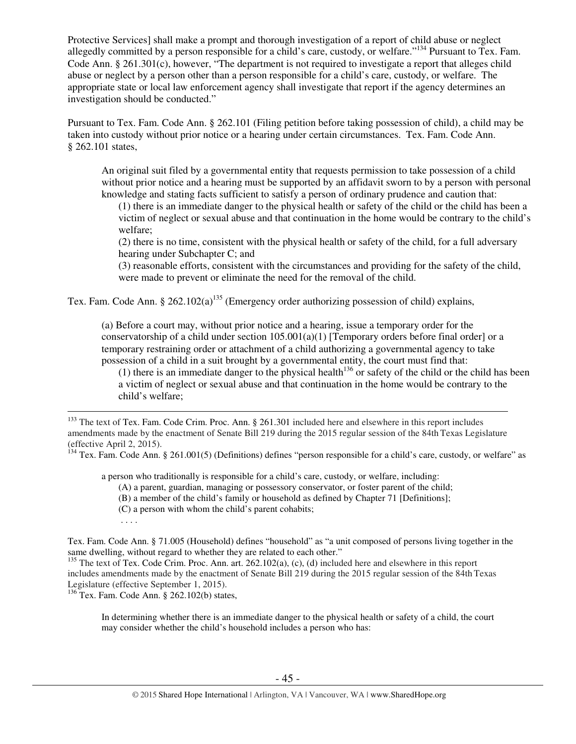Protective Services] shall make a prompt and thorough investigation of a report of child abuse or neglect allegedly committed by a person responsible for a child's care, custody, or welfare."[134] Pursuant to Tex. Fam. Code Ann. § 261.301(c), however, "The department is not required to investigate a report that alleges child abuse or neglect by a person other than a person responsible for a child's care, custody, or welfare. The appropriate state or local law enforcement agency shall investigate that report if the agency determines an investigation should be conducted."

Pursuant to Tex. Fam. Code Ann. § 262.101 (Filing petition before taking possession of child), a child may be taken into custody without prior notice or a hearing under certain circumstances. Tex. Fam. Code Ann. § 262.101 states,

> An original suit filed by a governmental entity that requests permission to take possession of a child without prior notice and a hearing must be supported by an affidavit sworn to by a person with personal knowledge and stating facts sufficient to satisfy a person of ordinary prudence and caution that:
>
> (1) there is an immediate danger to the physical health or safety of the child or the child has been a victim of neglect or sexual abuse and that continuation in the home would be contrary to the child's welfare;
>
> (2) there is no time, consistent with the physical health or safety of the child, for a full adversary hearing under Subchapter C; and
>
> (3) reasonable efforts, consistent with the circumstances and providing for the safety of the child, were made to prevent or eliminate the need for the removal of the child.

Tex. Fam. Code Ann. § 262.102(a)[135] (Emergency order authorizing possession of child) explains,

> (a) Before a court may, without prior notice and a hearing, issue a temporary order for the conservatorship of a child under section 105.001(a)(1) [Temporary orders before final order] or a temporary restraining order or attachment of a child authorizing a governmental agency to take possession of a child in a suit brought by a governmental entity, the court must find that:
>
> (1) there is an immediate danger to the physical health[136] or safety of the child or the child has been a victim of neglect or sexual abuse and that continuation in the home would be contrary to the child's welfare;

---

[133] The text of Tex. Fam. Code Crim. Proc. Ann. § 261.301 included here and elsewhere in this report includes amendments made by the enactment of Senate Bill 219 during the 2015 regular session of the 84th Texas Legislature (effective April 2, 2015).

[134] Tex. Fam. Code Ann. § 261.001(5) (Definitions) defines "person responsible for a child's care, custody, or welfare" as

> a person who traditionally is responsible for a child's care, custody, or welfare, including:
>
> (A) a parent, guardian, managing or possessory conservator, or foster parent of the child;
>
> (B) a member of the child's family or household as defined by Chapter 71 [Definitions];
>
> (C) a person with whom the child's parent cohabits;
>
> . . . .

Tex. Fam. Code Ann. § 71.005 (Household) defines "household" as "a unit composed of persons living together in the same dwelling, without regard to whether they are related to each other."

[135] The text of Tex. Code Crim. Proc. Ann. art. 262.102(a), (c), (d) included here and elsewhere in this report includes amendments made by the enactment of Senate Bill 219 during the 2015 regular session of the 84th Texas Legislature (effective September 1, 2015).

[136] Tex. Fam. Code Ann. § 262.102(b) states,

> In determining whether there is an immediate danger to the physical health or safety of a child, the court may consider whether the child's household includes a person who has: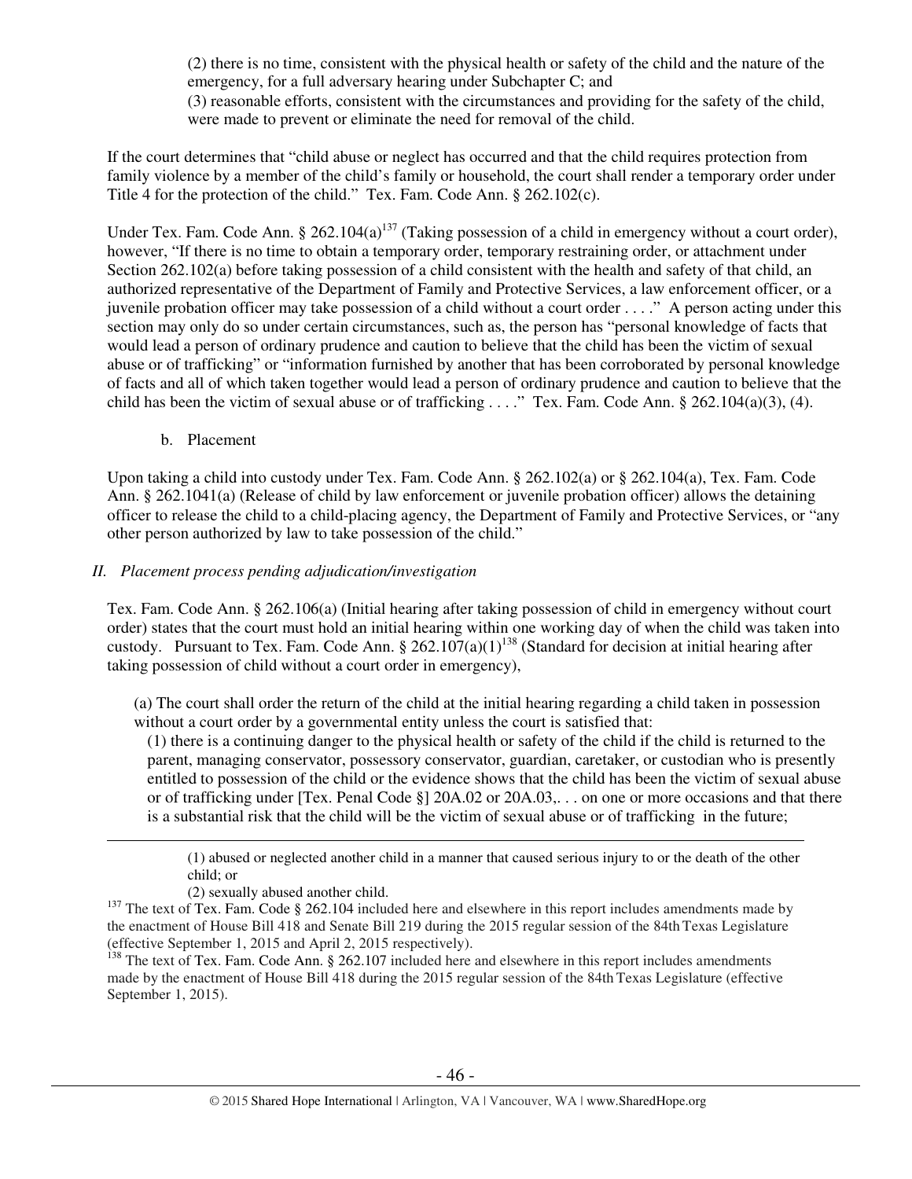(2) there is no time, consistent with the physical health or safety of the child and the nature of the emergency, for a full adversary hearing under Subchapter C; and

(3) reasonable efforts, consistent with the circumstances and providing for the safety of the child, were made to prevent or eliminate the need for removal of the child.

If the court determines that "child abuse or neglect has occurred and that the child requires protection from family violence by a member of the child's family or household, the court shall render a temporary order under Title 4 for the protection of the child." Tex. Fam. Code Ann. § 262.102(c).

Under Tex. Fam. Code Ann. § 262.104(a)[137] (Taking possession of a child in emergency without a court order), however, "If there is no time to obtain a temporary order, temporary restraining order, or attachment under Section 262.102(a) before taking possession of a child consistent with the health and safety of that child, an authorized representative of the Department of Family and Protective Services, a law enforcement officer, or a juvenile probation officer may take possession of a child without a court order . . . ." A person acting under this section may only do so under certain circumstances, such as, the person has "personal knowledge of facts that would lead a person of ordinary prudence and caution to believe that the child has been the victim of sexual abuse or of trafficking" or "information furnished by another that has been corroborated by personal knowledge of facts and all of which taken together would lead a person of ordinary prudence and caution to believe that the child has been the victim of sexual abuse or of trafficking . . . ." Tex. Fam. Code Ann. § 262.104(a)(3), (4).

b. Placement

Upon taking a child into custody under Tex. Fam. Code Ann. § 262.102(a) or § 262.104(a), Tex. Fam. Code Ann. § 262.1041(a) (Release of child by law enforcement or juvenile probation officer) allows the detaining officer to release the child to a child-placing agency, the Department of Family and Protective Services, or "any other person authorized by law to take possession of the child."

### *II. Placement process pending adjudication/investigation*

Tex. Fam. Code Ann. § 262.106(a) (Initial hearing after taking possession of child in emergency without court order) states that the court must hold an initial hearing within one working day of when the child was taken into custody. Pursuant to Tex. Fam. Code Ann. § 262.107(a)(1)[138] (Standard for decision at initial hearing after taking possession of child without a court order in emergency),

> (a) The court shall order the return of the child at the initial hearing regarding a child taken in possession without a court order by a governmental entity unless the court is satisfied that:
>
> (1) there is a continuing danger to the physical health or safety of the child if the child is returned to the parent, managing conservator, possessory conservator, guardian, caretaker, or custodian who is presently entitled to possession of the child or the evidence shows that the child has been the victim of sexual abuse or of trafficking under [Tex. Penal Code §] 20A.02 or 20A.03,. . . on one or more occasions and that there is a substantial risk that the child will be the victim of sexual abuse or of trafficking in the future;

---

(1) abused or neglected another child in a manner that caused serious injury to or the death of the other child; or

(2) sexually abused another child.

[137] The text of Tex. Fam. Code § 262.104 included here and elsewhere in this report includes amendments made by the enactment of House Bill 418 and Senate Bill 219 during the 2015 regular session of the 84th Texas Legislature (effective September 1, 2015 and April 2, 2015 respectively).

[138] The text of Tex. Fam. Code Ann. § 262.107 included here and elsewhere in this report includes amendments made by the enactment of House Bill 418 during the 2015 regular session of the 84th Texas Legislature (effective September 1, 2015).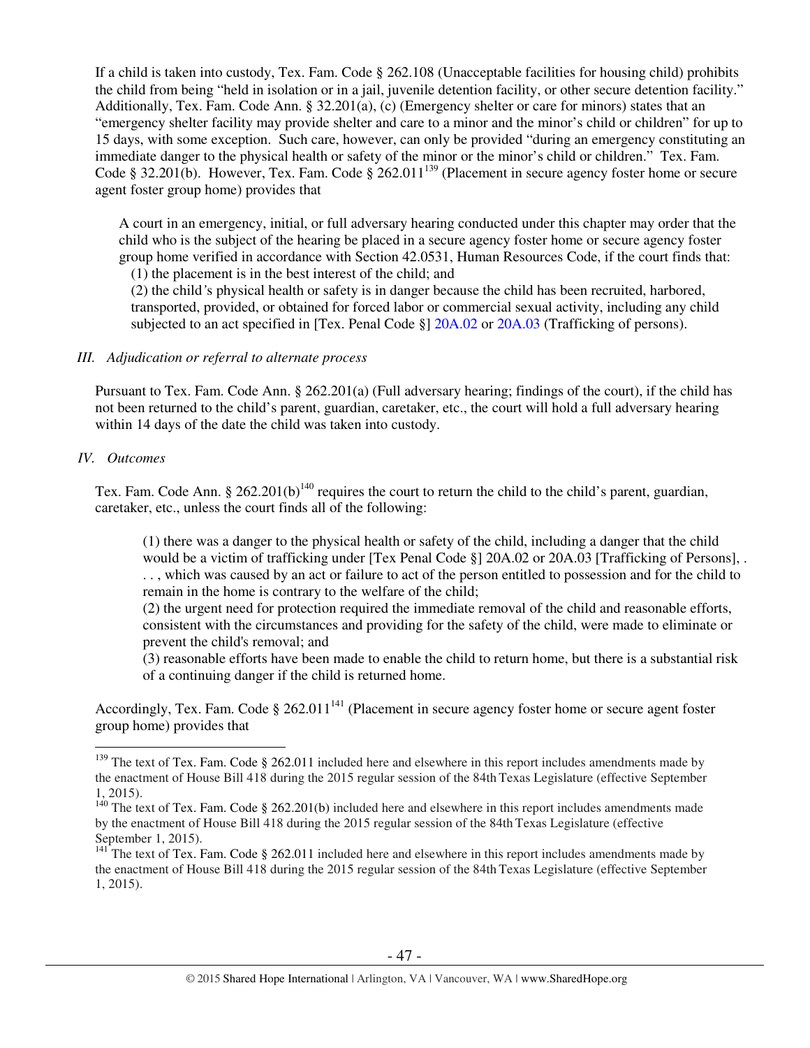If a child is taken into custody, Tex. Fam. Code § 262.108 (Unacceptable facilities for housing child) prohibits the child from being "held in isolation or in a jail, juvenile detention facility, or other secure detention facility." Additionally, Tex. Fam. Code Ann. § 32.201(a), (c) (Emergency shelter or care for minors) states that an "emergency shelter facility may provide shelter and care to a minor and the minor's child or children" for up to 15 days, with some exception. Such care, however, can only be provided "during an emergency constituting an immediate danger to the physical health or safety of the minor or the minor's child or children." Tex. Fam. Code § 32.201(b). However, Tex. Fam. Code § 262.011[139] (Placement in secure agency foster home or secure agent foster group home) provides that

> A court in an emergency, initial, or full adversary hearing conducted under this chapter may order that the child who is the subject of the hearing be placed in a secure agency foster home or secure agency foster group home verified in accordance with Section 42.0531, Human Resources Code, if the court finds that:
> (1) the placement is in the best interest of the child; and
> (2) the child's physical health or safety is in danger because the child has been recruited, harbored, transported, provided, or obtained for forced labor or commercial sexual activity, including any child subjected to an act specified in [Tex. Penal Code §] 20A.02 or 20A.03 (Trafficking of persons).

*III. Adjudication or referral to alternate process*

Pursuant to Tex. Fam. Code Ann. § 262.201(a) (Full adversary hearing; findings of the court), if the child has not been returned to the child's parent, guardian, caretaker, etc., the court will hold a full adversary hearing within 14 days of the date the child was taken into custody.

*IV. Outcomes*

Tex. Fam. Code Ann. § 262.201(b)[140] requires the court to return the child to the child's parent, guardian, caretaker, etc., unless the court finds all of the following:

> (1) there was a danger to the physical health or safety of the child, including a danger that the child would be a victim of trafficking under [Tex Penal Code §] 20A.02 or 20A.03 [Trafficking of Persons], . . . , which was caused by an act or failure to act of the person entitled to possession and for the child to remain in the home is contrary to the welfare of the child;
> (2) the urgent need for protection required the immediate removal of the child and reasonable efforts, consistent with the circumstances and providing for the safety of the child, were made to eliminate or prevent the child's removal; and
> (3) reasonable efforts have been made to enable the child to return home, but there is a substantial risk of a continuing danger if the child is returned home.

Accordingly, Tex. Fam. Code § 262.011[141] (Placement in secure agency foster home or secure agent foster group home) provides that

---

[139] The text of Tex. Fam. Code § 262.011 included here and elsewhere in this report includes amendments made by the enactment of House Bill 418 during the 2015 regular session of the 84th Texas Legislature (effective September 1, 2015).

[140] The text of Tex. Fam. Code § 262.201(b) included here and elsewhere in this report includes amendments made by the enactment of House Bill 418 during the 2015 regular session of the 84th Texas Legislature (effective September 1, 2015).

[141] The text of Tex. Fam. Code § 262.011 included here and elsewhere in this report includes amendments made by the enactment of House Bill 418 during the 2015 regular session of the 84th Texas Legislature (effective September 1, 2015).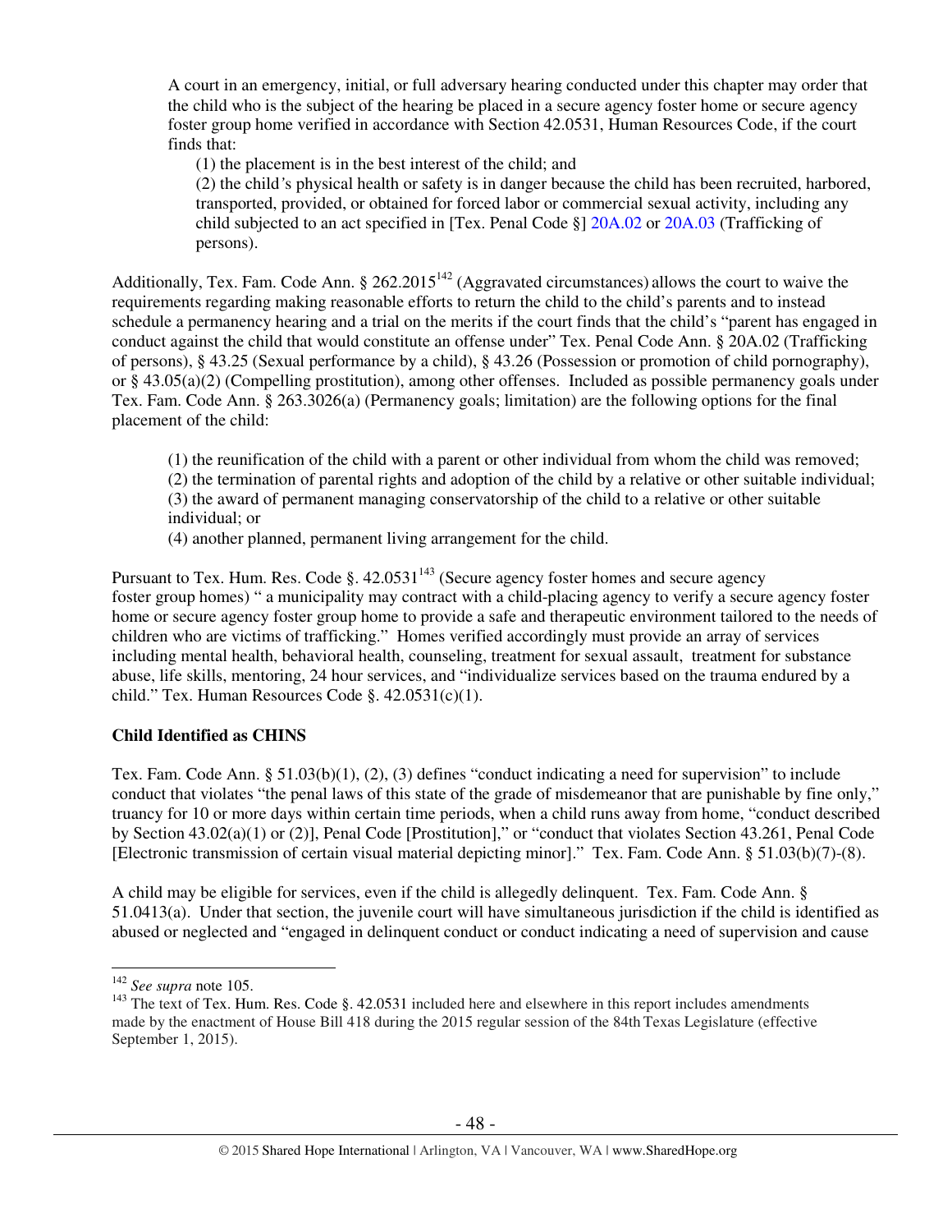> A court in an emergency, initial, or full adversary hearing conducted under this chapter may order that the child who is the subject of the hearing be placed in a secure agency foster home or secure agency foster group home verified in accordance with Section 42.0531, Human Resources Code, if the court finds that:
>
> (1) the placement is in the best interest of the child; and
>
> (2) the child's physical health or safety is in danger because the child has been recruited, harbored, transported, provided, or obtained for forced labor or commercial sexual activity, including any child subjected to an act specified in [Tex. Penal Code §] 20A.02 or 20A.03 (Trafficking of persons).

Additionally, Tex. Fam. Code Ann. § 262.2015[142] (Aggravated circumstances) allows the court to waive the requirements regarding making reasonable efforts to return the child to the child's parents and to instead schedule a permanency hearing and a trial on the merits if the court finds that the child's "parent has engaged in conduct against the child that would constitute an offense under" Tex. Penal Code Ann. § 20A.02 (Trafficking of persons), § 43.25 (Sexual performance by a child), § 43.26 (Possession or promotion of child pornography), or § 43.05(a)(2) (Compelling prostitution), among other offenses. Included as possible permanency goals under Tex. Fam. Code Ann. § 263.3026(a) (Permanency goals; limitation) are the following options for the final placement of the child:

> (1) the reunification of the child with a parent or other individual from whom the child was removed;
>
> (2) the termination of parental rights and adoption of the child by a relative or other suitable individual;
>
> (3) the award of permanent managing conservatorship of the child to a relative or other suitable individual; or
>
> (4) another planned, permanent living arrangement for the child.

Pursuant to Tex. Hum. Res. Code §. 42.0531[143] (Secure agency foster homes and secure agency foster group homes) " a municipality may contract with a child-placing agency to verify a secure agency foster home or secure agency foster group home to provide a safe and therapeutic environment tailored to the needs of children who are victims of trafficking." Homes verified accordingly must provide an array of services including mental health, behavioral health, counseling, treatment for sexual assault, treatment for substance abuse, life skills, mentoring, 24 hour services, and "individualize services based on the trauma endured by a child." Tex. Human Resources Code §. 42.0531(c)(1).

**Child Identified as CHINS**

Tex. Fam. Code Ann. § 51.03(b)(1), (2), (3) defines "conduct indicating a need for supervision" to include conduct that violates "the penal laws of this state of the grade of misdemeanor that are punishable by fine only," truancy for 10 or more days within certain time periods, when a child runs away from home, "conduct described by Section 43.02(a)(1) or (2)], Penal Code [Prostitution]," or "conduct that violates Section 43.261, Penal Code [Electronic transmission of certain visual material depicting minor]." Tex. Fam. Code Ann. § 51.03(b)(7)-(8).

A child may be eligible for services, even if the child is allegedly delinquent. Tex. Fam. Code Ann. § 51.0413(a). Under that section, the juvenile court will have simultaneous jurisdiction if the child is identified as abused or neglected and "engaged in delinquent conduct or conduct indicating a need of supervision and cause

---

[142] *See supra* note 105.

[143] The text of Tex. Hum. Res. Code §. 42.0531 included here and elsewhere in this report includes amendments made by the enactment of House Bill 418 during the 2015 regular session of the 84th Texas Legislature (effective September 1, 2015).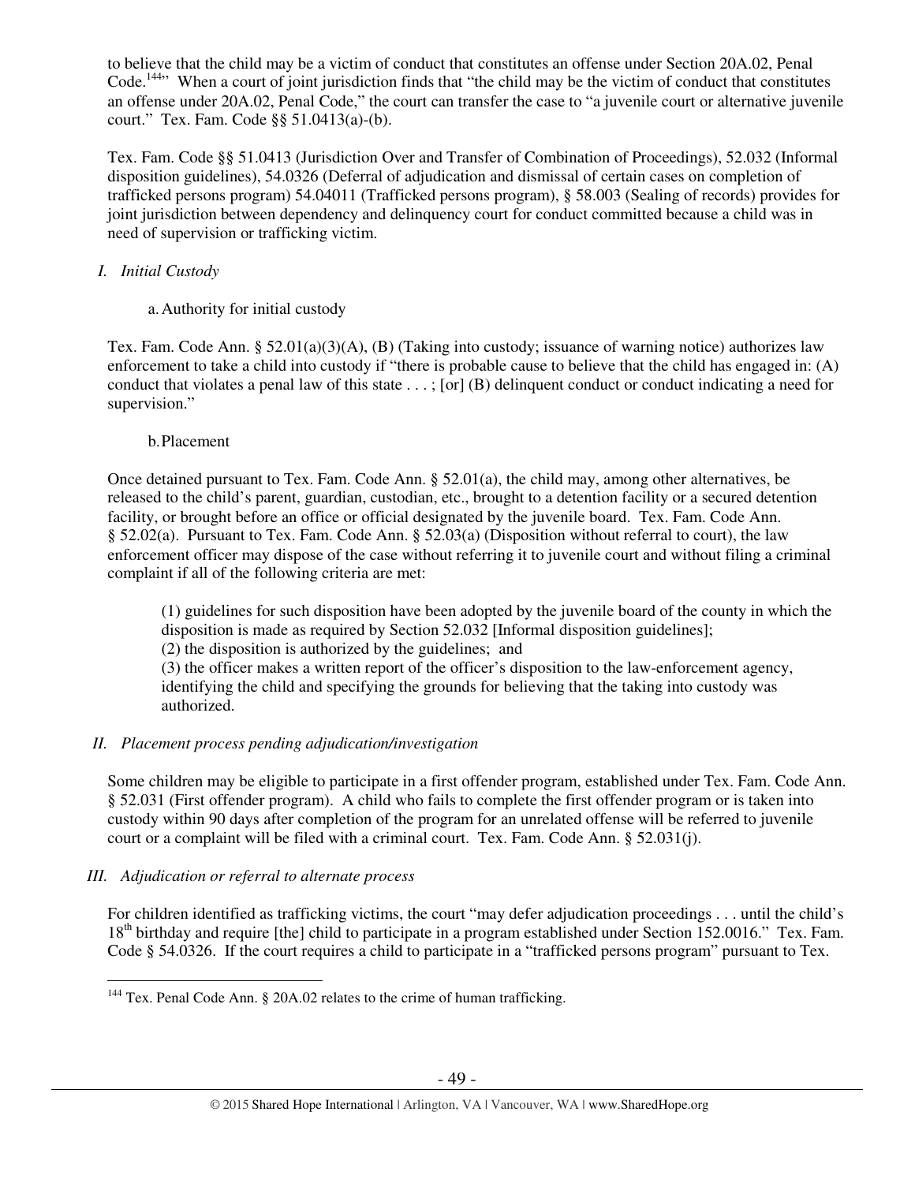to believe that the child may be a victim of conduct that constitutes an offense under Section 20A.02, Penal Code.[144]" When a court of joint jurisdiction finds that "the child may be the victim of conduct that constitutes an offense under 20A.02, Penal Code," the court can transfer the case to "a juvenile court or alternative juvenile court." Tex. Fam. Code §§ 51.0413(a)-(b).

Tex. Fam. Code §§ 51.0413 (Jurisdiction Over and Transfer of Combination of Proceedings), 52.032 (Informal disposition guidelines), 54.0326 (Deferral of adjudication and dismissal of certain cases on completion of trafficked persons program) 54.04011 (Trafficked persons program), § 58.003 (Sealing of records) provides for joint jurisdiction between dependency and delinquency court for conduct committed because a child was in need of supervision or trafficking victim.

*I. Initial Custody*

a. Authority for initial custody

Tex. Fam. Code Ann. § 52.01(a)(3)(A), (B) (Taking into custody; issuance of warning notice) authorizes law enforcement to take a child into custody if "there is probable cause to believe that the child has engaged in: (A) conduct that violates a penal law of this state . . . ; [or] (B) delinquent conduct or conduct indicating a need for supervision."

b. Placement

Once detained pursuant to Tex. Fam. Code Ann. § 52.01(a), the child may, among other alternatives, be released to the child's parent, guardian, custodian, etc., brought to a detention facility or a secured detention facility, or brought before an office or official designated by the juvenile board. Tex. Fam. Code Ann. § 52.02(a). Pursuant to Tex. Fam. Code Ann. § 52.03(a) (Disposition without referral to court), the law enforcement officer may dispose of the case without referring it to juvenile court and without filing a criminal complaint if all of the following criteria are met:

> (1) guidelines for such disposition have been adopted by the juvenile board of the county in which the disposition is made as required by Section 52.032 [Informal disposition guidelines];
> (2) the disposition is authorized by the guidelines; and
> (3) the officer makes a written report of the officer's disposition to the law-enforcement agency, identifying the child and specifying the grounds for believing that the taking into custody was authorized.

*II. Placement process pending adjudication/investigation*

Some children may be eligible to participate in a first offender program, established under Tex. Fam. Code Ann. § 52.031 (First offender program). A child who fails to complete the first offender program or is taken into custody within 90 days after completion of the program for an unrelated offense will be referred to juvenile court or a complaint will be filed with a criminal court. Tex. Fam. Code Ann. § 52.031(j).

*III. Adjudication or referral to alternate process*

For children identified as trafficking victims, the court "may defer adjudication proceedings . . . until the child's 18th birthday and require [the] child to participate in a program established under Section 152.0016." Tex. Fam. Code § 54.0326. If the court requires a child to participate in a "trafficked persons program" pursuant to Tex.

---

[144] Tex. Penal Code Ann. § 20A.02 relates to the crime of human trafficking.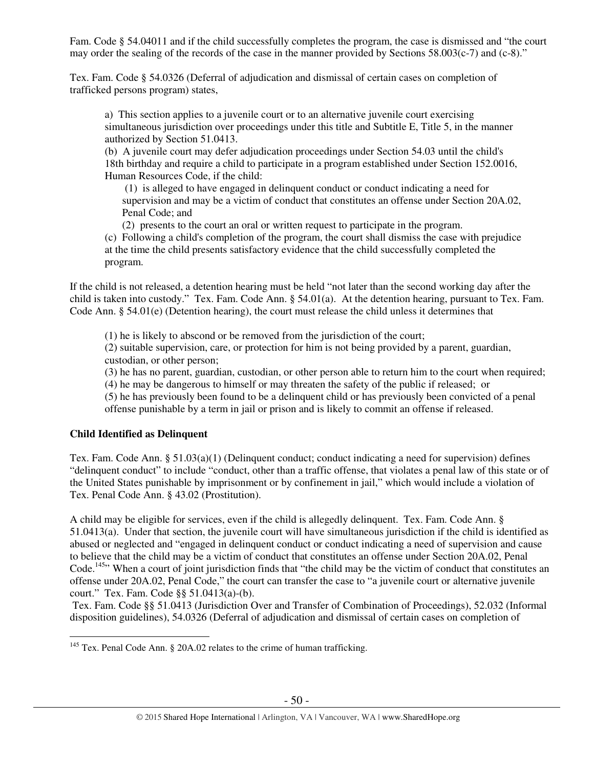Fam. Code § 54.04011 and if the child successfully completes the program, the case is dismissed and "the court may order the sealing of the records of the case in the manner provided by Sections 58.003(c-7) and (c-8)."

Tex. Fam. Code § 54.0326 (Deferral of adjudication and dismissal of certain cases on completion of trafficked persons program) states,

> a) This section applies to a juvenile court or to an alternative juvenile court exercising simultaneous jurisdiction over proceedings under this title and Subtitle E, Title 5, in the manner authorized by Section 51.0413.
>
> (b) A juvenile court may defer adjudication proceedings under Section 54.03 until the child's 18th birthday and require a child to participate in a program established under Section 152.0016, Human Resources Code, if the child:
>
> (1) is alleged to have engaged in delinquent conduct or conduct indicating a need for supervision and may be a victim of conduct that constitutes an offense under Section 20A.02, Penal Code; and
>
> (2) presents to the court an oral or written request to participate in the program.
>
> (c) Following a child's completion of the program, the court shall dismiss the case with prejudice at the time the child presents satisfactory evidence that the child successfully completed the program.

If the child is not released, a detention hearing must be held "not later than the second working day after the child is taken into custody." Tex. Fam. Code Ann. § 54.01(a). At the detention hearing, pursuant to Tex. Fam. Code Ann. § 54.01(e) (Detention hearing), the court must release the child unless it determines that

> (1) he is likely to abscond or be removed from the jurisdiction of the court;
>
> (2) suitable supervision, care, or protection for him is not being provided by a parent, guardian, custodian, or other person;
>
> (3) he has no parent, guardian, custodian, or other person able to return him to the court when required;
>
> (4) he may be dangerous to himself or may threaten the safety of the public if released; or
>
> (5) he has previously been found to be a delinquent child or has previously been convicted of a penal offense punishable by a term in jail or prison and is likely to commit an offense if released.

**Child Identified as Delinquent**

Tex. Fam. Code Ann. § 51.03(a)(1) (Delinquent conduct; conduct indicating a need for supervision) defines "delinquent conduct" to include "conduct, other than a traffic offense, that violates a penal law of this state or of the United States punishable by imprisonment or by confinement in jail," which would include a violation of Tex. Penal Code Ann. § 43.02 (Prostitution).

A child may be eligible for services, even if the child is allegedly delinquent. Tex. Fam. Code Ann. § 51.0413(a). Under that section, the juvenile court will have simultaneous jurisdiction if the child is identified as abused or neglected and "engaged in delinquent conduct or conduct indicating a need of supervision and cause to believe that the child may be a victim of conduct that constitutes an offense under Section 20A.02, Penal Code.[145]" When a court of joint jurisdiction finds that "the child may be the victim of conduct that constitutes an offense under 20A.02, Penal Code," the court can transfer the case to "a juvenile court or alternative juvenile court." Tex. Fam. Code §§ 51.0413(a)-(b).

Tex. Fam. Code §§ 51.0413 (Jurisdiction Over and Transfer of Combination of Proceedings), 52.032 (Informal disposition guidelines), 54.0326 (Deferral of adjudication and dismissal of certain cases on completion of

---

[145] Tex. Penal Code Ann. § 20A.02 relates to the crime of human trafficking.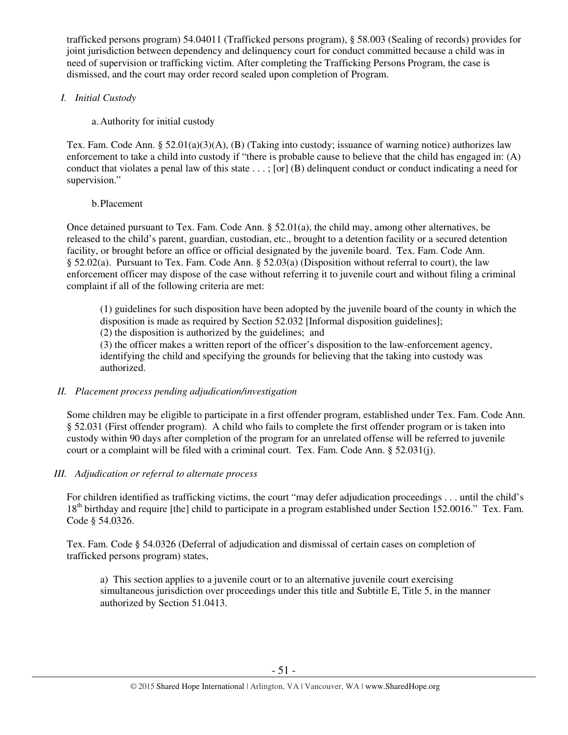trafficked persons program) 54.04011 (Trafficked persons program), § 58.003 (Sealing of records) provides for joint jurisdiction between dependency and delinquency court for conduct committed because a child was in need of supervision or trafficking victim. After completing the Trafficking Persons Program, the case is dismissed, and the court may order record sealed upon completion of Program.

*I. Initial Custody*

a. Authority for initial custody

Tex. Fam. Code Ann. § 52.01(a)(3)(A), (B) (Taking into custody; issuance of warning notice) authorizes law enforcement to take a child into custody if "there is probable cause to believe that the child has engaged in: (A) conduct that violates a penal law of this state . . . ; [or] (B) delinquent conduct or conduct indicating a need for supervision."

b. Placement

Once detained pursuant to Tex. Fam. Code Ann. § 52.01(a), the child may, among other alternatives, be released to the child's parent, guardian, custodian, etc., brought to a detention facility or a secured detention facility, or brought before an office or official designated by the juvenile board. Tex. Fam. Code Ann. § 52.02(a). Pursuant to Tex. Fam. Code Ann. § 52.03(a) (Disposition without referral to court), the law enforcement officer may dispose of the case without referring it to juvenile court and without filing a criminal complaint if all of the following criteria are met:

> (1) guidelines for such disposition have been adopted by the juvenile board of the county in which the disposition is made as required by Section 52.032 [Informal disposition guidelines];
> (2) the disposition is authorized by the guidelines; and
> (3) the officer makes a written report of the officer's disposition to the law-enforcement agency, identifying the child and specifying the grounds for believing that the taking into custody was authorized.

*II. Placement process pending adjudication/investigation*

Some children may be eligible to participate in a first offender program, established under Tex. Fam. Code Ann. § 52.031 (First offender program). A child who fails to complete the first offender program or is taken into custody within 90 days after completion of the program for an unrelated offense will be referred to juvenile court or a complaint will be filed with a criminal court. Tex. Fam. Code Ann. § 52.031(j).

*III. Adjudication or referral to alternate process*

For children identified as trafficking victims, the court "may defer adjudication proceedings . . . until the child's 18th birthday and require [the] child to participate in a program established under Section 152.0016." Tex. Fam. Code § 54.0326.

Tex. Fam. Code § 54.0326 (Deferral of adjudication and dismissal of certain cases on completion of trafficked persons program) states,

> a) This section applies to a juvenile court or to an alternative juvenile court exercising simultaneous jurisdiction over proceedings under this title and Subtitle E, Title 5, in the manner authorized by Section 51.0413.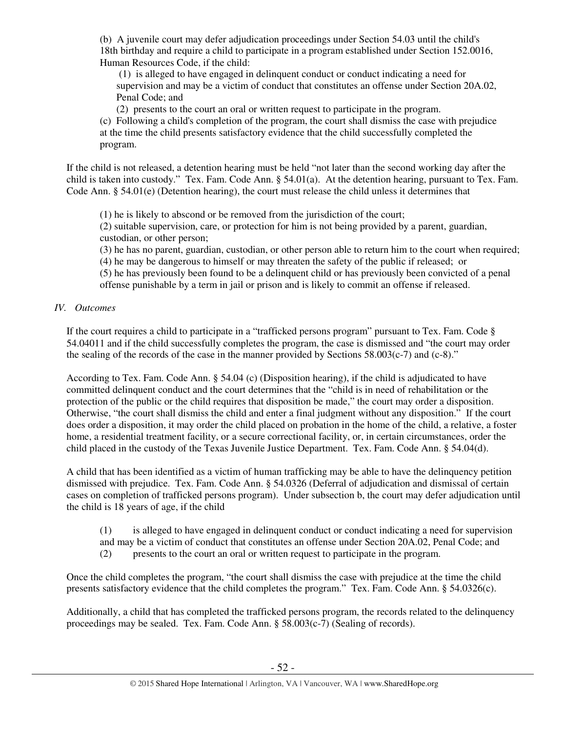(b) A juvenile court may defer adjudication proceedings under Section 54.03 until the child's 18th birthday and require a child to participate in a program established under Section 152.0016, Human Resources Code, if the child:

(1) is alleged to have engaged in delinquent conduct or conduct indicating a need for supervision and may be a victim of conduct that constitutes an offense under Section 20A.02, Penal Code; and

(2) presents to the court an oral or written request to participate in the program.

(c) Following a child's completion of the program, the court shall dismiss the case with prejudice at the time the child presents satisfactory evidence that the child successfully completed the program.

If the child is not released, a detention hearing must be held "not later than the second working day after the child is taken into custody." Tex. Fam. Code Ann. § 54.01(a). At the detention hearing, pursuant to Tex. Fam. Code Ann. § 54.01(e) (Detention hearing), the court must release the child unless it determines that

(1) he is likely to abscond or be removed from the jurisdiction of the court;
(2) suitable supervision, care, or protection for him is not being provided by a parent, guardian, custodian, or other person;
(3) he has no parent, guardian, custodian, or other person able to return him to the court when required;
(4) he may be dangerous to himself or may threaten the safety of the public if released; or
(5) he has previously been found to be a delinquent child or has previously been convicted of a penal offense punishable by a term in jail or prison and is likely to commit an offense if released.

*IV. Outcomes*

If the court requires a child to participate in a "trafficked persons program" pursuant to Tex. Fam. Code § 54.04011 and if the child successfully completes the program, the case is dismissed and "the court may order the sealing of the records of the case in the manner provided by Sections 58.003(c-7) and (c-8)."

According to Tex. Fam. Code Ann. § 54.04 (c) (Disposition hearing), if the child is adjudicated to have committed delinquent conduct and the court determines that the "child is in need of rehabilitation or the protection of the public or the child requires that disposition be made," the court may order a disposition. Otherwise, "the court shall dismiss the child and enter a final judgment without any disposition." If the court does order a disposition, it may order the child placed on probation in the home of the child, a relative, a foster home, a residential treatment facility, or a secure correctional facility, or, in certain circumstances, order the child placed in the custody of the Texas Juvenile Justice Department. Tex. Fam. Code Ann. § 54.04(d).

A child that has been identified as a victim of human trafficking may be able to have the delinquency petition dismissed with prejudice. Tex. Fam. Code Ann. § 54.0326 (Deferral of adjudication and dismissal of certain cases on completion of trafficked persons program). Under subsection b, the court may defer adjudication until the child is 18 years of age, if the child

(1) is alleged to have engaged in delinquent conduct or conduct indicating a need for supervision and may be a victim of conduct that constitutes an offense under Section 20A.02, Penal Code; and
(2) presents to the court an oral or written request to participate in the program.

Once the child completes the program, "the court shall dismiss the case with prejudice at the time the child presents satisfactory evidence that the child completes the program." Tex. Fam. Code Ann. § 54.0326(c).

Additionally, a child that has completed the trafficked persons program, the records related to the delinquency proceedings may be sealed. Tex. Fam. Code Ann. § 58.003(c-7) (Sealing of records).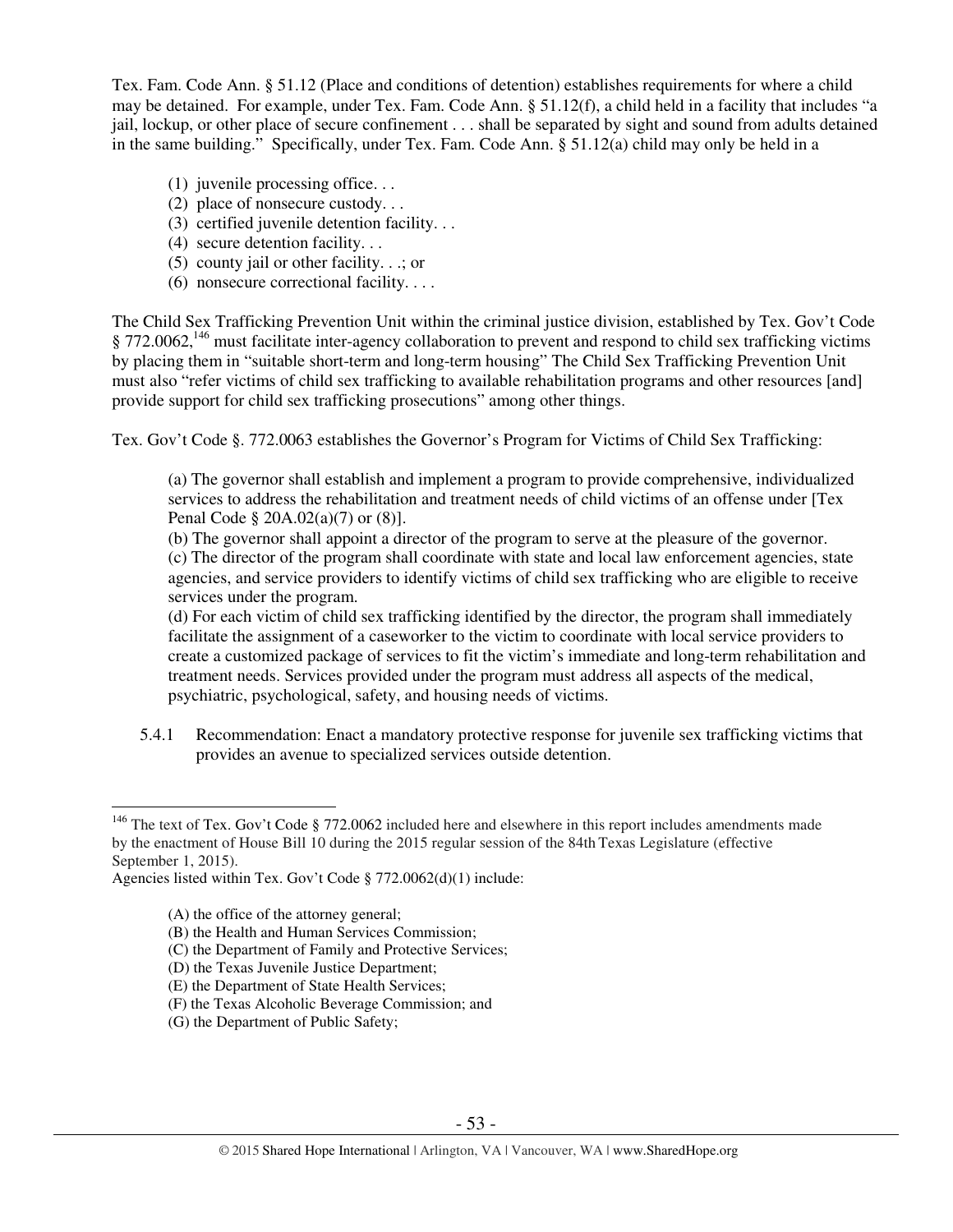Tex. Fam. Code Ann. § 51.12 (Place and conditions of detention) establishes requirements for where a child may be detained. For example, under Tex. Fam. Code Ann. § 51.12(f), a child held in a facility that includes "a jail, lockup, or other place of secure confinement . . . shall be separated by sight and sound from adults detained in the same building." Specifically, under Tex. Fam. Code Ann. § 51.12(a) child may only be held in a

(1) juvenile processing office. . .
(2) place of nonsecure custody. . .
(3) certified juvenile detention facility. . .
(4) secure detention facility. . .
(5) county jail or other facility. . .; or
(6) nonsecure correctional facility. . . .

The Child Sex Trafficking Prevention Unit within the criminal justice division, established by Tex. Gov't Code § 772.0062,[146] must facilitate inter-agency collaboration to prevent and respond to child sex trafficking victims by placing them in "suitable short-term and long-term housing" The Child Sex Trafficking Prevention Unit must also "refer victims of child sex trafficking to available rehabilitation programs and other resources [and] provide support for child sex trafficking prosecutions" among other things.

Tex. Gov't Code §. 772.0063 establishes the Governor's Program for Victims of Child Sex Trafficking:

> (a) The governor shall establish and implement a program to provide comprehensive, individualized services to address the rehabilitation and treatment needs of child victims of an offense under [Tex Penal Code § 20A.02(a)(7) or (8)].
> (b) The governor shall appoint a director of the program to serve at the pleasure of the governor.
> (c) The director of the program shall coordinate with state and local law enforcement agencies, state agencies, and service providers to identify victims of child sex trafficking who are eligible to receive services under the program.
> (d) For each victim of child sex trafficking identified by the director, the program shall immediately facilitate the assignment of a caseworker to the victim to coordinate with local service providers to create a customized package of services to fit the victim's immediate and long-term rehabilitation and treatment needs. Services provided under the program must address all aspects of the medical, psychiatric, psychological, safety, and housing needs of victims.

5.4.1 Recommendation: Enact a mandatory protective response for juvenile sex trafficking victims that provides an avenue to specialized services outside detention.

---

[146] The text of Tex. Gov't Code § 772.0062 included here and elsewhere in this report includes amendments made by the enactment of House Bill 10 during the 2015 regular session of the 84th Texas Legislature (effective September 1, 2015).
Agencies listed within Tex. Gov't Code § 772.0062(d)(1) include:

(A) the office of the attorney general;
(B) the Health and Human Services Commission;
(C) the Department of Family and Protective Services;
(D) the Texas Juvenile Justice Department;
(E) the Department of State Health Services;
(F) the Texas Alcoholic Beverage Commission; and
(G) the Department of Public Safety;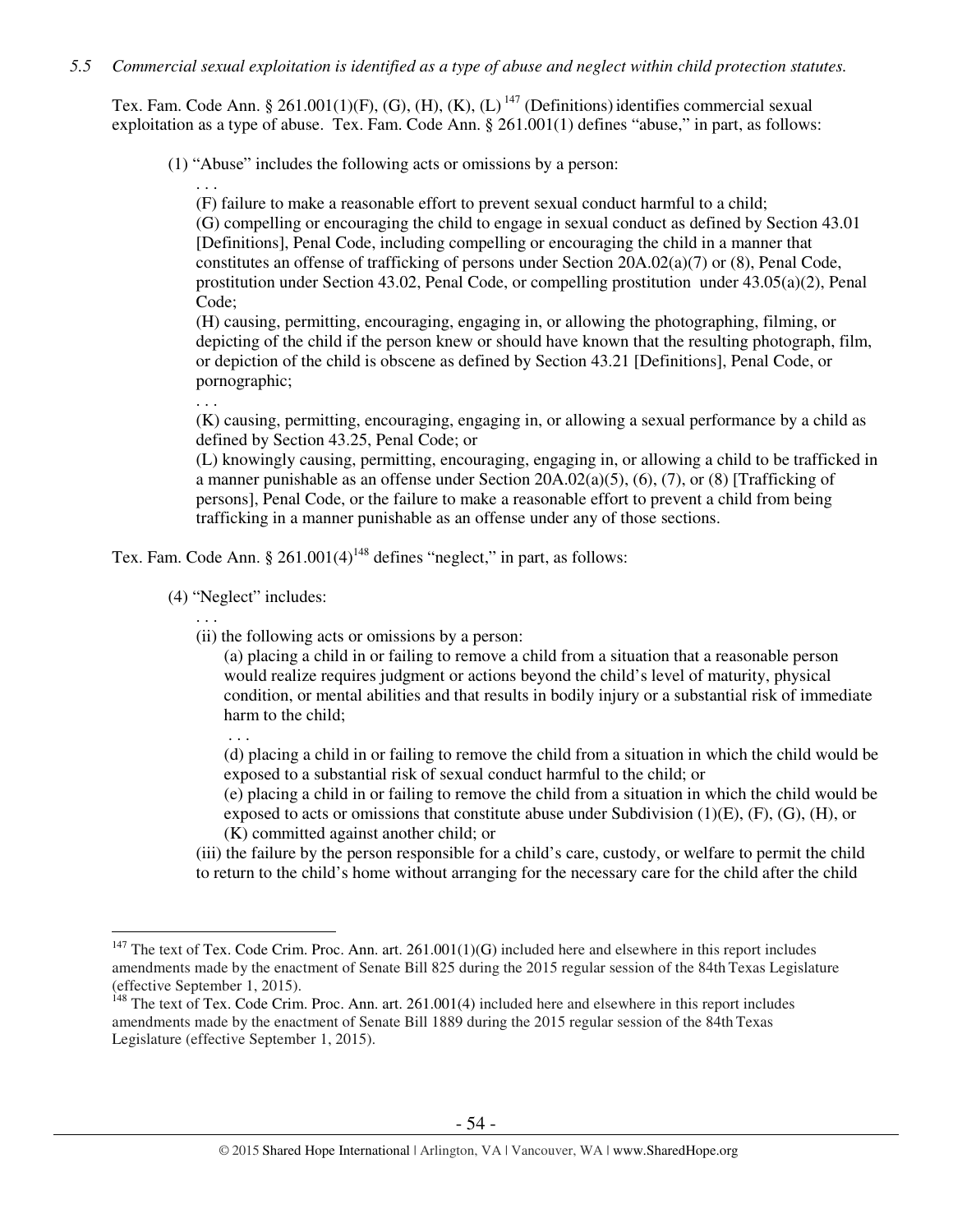*5.5 Commercial sexual exploitation is identified as a type of abuse and neglect within child protection statutes.*

Tex. Fam. Code Ann. § 261.001(1)(F), (G), (H), (K), (L)[147] (Definitions) identifies commercial sexual exploitation as a type of abuse. Tex. Fam. Code Ann. § 261.001(1) defines "abuse," in part, as follows:

> (1) "Abuse" includes the following acts or omissions by a person:
>
> > . . .
> >
> > (F) failure to make a reasonable effort to prevent sexual conduct harmful to a child;
> >
> > (G) compelling or encouraging the child to engage in sexual conduct as defined by Section 43.01 [Definitions], Penal Code, including compelling or encouraging the child in a manner that constitutes an offense of trafficking of persons under Section 20A.02(a)(7) or (8), Penal Code, prostitution under Section 43.02, Penal Code, or compelling prostitution under 43.05(a)(2), Penal Code;
> >
> > (H) causing, permitting, encouraging, engaging in, or allowing the photographing, filming, or depicting of the child if the person knew or should have known that the resulting photograph, film, or depiction of the child is obscene as defined by Section 43.21 [Definitions], Penal Code, or pornographic;
> >
> > . . .
> >
> > (K) causing, permitting, encouraging, engaging in, or allowing a sexual performance by a child as defined by Section 43.25, Penal Code; or
> >
> > (L) knowingly causing, permitting, encouraging, engaging in, or allowing a child to be trafficked in a manner punishable as an offense under Section 20A.02(a)(5), (6), (7), or (8) [Trafficking of persons], Penal Code, or the failure to make a reasonable effort to prevent a child from being trafficking in a manner punishable as an offense under any of those sections.

Tex. Fam. Code Ann. § 261.001(4)[148] defines "neglect," in part, as follows:

> (4) "Neglect" includes:
>
> > . . .
> >
> > (ii) the following acts or omissions by a person:
> >
> > > (a) placing a child in or failing to remove a child from a situation that a reasonable person would realize requires judgment or actions beyond the child's level of maturity, physical condition, or mental abilities and that results in bodily injury or a substantial risk of immediate harm to the child;
> > >
> > > . . .
> > >
> > > (d) placing a child in or failing to remove the child from a situation in which the child would be exposed to a substantial risk of sexual conduct harmful to the child; or
> > >
> > > (e) placing a child in or failing to remove the child from a situation in which the child would be exposed to acts or omissions that constitute abuse under Subdivision (1)(E), (F), (G), (H), or (K) committed against another child; or
> >
> > (iii) the failure by the person responsible for a child's care, custody, or welfare to permit the child to return to the child's home without arranging for the necessary care for the child after the child

---

[147] The text of Tex. Code Crim. Proc. Ann. art. 261.001(1)(G) included here and elsewhere in this report includes amendments made by the enactment of Senate Bill 825 during the 2015 regular session of the 84th Texas Legislature (effective September 1, 2015).

[148] The text of Tex. Code Crim. Proc. Ann. art. 261.001(4) included here and elsewhere in this report includes amendments made by the enactment of Senate Bill 1889 during the 2015 regular session of the 84th Texas Legislature (effective September 1, 2015).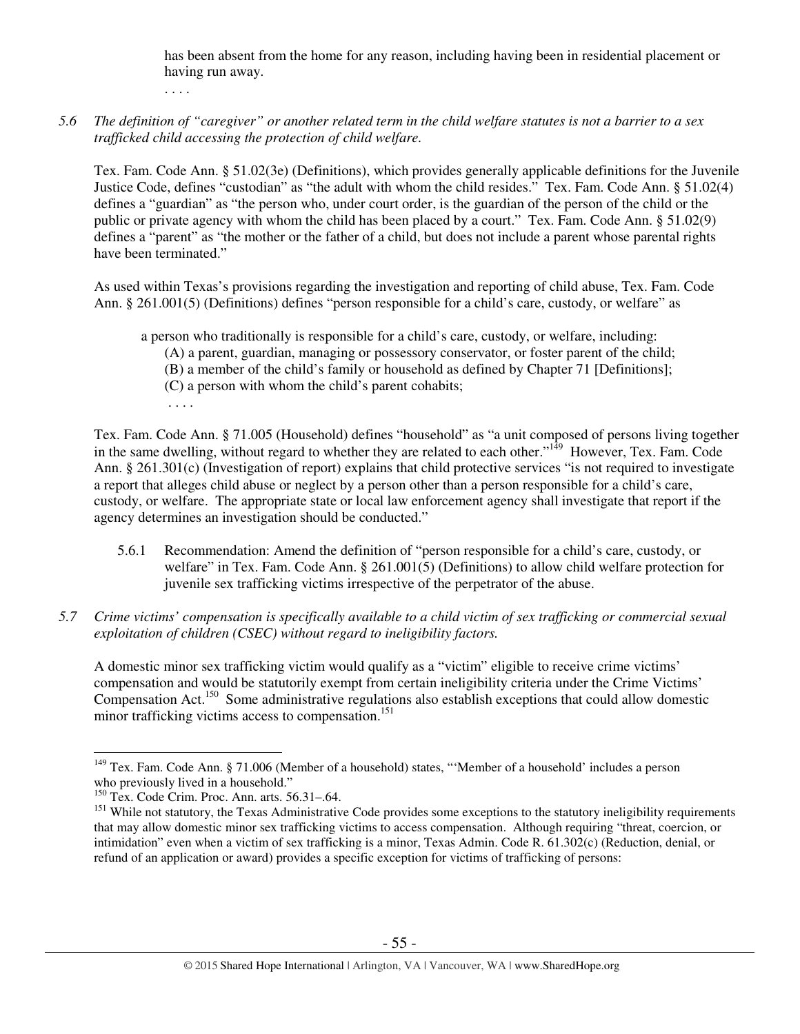has been absent from the home for any reason, including having been in residential placement or having run away.

. . . .

*5.6 The definition of "caregiver" or another related term in the child welfare statutes is not a barrier to a sex trafficked child accessing the protection of child welfare.*

Tex. Fam. Code Ann. § 51.02(3e) (Definitions), which provides generally applicable definitions for the Juvenile Justice Code, defines "custodian" as "the adult with whom the child resides." Tex. Fam. Code Ann. § 51.02(4) defines a "guardian" as "the person who, under court order, is the guardian of the person of the child or the public or private agency with whom the child has been placed by a court." Tex. Fam. Code Ann. § 51.02(9) defines a "parent" as "the mother or the father of a child, but does not include a parent whose parental rights have been terminated."

As used within Texas's provisions regarding the investigation and reporting of child abuse, Tex. Fam. Code Ann. § 261.001(5) (Definitions) defines "person responsible for a child's care, custody, or welfare" as

> a person who traditionally is responsible for a child's care, custody, or welfare, including:
> (A) a parent, guardian, managing or possessory conservator, or foster parent of the child;
> (B) a member of the child's family or household as defined by Chapter 71 [Definitions];
> (C) a person with whom the child's parent cohabits;
> . . . .

Tex. Fam. Code Ann. § 71.005 (Household) defines "household" as "a unit composed of persons living together in the same dwelling, without regard to whether they are related to each other."[149] However, Tex. Fam. Code Ann. § 261.301(c) (Investigation of report) explains that child protective services "is not required to investigate a report that alleges child abuse or neglect by a person other than a person responsible for a child's care, custody, or welfare. The appropriate state or local law enforcement agency shall investigate that report if the agency determines an investigation should be conducted."

5.6.1 Recommendation: Amend the definition of "person responsible for a child's care, custody, or welfare" in Tex. Fam. Code Ann. § 261.001(5) (Definitions) to allow child welfare protection for juvenile sex trafficking victims irrespective of the perpetrator of the abuse.

*5.7 Crime victims' compensation is specifically available to a child victim of sex trafficking or commercial sexual exploitation of children (CSEC) without regard to ineligibility factors.*

A domestic minor sex trafficking victim would qualify as a "victim" eligible to receive crime victims' compensation and would be statutorily exempt from certain ineligibility criteria under the Crime Victims' Compensation Act.[150] Some administrative regulations also establish exceptions that could allow domestic minor trafficking victims access to compensation.[151]

---

[149] Tex. Fam. Code Ann. § 71.006 (Member of a household) states, "'Member of a household' includes a person who previously lived in a household."

[150] Tex. Code Crim. Proc. Ann. arts. 56.31–.64.

[151] While not statutory, the Texas Administrative Code provides some exceptions to the statutory ineligibility requirements that may allow domestic minor sex trafficking victims to access compensation. Although requiring "threat, coercion, or intimidation" even when a victim of sex trafficking is a minor, Texas Admin. Code R. 61.302(c) (Reduction, denial, or refund of an application or award) provides a specific exception for victims of trafficking of persons: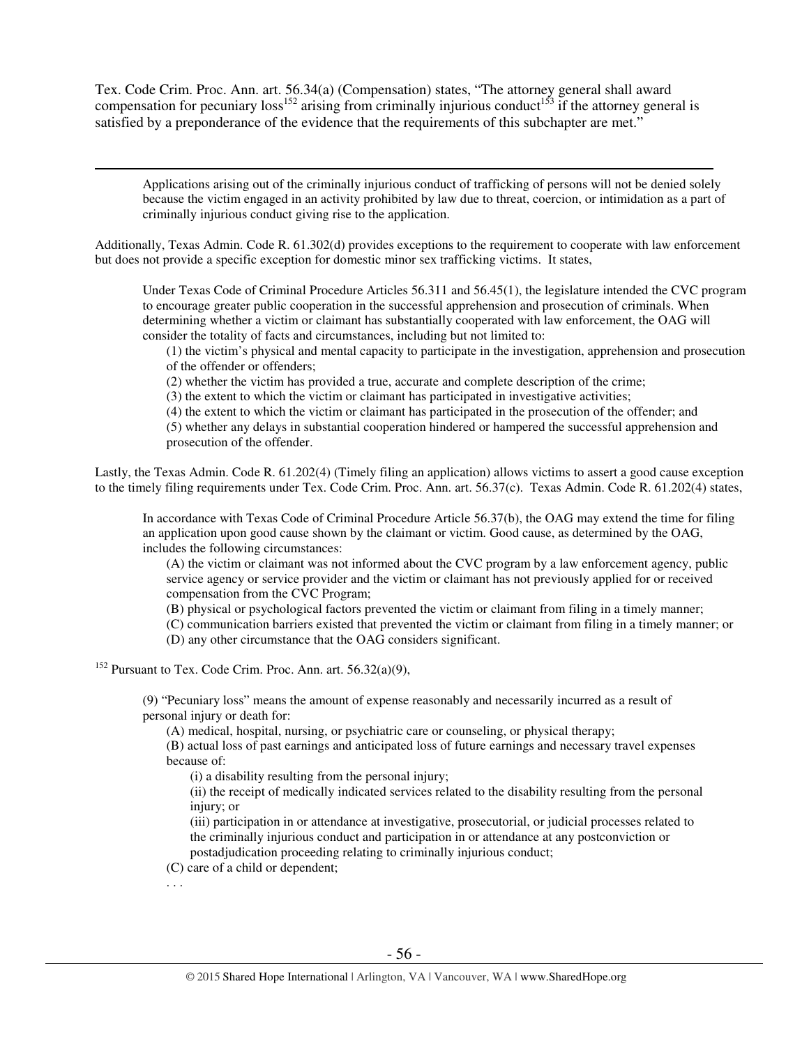Tex. Code Crim. Proc. Ann. art. 56.34(a) (Compensation) states, "The attorney general shall award compensation for pecuniary loss[152] arising from criminally injurious conduct[153] if the attorney general is satisfied by a preponderance of the evidence that the requirements of this subchapter are met."

---

> Applications arising out of the criminally injurious conduct of trafficking of persons will not be denied solely because the victim engaged in an activity prohibited by law due to threat, coercion, or intimidation as a part of criminally injurious conduct giving rise to the application.

Additionally, Texas Admin. Code R. 61.302(d) provides exceptions to the requirement to cooperate with law enforcement but does not provide a specific exception for domestic minor sex trafficking victims. It states,

> Under Texas Code of Criminal Procedure Articles 56.311 and 56.45(1), the legislature intended the CVC program to encourage greater public cooperation in the successful apprehension and prosecution of criminals. When determining whether a victim or claimant has substantially cooperated with law enforcement, the OAG will consider the totality of facts and circumstances, including but not limited to:
>
> (1) the victim's physical and mental capacity to participate in the investigation, apprehension and prosecution of the offender or offenders;
> (2) whether the victim has provided a true, accurate and complete description of the crime;
> (3) the extent to which the victim or claimant has participated in investigative activities;
> (4) the extent to which the victim or claimant has participated in the prosecution of the offender; and
> (5) whether any delays in substantial cooperation hindered or hampered the successful apprehension and prosecution of the offender.

Lastly, the Texas Admin. Code R. 61.202(4) (Timely filing an application) allows victims to assert a good cause exception to the timely filing requirements under Tex. Code Crim. Proc. Ann. art. 56.37(c). Texas Admin. Code R. 61.202(4) states,

> In accordance with Texas Code of Criminal Procedure Article 56.37(b), the OAG may extend the time for filing an application upon good cause shown by the claimant or victim. Good cause, as determined by the OAG, includes the following circumstances:
>
> (A) the victim or claimant was not informed about the CVC program by a law enforcement agency, public service agency or service provider and the victim or claimant has not previously applied for or received compensation from the CVC Program;
> (B) physical or psychological factors prevented the victim or claimant from filing in a timely manner;
> (C) communication barriers existed that prevented the victim or claimant from filing in a timely manner; or
> (D) any other circumstance that the OAG considers significant.

[152] Pursuant to Tex. Code Crim. Proc. Ann. art. 56.32(a)(9),

> (9) "Pecuniary loss" means the amount of expense reasonably and necessarily incurred as a result of personal injury or death for:
>
> (A) medical, hospital, nursing, or psychiatric care or counseling, or physical therapy;
> (B) actual loss of past earnings and anticipated loss of future earnings and necessary travel expenses because of:
>
> (i) a disability resulting from the personal injury;
> (ii) the receipt of medically indicated services related to the disability resulting from the personal injury; or
> (iii) participation in or attendance at investigative, prosecutorial, or judicial processes related to the criminally injurious conduct and participation in or attendance at any postconviction or postadjudication proceeding relating to criminally injurious conduct;
>
> (C) care of a child or dependent;
>
> . . .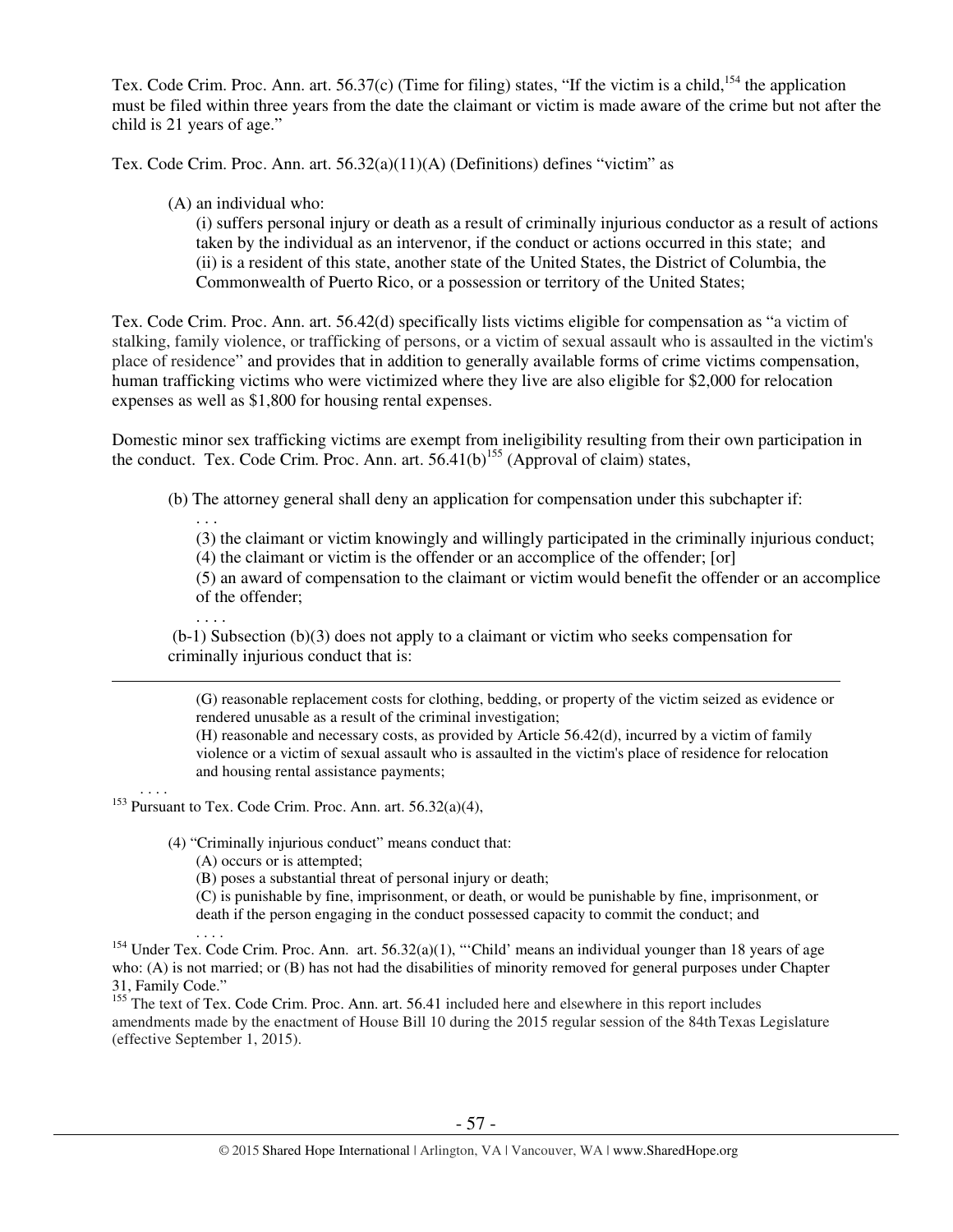Tex. Code Crim. Proc. Ann. art. 56.37(c) (Time for filing) states, "If the victim is a child,[154] the application must be filed within three years from the date the claimant or victim is made aware of the crime but not after the child is 21 years of age."

Tex. Code Crim. Proc. Ann. art. 56.32(a)(11)(A) (Definitions) defines "victim" as

> (A) an individual who:
>
> (i) suffers personal injury or death as a result of criminally injurious conductor as a result of actions taken by the individual as an intervenor, if the conduct or actions occurred in this state; and
>
> (ii) is a resident of this state, another state of the United States, the District of Columbia, the Commonwealth of Puerto Rico, or a possession or territory of the United States;

Tex. Code Crim. Proc. Ann. art. 56.42(d) specifically lists victims eligible for compensation as "a victim of stalking, family violence, or trafficking of persons, or a victim of sexual assault who is assaulted in the victim's place of residence" and provides that in addition to generally available forms of crime victims compensation, human trafficking victims who were victimized where they live are also eligible for $2,000 for relocation expenses as well as $1,800 for housing rental expenses.

Domestic minor sex trafficking victims are exempt from ineligibility resulting from their own participation in the conduct. Tex. Code Crim. Proc. Ann. art. 56.41(b)[155] (Approval of claim) states,

> (b) The attorney general shall deny an application for compensation under this subchapter if:
>
> . . .
>
> (3) the claimant or victim knowingly and willingly participated in the criminally injurious conduct;
>
> (4) the claimant or victim is the offender or an accomplice of the offender; [or]
>
> (5) an award of compensation to the claimant or victim would benefit the offender or an accomplice of the offender;
>
> . . . .
>
> (b-1) Subsection (b)(3) does not apply to a claimant or victim who seeks compensation for criminally injurious conduct that is:

---

> (G) reasonable replacement costs for clothing, bedding, or property of the victim seized as evidence or rendered unusable as a result of the criminal investigation;
>
> (H) reasonable and necessary costs, as provided by Article 56.42(d), incurred by a victim of family violence or a victim of sexual assault who is assaulted in the victim's place of residence for relocation and housing rental assistance payments;
>
> . . . .

[153] Pursuant to Tex. Code Crim. Proc. Ann. art. 56.32(a)(4),

> (4) "Criminally injurious conduct" means conduct that:
>
> (A) occurs or is attempted;
>
> (B) poses a substantial threat of personal injury or death;
>
> (C) is punishable by fine, imprisonment, or death, or would be punishable by fine, imprisonment, or death if the person engaging in the conduct possessed capacity to commit the conduct; and
>
> . . . .

[154] Under Tex. Code Crim. Proc. Ann. art. 56.32(a)(1), "'Child' means an individual younger than 18 years of age who: (A) is not married; or (B) has not had the disabilities of minority removed for general purposes under Chapter 31, Family Code."

[155] The text of Tex. Code Crim. Proc. Ann. art. 56.41 included here and elsewhere in this report includes amendments made by the enactment of House Bill 10 during the 2015 regular session of the 84th Texas Legislature (effective September 1, 2015).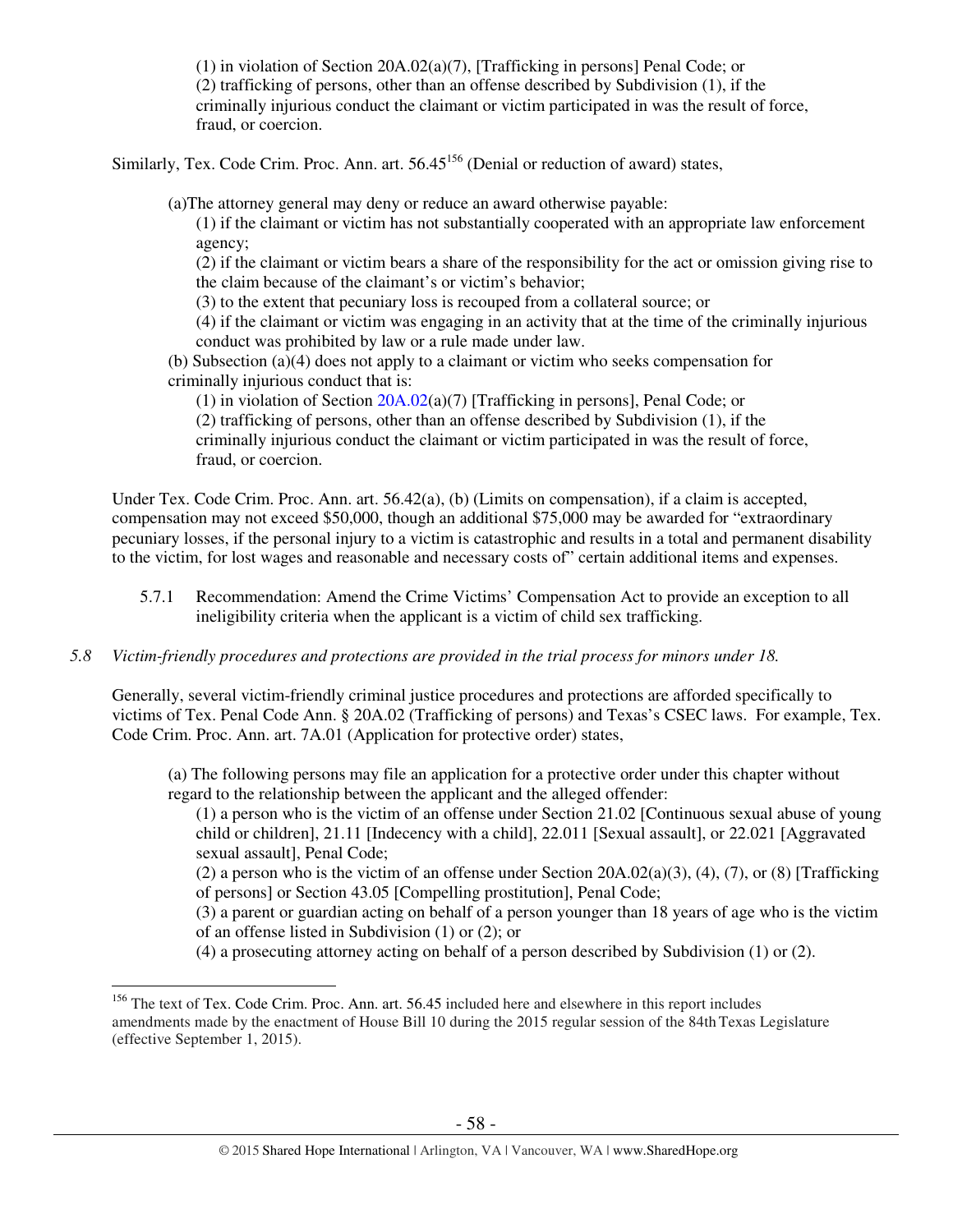(1) in violation of Section 20A.02(a)(7), [Trafficking in persons] Penal Code; or
(2) trafficking of persons, other than an offense described by Subdivision (1), if the criminally injurious conduct the claimant or victim participated in was the result of force, fraud, or coercion.

Similarly, Tex. Code Crim. Proc. Ann. art. 56.45[156] (Denial or reduction of award) states,

> (a)The attorney general may deny or reduce an award otherwise payable:
>
> (1) if the claimant or victim has not substantially cooperated with an appropriate law enforcement agency;
>
> (2) if the claimant or victim bears a share of the responsibility for the act or omission giving rise to the claim because of the claimant's or victim's behavior;
>
> (3) to the extent that pecuniary loss is recouped from a collateral source; or
>
> (4) if the claimant or victim was engaging in an activity that at the time of the criminally injurious conduct was prohibited by law or a rule made under law.
>
> (b) Subsection (a)(4) does not apply to a claimant or victim who seeks compensation for criminally injurious conduct that is:
>
> (1) in violation of Section 20A.02(a)(7) [Trafficking in persons], Penal Code; or
>
> (2) trafficking of persons, other than an offense described by Subdivision (1), if the criminally injurious conduct the claimant or victim participated in was the result of force, fraud, or coercion.

Under Tex. Code Crim. Proc. Ann. art. 56.42(a), (b) (Limits on compensation), if a claim is accepted, compensation may not exceed $50,000, though an additional $75,000 may be awarded for "extraordinary pecuniary losses, if the personal injury to a victim is catastrophic and results in a total and permanent disability to the victim, for lost wages and reasonable and necessary costs of" certain additional items and expenses.

5.7.1 Recommendation: Amend the Crime Victims' Compensation Act to provide an exception to all ineligibility criteria when the applicant is a victim of child sex trafficking.

*5.8 Victim-friendly procedures and protections are provided in the trial process for minors under 18.*

Generally, several victim-friendly criminal justice procedures and protections are afforded specifically to victims of Tex. Penal Code Ann. § 20A.02 (Trafficking of persons) and Texas's CSEC laws. For example, Tex. Code Crim. Proc. Ann. art. 7A.01 (Application for protective order) states,

> (a) The following persons may file an application for a protective order under this chapter without regard to the relationship between the applicant and the alleged offender:
>
> (1) a person who is the victim of an offense under Section 21.02 [Continuous sexual abuse of young child or children], 21.11 [Indecency with a child], 22.011 [Sexual assault], or 22.021 [Aggravated sexual assault], Penal Code;
>
> (2) a person who is the victim of an offense under Section 20A.02(a)(3), (4), (7), or (8) [Trafficking of persons] or Section 43.05 [Compelling prostitution], Penal Code;
>
> (3) a parent or guardian acting on behalf of a person younger than 18 years of age who is the victim of an offense listed in Subdivision (1) or (2); or
>
> (4) a prosecuting attorney acting on behalf of a person described by Subdivision (1) or (2).

---

[156] The text of Tex. Code Crim. Proc. Ann. art. 56.45 included here and elsewhere in this report includes amendments made by the enactment of House Bill 10 during the 2015 regular session of the 84th Texas Legislature (effective September 1, 2015).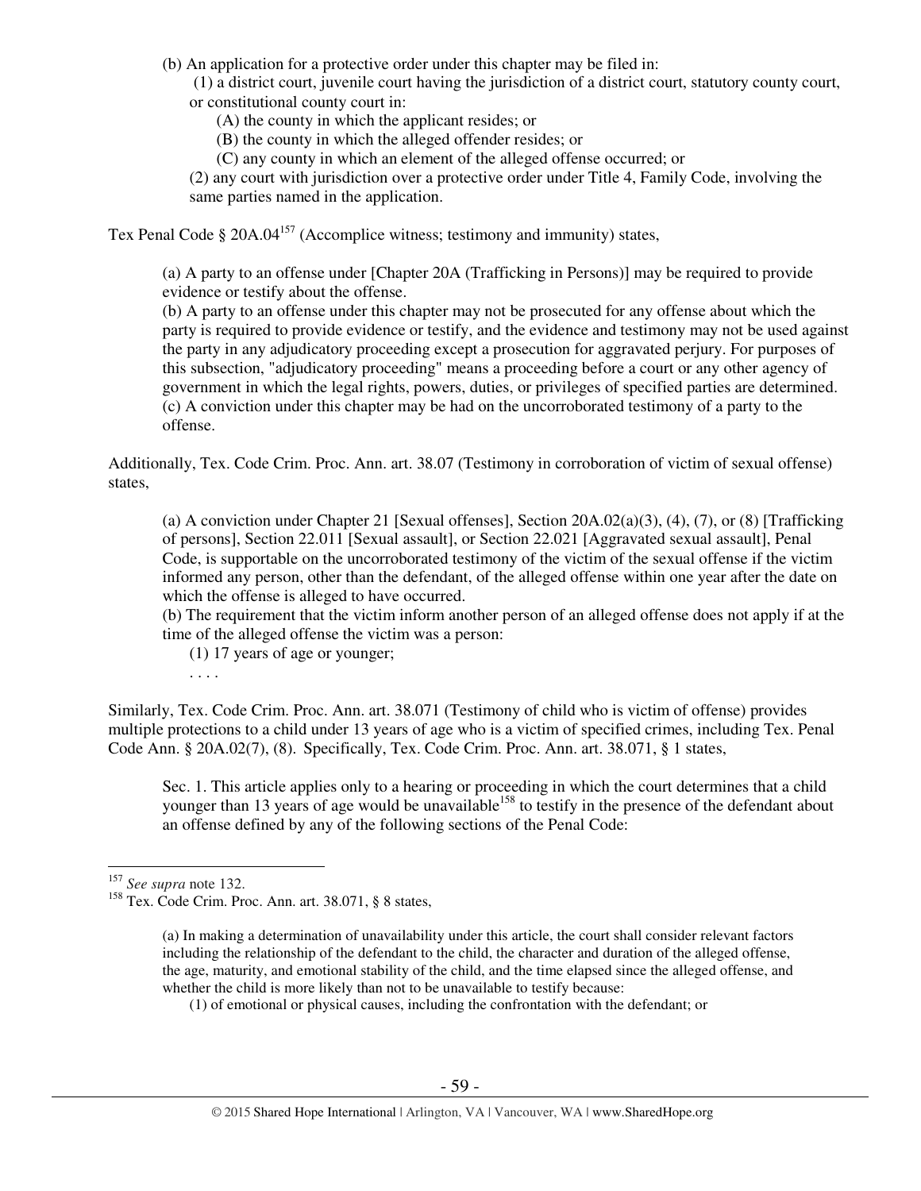(b) An application for a protective order under this chapter may be filed in:

(1) a district court, juvenile court having the jurisdiction of a district court, statutory county court, or constitutional county court in:

(A) the county in which the applicant resides; or

(B) the county in which the alleged offender resides; or

(C) any county in which an element of the alleged offense occurred; or

(2) any court with jurisdiction over a protective order under Title 4, Family Code, involving the same parties named in the application.

Tex Penal Code § 20A.04[157] (Accomplice witness; testimony and immunity) states,

> (a) A party to an offense under [Chapter 20A (Trafficking in Persons)] may be required to provide evidence or testify about the offense.
> (b) A party to an offense under this chapter may not be prosecuted for any offense about which the party is required to provide evidence or testify, and the evidence and testimony may not be used against the party in any adjudicatory proceeding except a prosecution for aggravated perjury. For purposes of this subsection, "adjudicatory proceeding" means a proceeding before a court or any other agency of government in which the legal rights, powers, duties, or privileges of specified parties are determined.
> (c) A conviction under this chapter may be had on the uncorroborated testimony of a party to the offense.

Additionally, Tex. Code Crim. Proc. Ann. art. 38.07 (Testimony in corroboration of victim of sexual offense) states,

> (a) A conviction under Chapter 21 [Sexual offenses], Section 20A.02(a)(3), (4), (7), or (8) [Trafficking of persons], Section 22.011 [Sexual assault], or Section 22.021 [Aggravated sexual assault], Penal Code, is supportable on the uncorroborated testimony of the victim of the sexual offense if the victim informed any person, other than the defendant, of the alleged offense within one year after the date on which the offense is alleged to have occurred.
> (b) The requirement that the victim inform another person of an alleged offense does not apply if at the time of the alleged offense the victim was a person:
>
> (1) 17 years of age or younger;
>
> . . . .

Similarly, Tex. Code Crim. Proc. Ann. art. 38.071 (Testimony of child who is victim of offense) provides multiple protections to a child under 13 years of age who is a victim of specified crimes, including Tex. Penal Code Ann. § 20A.02(7), (8). Specifically, Tex. Code Crim. Proc. Ann. art. 38.071, § 1 states,

> Sec. 1. This article applies only to a hearing or proceeding in which the court determines that a child younger than 13 years of age would be unavailable[158] to testify in the presence of the defendant about an offense defined by any of the following sections of the Penal Code:

---

[157] *See supra* note 132.

[158] Tex. Code Crim. Proc. Ann. art. 38.071, § 8 states,

> (a) In making a determination of unavailability under this article, the court shall consider relevant factors including the relationship of the defendant to the child, the character and duration of the alleged offense, the age, maturity, and emotional stability of the child, and the time elapsed since the alleged offense, and whether the child is more likely than not to be unavailable to testify because:
>
> (1) of emotional or physical causes, including the confrontation with the defendant; or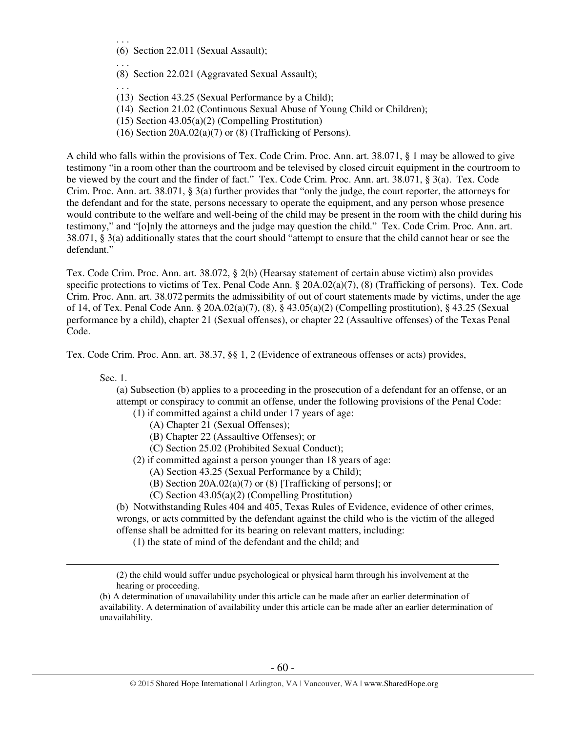> . . .
> (6) Section 22.011 (Sexual Assault);
> . . .
> (8) Section 22.021 (Aggravated Sexual Assault);
> . . .
> (13) Section 43.25 (Sexual Performance by a Child);
> (14) Section 21.02 (Continuous Sexual Abuse of Young Child or Children);
> (15) Section 43.05(a)(2) (Compelling Prostitution)
> (16) Section 20A.02(a)(7) or (8) (Trafficking of Persons).

A child who falls within the provisions of Tex. Code Crim. Proc. Ann. art. 38.071, § 1 may be allowed to give testimony "in a room other than the courtroom and be televised by closed circuit equipment in the courtroom to be viewed by the court and the finder of fact." Tex. Code Crim. Proc. Ann. art. 38.071, § 3(a). Tex. Code Crim. Proc. Ann. art. 38.071, § 3(a) further provides that "only the judge, the court reporter, the attorneys for the defendant and for the state, persons necessary to operate the equipment, and any person whose presence would contribute to the welfare and well-being of the child may be present in the room with the child during his testimony," and "[o]nly the attorneys and the judge may question the child." Tex. Code Crim. Proc. Ann. art. 38.071, § 3(a) additionally states that the court should "attempt to ensure that the child cannot hear or see the defendant."

Tex. Code Crim. Proc. Ann. art. 38.072, § 2(b) (Hearsay statement of certain abuse victim) also provides specific protections to victims of Tex. Penal Code Ann. § 20A.02(a)(7), (8) (Trafficking of persons). Tex. Code Crim. Proc. Ann. art. 38.072 permits the admissibility of out of court statements made by victims, under the age of 14, of Tex. Penal Code Ann. § 20A.02(a)(7), (8), § 43.05(a)(2) (Compelling prostitution), § 43.25 (Sexual performance by a child), chapter 21 (Sexual offenses), or chapter 22 (Assaultive offenses) of the Texas Penal Code.

Tex. Code Crim. Proc. Ann. art. 38.37, §§ 1, 2 (Evidence of extraneous offenses or acts) provides,

> Sec. 1.
> (a) Subsection (b) applies to a proceeding in the prosecution of a defendant for an offense, or an attempt or conspiracy to commit an offense, under the following provisions of the Penal Code:
> (1) if committed against a child under 17 years of age:
> (A) Chapter 21 (Sexual Offenses);
> (B) Chapter 22 (Assaultive Offenses); or
> (C) Section 25.02 (Prohibited Sexual Conduct);
> (2) if committed against a person younger than 18 years of age:
> (A) Section 43.25 (Sexual Performance by a Child);
> (B) Section 20A.02(a)(7) or (8) [Trafficking of persons]; or
> (C) Section 43.05(a)(2) (Compelling Prostitution)
> (b) Notwithstanding Rules 404 and 405, Texas Rules of Evidence, evidence of other crimes, wrongs, or acts committed by the defendant against the child who is the victim of the alleged offense shall be admitted for its bearing on relevant matters, including:
> (1) the state of mind of the defendant and the child; and

---

> (2) the child would suffer undue psychological or physical harm through his involvement at the hearing or proceeding.
>
> (b) A determination of unavailability under this article can be made after an earlier determination of availability. A determination of availability under this article can be made after an earlier determination of unavailability.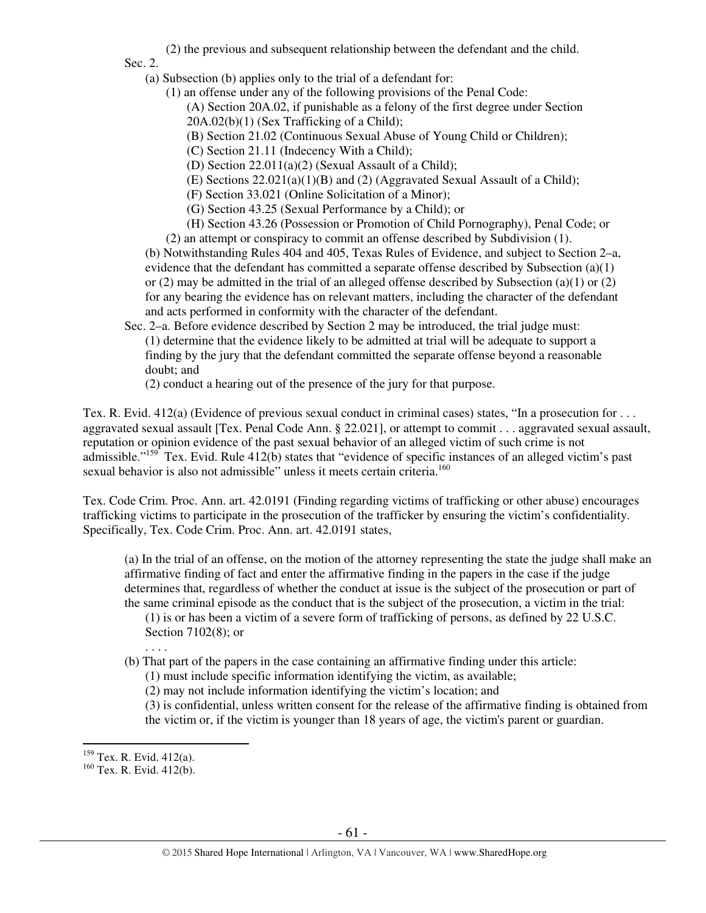(2) the previous and subsequent relationship between the defendant and the child.

Sec. 2.

(a) Subsection (b) applies only to the trial of a defendant for:

(1) an offense under any of the following provisions of the Penal Code:

(A) Section 20A.02, if punishable as a felony of the first degree under Section 20A.02(b)(1) (Sex Trafficking of a Child);

(B) Section 21.02 (Continuous Sexual Abuse of Young Child or Children);

(C) Section 21.11 (Indecency With a Child);

(D) Section 22.011(a)(2) (Sexual Assault of a Child);

(E) Sections 22.021(a)(1)(B) and (2) (Aggravated Sexual Assault of a Child);

(F) Section 33.021 (Online Solicitation of a Minor);

(G) Section 43.25 (Sexual Performance by a Child); or

(H) Section 43.26 (Possession or Promotion of Child Pornography), Penal Code; or

(2) an attempt or conspiracy to commit an offense described by Subdivision (1).

(b) Notwithstanding Rules 404 and 405, Texas Rules of Evidence, and subject to Section 2–a, evidence that the defendant has committed a separate offense described by Subsection (a)(1) or (2) may be admitted in the trial of an alleged offense described by Subsection (a)(1) or (2) for any bearing the evidence has on relevant matters, including the character of the defendant and acts performed in conformity with the character of the defendant.

Sec. 2–a. Before evidence described by Section 2 may be introduced, the trial judge must:

(1) determine that the evidence likely to be admitted at trial will be adequate to support a finding by the jury that the defendant committed the separate offense beyond a reasonable doubt; and

(2) conduct a hearing out of the presence of the jury for that purpose.

Tex. R. Evid. 412(a) (Evidence of previous sexual conduct in criminal cases) states, "In a prosecution for . . . aggravated sexual [Tex. Penal Code Ann. § 22.021], or attempt to commit . . . aggravated sexual assault, reputation or opinion evidence of the past sexual behavior of an alleged victim of such crime is not admissible."[159] Tex. Evid. Rule 412(b) states that "evidence of specific instances of an alleged victim's past sexual behavior is also not admissible" unless it meets certain criteria.[160]

Tex. Code Crim. Proc. Ann. art. 42.0191 (Finding regarding victims of trafficking or other abuse) encourages trafficking victims to participate in the prosecution of the trafficker by ensuring the victim's confidentiality. Specifically, Tex. Code Crim. Proc. Ann. art. 42.0191 states,

> (a) In the trial of an offense, on the motion of the attorney representing the state the judge shall make an affirmative finding of fact and enter the affirmative finding in the papers in the case if the judge determines that, regardless of whether the conduct at issue is the subject of the prosecution or part of the same criminal episode as the conduct that is the subject of the prosecution, a victim in the trial:
>
> (1) is or has been a victim of a severe form of trafficking of persons, as defined by 22 U.S.C. Section 7102(8); or
>
> . . . .
>
> (b) That part of the papers in the case containing an affirmative finding under this article:
>
> (1) must include specific information identifying the victim, as available;
>
> (2) may not include information identifying the victim's location; and
>
> (3) is confidential, unless written consent for the release of the affirmative finding is obtained from the victim or, if the victim is younger than 18 years of age, the victim's parent or guardian.

---

[159] Tex. R. Evid. 412(a).

[160] Tex. R. Evid. 412(b).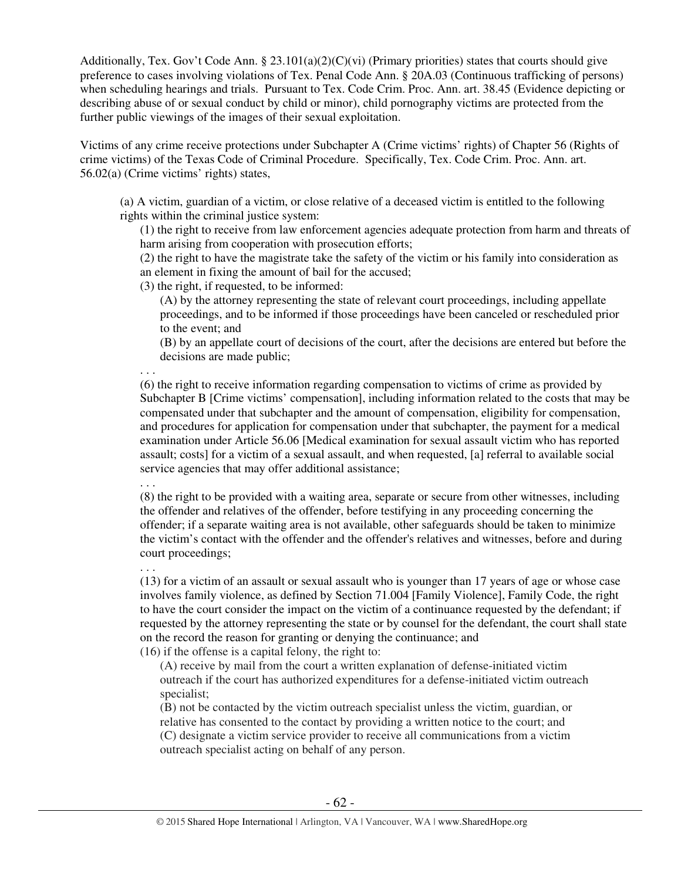Additionally, Tex. Gov't Code Ann. § 23.101(a)(2)(C)(vi) (Primary priorities) states that courts should give preference to cases involving violations of Tex. Penal Code Ann. § 20A.03 (Continuous trafficking of persons) when scheduling hearings and trials. Pursuant to Tex. Code Crim. Proc. Ann. art. 38.45 (Evidence depicting or describing abuse of or sexual conduct by child or minor), child pornography victims are protected from the further public viewings of the images of their sexual exploitation.

Victims of any crime receive protections under Subchapter A (Crime victims' rights) of Chapter 56 (Rights of crime victims) of the Texas Code of Criminal Procedure. Specifically, Tex. Code Crim. Proc. Ann. art. 56.02(a) (Crime victims' rights) states,

> (a) A victim, guardian of a victim, or close relative of a deceased victim is entitled to the following rights within the criminal justice system:
>
> (1) the right to receive from law enforcement agencies adequate protection from harm and threats of harm arising from cooperation with prosecution efforts;
>
> (2) the right to have the magistrate take the safety of the victim or his family into consideration as an element in fixing the amount of bail for the accused;
>
> (3) the right, if requested, to be informed:
>
> (A) by the attorney representing the state of relevant court proceedings, including appellate proceedings, and to be informed if those proceedings have been canceled or rescheduled prior to the event; and
>
> (B) by an appellate court of decisions of the court, after the decisions are entered but before the decisions are made public;
>
> . . .
>
> (6) the right to receive information regarding compensation to victims of crime as provided by Subchapter B [Crime victims' compensation], including information related to the costs that may be compensated under that subchapter and the amount of compensation, eligibility for compensation, and procedures for application for compensation under that subchapter, the payment for a medical examination under Article 56.06 [Medical examination for sexual assault victim who has reported assault; costs] for a victim of a sexual assault, and when requested, [a] referral to available social service agencies that may offer additional assistance;
>
> . . .
>
> (8) the right to be provided with a waiting area, separate or secure from other witnesses, including the offender and relatives of the offender, before testifying in any proceeding concerning the offender; if a separate waiting area is not available, other safeguards should be taken to minimize the victim's contact with the offender and the offender's relatives and witnesses, before and during court proceedings;
>
> . . .
>
> (13) for a victim of an assault or sexual assault who is younger than 17 years of age or whose case involves family violence, as defined by Section 71.004 [Family Violence], Family Code, the right to have the court consider the impact on the victim of a continuance requested by the defendant; if requested by the attorney representing the state or by counsel for the defendant, the court shall state on the record the reason for granting or denying the continuance; and
>
> (16) if the offense is a capital felony, the right to:
>
> (A) receive by mail from the court a written explanation of defense-initiated victim outreach if the court has authorized expenditures for a defense-initiated victim outreach specialist;
>
> (B) not be contacted by the victim outreach specialist unless the victim, guardian, or relative has consented to the contact by providing a written notice to the court; and
>
> (C) designate a victim service provider to receive all communications from a victim outreach specialist acting on behalf of any person.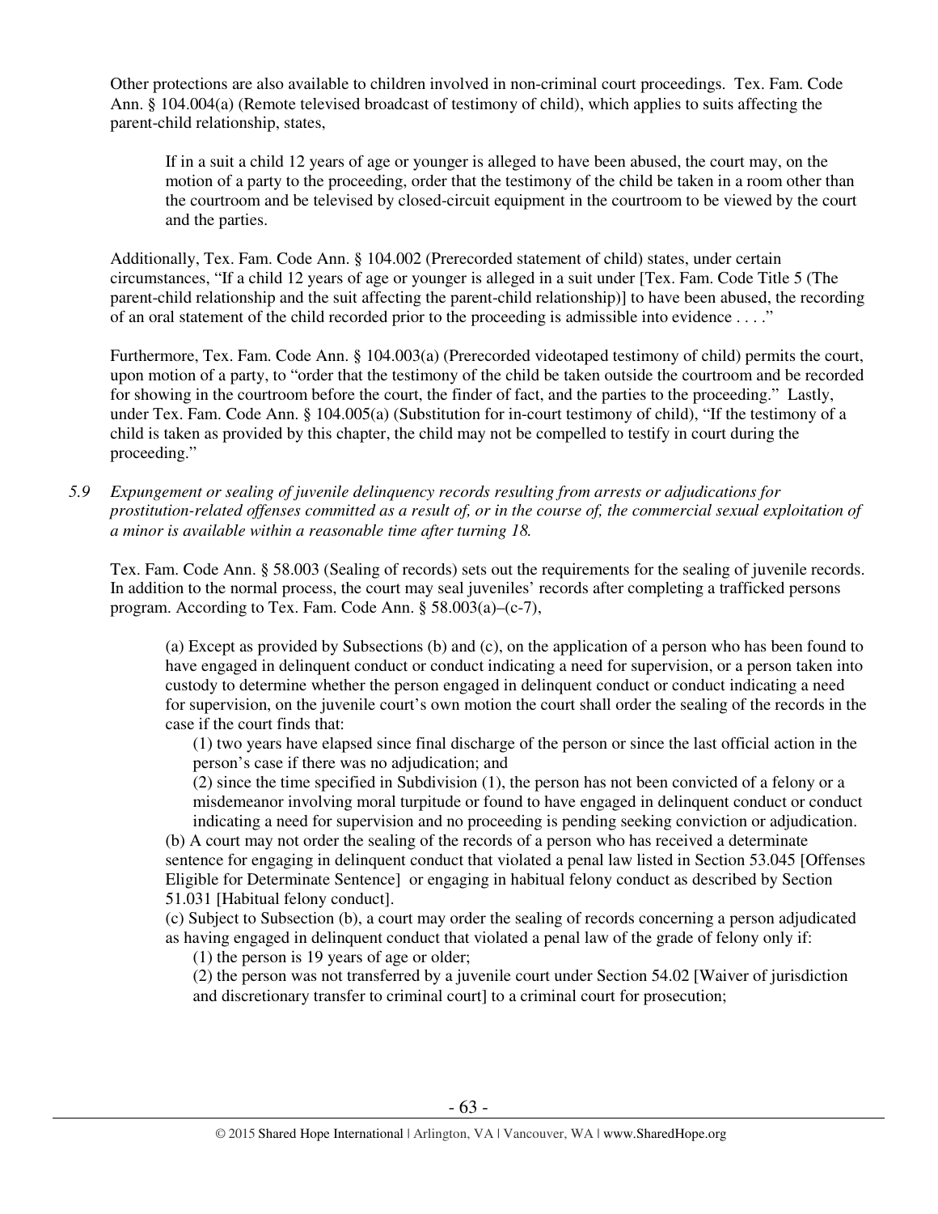Other protections are also available to children involved in non-criminal court proceedings. Tex. Fam. Code Ann. § 104.004(a) (Remote televised broadcast of testimony of child), which applies to suits affecting the parent-child relationship, states,

> If in a suit a child 12 years of age or younger is alleged to have been abused, the court may, on the motion of a party to the proceeding, order that the testimony of the child be taken in a room other than the courtroom and be televised by closed-circuit equipment in the courtroom to be viewed by the court and the parties.

Additionally, Tex. Fam. Code Ann. § 104.002 (Prerecorded statement of child) states, under certain circumstances, "If a child 12 years of age or younger is alleged in a suit under [Tex. Fam. Code Title 5 (The parent-child relationship and the suit affecting the parent-child relationship)] to have been abused, the recording of an oral statement of the child recorded prior to the proceeding is admissible into evidence . . . ."

Furthermore, Tex. Fam. Code Ann. § 104.003(a) (Prerecorded videotaped testimony of child) permits the court, upon motion of a party, to "order that the testimony of the child be taken outside the courtroom and be recorded for showing in the courtroom before the court, the finder of fact, and the parties to the proceeding." Lastly, under Tex. Fam. Code Ann. § 104.005(a) (Substitution for in-court testimony of child), "If the testimony of a child is taken as provided by this chapter, the child may not be compelled to testify in court during the proceeding."

*5.9 Expungement or sealing of juvenile delinquency records resulting from arrests or adjudications for prostitution-related offenses committed as a result of, or in the course of, the commercial sexual exploitation of a minor is available within a reasonable time after turning 18.*

Tex. Fam. Code Ann. § 58.003 (Sealing of records) sets out the requirements for the sealing of juvenile records. In addition to the normal process, the court may seal juveniles' records after completing a trafficked persons program. According to Tex. Fam. Code Ann. § 58.003(a)–(c-7),

> (a) Except as provided by Subsections (b) and (c), on the application of a person who has been found to have engaged in delinquent conduct or conduct indicating a need for supervision, or a person taken into custody to determine whether the person engaged in delinquent conduct or conduct indicating a need for supervision, on the juvenile court's own motion the court shall order the sealing of the records in the case if the court finds that:
>
> (1) two years have elapsed since final discharge of the person or since the last official action in the person's case if there was no adjudication; and
>
> (2) since the time specified in Subdivision (1), the person has not been convicted of a felony or a misdemeanor involving moral turpitude or found to have engaged in delinquent conduct or conduct indicating a need for supervision and no proceeding is pending seeking conviction or adjudication.
>
> (b) A court may not order the sealing of the records of a person who has received a determinate sentence for engaging in delinquent conduct that violated a penal law listed in Section 53.045 [Offenses Eligible for Determinate Sentence] or engaging in habitual felony conduct as described by Section 51.031 [Habitual felony conduct].
>
> (c) Subject to Subsection (b), a court may order the sealing of records concerning a person adjudicated as having engaged in delinquent conduct that violated a penal law of the grade of felony only if:
>
> (1) the person is 19 years of age or older;
>
> (2) the person was not transferred by a juvenile court under Section 54.02 [Waiver of jurisdiction and discretionary transfer to criminal court] to a criminal court for prosecution;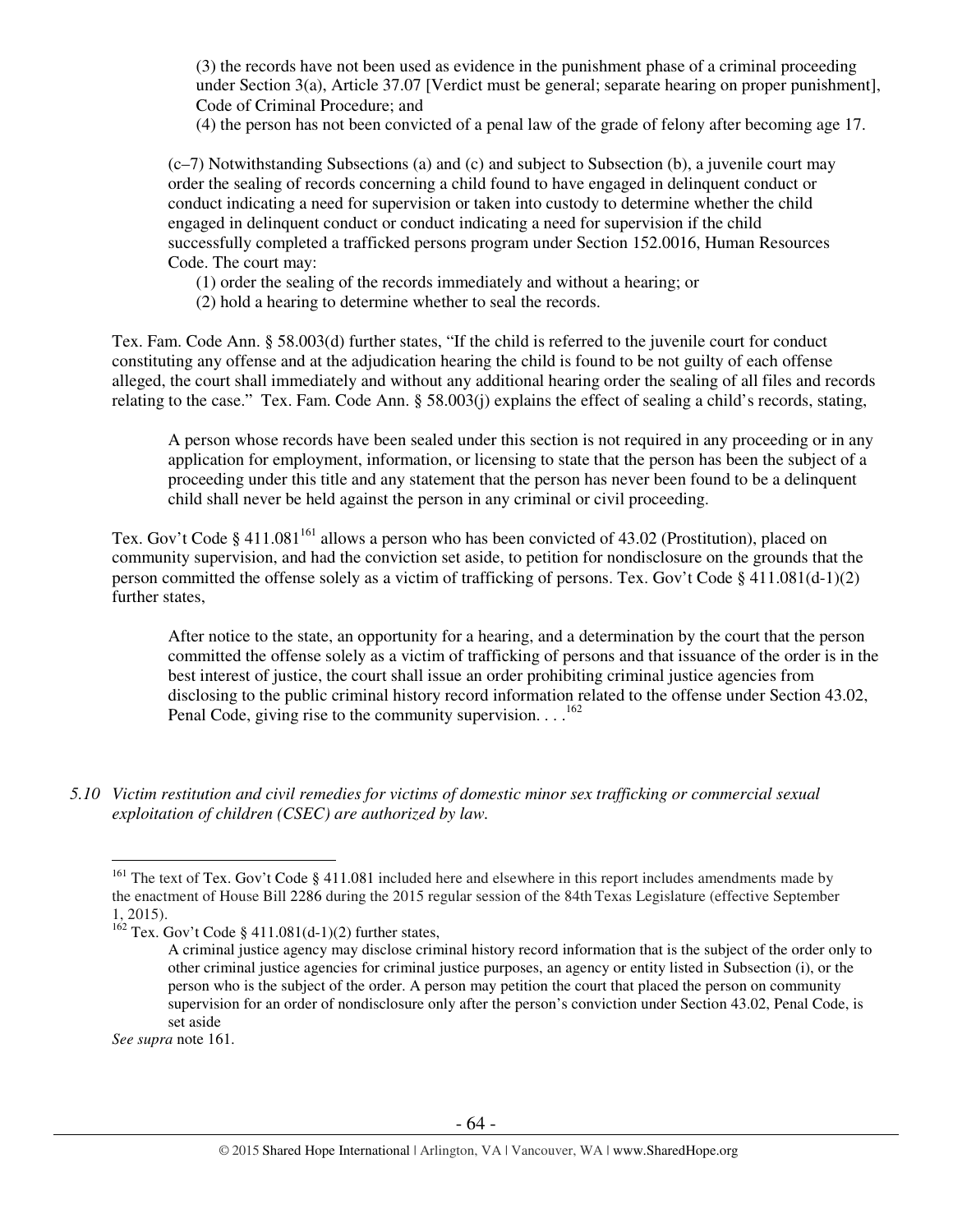> (3) the records have not been used as evidence in the punishment phase of a criminal proceeding under Section 3(a), Article 37.07 [Verdict must be general; separate hearing on proper punishment], Code of Criminal Procedure; and
>
> (4) the person has not been convicted of a penal law of the grade of felony after becoming age 17.

> (c–7) Notwithstanding Subsections (a) and (c) and subject to Subsection (b), a juvenile court may order the sealing of records concerning a child found to have engaged in delinquent conduct or conduct indicating a need for supervision or taken into custody to determine whether the child engaged in delinquent conduct or conduct indicating a need for supervision if the child successfully completed a trafficked persons program under Section 152.0016, Human Resources Code. The court may:
>
> (1) order the sealing of the records immediately and without a hearing; or
>
> (2) hold a hearing to determine whether to seal the records.

Tex. Fam. Code Ann. § 58.003(d) further states, "If the child is referred to the juvenile court for conduct constituting any offense and at the adjudication hearing the child is found to be not guilty of each offense alleged, the court shall immediately and without any additional hearing order the sealing of all files and records relating to the case." Tex. Fam. Code Ann. § 58.003(j) explains the effect of sealing a child's records, stating,

> A person whose records have been sealed under this section is not required in any proceeding or in any application for employment, information, or licensing to state that the person has been the subject of a proceeding under this title and any statement that the person has never been found to be a delinquent child shall never be held against the person in any criminal or civil proceeding.

Tex. Gov't Code § 411.081[161] allows a person who has been convicted of 43.02 (Prostitution), placed on community supervision, and had the conviction set aside, to petition for nondisclosure on the grounds that the person committed the offense solely as a victim of trafficking of persons. Tex. Gov't Code § 411.081(d-1)(2) further states,

> After notice to the state, an opportunity for a hearing, and a determination by the court that the person committed the offense solely as a victim of trafficking of persons and that issuance of the order is in the best interest of justice, the court shall issue an order prohibiting criminal justice agencies from disclosing to the public criminal history record information related to the offense under Section 43.02, Penal Code, giving rise to the community supervision. . . .[162]

*5.10 Victim restitution and civil remedies for victims of domestic minor sex trafficking or commercial sexual exploitation of children (CSEC) are authorized by law.*

---

[161] The text of Tex. Gov't Code § 411.081 included here and elsewhere in this report includes amendments made by the enactment of House Bill 2286 during the 2015 regular session of the 84th Texas Legislature (effective September 1, 2015).

[162] Tex. Gov't Code § 411.081(d-1)(2) further states,

> A criminal justice agency may disclose criminal history record information that is the subject of the order only to other criminal justice agencies for criminal justice purposes, an agency or entity listed in Subsection (i), or the person who is the subject of the order. A person may petition the court that placed the person on community supervision for an order of nondisclosure only after the person's conviction under Section 43.02, Penal Code, is set aside

*See supra* note 161.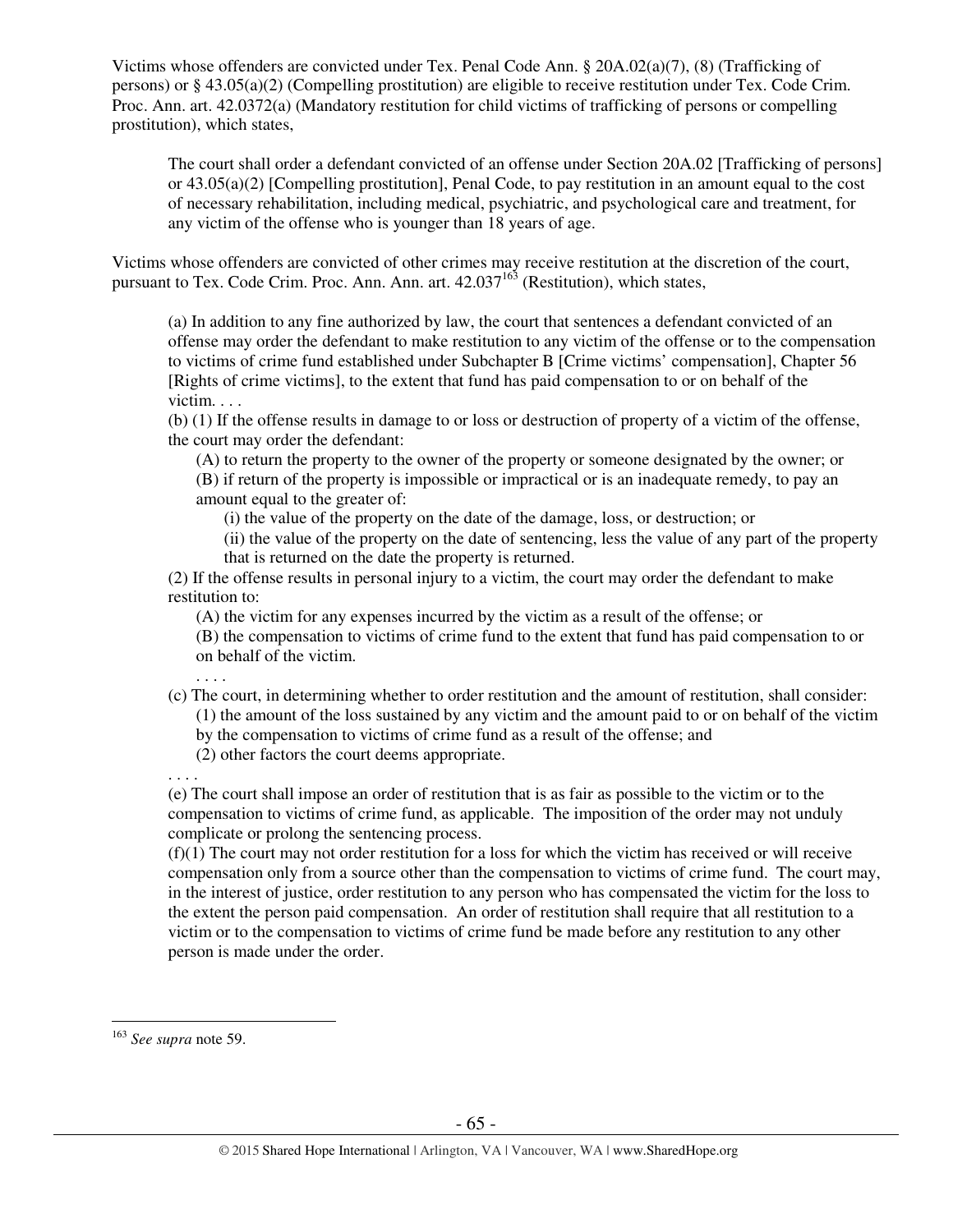Victims whose offenders are convicted under Tex. Penal Code Ann. § 20A.02(a)(7), (8) (Trafficking of persons) or § 43.05(a)(2) (Compelling prostitution) are eligible to receive restitution under Tex. Code Crim. Proc. Ann. art. 42.0372(a) (Mandatory restitution for child victims of trafficking of persons or compelling prostitution), which states,

> The court shall order a defendant convicted of an offense under Section 20A.02 [Trafficking of persons] or 43.05(a)(2) [Compelling prostitution], Penal Code, to pay restitution in an amount equal to the cost of necessary rehabilitation, including medical, psychiatric, and psychological care and treatment, for any victim of the offense who is younger than 18 years of age.

Victims whose offenders are convicted of other crimes may receive restitution at the discretion of the court, pursuant to Tex. Code Crim. Proc. Ann. Ann. art. 42.037[163] (Restitution), which states,

> (a) In addition to any fine authorized by law, the court that sentences a defendant convicted of an offense may order the defendant to make restitution to any victim of the offense or to the compensation to victims of crime fund established under Subchapter B [Crime victims' compensation], Chapter 56 [Rights of crime victims], to the extent that fund has paid compensation to or on behalf of the victim. . . .
>
> (b) (1) If the offense results in damage to or loss or destruction of property of a victim of the offense, the court may order the defendant:
>
> (A) to return the property to the owner of the property or someone designated by the owner; or
>
> (B) if return of the property is impossible or impractical or is an inadequate remedy, to pay an amount equal to the greater of:
>
> (i) the value of the property on the date of the damage, loss, or destruction; or
>
> (ii) the value of the property on the date of sentencing, less the value of any part of the property that is returned on the date the property is returned.
>
> (2) If the offense results in personal injury to a victim, the court may order the defendant to make restitution to:
>
> (A) the victim for any expenses incurred by the victim as a result of the offense; or
>
> (B) the compensation to victims of crime fund to the extent that fund has paid compensation to or on behalf of the victim.
>
> . . . .
>
> (c) The court, in determining whether to order restitution and the amount of restitution, shall consider:
>
> (1) the amount of the loss sustained by any victim and the amount paid to or on behalf of the victim by the compensation to victims of crime fund as a result of the offense; and
>
> (2) other factors the court deems appropriate.
>
> . . . .
>
> (e) The court shall impose an order of restitution that is as fair as possible to the victim or to the compensation to victims of crime fund, as applicable. The imposition of the order may not unduly complicate or prolong the sentencing process.
>
> (f)(1) The court may not order restitution for a loss for which the victim has received or will receive compensation only from a source other than the compensation to victims of crime fund. The court may, in the interest of justice, order restitution to any person who has compensated the victim for the loss to the extent the person paid compensation. An order of restitution shall require that all restitution to a victim or to the compensation to victims of crime fund be made before any restitution to any other person is made under the order.

[163] *See supra* note 59.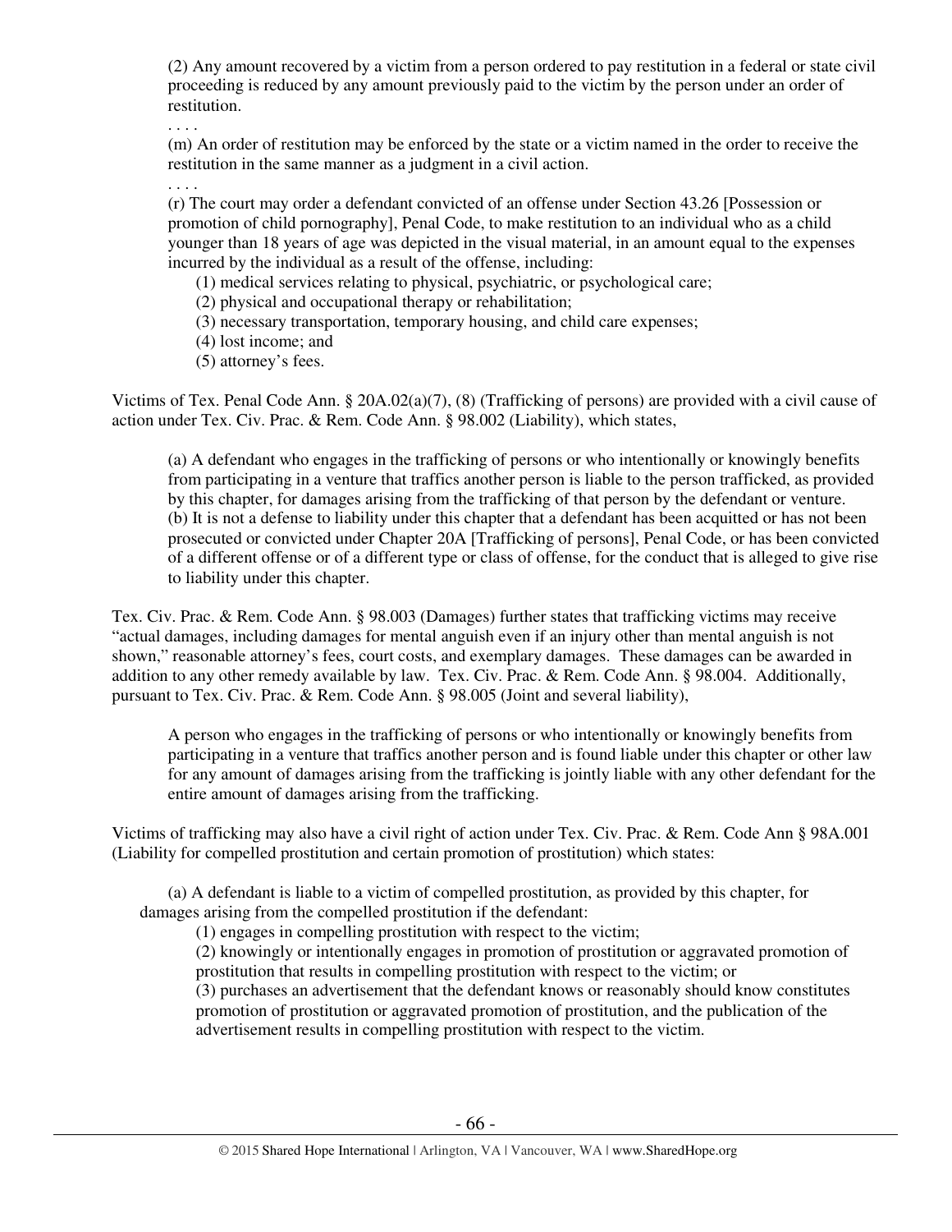(2) Any amount recovered by a victim from a person ordered to pay restitution in a federal or state civil proceeding is reduced by any amount previously paid to the victim by the person under an order of restitution.

. . . .

(m) An order of restitution may be enforced by the state or a victim named in the order to receive the restitution in the same manner as a judgment in a civil action.

. . . .

(r) The court may order a defendant convicted of an offense under Section 43.26 [Possession or promotion of child pornography], Penal Code, to make restitution to an individual who as a child younger than 18 years of age was depicted in the visual material, in an amount equal to the expenses incurred by the individual as a result of the offense, including:

(1) medical services relating to physical, psychiatric, or psychological care;
(2) physical and occupational therapy or rehabilitation;
(3) necessary transportation, temporary housing, and child care expenses;
(4) lost income; and
(5) attorney's fees.

Victims of Tex. Penal Code Ann. § 20A.02(a)(7), (8) (Trafficking of persons) are provided with a civil cause of action under Tex. Civ. Prac. & Rem. Code Ann. § 98.002 (Liability), which states,

> (a) A defendant who engages in the trafficking of persons or who intentionally or knowingly benefits from participating in a venture that traffics another person is liable to the person trafficked, as provided by this chapter, for damages arising from the trafficking of that person by the defendant or venture.
> (b) It is not a defense to liability under this chapter that a defendant has been acquitted or has not been prosecuted or convicted under Chapter 20A [Trafficking of persons], Penal Code, or has been convicted of a different offense or of a different type or class of offense, for the conduct that is alleged to give rise to liability under this chapter.

Tex. Civ. Prac. & Rem. Code Ann. § 98.003 (Damages) further states that trafficking victims may receive "actual damages, including damages for mental anguish even if an injury other than mental anguish is not shown," reasonable attorney's fees, court costs, and exemplary damages. These damages can be awarded in addition to any other remedy available by law. Tex. Civ. Prac. & Rem. Code Ann. § 98.004. Additionally, pursuant to Tex. Civ. Prac. & Rem. Code Ann. § 98.005 (Joint and several liability),

> A person who engages in the trafficking of persons or who intentionally or knowingly benefits from participating in a venture that traffics another person and is found liable under this chapter or other law for any amount of damages arising from the trafficking is jointly liable with any other defendant for the entire amount of damages arising from the trafficking.

Victims of trafficking may also have a civil right of action under Tex. Civ. Prac. & Rem. Code Ann § 98A.001 (Liability for compelled prostitution and certain promotion of prostitution) which states:

> (a) A defendant is liable to a victim of compelled prostitution, as provided by this chapter, for damages arising from the compelled prostitution if the defendant:
>
> (1) engages in compelling prostitution with respect to the victim;
> (2) knowingly or intentionally engages in promotion of prostitution or aggravated promotion of prostitution that results in compelling prostitution with respect to the victim; or
> (3) purchases an advertisement that the defendant knows or reasonably should know constitutes promotion of prostitution or aggravated promotion of prostitution, and the publication of the advertisement results in compelling prostitution with respect to the victim.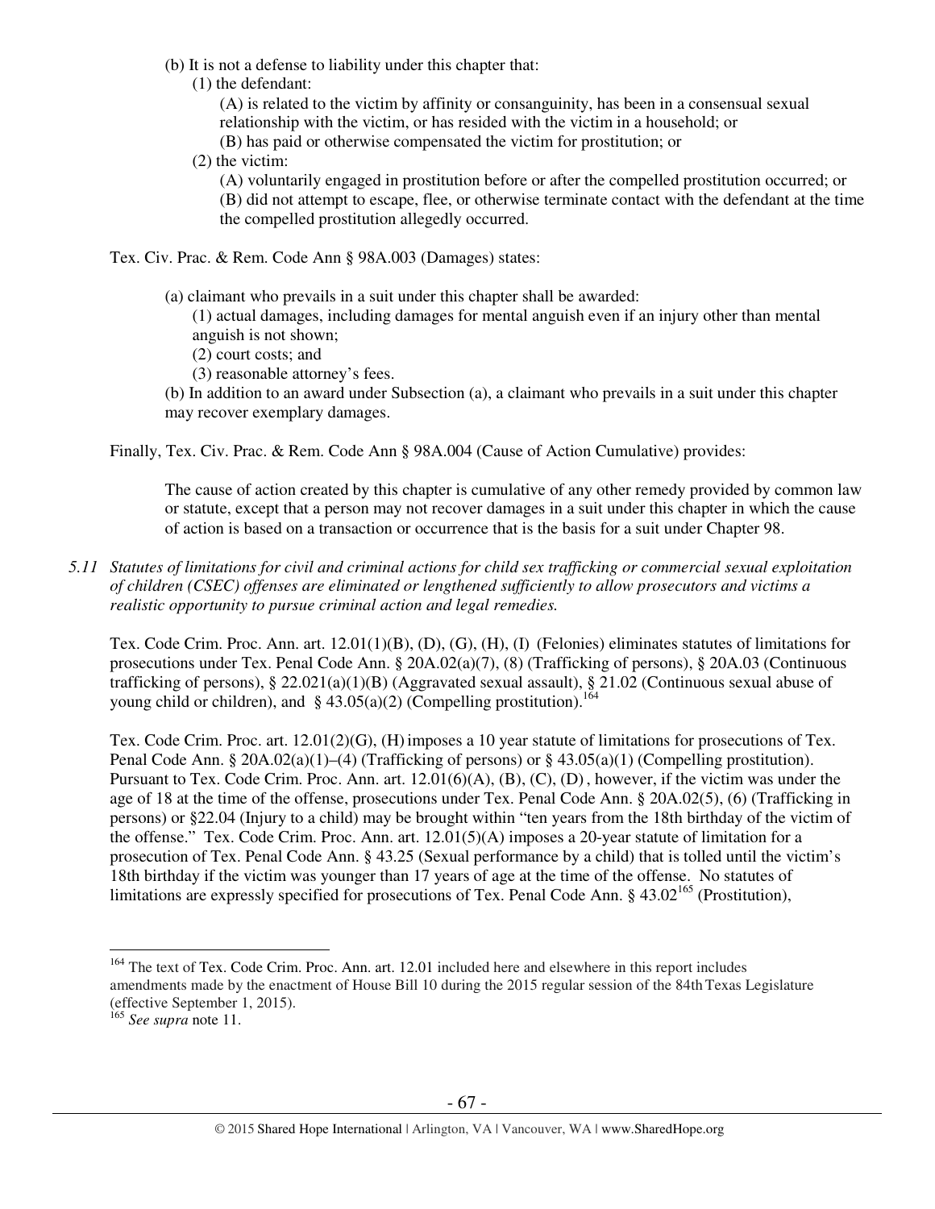(b) It is not a defense to liability under this chapter that:

(1) the defendant:

(A) is related to the victim by affinity or consanguinity, has been in a consensual sexual relationship with the victim, or has resided with the victim in a household; or

(B) has paid or otherwise compensated the victim for prostitution; or

(2) the victim:

(A) voluntarily engaged in prostitution before or after the compelled prostitution occurred; or

(B) did not attempt to escape, flee, or otherwise terminate contact with the defendant at the time the compelled prostitution allegedly occurred.

Tex. Civ. Prac. & Rem. Code Ann § 98A.003 (Damages) states:

(a) claimant who prevails in a suit under this chapter shall be awarded:

(1) actual damages, including damages for mental anguish even if an injury other than mental anguish is not shown;

(2) court costs; and

(3) reasonable attorney's fees.

(b) In addition to an award under Subsection (a), a claimant who prevails in a suit under this chapter may recover exemplary damages.

Finally, Tex. Civ. Prac. & Rem. Code Ann § 98A.004 (Cause of Action Cumulative) provides:

The cause of action created by this chapter is cumulative of any other remedy provided by common law or statute, except that a person may not recover damages in a suit under this chapter in which the cause of action is based on a transaction or occurrence that is the basis for a suit under Chapter 98.

*5.11 Statutes of limitations for civil and criminal actions for child sex trafficking or commercial sexual exploitation of children (CSEC) offenses are eliminated or lengthened sufficiently to allow prosecutors and victims a realistic opportunity to pursue criminal action and legal remedies.*

Tex. Code Crim. Proc. Ann. art. 12.01(1)(B), (D), (G), (H), (I) (Felonies) eliminates statutes of limitations for prosecutions under Tex. Penal Code Ann. § 20A.02(a)(7), (8) (Trafficking of persons), § 20A.03 (Continuous trafficking of persons), § 22.021(a)(1)(B) (Aggravated sexual assault), § 21.02 (Continuous sexual abuse of young child or children), and § 43.05(a)(2) (Compelling prostitution).[164]

Tex. Code Crim. Proc. art. 12.01(2)(G), (H) imposes a 10 year statute of limitations for prosecutions of Tex. Penal Code Ann. § 20A.02(a)(1)–(4) (Trafficking of persons) or § 43.05(a)(1) (Compelling prostitution). Pursuant to Tex. Code Crim. Proc. Ann. art. 12.01(6)(A), (B), (C), (D), however, if the victim was under the age of 18 at the time of the offense, prosecutions under Tex. Penal Code Ann. § 20A.02(5), (6) (Trafficking in persons) or §22.04 (Injury to a child) may be brought within "ten years from the 18th birthday of the victim of the offense." Tex. Code Crim. Proc. Ann. art. 12.01(5)(A) imposes a 20-year statute of limitation for a prosecution of Tex. Penal Code Ann. § 43.25 (Sexual performance by a child) that is tolled until the victim's 18th birthday if the victim was younger than 17 years of age at the time of the offense. No statutes of limitations are expressly specified for prosecutions of Tex. Penal Code Ann. § 43.02[165] (Prostitution),

---

[164] The text of Tex. Code Crim. Proc. Ann. art. 12.01 included here and elsewhere in this report includes amendments made by the enactment of House Bill 10 during the 2015 regular session of the 84th Texas Legislature (effective September 1, 2015).

[165] *See supra* note 11.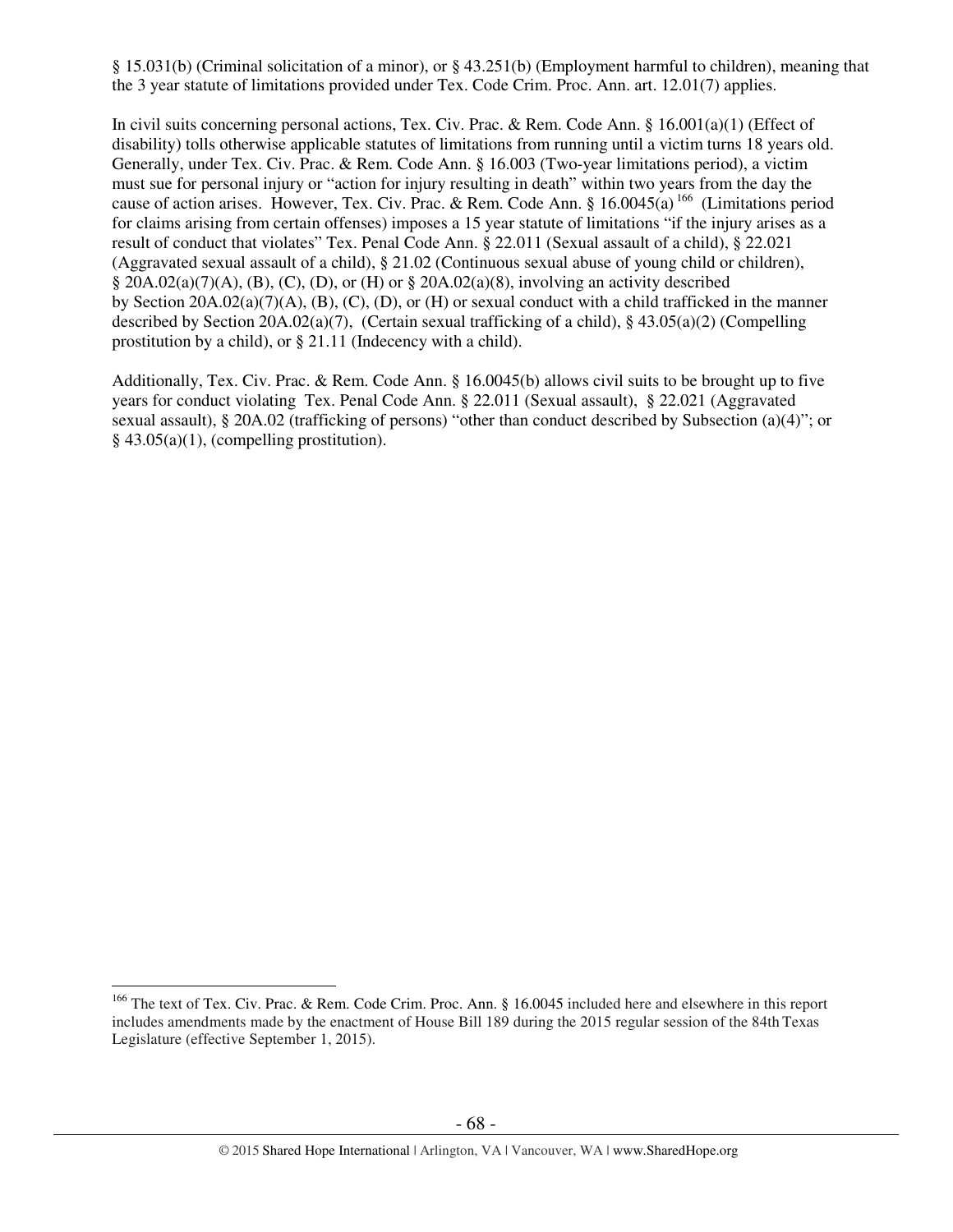§ 15.031(b) (Criminal solicitation of a minor), or § 43.251(b) (Employment harmful to children), meaning that the 3 year statute of limitations provided under Tex. Code Crim. Proc. Ann. art. 12.01(7) applies.

In civil suits concerning personal actions, Tex. Civ. Prac. & Rem. Code Ann. § 16.001(a)(1) (Effect of disability) tolls otherwise applicable statutes of limitations from running until a victim turns 18 years old. Generally, under Tex. Civ. Prac. & Rem. Code Ann. § 16.003 (Two-year limitations period), a victim must sue for personal injury or "action for injury resulting in death" within two years from the day the cause of action arises. However, Tex. Civ. Prac. & Rem. Code Ann. § 16.0045(a) [166] (Limitations period for claims arising from certain offenses) imposes a 15 year statute of limitations "if the injury arises as a result of conduct that violates" Tex. Penal Code Ann. § 22.011 (Sexual assault of a child), § 22.021 (Aggravated sexual assault of a child), § 21.02 (Continuous sexual abuse of young child or children), § 20A.02(a)(7)(A), (B), (C), (D), or (H) or § 20A.02(a)(8), involving an activity described by Section 20A.02(a)(7)(A), (B), (C), (D), or (H) or sexual conduct with a child trafficked in the manner described by Section 20A.02(a)(7), (Certain sexual trafficking of a child), § 43.05(a)(2) (Compelling prostitution by a child), or § 21.11 (Indecency with a child).

Additionally, Tex. Civ. Prac. & Rem. Code Ann. § 16.0045(b) allows civil suits to be brought up to five years for conduct violating Tex. Penal Code Ann. § 22.011 (Sexual assault), § 22.021 (Aggravated sexual assault), § 20A.02 (trafficking of persons) "other than conduct described by Subsection (a)(4)"; or § 43.05(a)(1), (compelling prostitution).

---

[166] The text of Tex. Civ. Prac. & Rem. Code Crim. Proc. Ann. § 16.0045 included here and elsewhere in this report includes amendments made by the enactment of House Bill 189 during the 2015 regular session of the 84th Texas Legislature (effective September 1, 2015).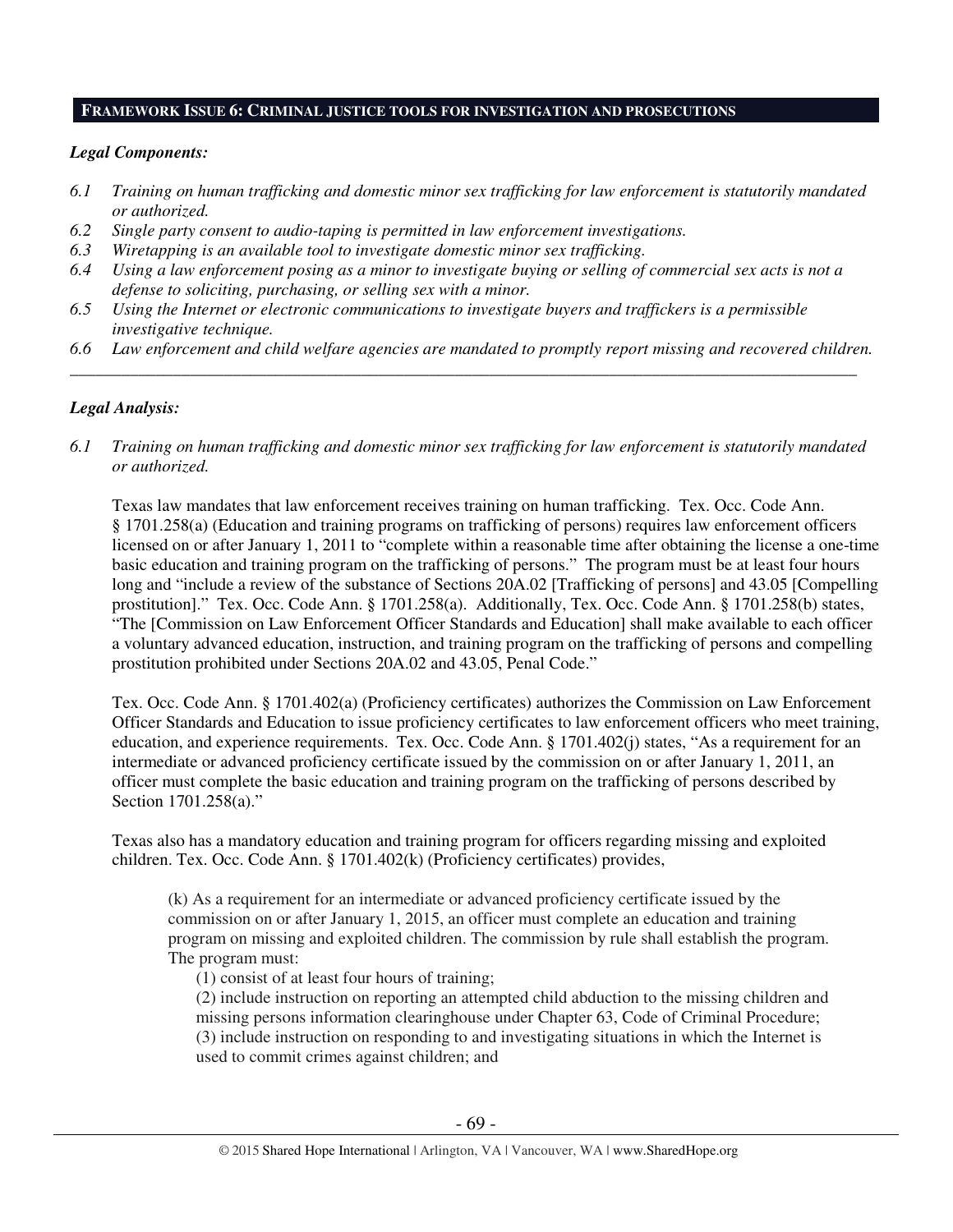## FRAMEWORK ISSUE 6: CRIMINAL JUSTICE TOOLS FOR INVESTIGATION AND PROSECUTIONS

***Legal Components:***

*6.1 Training on human trafficking and domestic minor sex trafficking for law enforcement is statutorily mandated or authorized.*

*6.2 Single party consent to audio-taping is permitted in law enforcement investigations.*

*6.3 Wiretapping is an available tool to investigate domestic minor sex trafficking.*

*6.4 Using a law enforcement posing as a minor to investigate buying or selling of commercial sex acts is not a defense to soliciting, purchasing, or selling sex with a minor.*

*6.5 Using the Internet or electronic communications to investigate buyers and traffickers is a permissible investigative technique.*

*6.6 Law enforcement and child welfare agencies are mandated to promptly report missing and recovered children.*

---

***Legal Analysis:***

*6.1 Training on human trafficking and domestic minor sex trafficking for law enforcement is statutorily mandated or authorized.*

Texas law mandates that law enforcement receives training on human trafficking. Tex. Occ. Code Ann. § 1701.258(a) (Education and training programs on trafficking of persons) requires law enforcement officers licensed on or after January 1, 2011 to "complete within a reasonable time after obtaining the license a one-time basic education and training program on the trafficking of persons." The program must be at least four hours long and "include a review of the substance of Sections 20A.02 [Trafficking of persons] and 43.05 [Compelling prostitution]." Tex. Occ. Code Ann. § 1701.258(a). Additionally, Tex. Occ. Code Ann. § 1701.258(b) states, "The [Commission on Law Enforcement Officer Standards and Education] shall make available to each officer a voluntary advanced education, instruction, and training program on the trafficking of persons and compelling prostitution prohibited under Sections 20A.02 and 43.05, Penal Code."

Tex. Occ. Code Ann. § 1701.402(a) (Proficiency certificates) authorizes the Commission on Law Enforcement Officer Standards and Education to issue proficiency certificates to law enforcement officers who meet training, education, and experience requirements. Tex. Occ. Code Ann. § 1701.402(j) states, "As a requirement for an intermediate or advanced proficiency certificate issued by the commission on or after January 1, 2011, an officer must complete the basic education and training program on the trafficking of persons described by Section 1701.258(a)."

Texas also has a mandatory education and training program for officers regarding missing and exploited children. Tex. Occ. Code Ann. § 1701.402(k) (Proficiency certificates) provides,

> (k) As a requirement for an intermediate or advanced proficiency certificate issued by the commission on or after January 1, 2015, an officer must complete an education and training program on missing and exploited children. The commission by rule shall establish the program. The program must:
>
> (1) consist of at least four hours of training;
>
> (2) include instruction on reporting an attempted child abduction to the missing children and missing persons information clearinghouse under Chapter 63, Code of Criminal Procedure;
>
> (3) include instruction on responding to and investigating situations in which the Internet is used to commit crimes against children; and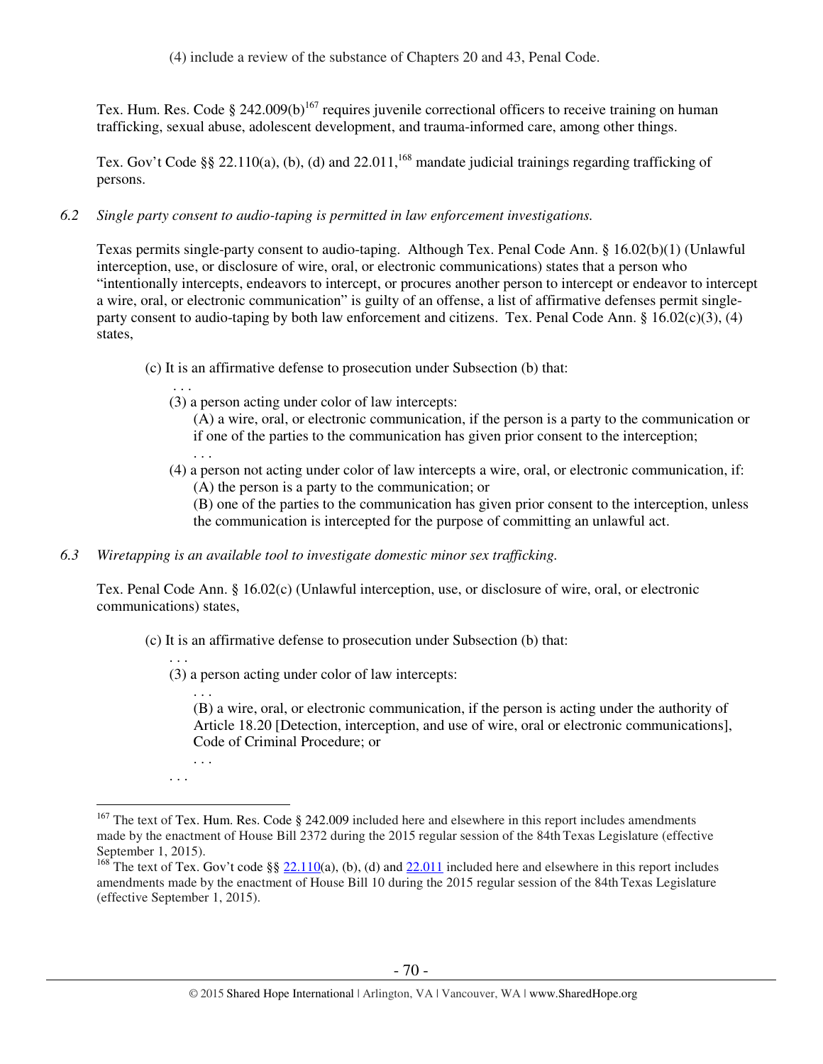(4) include a review of the substance of Chapters 20 and 43, Penal Code.

Tex. Hum. Res. Code § 242.009(b)[167] requires juvenile correctional officers to receive training on human trafficking, sexual abuse, adolescent development, and trauma-informed care, among other things.

Tex. Gov't Code §§ 22.110(a), (b), (d) and 22.011,[168] mandate judicial trainings regarding trafficking of persons.

*6.2 Single party consent to audio-taping is permitted in law enforcement investigations.*

Texas permits single-party consent to audio-taping. Although Tex. Penal Code Ann. § 16.02(b)(1) (Unlawful interception, use, or disclosure of wire, oral, or electronic communications) states that a person who "intentionally intercepts, endeavors to intercept, or procures another person to intercept or endeavor to intercept a wire, oral, or electronic communication" is guilty of an offense, a list of affirmative defenses permit single-party consent to audio-taping by both law enforcement and citizens. Tex. Penal Code Ann. § 16.02(c)(3), (4) states,

> (c) It is an affirmative defense to prosecution under Subsection (b) that:
>
> . . .
>
> (3) a person acting under color of law intercepts:
>
> (A) a wire, oral, or electronic communication, if the person is a party to the communication or if one of the parties to the communication has given prior consent to the interception;
>
> . . .
>
> (4) a person not acting under color of law intercepts a wire, oral, or electronic communication, if:
>
> (A) the person is a party to the communication; or
>
> (B) one of the parties to the communication has given prior consent to the interception, unless the communication is intercepted for the purpose of committing an unlawful act.

*6.3 Wiretapping is an available tool to investigate domestic minor sex trafficking.*

Tex. Penal Code Ann. § 16.02(c) (Unlawful interception, use, or disclosure of wire, oral, or electronic communications) states,

> (c) It is an affirmative defense to prosecution under Subsection (b) that:
>
> . . .
>
> (3) a person acting under color of law intercepts:
>
> . . .
>
> (B) a wire, oral, or electronic communication, if the person is acting under the authority of Article 18.20 [Detection, interception, and use of wire, oral or electronic communications], Code of Criminal Procedure; or
>
> . . .
>
> . . .

---

[167] The text of Tex. Hum. Res. Code § 242.009 included here and elsewhere in this report includes amendments made by the enactment of House Bill 2372 during the 2015 regular session of the 84th Texas Legislature (effective September 1, 2015).

[168] The text of Tex. Gov't code §§ 22.110(a), (b), (d) and 22.011 included here and elsewhere in this report includes amendments made by the enactment of House Bill 10 during the 2015 regular session of the 84th Texas Legislature (effective September 1, 2015).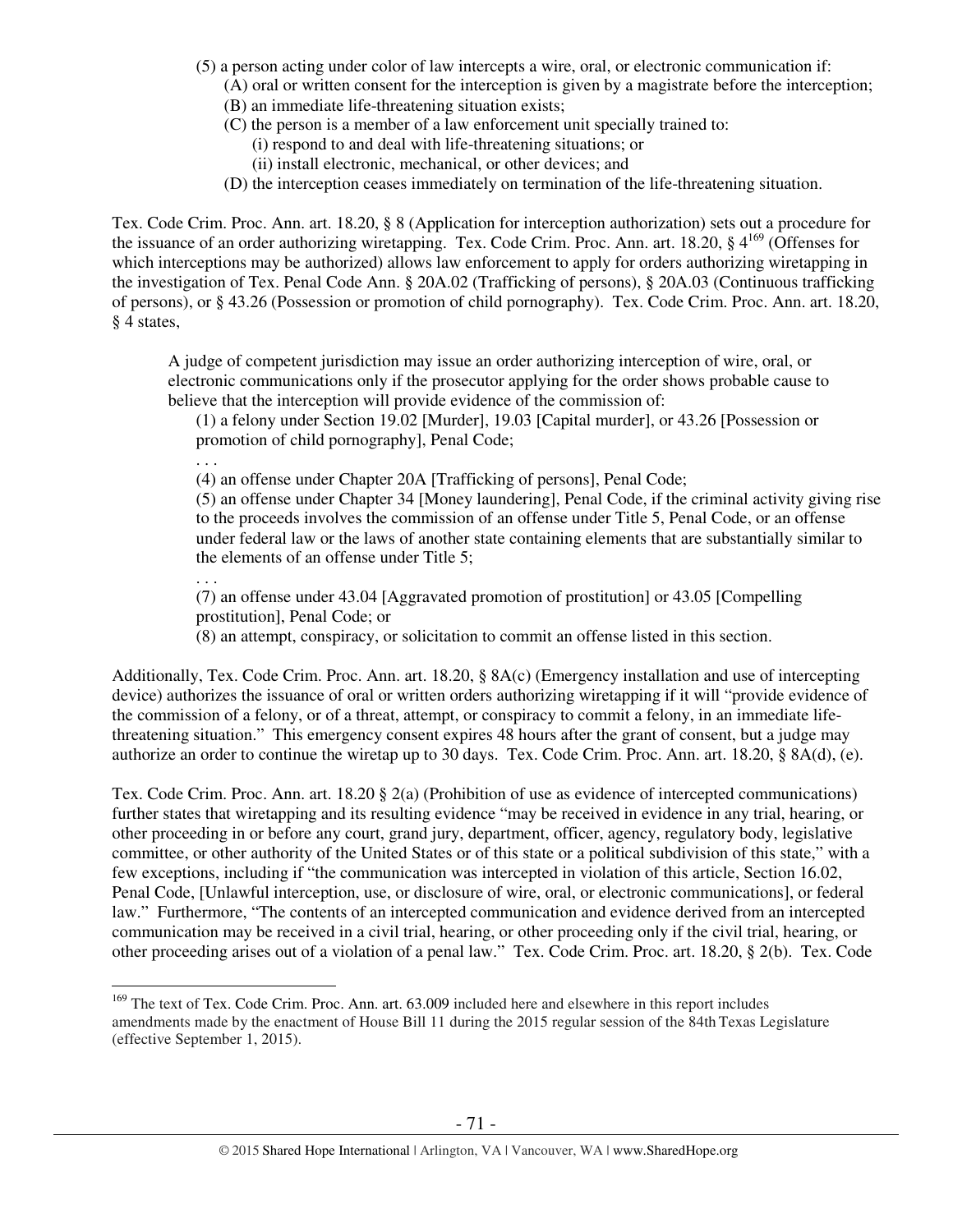(5) a person acting under color of law intercepts a wire, oral, or electronic communication if:
    (A) oral or written consent for the interception is given by a magistrate before the interception;
    (B) an immediate life-threatening situation exists;
    (C) the person is a member of a law enforcement unit specially trained to:
        (i) respond to and deal with life-threatening situations; or
        (ii) install electronic, mechanical, or other devices; and
    (D) the interception ceases immediately on termination of the life-threatening situation.

Tex. Code Crim. Proc. Ann. art. 18.20, § 8 (Application for interception authorization) sets out a procedure for the issuance of an order authorizing wiretapping. Tex. Code Crim. Proc. Ann. art. 18.20, § 4[169] (Offenses for which interceptions may be authorized) allows law enforcement to apply for orders authorizing wiretapping in the investigation of Tex. Penal Code Ann. § 20A.02 (Trafficking of persons), § 20A.03 (Continuous trafficking of persons), or § 43.26 (Possession or promotion of child pornography). Tex. Code Crim. Proc. Ann. art. 18.20, § 4 states,

> A judge of competent jurisdiction may issue an order authorizing interception of wire, oral, or electronic communications only if the prosecutor applying for the order shows probable cause to believe that the interception will provide evidence of the commission of:
>
> (1) a felony under Section 19.02 [Murder], 19.03 [Capital murder], or 43.26 [Possession or promotion of child pornography], Penal Code;
>
> . . .
>
> (4) an offense under Chapter 20A [Trafficking of persons], Penal Code;
>
> (5) an offense under Chapter 34 [Money laundering], Penal Code, if the criminal activity giving rise to the proceeds involves the commission of an offense under Title 5, Penal Code, or an offense under federal law or the laws of another state containing elements that are substantially similar to the elements of an offense under Title 5;
>
> . . .
>
> (7) an offense under 43.04 [Aggravated promotion of prostitution] or 43.05 [Compelling prostitution], Penal Code; or
>
> (8) an attempt, conspiracy, or solicitation to commit an offense listed in this section.

Additionally, Tex. Code Crim. Proc. Ann. art. 18.20, § 8A(c) (Emergency installation and use of intercepting device) authorizes the issuance of oral or written orders authorizing wiretapping if it will "provide evidence of the commission of a felony, or of a threat, attempt, or conspiracy to commit a felony, in an immediate life-threatening situation." This emergency consent expires 48 hours after the grant of consent, but a judge may authorize an order to continue the wiretap up to 30 days. Tex. Code Crim. Proc. Ann. art. 18.20, § 8A(d), (e).

Tex. Code Crim. Proc. Ann. art. 18.20 § 2(a) (Prohibition of use as evidence of intercepted communications) further states that wiretapping and its resulting evidence "may be received in evidence in any trial, hearing, or other proceeding in or before any court, grand jury, department, officer, agency, regulatory body, legislative committee, or other authority of the United States or of this state or a political subdivision of this state," with a few exceptions, including if "the communication was intercepted in violation of this article, Section 16.02, Penal Code, [Unlawful interception, use, or disclosure of wire, oral, or electronic communications], or federal law." Furthermore, "The contents of an intercepted communication and evidence derived from an intercepted communication may be received in a civil trial, hearing, or other proceeding only if the civil trial, hearing, or other proceeding arises out of a violation of a penal law." Tex. Code Crim. Proc. art. 18.20, § 2(b). Tex. Code

---

[169] The text of Tex. Code Crim. Proc. Ann. art. 63.009 included here and elsewhere in this report includes amendments made by the enactment of House Bill 11 during the 2015 regular session of the 84th Texas Legislature (effective September 1, 2015).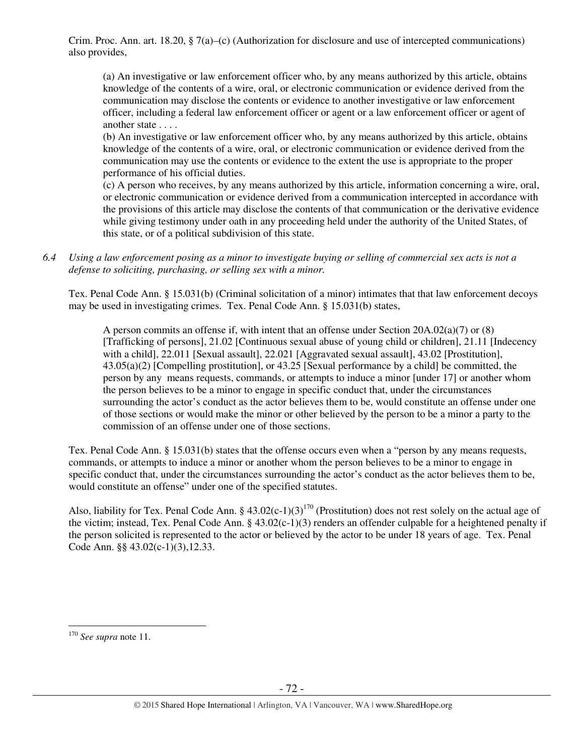Crim. Proc. Ann. art. 18.20, § 7(a)–(c) (Authorization for disclosure and use of intercepted communications) also provides,

> (a) An investigative or law enforcement officer who, by any means authorized by this article, obtains knowledge of the contents of a wire, oral, or electronic communication or evidence derived from the communication may disclose the contents or evidence to another investigative or law enforcement officer, including a federal law enforcement officer or agent or a law enforcement officer or agent of another state . . . .
> (b) An investigative or law enforcement officer who, by any means authorized by this article, obtains knowledge of the contents of a wire, oral, or electronic communication or evidence derived from the communication may use the contents or evidence to the extent the use is appropriate to the proper performance of his official duties.
> (c) A person who receives, by any means authorized by this article, information concerning a wire, oral, or electronic communication or evidence derived from a communication intercepted in accordance with the provisions of this article may disclose the contents of that communication or the derivative evidence while giving testimony under oath in any proceeding held under the authority of the United States, of this state, or of a political subdivision of this state.

*6.4 Using a law enforcement posing as a minor to investigate buying or selling of commercial sex acts is not a defense to soliciting, purchasing, or selling sex with a minor.*

Tex. Penal Code Ann. § 15.031(b) (Criminal solicitation of a minor) intimates that that law enforcement decoys may be used in investigating crimes. Tex. Penal Code Ann. § 15.031(b) states,

> A person commits an offense if, with intent that an offense under Section 20A.02(a)(7) or (8) [Trafficking of persons], 21.02 [Continuous sexual abuse of young child or children], 21.11 [Indecency with a child], 22.011 [Sexual assault], 22.021 [Aggravated sexual assault], 43.02 [Prostitution], 43.05(a)(2) [Compelling prostitution], or 43.25 [Sexual performance by a child] be committed, the person by any means requests, commands, or attempts to induce a minor [under 17] or another whom the person believes to be a minor to engage in specific conduct that, under the circumstances surrounding the actor's conduct as the actor believes them to be, would constitute an offense under one of those sections or would make the minor or other believed by the person to be a minor a party to the commission of an offense under one of those sections.

Tex. Penal Code Ann. § 15.031(b) states that the offense occurs even when a "person by any means requests, commands, or attempts to induce a minor or another whom the person believes to be a minor to engage in specific conduct that, under the circumstances surrounding the actor's conduct as the actor believes them to be, would constitute an offense" under one of the specified statutes.

Also, liability for Tex. Penal Code Ann. § 43.02(c-1)(3)[170] (Prostitution) does not rest solely on the actual age of the victim; instead, Tex. Penal Code Ann. § 43.02(c-1)(3) renders an offender culpable for a heightened penalty if the person solicited is represented to the actor or believed by the actor to be under 18 years of age. Tex. Penal Code Ann. §§ 43.02(c-1)(3),12.33.

---

[170] *See supra* note 11.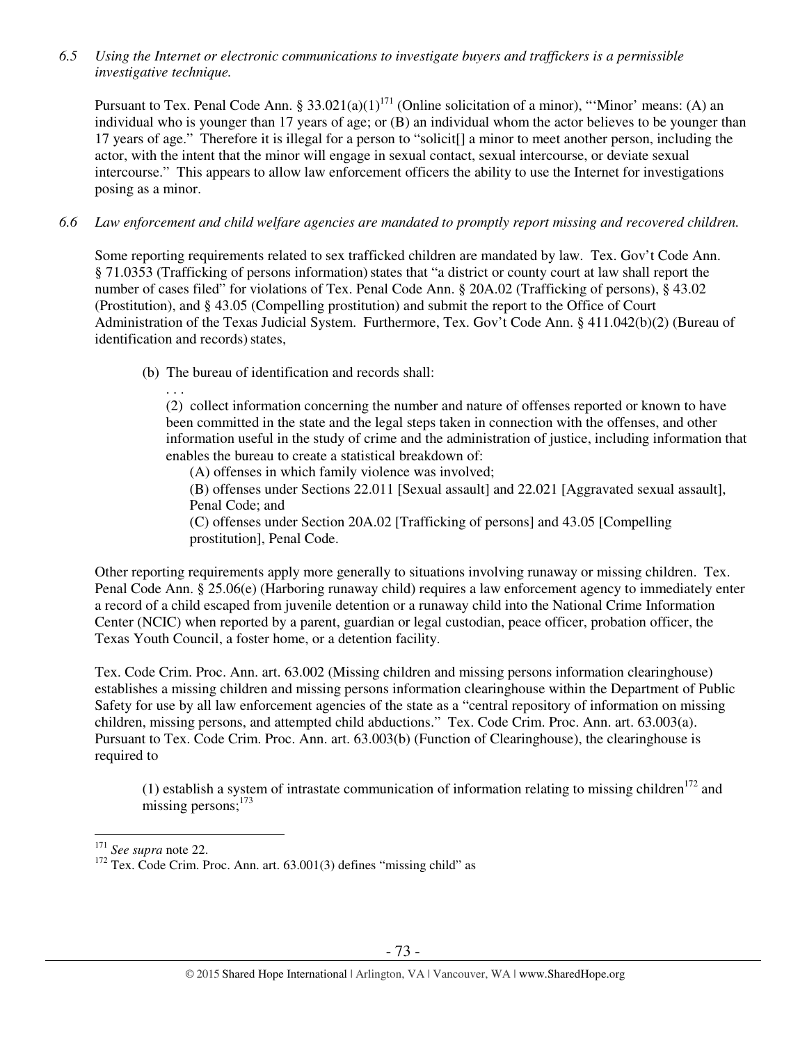*6.5 Using the Internet or electronic communications to investigate buyers and traffickers is a permissible investigative technique.*

Pursuant to Tex. Penal Code Ann. § 33.021(a)(1)[171] (Online solicitation of a minor), "'Minor' means: (A) an individual who is younger than 17 years of age; or (B) an individual whom the actor believes to be younger than 17 years of age." Therefore it is illegal for a person to "solicit[] a minor to meet another person, including the actor, with the intent that the minor will engage in sexual contact, sexual intercourse, or deviate sexual intercourse." This appears to allow law enforcement officers the ability to use the Internet for investigations posing as a minor.

*6.6 Law enforcement and child welfare agencies are mandated to promptly report missing and recovered children.*

Some reporting requirements related to sex trafficked children are mandated by law. Tex. Gov't Code Ann. § 71.0353 (Trafficking of persons information) states that "a district or county court at law shall report the number of cases filed" for violations of Tex. Penal Code Ann. § 20A.02 (Trafficking of persons), § 43.02 (Prostitution), and § 43.05 (Compelling prostitution) and submit the report to the Office of Court Administration of the Texas Judicial System. Furthermore, Tex. Gov't Code Ann. § 411.042(b)(2) (Bureau of identification and records) states,

> (b) The bureau of identification and records shall:
>
> . . .
>
> (2) collect information concerning the number and nature of offenses reported or known to have been committed in the state and the legal steps taken in connection with the offenses, and other information useful in the study of crime and the administration of justice, including information that enables the bureau to create a statistical breakdown of:
>
> (A) offenses in which family violence was involved;
>
> (B) offenses under Sections 22.011 [Sexual assault] and 22.021 [Aggravated sexual assault], Penal Code; and
>
> (C) offenses under Section 20A.02 [Trafficking of persons] and 43.05 [Compelling prostitution], Penal Code.

Other reporting requirements apply more generally to situations involving runaway or missing children. Tex. Penal Code Ann. § 25.06(e) (Harboring runaway child) requires a law enforcement agency to immediately enter a record of a child escaped from juvenile detention or a runaway child into the National Crime Information Center (NCIC) when reported by a parent, guardian or legal custodian, peace officer, probation officer, the Texas Youth Council, a foster home, or a detention facility.

Tex. Code Crim. Proc. Ann. art. 63.002 (Missing children and missing persons information clearinghouse) establishes a missing children and missing persons information clearinghouse within the Department of Public Safety for use by all law enforcement agencies of the state as a "central repository of information on missing children, missing persons, and attempted child abductions." Tex. Code Crim. Proc. Ann. art. 63.003(a). Pursuant to Tex. Code Crim. Proc. Ann. art. 63.003(b) (Function of Clearinghouse), the clearinghouse is required to

> (1) establish a system of intrastate communication of information relating to missing children[172] and missing persons;[173]

---

[171] *See supra* note 22.

[172] Tex. Code Crim. Proc. Ann. art. 63.001(3) defines "missing child" as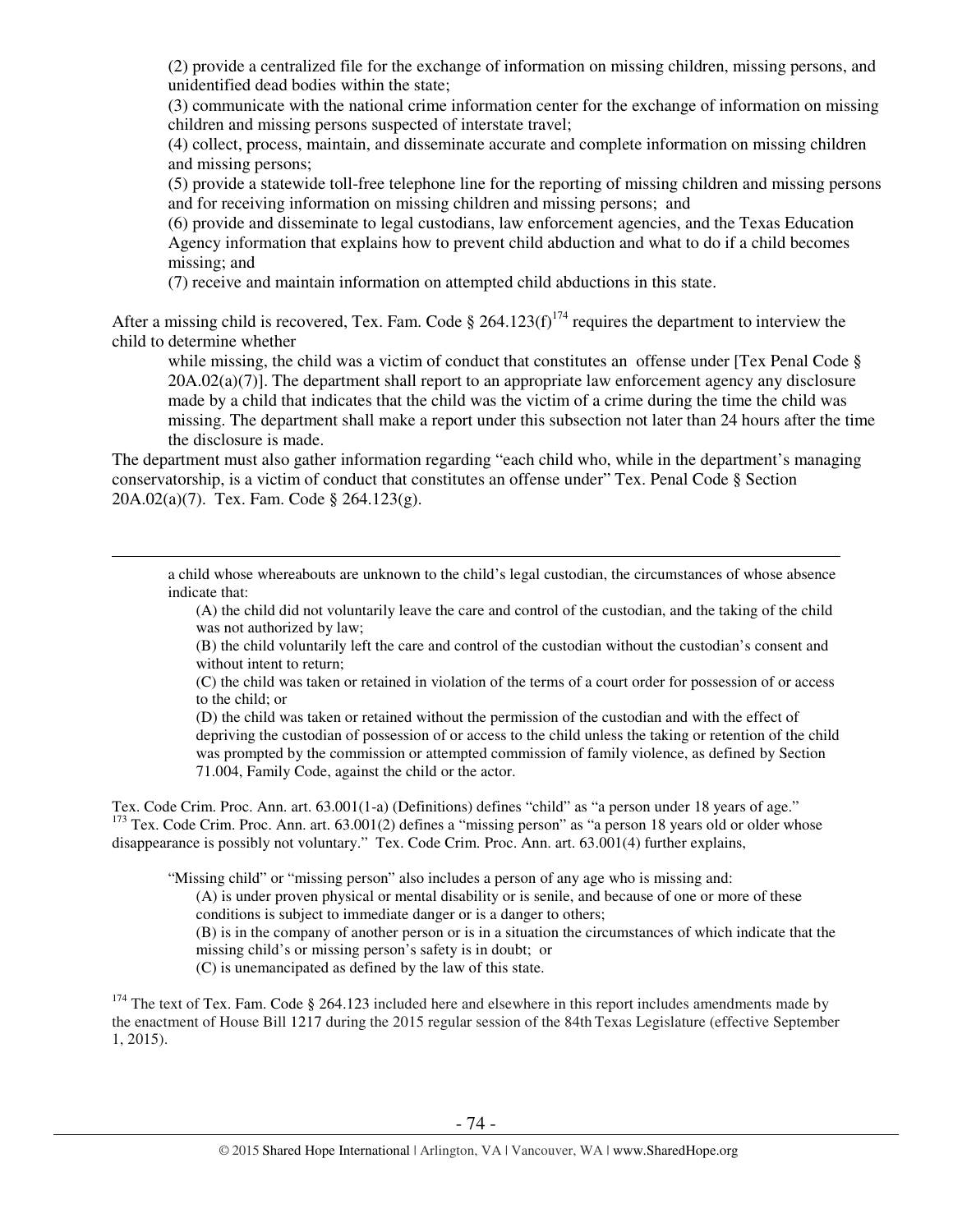(2) provide a centralized file for the exchange of information on missing children, missing persons, and unidentified dead bodies within the state;

(3) communicate with the national crime information center for the exchange of information on missing children and missing persons suspected of interstate travel;

(4) collect, process, maintain, and disseminate accurate and complete information on missing children and missing persons;

(5) provide a statewide toll-free telephone line for the reporting of missing children and missing persons and for receiving information on missing children and missing persons; and

(6) provide and disseminate to legal custodians, law enforcement agencies, and the Texas Education Agency information that explains how to prevent child abduction and what to do if a child becomes missing; and

(7) receive and maintain information on attempted child abductions in this state.

After a missing child is recovered, Tex. Fam. Code § 264.123(f)[174] requires the department to interview the child to determine whether

> while missing, the child was a victim of conduct that constitutes an offense under [Tex Penal Code § 20A.02(a)(7)]. The department shall report to an appropriate law enforcement agency any disclosure made by a child that indicates that the child was the victim of a crime during the time the child was missing. The department shall make a report under this subsection not later than 24 hours after the time the disclosure is made.

The department must also gather information regarding "each child who, while in the department's managing conservatorship, is a victim of conduct that constitutes an offense under" Tex. Penal Code § Section 20A.02(a)(7). Tex. Fam. Code § 264.123(g).

---

> a child whose whereabouts are unknown to the child's legal custodian, the circumstances of whose absence indicate that:
>
> (A) the child did not voluntarily leave the care and control of the custodian, and the taking of the child was not authorized by law;
>
> (B) the child voluntarily left the care and control of the custodian without the custodian's consent and without intent to return;
>
> (C) the child was taken or retained in violation of the terms of a court order for possession of or access to the child; or
>
> (D) the child was taken or retained without the permission of the custodian and with the effect of depriving the custodian of possession of or access to the child unless the taking or retention of the child was prompted by the commission or attempted commission of family violence, as defined by Section 71.004, Family Code, against the child or the actor.

Tex. Code Crim. Proc. Ann. art. 63.001(1-a) (Definitions) defines "child" as "a person under 18 years of age."

[173] Tex. Code Crim. Proc. Ann. art. 63.001(2) defines a "missing person" as "a person 18 years old or older whose disappearance is possibly not voluntary." Tex. Code Crim. Proc. Ann. art. 63.001(4) further explains,

> "Missing child" or "missing person" also includes a person of any age who is missing and:
>
> (A) is under proven physical or mental disability or is senile, and because of one or more of these conditions is subject to immediate danger or is a danger to others;
>
> (B) is in the company of another person or is in a situation the circumstances of which indicate that the missing child's or missing person's safety is in doubt; or
>
> (C) is unemancipated as defined by the law of this state.

[174] The text of Tex. Fam. Code § 264.123 included here and elsewhere in this report includes amendments made by the enactment of House Bill 1217 during the 2015 regular session of the 84th Texas Legislature (effective September 1, 2015).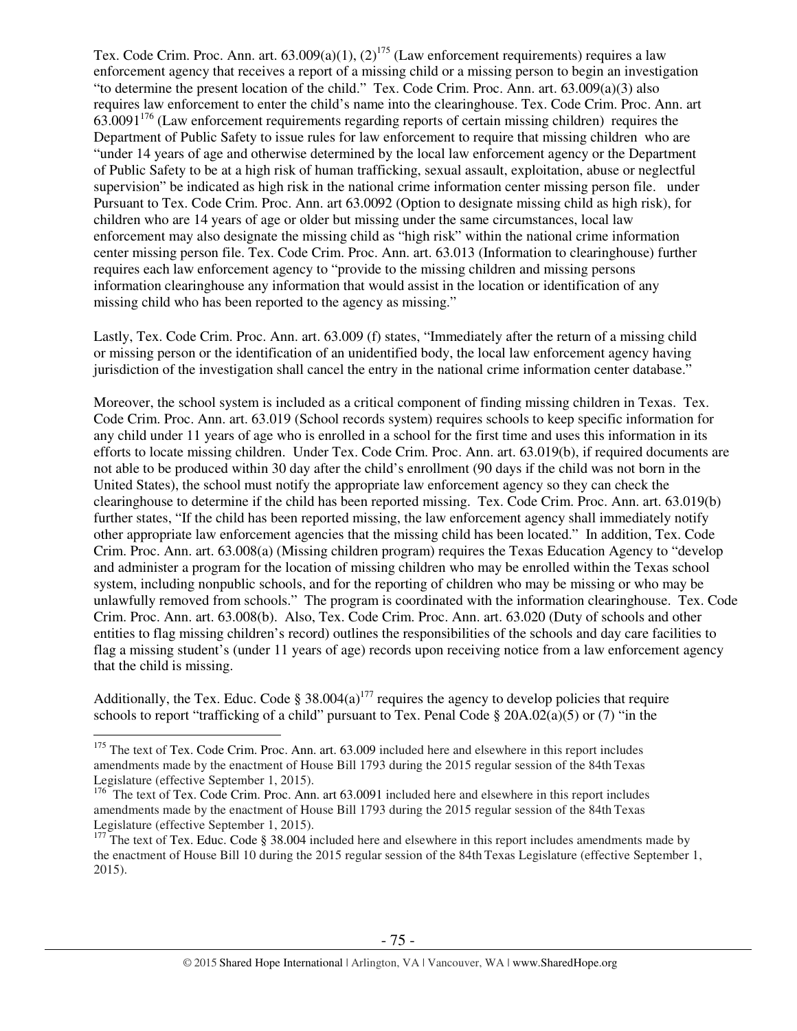Tex. Code Crim. Proc. Ann. art. 63.009(a)(1), (2)[175] (Law enforcement requirements) requires a law enforcement agency that receives a report of a missing child or a missing person to begin an investigation "to determine the present location of the child." Tex. Code Crim. Proc. Ann. art. 63.009(a)(3) also requires law enforcement to enter the child's name into the clearinghouse. Tex. Code Crim. Proc. Ann. art 63.0091[176] (Law enforcement requirements regarding reports of certain missing children) requires the Department of Public Safety to issue rules for law enforcement to require that missing children who are "under 14 years of age and otherwise determined by the local law enforcement agency or the Department of Public Safety to be at a high risk of human trafficking, sexual assault, exploitation, abuse or neglectful supervision" be indicated as high risk in the national crime information center missing person file. under Pursuant to Tex. Code Crim. Proc. Ann. art 63.0092 (Option to designate missing child as high risk), for children who are 14 years of age or older but missing under the same circumstances, local law enforcement may also designate the missing child as "high risk" within the national crime information center missing person file. Tex. Code Crim. Proc. Ann. art. 63.013 (Information to clearinghouse) further requires each law enforcement agency to "provide to the missing children and missing persons information clearinghouse any information that would assist in the location or identification of any missing child who has been reported to the agency as missing."

Lastly, Tex. Code Crim. Proc. Ann. art. 63.009 (f) states, "Immediately after the return of a missing child or missing person or the identification of an unidentified body, the local law enforcement agency having jurisdiction of the investigation shall cancel the entry in the national crime information center database."

Moreover, the school system is included as a critical component of finding missing children in Texas. Tex. Code Crim. Proc. Ann. art. 63.019 (School records system) requires schools to keep specific information for any child under 11 years of age who is enrolled in a school for the first time and uses this information in its efforts to locate missing children. Under Tex. Code Crim. Proc. Ann. art. 63.019(b), if required documents are not able to be produced within 30 day after the child's enrollment (90 days if the child was not born in the United States), the school must notify the appropriate law enforcement agency so they can check the clearinghouse to determine if the child has been reported missing. Tex. Code Crim. Proc. Ann. art. 63.019(b) further states, "If the child has been reported missing, the law enforcement agency shall immediately notify other appropriate law enforcement agencies that the missing child has been located." In addition, Tex. Code Crim. Proc. Ann. art. 63.008(a) (Missing children program) requires the Texas Education Agency to "develop and administer a program for the location of missing children who may be enrolled within the Texas school system, including nonpublic schools, and for the reporting of children who may be missing or who may be unlawfully removed from schools." The program is coordinated with the information clearinghouse. Tex. Code Crim. Proc. Ann. art. 63.008(b). Also, Tex. Code Crim. Proc. Ann. art. 63.020 (Duty of schools and other entities to flag missing children's record) outlines the responsibilities of the schools and day care facilities to flag a missing student's (under 11 years of age) records upon receiving notice from a law enforcement agency that the child is missing.

Additionally, the Tex. Educ. Code § 38.004(a)[177] requires the agency to develop policies that require schools to report "trafficking of a child" pursuant to Tex. Penal Code § 20A.02(a)(5) or (7) "in the

---

[175] The text of Tex. Code Crim. Proc. Ann. art. 63.009 included here and elsewhere in this report includes amendments made by the enactment of House Bill 1793 during the 2015 regular session of the 84th Texas Legislature (effective September 1, 2015).

[176] The text of Tex. Code Crim. Proc. Ann. art 63.0091 included here and elsewhere in this report includes amendments made by the enactment of House Bill 1793 during the 2015 regular session of the 84th Texas Legislature (effective September 1, 2015).

[177] The text of Tex. Educ. Code § 38.004 included here and elsewhere in this report includes amendments made by the enactment of House Bill 10 during the 2015 regular session of the 84th Texas Legislature (effective September 1, 2015).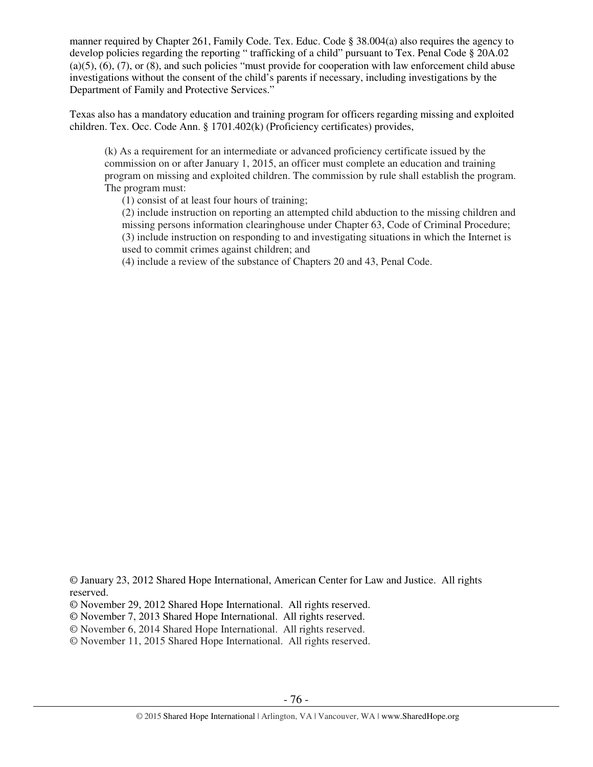manner required by Chapter 261, Family Code. Tex. Educ. Code § 38.004(a) also requires the agency to develop policies regarding the reporting " trafficking of a child" pursuant to Tex. Penal Code § 20A.02 (a)(5), (6), (7), or (8), and such policies "must provide for cooperation with law enforcement child abuse investigations without the consent of the child's parents if necessary, including investigations by the Department of Family and Protective Services."

Texas also has a mandatory education and training program for officers regarding missing and exploited children. Tex. Occ. Code Ann. § 1701.402(k) (Proficiency certificates) provides,

> (k) As a requirement for an intermediate or advanced proficiency certificate issued by the commission on or after January 1, 2015, an officer must complete an education and training program on missing and exploited children. The commission by rule shall establish the program. The program must:
>
> (1) consist of at least four hours of training;
>
> (2) include instruction on reporting an attempted child abduction to the missing children and missing persons information clearinghouse under Chapter 63, Code of Criminal Procedure;
>
> (3) include instruction on responding to and investigating situations in which the Internet is used to commit crimes against children; and
>
> (4) include a review of the substance of Chapters 20 and 43, Penal Code.

© January 23, 2012 Shared Hope International, American Center for Law and Justice. All rights reserved.
© November 29, 2012 Shared Hope International. All rights reserved.
© November 7, 2013 Shared Hope International. All rights reserved.
© November 6, 2014 Shared Hope International. All rights reserved.
© November 11, 2015 Shared Hope International. All rights reserved.